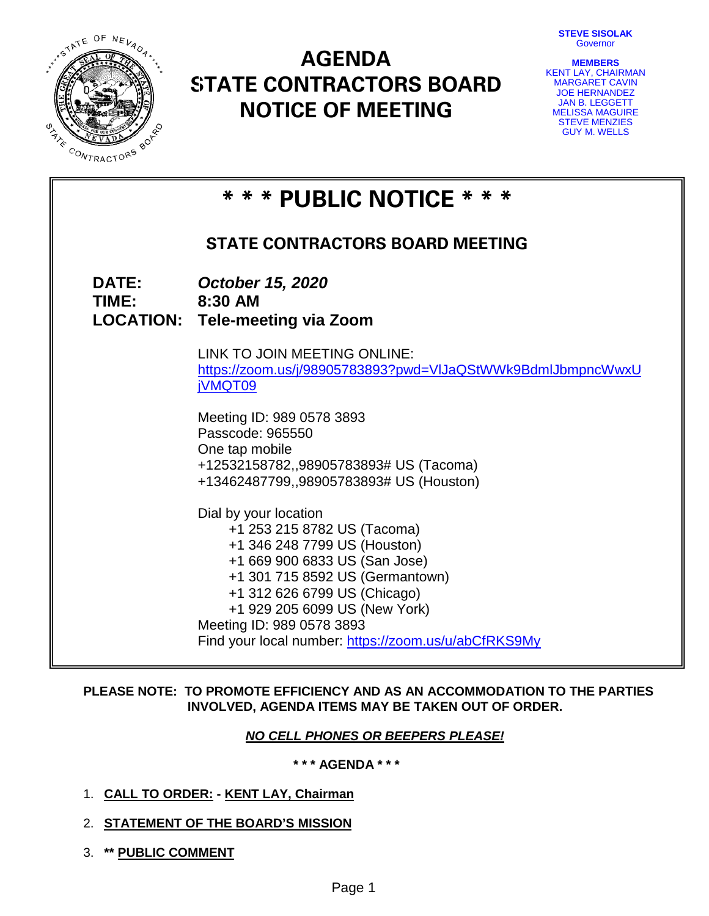# AGENDA
# STATE CONTRACTORS BOARD
# NOTICE OF MEETING

**STEVE SISOLAK**
Governor

**MEMBERS**
KENT LAY, CHAIRMAN
MARGARET CAVIN
JOE HERNANDEZ
JAN B. LEGGETT
MELISSA MAGUIRE
STEVE MENZIES
GUY M. WELLS

## * * * PUBLIC NOTICE * * *

### STATE CONTRACTORS BOARD MEETING

**DATE:** ***October 15, 2020***
**TIME:** **8:30 AM**
**LOCATION:** **Tele-meeting via Zoom**

LINK TO JOIN MEETING ONLINE:
https://zoom.us/j/98905783893?pwd=VlJaQStWWk9BdmlJbmpncWwxUjVMQT09

Meeting ID: 989 0578 3893
Passcode: 965550
One tap mobile
+12532158782,,98905783893# US (Tacoma)
+13462487799,,98905783893# US (Houston)

Dial by your location
+1 253 215 8782 US (Tacoma)
+1 346 248 7799 US (Houston)
+1 669 900 6833 US (San Jose)
+1 301 715 8592 US (Germantown)
+1 312 626 6799 US (Chicago)
+1 929 205 6099 US (New York)
Meeting ID: 989 0578 3893
Find your local number: https://zoom.us/u/abCfRKS9My

**PLEASE NOTE: TO PROMOTE EFFICIENCY AND AS AN ACCOMMODATION TO THE PARTIES INVOLVED, AGENDA ITEMS MAY BE TAKEN OUT OF ORDER.**

***NO CELL PHONES OR BEEPERS PLEASE!***

**\* \* \* AGENDA \* \* \***

1. **CALL TO ORDER: - KENT LAY, Chairman**
2. **STATEMENT OF THE BOARD'S MISSION**
3. **** PUBLIC COMMENT**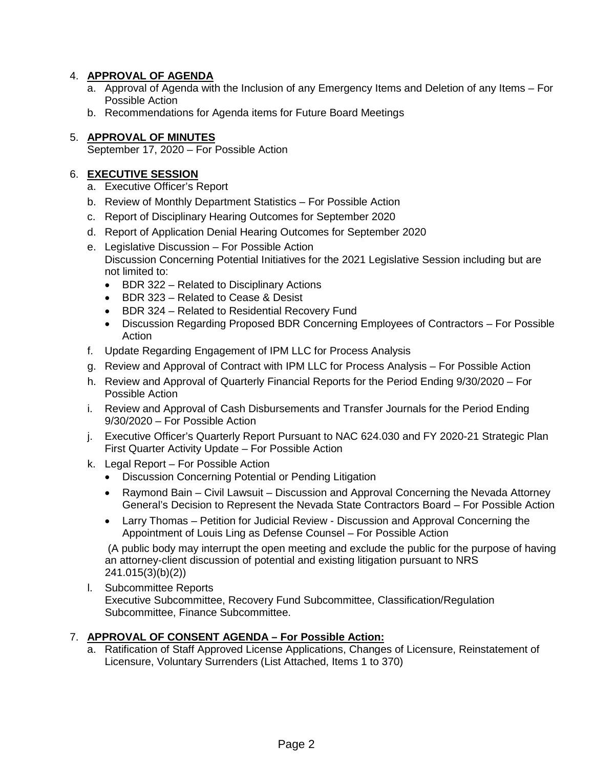4. **APPROVAL OF AGENDA**
   a. Approval of Agenda with the Inclusion of any Emergency Items and Deletion of any Items – For Possible Action
   b. Recommendations for Agenda items for Future Board Meetings

5. **APPROVAL OF MINUTES**
   September 17, 2020 – For Possible Action

6. **EXECUTIVE SESSION**
   a. Executive Officer's Report
   b. Review of Monthly Department Statistics – For Possible Action
   c. Report of Disciplinary Hearing Outcomes for September 2020
   d. Report of Application Denial Hearing Outcomes for September 2020
   e. Legislative Discussion – For Possible Action
      Discussion Concerning Potential Initiatives for the 2021 Legislative Session including but are not limited to:
      - BDR 322 – Related to Disciplinary Actions
      - BDR 323 – Related to Cease & Desist
      - BDR 324 – Related to Residential Recovery Fund
      - Discussion Regarding Proposed BDR Concerning Employees of Contractors – For Possible Action
   f. Update Regarding Engagement of IPM LLC for Process Analysis
   g. Review and Approval of Contract with IPM LLC for Process Analysis – For Possible Action
   h. Review and Approval of Quarterly Financial Reports for the Period Ending 9/30/2020 – For Possible Action
   i. Review and Approval of Cash Disbursements and Transfer Journals for the Period Ending 9/30/2020 – For Possible Action
   j. Executive Officer's Quarterly Report Pursuant to NAC 624.030 and FY 2020-21 Strategic Plan First Quarter Activity Update – For Possible Action
   k. Legal Report – For Possible Action
      - Discussion Concerning Potential or Pending Litigation
      - Raymond Bain – Civil Lawsuit – Discussion and Approval Concerning the Nevada Attorney General's Decision to Represent the Nevada State Contractors Board – For Possible Action
      - Larry Thomas – Petition for Judicial Review - Discussion and Approval Concerning the Appointment of Louis Ling as Defense Counsel – For Possible Action

      (A public body may interrupt the open meeting and exclude the public for the purpose of having an attorney-client discussion of potential and existing litigation pursuant to NRS 241.015(3)(b)(2))
   l. Subcommittee Reports
      Executive Subcommittee, Recovery Fund Subcommittee, Classification/Regulation Subcommittee, Finance Subcommittee.

7. **APPROVAL OF CONSENT AGENDA – For Possible Action:**
   a. Ratification of Staff Approved License Applications, Changes of Licensure, Reinstatement of Licensure, Voluntary Surrenders (List Attached, Items 1 to 370)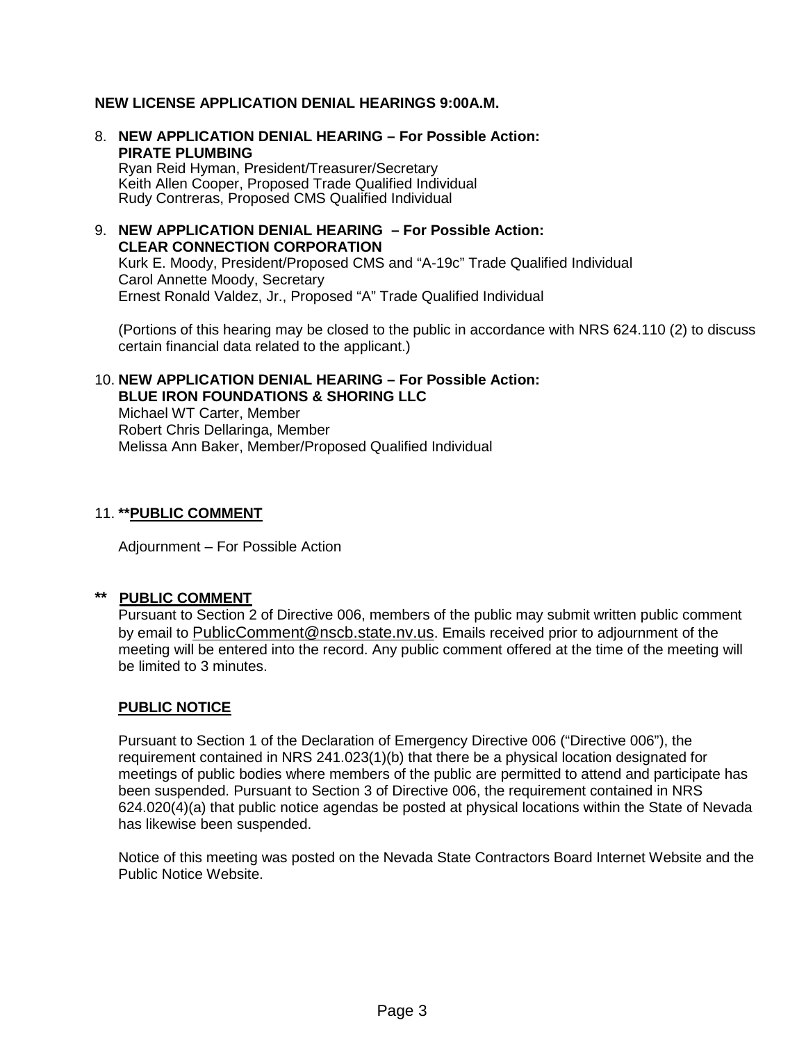**NEW LICENSE APPLICATION DENIAL HEARINGS 9:00A.M.**

8. **NEW APPLICATION DENIAL HEARING – For Possible Action:**
   **PIRATE PLUMBING**
   Ryan Reid Hyman, President/Treasurer/Secretary
   Keith Allen Cooper, Proposed Trade Qualified Individual
   Rudy Contreras, Proposed CMS Qualified Individual

9. **NEW APPLICATION DENIAL HEARING – For Possible Action:**
   **CLEAR CONNECTION CORPORATION**
   Kurk E. Moody, President/Proposed CMS and "A-19c" Trade Qualified Individual
   Carol Annette Moody, Secretary
   Ernest Ronald Valdez, Jr., Proposed "A" Trade Qualified Individual

   (Portions of this hearing may be closed to the public in accordance with NRS 624.110 (2) to discuss certain financial data related to the applicant.)

10. **NEW APPLICATION DENIAL HEARING – For Possible Action:**
    **BLUE IRON FOUNDATIONS & SHORING LLC**
    Michael WT Carter, Member
    Robert Chris Dellaringa, Member
    Melissa Ann Baker, Member/Proposed Qualified Individual

11. **<u>**PUBLIC COMMENT</u>**

    Adjournment – For Possible Action

**\*\* <u>PUBLIC COMMENT</u>**

Pursuant to Section 2 of Directive 006, members of the public may submit written public comment by email to PublicComment@nscb.state.nv.us. Emails received prior to adjournment of the meeting will be entered into the record. Any public comment offered at the time of the meeting will be limited to 3 minutes.

**<u>PUBLIC NOTICE</u>**

Pursuant to Section 1 of the Declaration of Emergency Directive 006 ("Directive 006"), the requirement contained in NRS 241.023(1)(b) that there be a physical location designated for meetings of public bodies where members of the public are permitted to attend and participate has been suspended. Pursuant to Section 3 of Directive 006, the requirement contained in NRS 624.020(4)(a) that public notice agendas be posted at physical locations within the State of Nevada has likewise been suspended.

Notice of this meeting was posted on the Nevada State Contractors Board Internet Website and the Public Notice Website.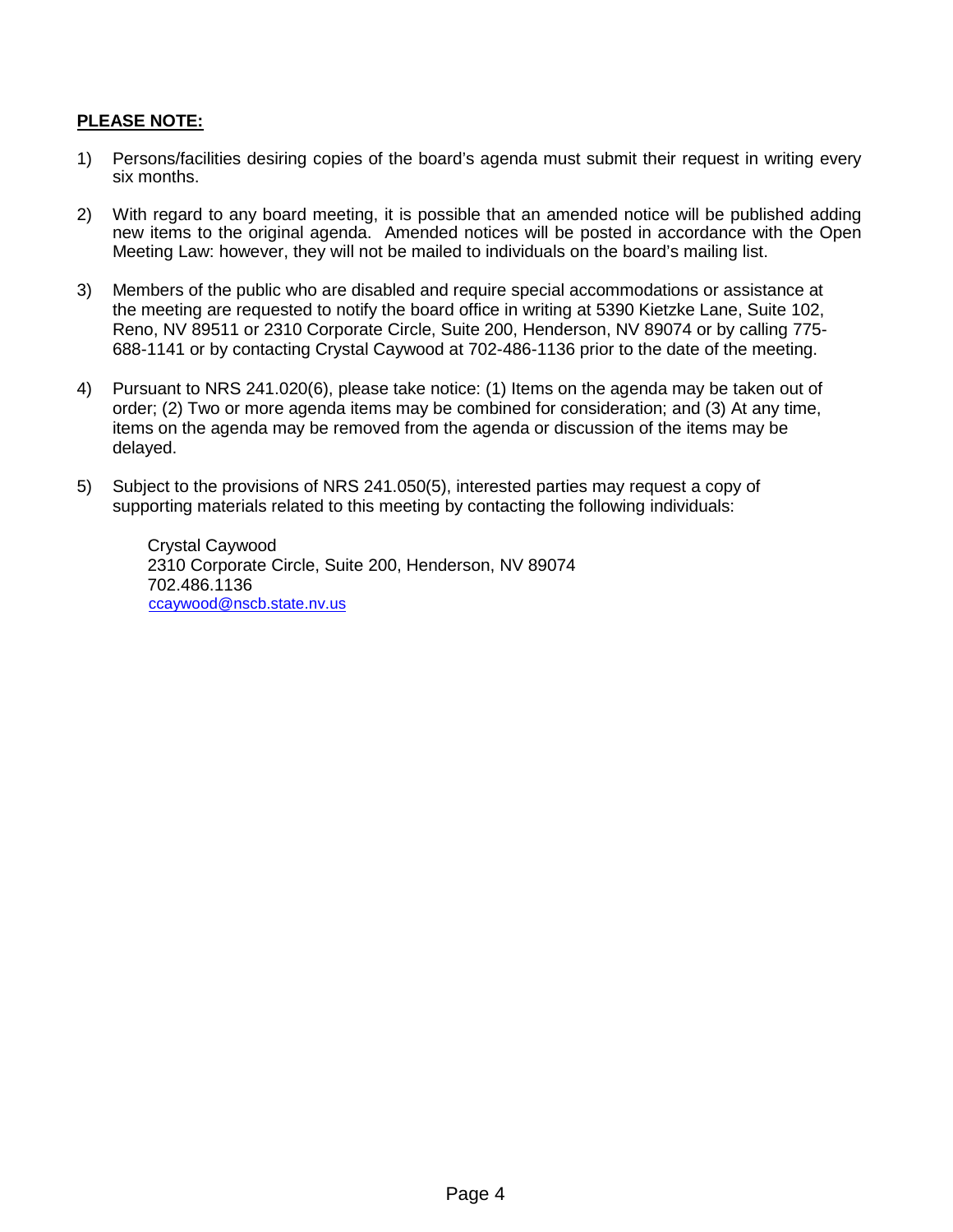**PLEASE NOTE:**

1) Persons/facilities desiring copies of the board's agenda must submit their request in writing every six months.

2) With regard to any board meeting, it is possible that an amended notice will be published adding new items to the original agenda. Amended notices will be posted in accordance with the Open Meeting Law: however, they will not be mailed to individuals on the board's mailing list.

3) Members of the public who are disabled and require special accommodations or assistance at the meeting are requested to notify the board office in writing at 5390 Kietzke Lane, Suite 102, Reno, NV 89511 or 2310 Corporate Circle, Suite 200, Henderson, NV 89074 or by calling 775-688-1141 or by contacting Crystal Caywood at 702-486-1136 prior to the date of the meeting.

4) Pursuant to NRS 241.020(6), please take notice: (1) Items on the agenda may be taken out of order; (2) Two or more agenda items may be combined for consideration; and (3) At any time, items on the agenda may be removed from the agenda or discussion of the items may be delayed.

5) Subject to the provisions of NRS 241.050(5), interested parties may request a copy of supporting materials related to this meeting by contacting the following individuals:

   Crystal Caywood
   2310 Corporate Circle, Suite 200, Henderson, NV 89074
   702.486.1136
   ccaywood@nscb.state.nv.us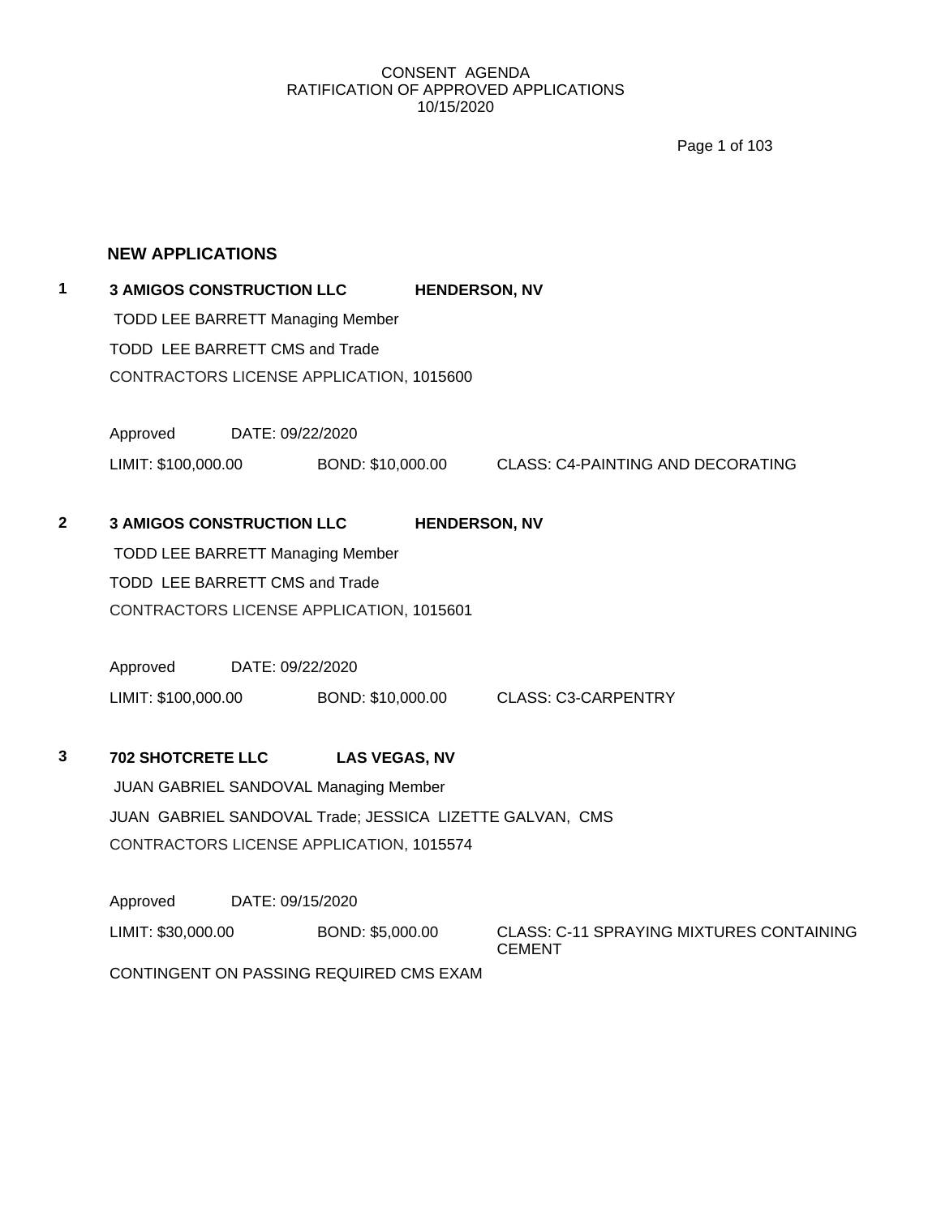CONSENT AGENDA
RATIFICATION OF APPROVED APPLICATIONS
10/15/2020

## NEW APPLICATIONS

**1** **3 AMIGOS CONSTRUCTION LLC** **HENDERSON, NV**

TODD LEE BARRETT Managing Member

TODD LEE BARRETT CMS and Trade

CONTRACTORS LICENSE APPLICATION, 1015600

Approved DATE: 09/22/2020

LIMIT: $100,000.00 BOND: $10,000.00 CLASS: C4-PAINTING AND DECORATING

**2** **3 AMIGOS CONSTRUCTION LLC** **HENDERSON, NV**

TODD LEE BARRETT Managing Member

TODD LEE BARRETT CMS and Trade

CONTRACTORS LICENSE APPLICATION, 1015601

Approved DATE: 09/22/2020

LIMIT: $100,000.00 BOND: $10,000.00 CLASS: C3-CARPENTRY

**3** **702 SHOTCRETE LLC** **LAS VEGAS, NV**

JUAN GABRIEL SANDOVAL Managing Member

JUAN GABRIEL SANDOVAL Trade; JESSICA LIZETTE GALVAN, CMS

CONTRACTORS LICENSE APPLICATION, 1015574

Approved DATE: 09/15/2020

LIMIT: $30,000.00 BOND: $5,000.00 CLASS: C-11 SPRAYING MIXTURES CONTAINING CEMENT

CONTINGENT ON PASSING REQUIRED CMS EXAM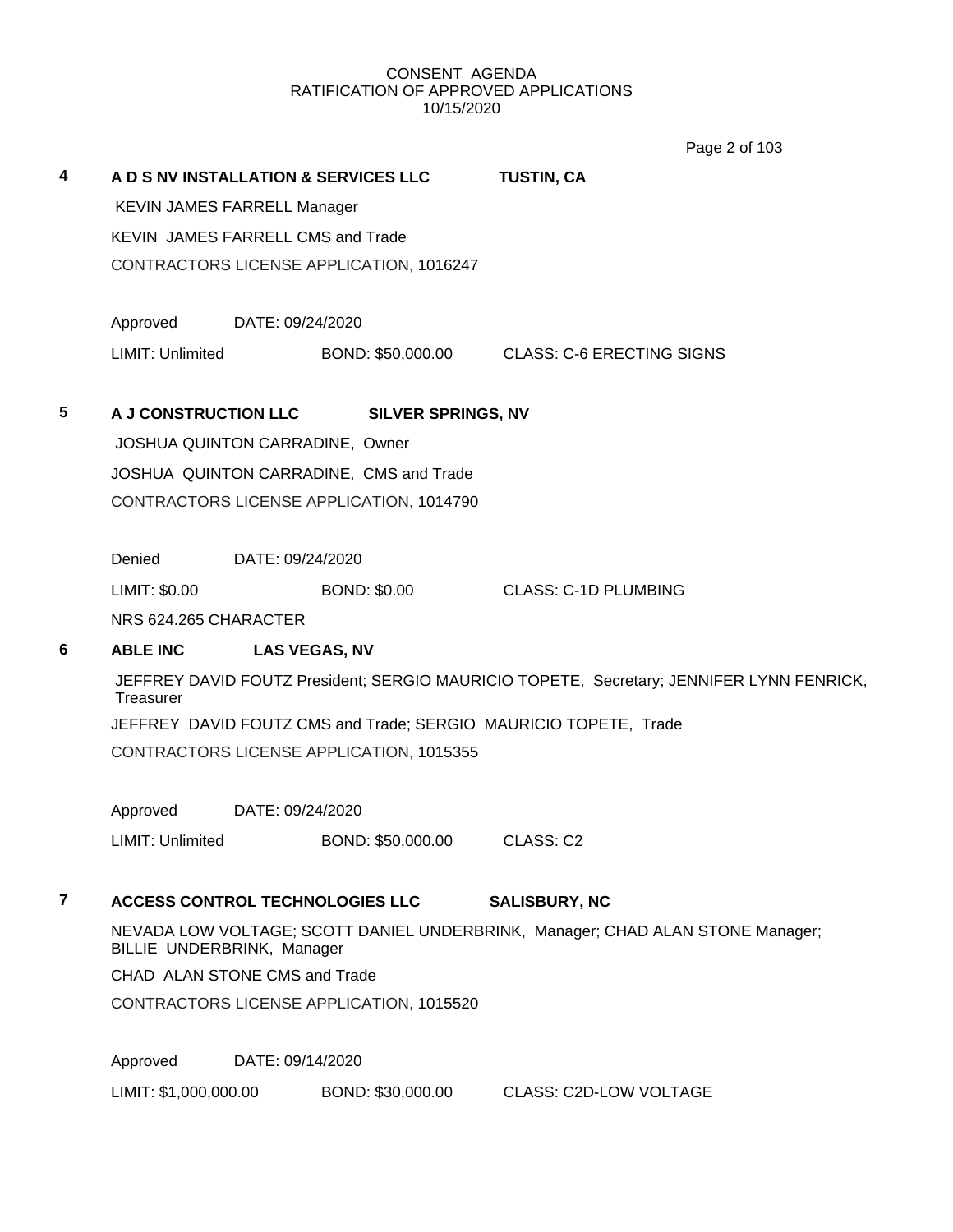CONSENT AGENDA
RATIFICATION OF APPROVED APPLICATIONS
10/15/2020

**4** **A D S NV INSTALLATION & SERVICES LLC** **TUSTIN, CA**

KEVIN JAMES FARRELL Manager

KEVIN JAMES FARRELL CMS and Trade

CONTRACTORS LICENSE APPLICATION, 1016247

Approved DATE: 09/24/2020

LIMIT: Unlimited BOND: $50,000.00 CLASS: C-6 ERECTING SIGNS

**5** **A J CONSTRUCTION LLC** **SILVER SPRINGS, NV**

JOSHUA QUINTON CARRADINE, Owner

JOSHUA QUINTON CARRADINE, CMS and Trade

CONTRACTORS LICENSE APPLICATION, 1014790

Denied DATE: 09/24/2020

LIMIT: $0.00 BOND: $0.00 CLASS: C-1D PLUMBING

NRS 624.265 CHARACTER

**6** **ABLE INC** **LAS VEGAS, NV**

JEFFREY DAVID FOUTZ President; SERGIO MAURICIO TOPETE, Secretary; JENNIFER LYNN FENRICK, Treasurer

JEFFREY DAVID FOUTZ CMS and Trade; SERGIO MAURICIO TOPETE, Trade

CONTRACTORS LICENSE APPLICATION, 1015355

Approved DATE: 09/24/2020

LIMIT: Unlimited BOND: $50,000.00 CLASS: C2

**7** **ACCESS CONTROL TECHNOLOGIES LLC** **SALISBURY, NC**

NEVADA LOW VOLTAGE; SCOTT DANIEL UNDERBRINK, Manager; CHAD ALAN STONE Manager; BILLIE UNDERBRINK, Manager

CHAD ALAN STONE CMS and Trade

CONTRACTORS LICENSE APPLICATION, 1015520

Approved DATE: 09/14/2020

LIMIT: $1,000,000.00 BOND: $30,000.00 CLASS: C2D-LOW VOLTAGE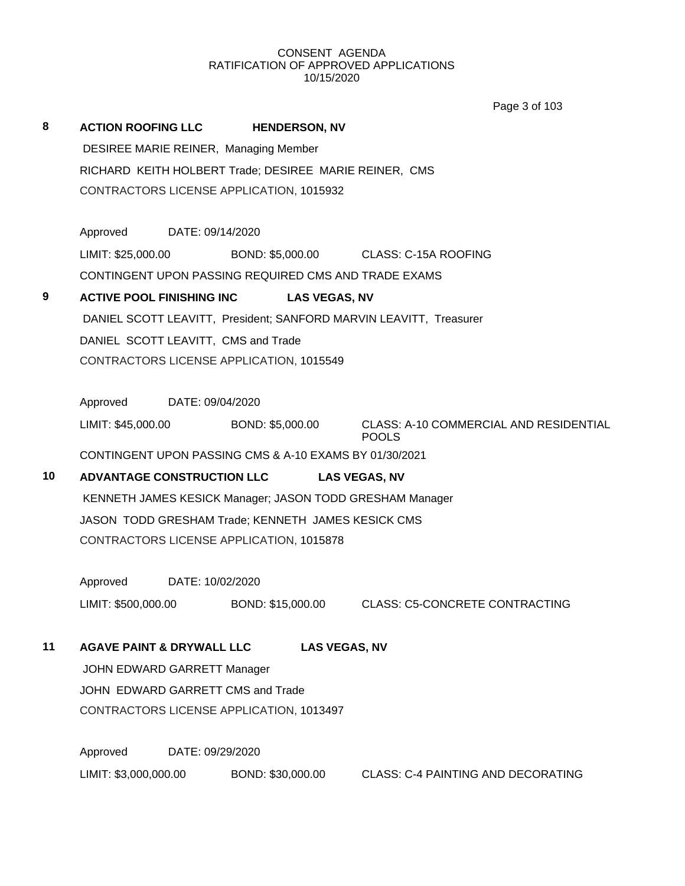CONSENT AGENDA
RATIFICATION OF APPROVED APPLICATIONS
10/15/2020

**8 ACTION ROOFING LLC HENDERSON, NV**

DESIREE MARIE REINER, Managing Member

RICHARD KEITH HOLBERT Trade; DESIREE MARIE REINER, CMS

CONTRACTORS LICENSE APPLICATION, 1015932

Approved DATE: 09/14/2020

LIMIT: $25,000.00 BOND: $5,000.00 CLASS: C-15A ROOFING

CONTINGENT UPON PASSING REQUIRED CMS AND TRADE EXAMS

**9 ACTIVE POOL FINISHING INC LAS VEGAS, NV**

DANIEL SCOTT LEAVITT, President; SANFORD MARVIN LEAVITT, Treasurer

DANIEL SCOTT LEAVITT, CMS and Trade

CONTRACTORS LICENSE APPLICATION, 1015549

Approved DATE: 09/04/2020

LIMIT: $45,000.00 BOND: $5,000.00 CLASS: A-10 COMMERCIAL AND RESIDENTIAL POOLS

CONTINGENT UPON PASSING CMS & A-10 EXAMS BY 01/30/2021

**10 ADVANTAGE CONSTRUCTION LLC LAS VEGAS, NV**

KENNETH JAMES KESICK Manager; JASON TODD GRESHAM Manager

JASON TODD GRESHAM Trade; KENNETH JAMES KESICK CMS

CONTRACTORS LICENSE APPLICATION, 1015878

Approved DATE: 10/02/2020

LIMIT: $500,000.00 BOND: $15,000.00 CLASS: C5-CONCRETE CONTRACTING

**11 AGAVE PAINT & DRYWALL LLC LAS VEGAS, NV**

JOHN EDWARD GARRETT Manager

JOHN EDWARD GARRETT CMS and Trade

CONTRACTORS LICENSE APPLICATION, 1013497

Approved DATE: 09/29/2020

LIMIT: $3,000,000.00 BOND: $30,000.00 CLASS: C-4 PAINTING AND DECORATING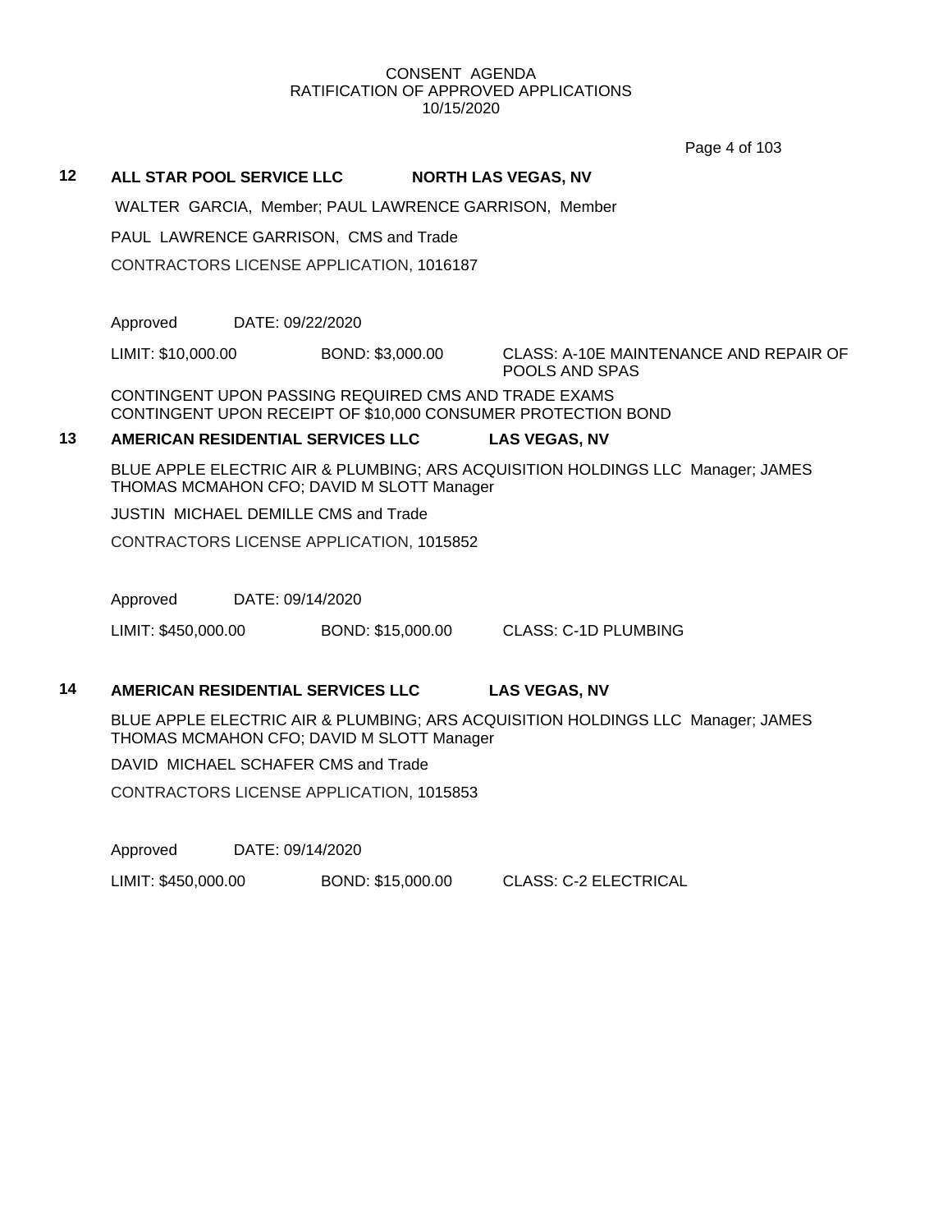CONSENT AGENDA
RATIFICATION OF APPROVED APPLICATIONS
10/15/2020

**12 ALL STAR POOL SERVICE LLC NORTH LAS VEGAS, NV**

WALTER GARCIA, Member; PAUL LAWRENCE GARRISON, Member

PAUL LAWRENCE GARRISON, CMS and Trade

CONTRACTORS LICENSE APPLICATION, 1016187

Approved DATE: 09/22/2020

LIMIT: $10,000.00 BOND: $3,000.00 CLASS: A-10E MAINTENANCE AND REPAIR OF POOLS AND SPAS

CONTINGENT UPON PASSING REQUIRED CMS AND TRADE EXAMS
CONTINGENT UPON RECEIPT OF $10,000 CONSUMER PROTECTION BOND

**13 AMERICAN RESIDENTIAL SERVICES LLC LAS VEGAS, NV**

BLUE APPLE ELECTRIC AIR & PLUMBING; ARS ACQUISITION HOLDINGS LLC Manager; JAMES THOMAS MCMAHON CFO; DAVID M SLOTT Manager

JUSTIN MICHAEL DEMILLE CMS and Trade

CONTRACTORS LICENSE APPLICATION, 1015852

Approved DATE: 09/14/2020

LIMIT: $450,000.00 BOND: $15,000.00 CLASS: C-1D PLUMBING

**14 AMERICAN RESIDENTIAL SERVICES LLC LAS VEGAS, NV**

BLUE APPLE ELECTRIC AIR & PLUMBING; ARS ACQUISITION HOLDINGS LLC Manager; JAMES THOMAS MCMAHON CFO; DAVID M SLOTT Manager

DAVID MICHAEL SCHAFER CMS and Trade

CONTRACTORS LICENSE APPLICATION, 1015853

Approved DATE: 09/14/2020

LIMIT: $450,000.00 BOND: $15,000.00 CLASS: C-2 ELECTRICAL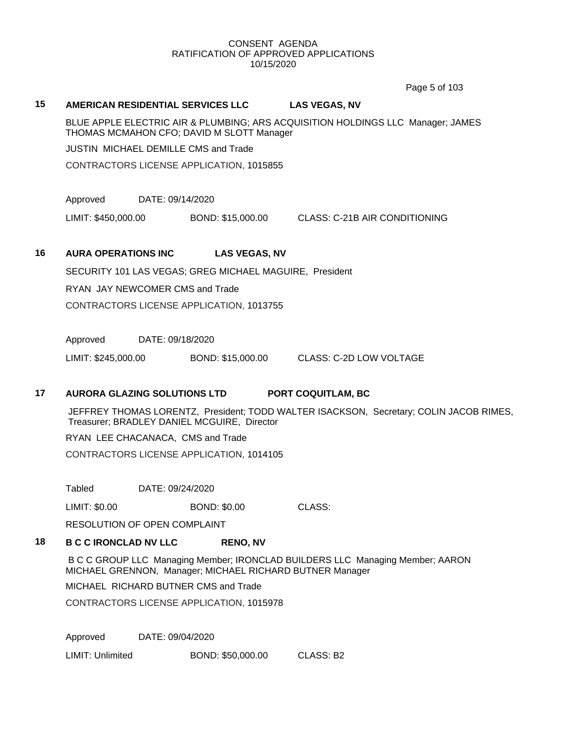CONSENT AGENDA
RATIFICATION OF APPROVED APPLICATIONS
10/15/2020

**15 AMERICAN RESIDENTIAL SERVICES LLC LAS VEGAS, NV**

BLUE APPLE ELECTRIC AIR & PLUMBING; ARS ACQUISITION HOLDINGS LLC Manager; JAMES THOMAS MCMAHON CFO; DAVID M SLOTT Manager

JUSTIN MICHAEL DEMILLE CMS and Trade

CONTRACTORS LICENSE APPLICATION, 1015855

Approved DATE: 09/14/2020

LIMIT: $450,000.00 BOND: $15,000.00 CLASS: C-21B AIR CONDITIONING

**16 AURA OPERATIONS INC LAS VEGAS, NV**

SECURITY 101 LAS VEGAS; GREG MICHAEL MAGUIRE, President

RYAN JAY NEWCOMER CMS and Trade

CONTRACTORS LICENSE APPLICATION, 1013755

Approved DATE: 09/18/2020

LIMIT: $245,000.00 BOND: $15,000.00 CLASS: C-2D LOW VOLTAGE

**17 AURORA GLAZING SOLUTIONS LTD PORT COQUITLAM, BC**

JEFFREY THOMAS LORENTZ, President; TODD WALTER ISACKSON, Secretary; COLIN JACOB RIMES, Treasurer; BRADLEY DANIEL MCGUIRE, Director

RYAN LEE CHACANACA, CMS and Trade

CONTRACTORS LICENSE APPLICATION, 1014105

Tabled DATE: 09/24/2020

LIMIT: $0.00 BOND: $0.00 CLASS:

RESOLUTION OF OPEN COMPLAINT

**18 B C C IRONCLAD NV LLC RENO, NV**

B C C GROUP LLC Managing Member; IRONCLAD BUILDERS LLC Managing Member; AARON MICHAEL GRENNON, Manager; MICHAEL RICHARD BUTNER Manager

MICHAEL RICHARD BUTNER CMS and Trade

CONTRACTORS LICENSE APPLICATION, 1015978

Approved DATE: 09/04/2020

LIMIT: Unlimited BOND: $50,000.00 CLASS: B2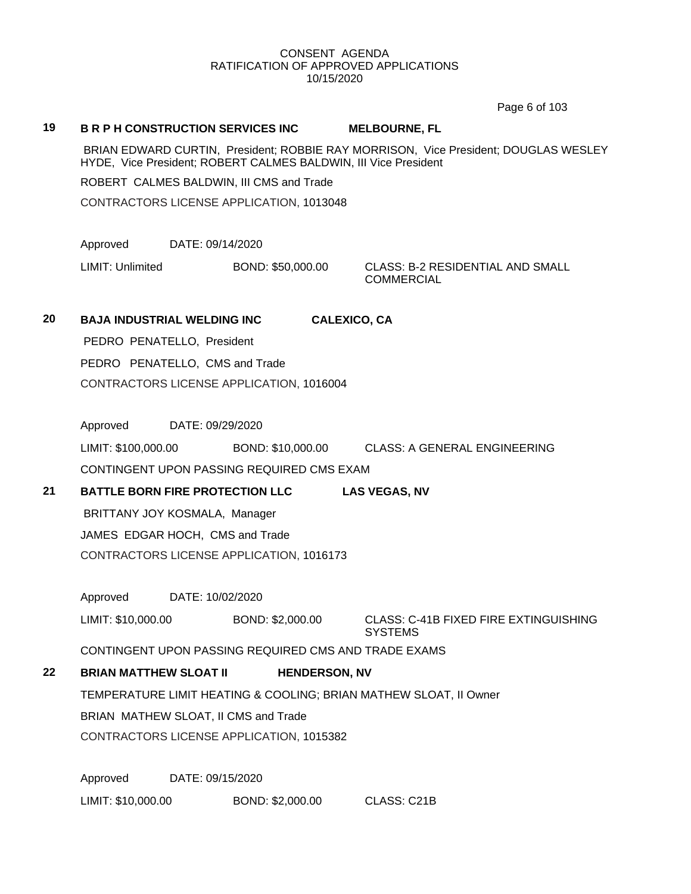CONSENT AGENDA
RATIFICATION OF APPROVED APPLICATIONS
10/15/2020

**19 B R P H CONSTRUCTION SERVICES INC MELBOURNE, FL**

BRIAN EDWARD CURTIN, President; ROBBIE RAY MORRISON, Vice President; DOUGLAS WESLEY HYDE, Vice President; ROBERT CALMES BALDWIN, III Vice President

ROBERT CALMES BALDWIN, III CMS and Trade

CONTRACTORS LICENSE APPLICATION, 1013048

Approved DATE: 09/14/2020

LIMIT: Unlimited BOND: $50,000.00 CLASS: B-2 RESIDENTIAL AND SMALL COMMERCIAL

**20 BAJA INDUSTRIAL WELDING INC CALEXICO, CA**

PEDRO PENATELLO, President

PEDRO PENATELLO, CMS and Trade

CONTRACTORS LICENSE APPLICATION, 1016004

Approved DATE: 09/29/2020

LIMIT: $100,000.00 BOND: $10,000.00 CLASS: A GENERAL ENGINEERING

CONTINGENT UPON PASSING REQUIRED CMS EXAM

**21 BATTLE BORN FIRE PROTECTION LLC LAS VEGAS, NV**

BRITTANY JOY KOSMALA, Manager

JAMES EDGAR HOCH, CMS and Trade

CONTRACTORS LICENSE APPLICATION, 1016173

Approved DATE: 10/02/2020

LIMIT: $10,000.00 BOND: $2,000.00 CLASS: C-41B FIXED FIRE EXTINGUISHING SYSTEMS

CONTINGENT UPON PASSING REQUIRED CMS AND TRADE EXAMS

**22 BRIAN MATTHEW SLOAT II HENDERSON, NV**

TEMPERATURE LIMIT HEATING & COOLING; BRIAN MATHEW SLOAT, II Owner

BRIAN MATHEW SLOAT, II CMS and Trade

CONTRACTORS LICENSE APPLICATION, 1015382

Approved DATE: 09/15/2020

LIMIT: $10,000.00 BOND: $2,000.00 CLASS: C21B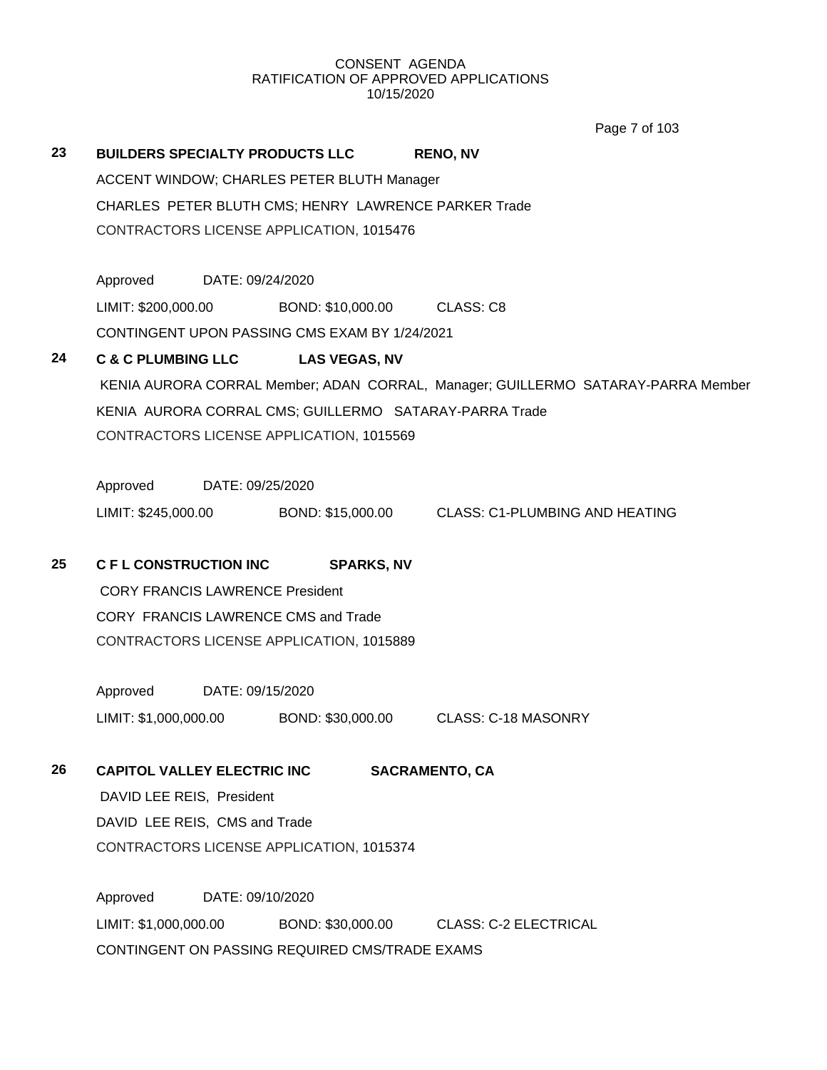CONSENT AGENDA
RATIFICATION OF APPROVED APPLICATIONS
10/15/2020

**23** **BUILDERS SPECIALTY PRODUCTS LLC** **RENO, NV**

ACCENT WINDOW; CHARLES PETER BLUTH Manager

CHARLES PETER BLUTH CMS; HENRY LAWRENCE PARKER Trade

CONTRACTORS LICENSE APPLICATION, 1015476

Approved DATE: 09/24/2020

LIMIT: $200,000.00 BOND: $10,000.00 CLASS: C8

CONTINGENT UPON PASSING CMS EXAM BY 1/24/2021

**24** **C & C PLUMBING LLC** **LAS VEGAS, NV**

KENIA AURORA CORRAL Member; ADAN CORRAL, Manager; GUILLERMO SATARAY-PARRA Member

KENIA AURORA CORRAL CMS; GUILLERMO SATARAY-PARRA Trade

CONTRACTORS LICENSE APPLICATION, 1015569

Approved DATE: 09/25/2020

LIMIT: $245,000.00 BOND: $15,000.00 CLASS: C1-PLUMBING AND HEATING

**25** **C F L CONSTRUCTION INC** **SPARKS, NV**

CORY FRANCIS LAWRENCE President

CORY FRANCIS LAWRENCE CMS and Trade

CONTRACTORS LICENSE APPLICATION, 1015889

Approved DATE: 09/15/2020

LIMIT: $1,000,000.00 BOND: $30,000.00 CLASS: C-18 MASONRY

**26** **CAPITOL VALLEY ELECTRIC INC** **SACRAMENTO, CA**

DAVID LEE REIS, President

DAVID LEE REIS, CMS and Trade

CONTRACTORS LICENSE APPLICATION, 1015374

Approved DATE: 09/10/2020

LIMIT: $1,000,000.00 BOND: $30,000.00 CLASS: C-2 ELECTRICAL

CONTINGENT ON PASSING REQUIRED CMS/TRADE EXAMS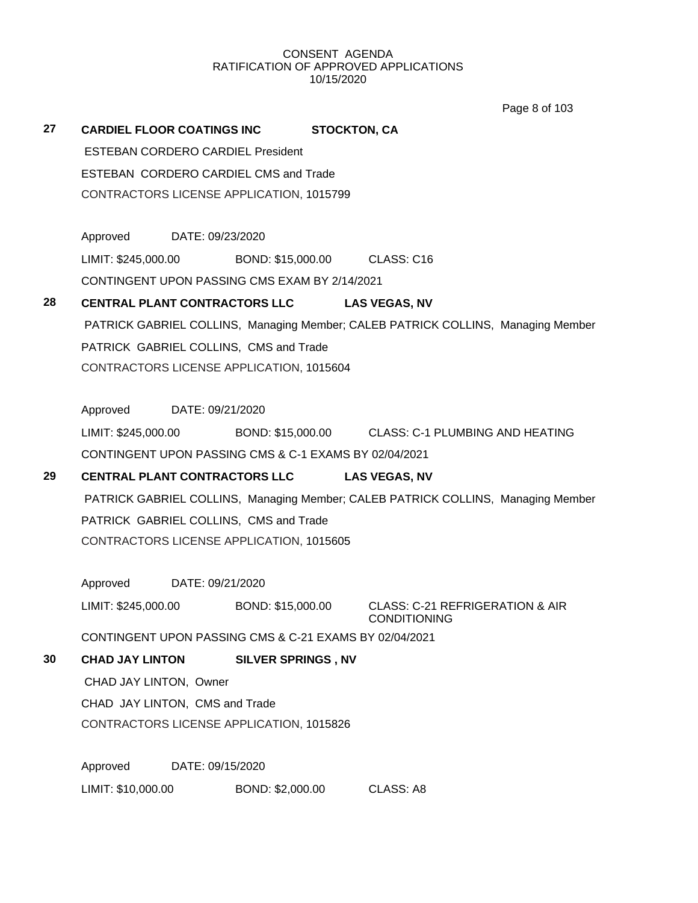CONSENT AGENDA
RATIFICATION OF APPROVED APPLICATIONS
10/15/2020

**27** **CARDIEL FLOOR COATINGS INC** **STOCKTON, CA**

ESTEBAN CORDERO CARDIEL President

ESTEBAN CORDERO CARDIEL CMS and Trade

CONTRACTORS LICENSE APPLICATION, 1015799

Approved DATE: 09/23/2020

LIMIT: $245,000.00 BOND: $15,000.00 CLASS: C16

CONTINGENT UPON PASSING CMS EXAM BY 2/14/2021

**28** **CENTRAL PLANT CONTRACTORS LLC** **LAS VEGAS, NV**

PATRICK GABRIEL COLLINS, Managing Member; CALEB PATRICK COLLINS, Managing Member

PATRICK GABRIEL COLLINS, CMS and Trade

CONTRACTORS LICENSE APPLICATION, 1015604

Approved DATE: 09/21/2020

LIMIT: $245,000.00 BOND: $15,000.00 CLASS: C-1 PLUMBING AND HEATING

CONTINGENT UPON PASSING CMS & C-1 EXAMS BY 02/04/2021

**29** **CENTRAL PLANT CONTRACTORS LLC** **LAS VEGAS, NV**

PATRICK GABRIEL COLLINS, Managing Member; CALEB PATRICK COLLINS, Managing Member

PATRICK GABRIEL COLLINS, CMS and Trade

CONTRACTORS LICENSE APPLICATION, 1015605

Approved DATE: 09/21/2020

LIMIT: $245,000.00 BOND: $15,000.00 CLASS: C-21 REFRIGERATION & AIR CONDITIONING

CONTINGENT UPON PASSING CMS & C-21 EXAMS BY 02/04/2021

**30** **CHAD JAY LINTON** **SILVER SPRINGS , NV**

CHAD JAY LINTON, Owner

CHAD JAY LINTON, CMS and Trade

CONTRACTORS LICENSE APPLICATION, 1015826

Approved DATE: 09/15/2020

LIMIT: $10,000.00 BOND: $2,000.00 CLASS: A8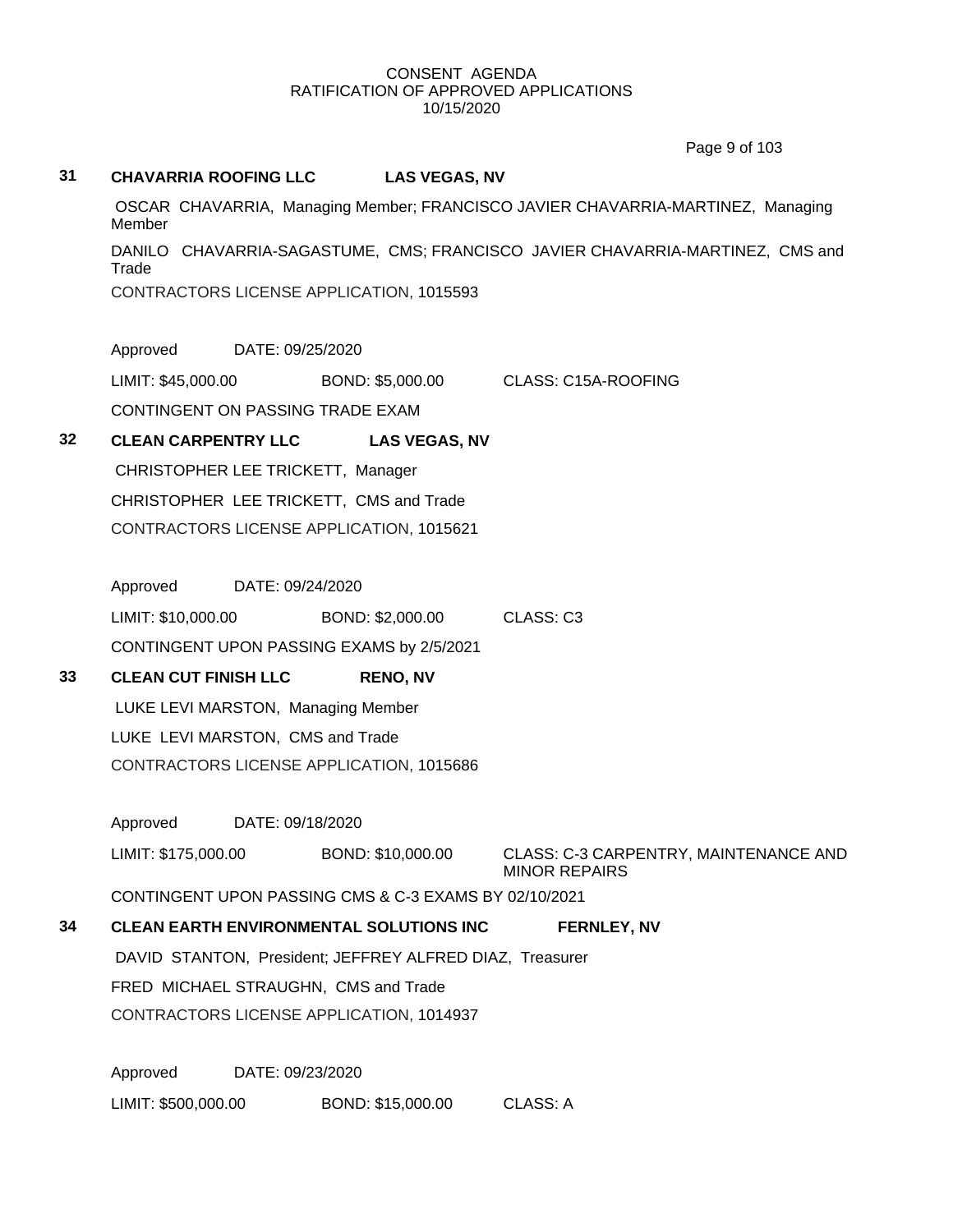CONSENT AGENDA
RATIFICATION OF APPROVED APPLICATIONS
10/15/2020

**31 CHAVARRIA ROOFING LLC LAS VEGAS, NV**

OSCAR CHAVARRIA, Managing Member; FRANCISCO JAVIER CHAVARRIA-MARTINEZ, Managing Member

DANILO CHAVARRIA-SAGASTUME, CMS; FRANCISCO JAVIER CHAVARRIA-MARTINEZ, CMS and Trade

CONTRACTORS LICENSE APPLICATION, 1015593

Approved DATE: 09/25/2020

LIMIT: $45,000.00 BOND: $5,000.00 CLASS: C15A-ROOFING

CONTINGENT ON PASSING TRADE EXAM

**32 CLEAN CARPENTRY LLC LAS VEGAS, NV**

CHRISTOPHER LEE TRICKETT, Manager

CHRISTOPHER LEE TRICKETT, CMS and Trade

CONTRACTORS LICENSE APPLICATION, 1015621

Approved DATE: 09/24/2020

LIMIT: $10,000.00 BOND: $2,000.00 CLASS: C3

CONTINGENT UPON PASSING EXAMS by 2/5/2021

**33 CLEAN CUT FINISH LLC RENO, NV**

LUKE LEVI MARSTON, Managing Member

LUKE LEVI MARSTON, CMS and Trade

CONTRACTORS LICENSE APPLICATION, 1015686

Approved DATE: 09/18/2020

LIMIT: $175,000.00 BOND: $10,000.00 CLASS: C-3 CARPENTRY, MAINTENANCE AND MINOR REPAIRS

CONTINGENT UPON PASSING CMS & C-3 EXAMS BY 02/10/2021

**34 CLEAN EARTH ENVIRONMENTAL SOLUTIONS INC FERNLEY, NV**

DAVID STANTON, President; JEFFREY ALFRED DIAZ, Treasurer

FRED MICHAEL STRAUGHN, CMS and Trade

CONTRACTORS LICENSE APPLICATION, 1014937

Approved DATE: 09/23/2020

LIMIT: $500,000.00 BOND: $15,000.00 CLASS: A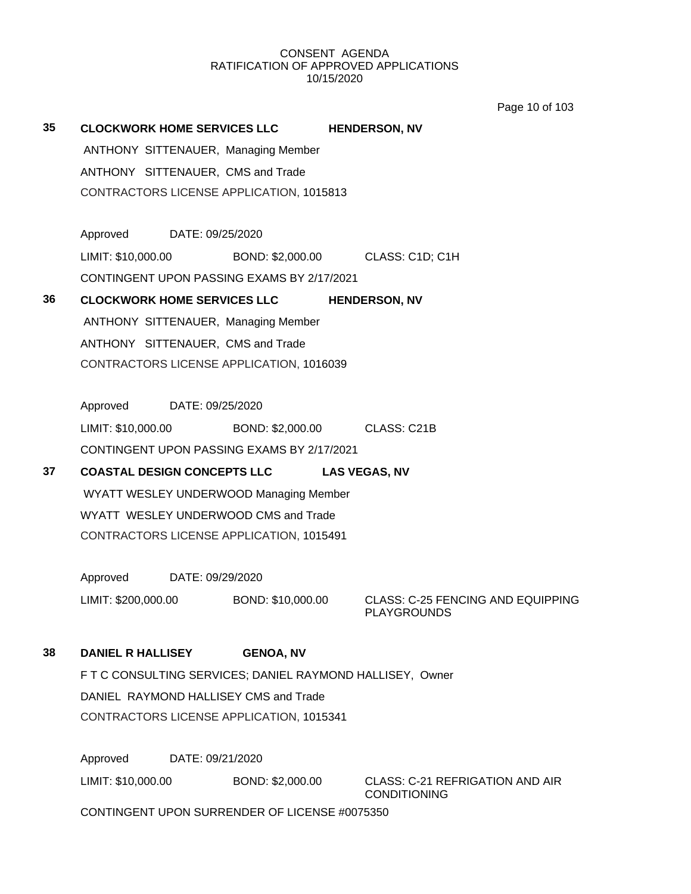CONSENT AGENDA
RATIFICATION OF APPROVED APPLICATIONS
10/15/2020

**35** **CLOCKWORK HOME SERVICES LLC** **HENDERSON, NV**

ANTHONY SITTENAUER, Managing Member
ANTHONY SITTENAUER, CMS and Trade
CONTRACTORS LICENSE APPLICATION, 1015813

Approved DATE: 09/25/2020
LIMIT: $10,000.00 BOND: $2,000.00 CLASS: C1D; C1H
CONTINGENT UPON PASSING EXAMS BY 2/17/2021

**36** **CLOCKWORK HOME SERVICES LLC** **HENDERSON, NV**

ANTHONY SITTENAUER, Managing Member
ANTHONY SITTENAUER, CMS and Trade
CONTRACTORS LICENSE APPLICATION, 1016039

Approved DATE: 09/25/2020
LIMIT: $10,000.00 BOND: $2,000.00 CLASS: C21B
CONTINGENT UPON PASSING EXAMS BY 2/17/2021

**37** **COASTAL DESIGN CONCEPTS LLC** **LAS VEGAS, NV**

WYATT WESLEY UNDERWOOD Managing Member
WYATT WESLEY UNDERWOOD CMS and Trade
CONTRACTORS LICENSE APPLICATION, 1015491

Approved DATE: 09/29/2020
LIMIT: $200,000.00 BOND: $10,000.00 CLASS: C-25 FENCING AND EQUIPPING PLAYGROUNDS

**38** **DANIEL R HALLISEY** **GENOA, NV**

F T C CONSULTING SERVICES; DANIEL RAYMOND HALLISEY, Owner
DANIEL RAYMOND HALLISEY CMS and Trade
CONTRACTORS LICENSE APPLICATION, 1015341

Approved DATE: 09/21/2020
LIMIT: $10,000.00 BOND: $2,000.00 CLASS: C-21 REFRIGATION AND AIR CONDITIONING
CONTINGENT UPON SURRENDER OF LICENSE #0075350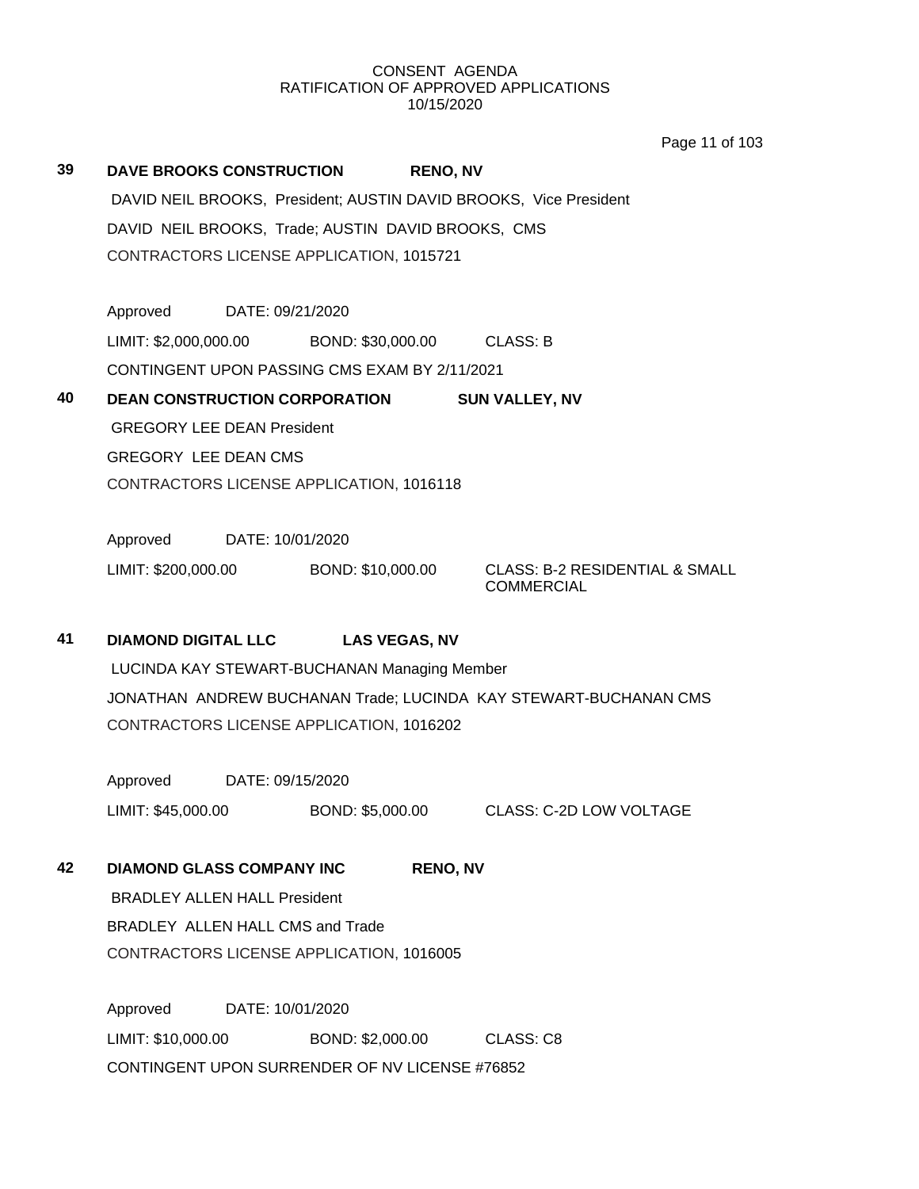CONSENT AGENDA
RATIFICATION OF APPROVED APPLICATIONS
10/15/2020

**39 DAVE BROOKS CONSTRUCTION RENO, NV**

DAVID NEIL BROOKS, President; AUSTIN DAVID BROOKS, Vice President

DAVID NEIL BROOKS, Trade; AUSTIN DAVID BROOKS, CMS

CONTRACTORS LICENSE APPLICATION, 1015721

Approved DATE: 09/21/2020

LIMIT: $2,000,000.00 BOND: $30,000.00 CLASS: B

CONTINGENT UPON PASSING CMS EXAM BY 2/11/2021

**40 DEAN CONSTRUCTION CORPORATION SUN VALLEY, NV**

GREGORY LEE DEAN President

GREGORY LEE DEAN CMS

CONTRACTORS LICENSE APPLICATION, 1016118

Approved DATE: 10/01/2020

LIMIT: $200,000.00 BOND: $10,000.00 CLASS: B-2 RESIDENTIAL & SMALL COMMERCIAL

**41 DIAMOND DIGITAL LLC LAS VEGAS, NV**

LUCINDA KAY STEWART-BUCHANAN Managing Member

JONATHAN ANDREW BUCHANAN Trade; LUCINDA KAY STEWART-BUCHANAN CMS

CONTRACTORS LICENSE APPLICATION, 1016202

Approved DATE: 09/15/2020

LIMIT: $45,000.00 BOND: $5,000.00 CLASS: C-2D LOW VOLTAGE

**42 DIAMOND GLASS COMPANY INC RENO, NV**

BRADLEY ALLEN HALL President

BRADLEY ALLEN HALL CMS and Trade

CONTRACTORS LICENSE APPLICATION, 1016005

Approved DATE: 10/01/2020

LIMIT: $10,000.00 BOND: $2,000.00 CLASS: C8

CONTINGENT UPON SURRENDER OF NV LICENSE #76852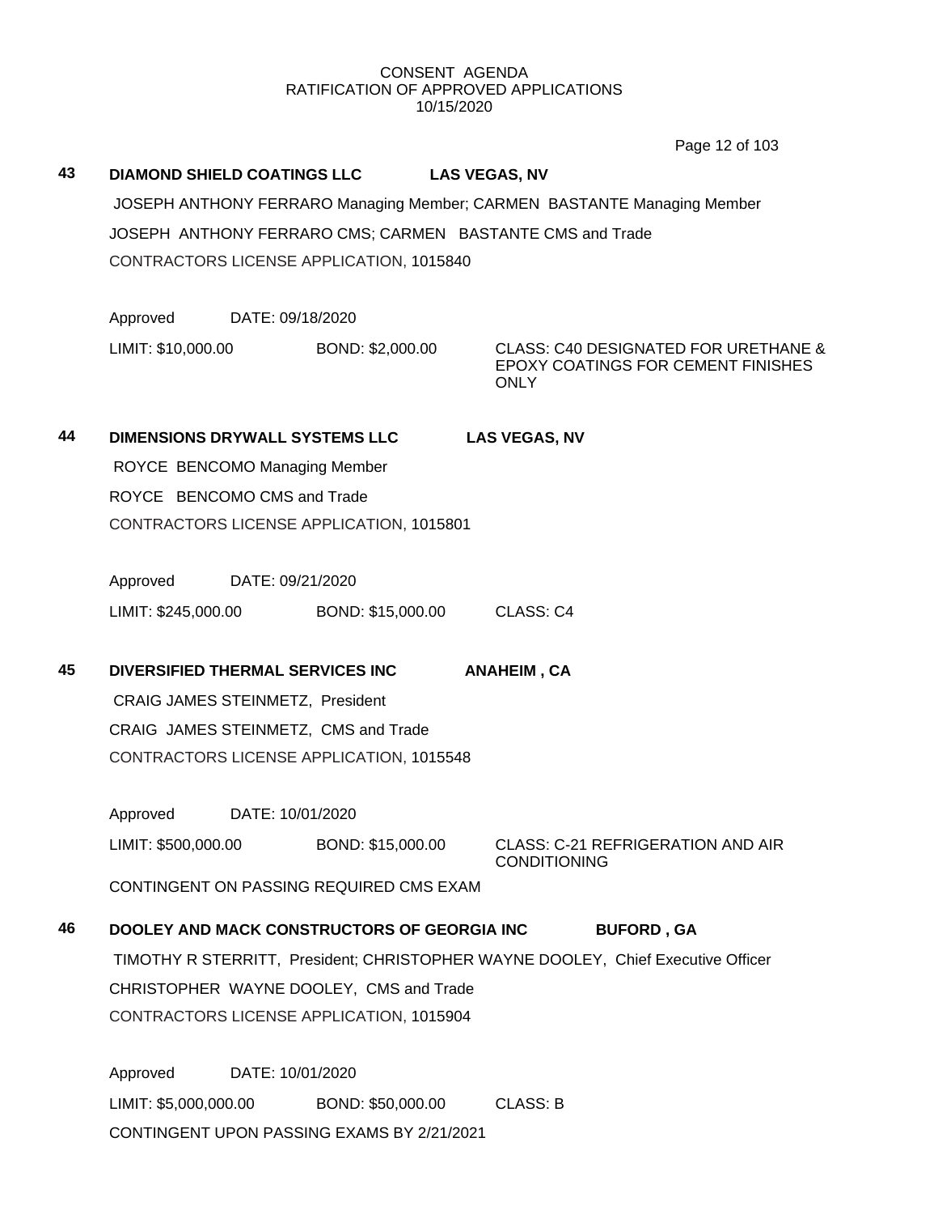CONSENT AGENDA
RATIFICATION OF APPROVED APPLICATIONS
10/15/2020

**43 DIAMOND SHIELD COATINGS LLC LAS VEGAS, NV**

JOSEPH ANTHONY FERRARO Managing Member; CARMEN BASTANTE Managing Member

JOSEPH ANTHONY FERRARO CMS; CARMEN BASTANTE CMS and Trade

CONTRACTORS LICENSE APPLICATION, 1015840

Approved DATE: 09/18/2020

LIMIT: $10,000.00 BOND: $2,000.00 CLASS: C40 DESIGNATED FOR URETHANE & EPOXY COATINGS FOR CEMENT FINISHES ONLY

**44 DIMENSIONS DRYWALL SYSTEMS LLC LAS VEGAS, NV**

ROYCE BENCOMO Managing Member

ROYCE BENCOMO CMS and Trade

CONTRACTORS LICENSE APPLICATION, 1015801

Approved DATE: 09/21/2020

LIMIT: $245,000.00 BOND: $15,000.00 CLASS: C4

**45 DIVERSIFIED THERMAL SERVICES INC ANAHEIM , CA**

CRAIG JAMES STEINMETZ, President

CRAIG JAMES STEINMETZ, CMS and Trade

CONTRACTORS LICENSE APPLICATION, 1015548

Approved DATE: 10/01/2020

LIMIT: $500,000.00 BOND: $15,000.00 CLASS: C-21 REFRIGERATION AND AIR CONDITIONING

CONTINGENT ON PASSING REQUIRED CMS EXAM

**46 DOOLEY AND MACK CONSTRUCTORS OF GEORGIA INC BUFORD , GA**

TIMOTHY R STERRITT, President; CHRISTOPHER WAYNE DOOLEY, Chief Executive Officer

CHRISTOPHER WAYNE DOOLEY, CMS and Trade

CONTRACTORS LICENSE APPLICATION, 1015904

Approved DATE: 10/01/2020

LIMIT: $5,000,000.00 BOND: $50,000.00 CLASS: B

CONTINGENT UPON PASSING EXAMS BY 2/21/2021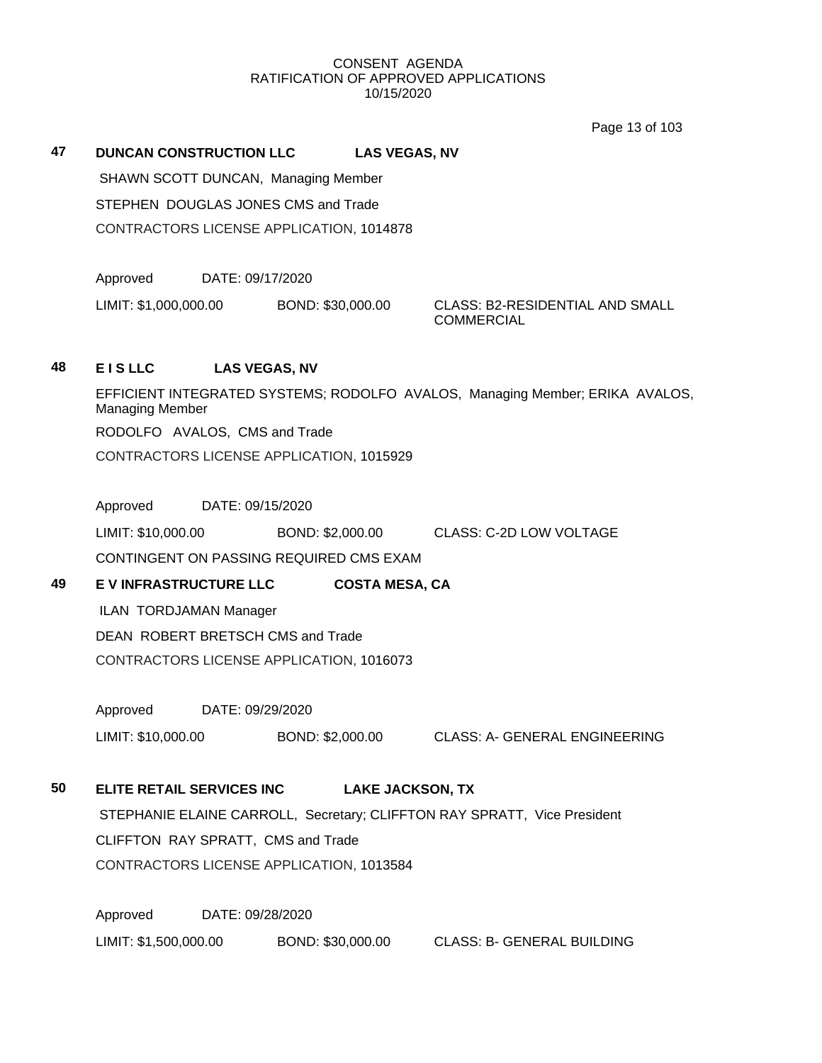CONSENT AGENDA
RATIFICATION OF APPROVED APPLICATIONS
10/15/2020

**47 DUNCAN CONSTRUCTION LLC LAS VEGAS, NV**

SHAWN SCOTT DUNCAN, Managing Member

STEPHEN DOUGLAS JONES CMS and Trade

CONTRACTORS LICENSE APPLICATION, 1014878

Approved DATE: 09/17/2020

LIMIT: $1,000,000.00 BOND: $30,000.00 CLASS: B2-RESIDENTIAL AND SMALL COMMERCIAL

**48 E I S LLC LAS VEGAS, NV**

EFFICIENT INTEGRATED SYSTEMS; RODOLFO AVALOS, Managing Member; ERIKA AVALOS, Managing Member

RODOLFO AVALOS, CMS and Trade

CONTRACTORS LICENSE APPLICATION, 1015929

Approved DATE: 09/15/2020

LIMIT: $10,000.00 BOND: $2,000.00 CLASS: C-2D LOW VOLTAGE

CONTINGENT ON PASSING REQUIRED CMS EXAM

**49 E V INFRASTRUCTURE LLC COSTA MESA, CA**

ILAN TORDJAMAN Manager

DEAN ROBERT BRETSCH CMS and Trade

CONTRACTORS LICENSE APPLICATION, 1016073

Approved DATE: 09/29/2020

LIMIT: $10,000.00 BOND: $2,000.00 CLASS: A- GENERAL ENGINEERING

**50 ELITE RETAIL SERVICES INC LAKE JACKSON, TX**

STEPHANIE ELAINE CARROLL, Secretary; CLIFFTON RAY SPRATT, Vice President

CLIFFTON RAY SPRATT, CMS and Trade

CONTRACTORS LICENSE APPLICATION, 1013584

Approved DATE: 09/28/2020

LIMIT: $1,500,000.00 BOND: $30,000.00 CLASS: B- GENERAL BUILDING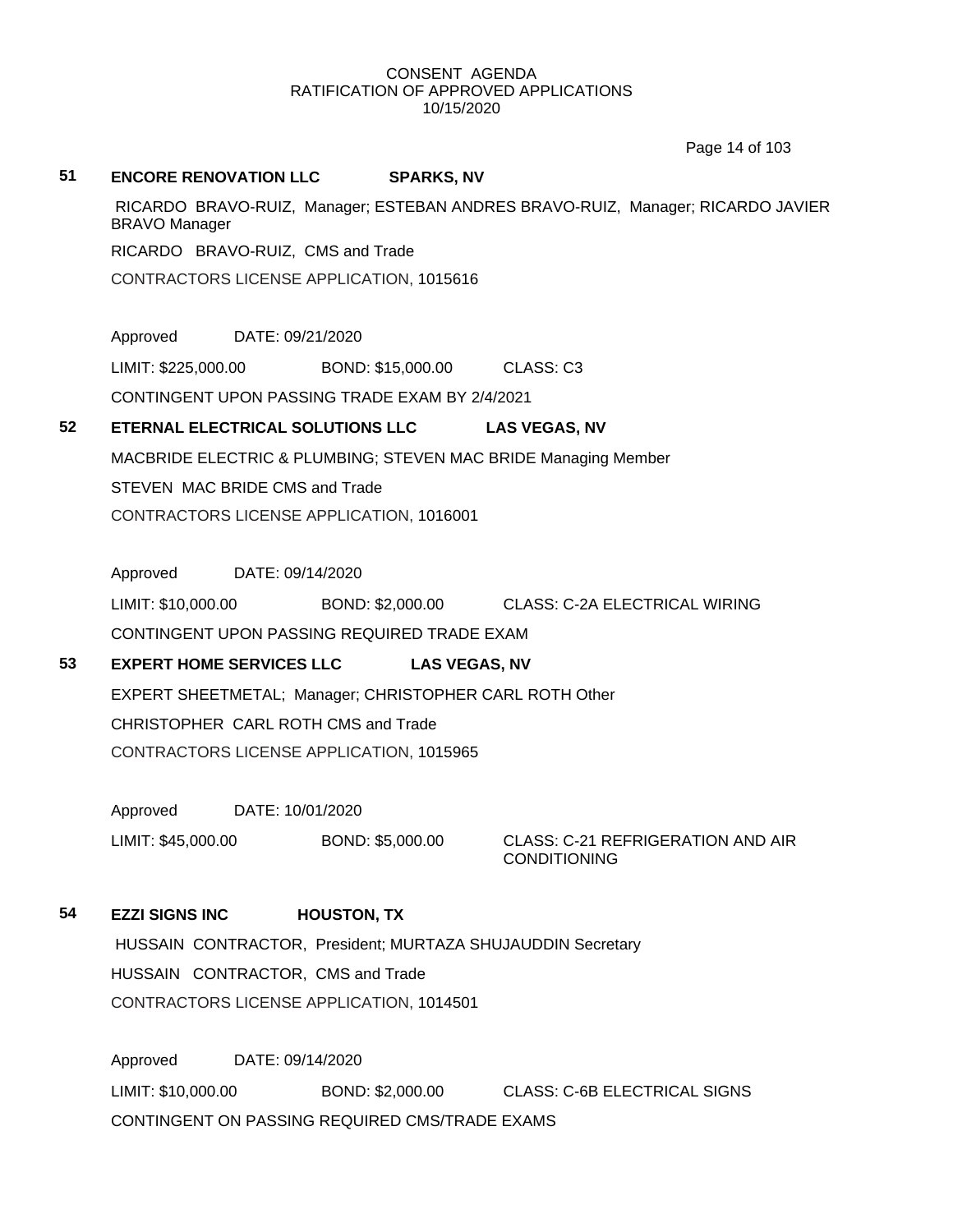CONSENT AGENDA
RATIFICATION OF APPROVED APPLICATIONS
10/15/2020

**51** **ENCORE RENOVATION LLC** **SPARKS, NV**

RICARDO BRAVO-RUIZ, Manager; ESTEBAN ANDRES BRAVO-RUIZ, Manager; RICARDO JAVIER BRAVO Manager

RICARDO BRAVO-RUIZ, CMS and Trade

CONTRACTORS LICENSE APPLICATION, 1015616

Approved DATE: 09/21/2020

LIMIT: $225,000.00 BOND: $15,000.00 CLASS: C3

CONTINGENT UPON PASSING TRADE EXAM BY 2/4/2021

**52** **ETERNAL ELECTRICAL SOLUTIONS LLC** **LAS VEGAS, NV**

MACBRIDE ELECTRIC & PLUMBING; STEVEN MAC BRIDE Managing Member

STEVEN MAC BRIDE CMS and Trade

CONTRACTORS LICENSE APPLICATION, 1016001

Approved DATE: 09/14/2020

LIMIT: $10,000.00 BOND: $2,000.00 CLASS: C-2A ELECTRICAL WIRING

CONTINGENT UPON PASSING REQUIRED TRADE EXAM

**53** **EXPERT HOME SERVICES LLC** **LAS VEGAS, NV**

EXPERT SHEETMETAL; Manager; CHRISTOPHER CARL ROTH Other

CHRISTOPHER CARL ROTH CMS and Trade

CONTRACTORS LICENSE APPLICATION, 1015965

Approved DATE: 10/01/2020

LIMIT: $45,000.00 BOND: $5,000.00 CLASS: C-21 REFRIGERATION AND AIR CONDITIONING

**54** **EZZI SIGNS INC** **HOUSTON, TX**

HUSSAIN CONTRACTOR, President; MURTAZA SHUJAUDDIN Secretary

HUSSAIN CONTRACTOR, CMS and Trade

CONTRACTORS LICENSE APPLICATION, 1014501

Approved DATE: 09/14/2020

LIMIT: $10,000.00 BOND: $2,000.00 CLASS: C-6B ELECTRICAL SIGNS

CONTINGENT ON PASSING REQUIRED CMS/TRADE EXAMS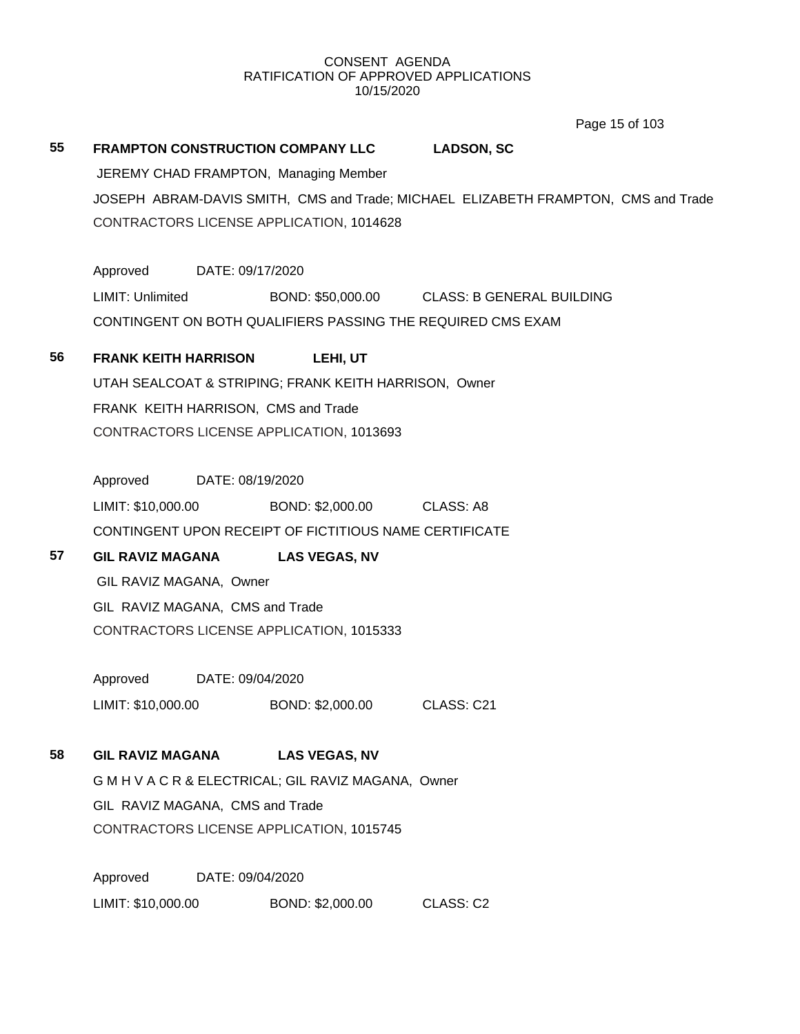CONSENT AGENDA
RATIFICATION OF APPROVED APPLICATIONS
10/15/2020

**55 FRAMPTON CONSTRUCTION COMPANY LLC LADSON, SC**

JEREMY CHAD FRAMPTON, Managing Member

JOSEPH ABRAM-DAVIS SMITH, CMS and Trade; MICHAEL ELIZABETH FRAMPTON, CMS and Trade

CONTRACTORS LICENSE APPLICATION, 1014628

Approved DATE: 09/17/2020

LIMIT: Unlimited BOND: $50,000.00 CLASS: B GENERAL BUILDING

CONTINGENT ON BOTH QUALIFIERS PASSING THE REQUIRED CMS EXAM

**56 FRANK KEITH HARRISON LEHI, UT**

UTAH SEALCOAT & STRIPING; FRANK KEITH HARRISON, Owner

FRANK KEITH HARRISON, CMS and Trade

CONTRACTORS LICENSE APPLICATION, 1013693

Approved DATE: 08/19/2020

LIMIT: $10,000.00 BOND: $2,000.00 CLASS: A8

CONTINGENT UPON RECEIPT OF FICTITIOUS NAME CERTIFICATE

**57 GIL RAVIZ MAGANA LAS VEGAS, NV**

GIL RAVIZ MAGANA, Owner

GIL RAVIZ MAGANA, CMS and Trade

CONTRACTORS LICENSE APPLICATION, 1015333

Approved DATE: 09/04/2020

LIMIT: $10,000.00 BOND: $2,000.00 CLASS: C21

**58 GIL RAVIZ MAGANA LAS VEGAS, NV**

G M H V A C R & ELECTRICAL; GIL RAVIZ MAGANA, Owner

GIL RAVIZ MAGANA, CMS and Trade

CONTRACTORS LICENSE APPLICATION, 1015745

Approved DATE: 09/04/2020

LIMIT: $10,000.00 BOND: $2,000.00 CLASS: C2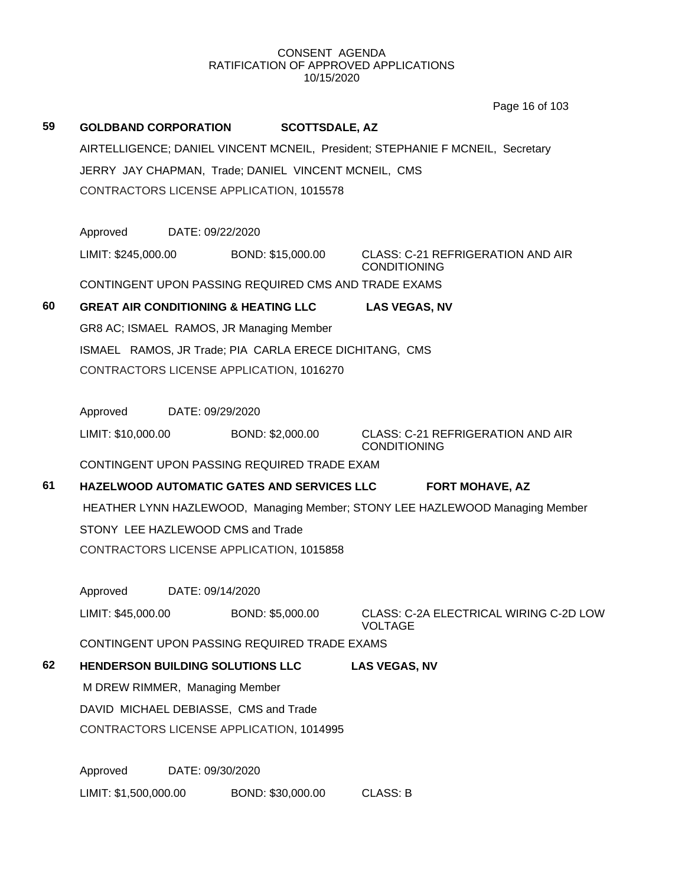CONSENT AGENDA
RATIFICATION OF APPROVED APPLICATIONS
10/15/2020

**59 GOLDBAND CORPORATION SCOTTSDALE, AZ**

AIRTELLIGENCE; DANIEL VINCENT MCNEIL, President; STEPHANIE F MCNEIL, Secretary

JERRY JAY CHAPMAN, Trade; DANIEL VINCENT MCNEIL, CMS

CONTRACTORS LICENSE APPLICATION, 1015578

Approved DATE: 09/22/2020

LIMIT: $245,000.00 BOND: $15,000.00 CLASS: C-21 REFRIGERATION AND AIR CONDITIONING

CONTINGENT UPON PASSING REQUIRED CMS AND TRADE EXAMS

**60 GREAT AIR CONDITIONING & HEATING LLC LAS VEGAS, NV**

GR8 AC; ISMAEL RAMOS, JR Managing Member

ISMAEL RAMOS, JR Trade; PIA CARLA ERECE DICHITANG, CMS

CONTRACTORS LICENSE APPLICATION, 1016270

Approved DATE: 09/29/2020

LIMIT: $10,000.00 BOND: $2,000.00 CLASS: C-21 REFRIGERATION AND AIR CONDITIONING

CONTINGENT UPON PASSING REQUIRED TRADE EXAM

**61 HAZELWOOD AUTOMATIC GATES AND SERVICES LLC FORT MOHAVE, AZ**

HEATHER LYNN HAZLEWOOD, Managing Member; STONY LEE HAZLEWOOD Managing Member

STONY LEE HAZLEWOOD CMS and Trade

CONTRACTORS LICENSE APPLICATION, 1015858

Approved DATE: 09/14/2020

LIMIT: $45,000.00 BOND: $5,000.00 CLASS: C-2A ELECTRICAL WIRING C-2D LOW VOLTAGE

CONTINGENT UPON PASSING REQUIRED TRADE EXAMS

**62 HENDERSON BUILDING SOLUTIONS LLC LAS VEGAS, NV**

M DREW RIMMER, Managing Member

DAVID MICHAEL DEBIASSE, CMS and Trade

CONTRACTORS LICENSE APPLICATION, 1014995

Approved DATE: 09/30/2020

LIMIT: $1,500,000.00 BOND: $30,000.00 CLASS: B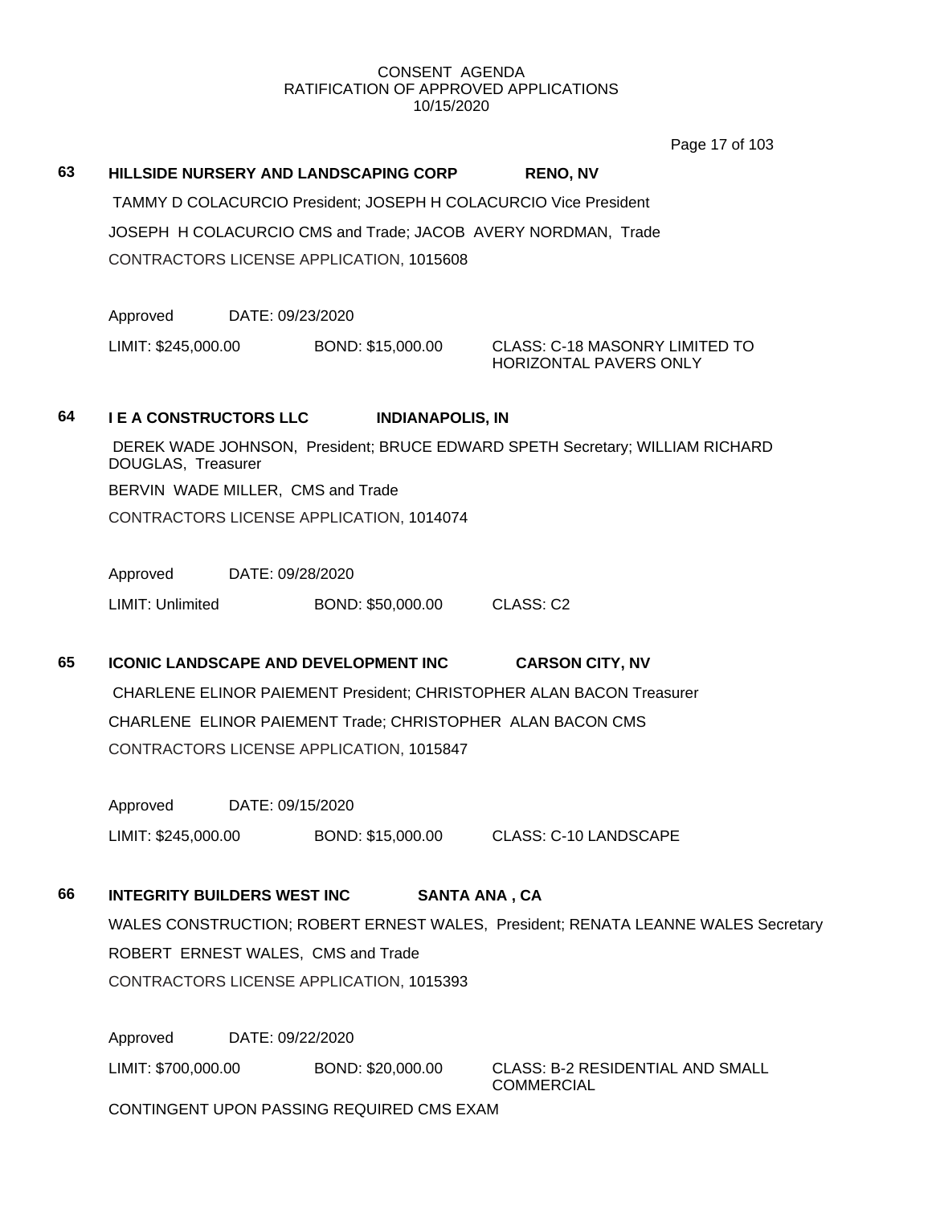CONSENT AGENDA
RATIFICATION OF APPROVED APPLICATIONS
10/15/2020

**63** **HILLSIDE NURSERY AND LANDSCAPING CORP** **RENO, NV**

TAMMY D COLACURCIO President; JOSEPH H COLACURCIO Vice President

JOSEPH H COLACURCIO CMS and Trade; JACOB AVERY NORDMAN, Trade

CONTRACTORS LICENSE APPLICATION, 1015608

Approved DATE: 09/23/2020

LIMIT: $245,000.00 BOND: $15,000.00 CLASS: C-18 MASONRY LIMITED TO HORIZONTAL PAVERS ONLY

**64** **I E A CONSTRUCTORS LLC** **INDIANAPOLIS, IN**

DEREK WADE JOHNSON, President; BRUCE EDWARD SPETH Secretary; WILLIAM RICHARD DOUGLAS, Treasurer

BERVIN WADE MILLER, CMS and Trade

CONTRACTORS LICENSE APPLICATION, 1014074

Approved DATE: 09/28/2020

LIMIT: Unlimited BOND: $50,000.00 CLASS: C2

**65** **ICONIC LANDSCAPE AND DEVELOPMENT INC** **CARSON CITY, NV**

CHARLENE ELINOR PAIEMENT President; CHRISTOPHER ALAN BACON Treasurer

CHARLENE ELINOR PAIEMENT Trade; CHRISTOPHER ALAN BACON CMS

CONTRACTORS LICENSE APPLICATION, 1015847

Approved DATE: 09/15/2020

LIMIT: $245,000.00 BOND: $15,000.00 CLASS: C-10 LANDSCAPE

**66** **INTEGRITY BUILDERS WEST INC** **SANTA ANA , CA**

WALES CONSTRUCTION; ROBERT ERNEST WALES, President; RENATA LEANNE WALES Secretary

ROBERT ERNEST WALES, CMS and Trade

CONTRACTORS LICENSE APPLICATION, 1015393

Approved DATE: 09/22/2020

LIMIT: $700,000.00 BOND: $20,000.00 CLASS: B-2 RESIDENTIAL AND SMALL COMMERCIAL

CONTINGENT UPON PASSING REQUIRED CMS EXAM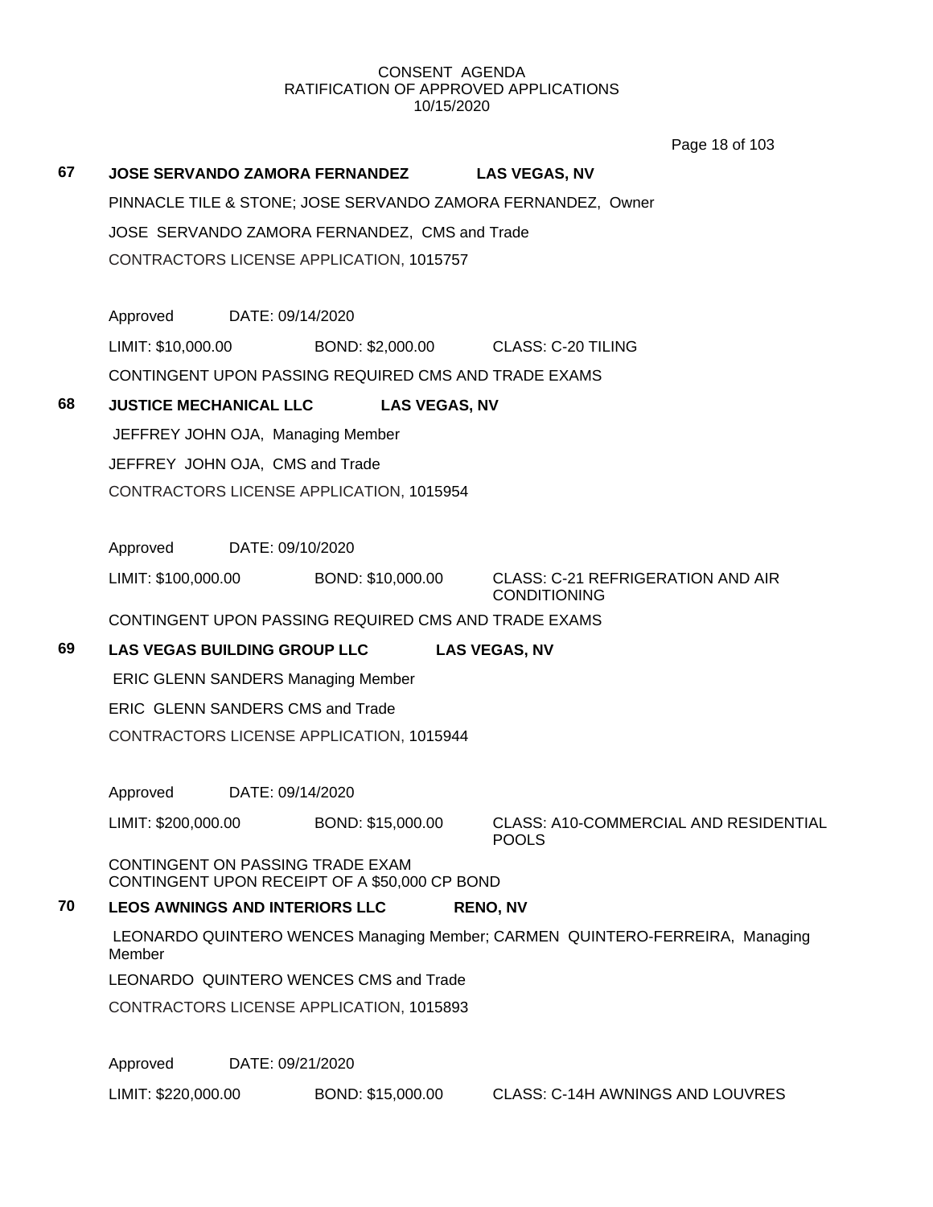CONSENT AGENDA
RATIFICATION OF APPROVED APPLICATIONS
10/15/2020

**67 JOSE SERVANDO ZAMORA FERNANDEZ LAS VEGAS, NV**

PINNACLE TILE & STONE; JOSE SERVANDO ZAMORA FERNANDEZ, Owner

JOSE SERVANDO ZAMORA FERNANDEZ, CMS and Trade

CONTRACTORS LICENSE APPLICATION, 1015757

Approved DATE: 09/14/2020

LIMIT: $10,000.00 BOND: $2,000.00 CLASS: C-20 TILING

CONTINGENT UPON PASSING REQUIRED CMS AND TRADE EXAMS

**68 JUSTICE MECHANICAL LLC LAS VEGAS, NV**

JEFFREY JOHN OJA, Managing Member

JEFFREY JOHN OJA, CMS and Trade

CONTRACTORS LICENSE APPLICATION, 1015954

Approved DATE: 09/10/2020

LIMIT: $100,000.00 BOND: $10,000.00 CLASS: C-21 REFRIGERATION AND AIR CONDITIONING

CONTINGENT UPON PASSING REQUIRED CMS AND TRADE EXAMS

**69 LAS VEGAS BUILDING GROUP LLC LAS VEGAS, NV**

ERIC GLENN SANDERS Managing Member

ERIC GLENN SANDERS CMS and Trade

CONTRACTORS LICENSE APPLICATION, 1015944

Approved DATE: 09/14/2020

LIMIT: $200,000.00 BOND: $15,000.00 CLASS: A10-COMMERCIAL AND RESIDENTIAL POOLS

CONTINGENT ON PASSING TRADE EXAM
CONTINGENT UPON RECEIPT OF A $50,000 CP BOND

**70 LEOS AWNINGS AND INTERIORS LLC RENO, NV**

LEONARDO QUINTERO WENCES Managing Member; CARMEN QUINTERO-FERREIRA, Managing Member

LEONARDO QUINTERO WENCES CMS and Trade

CONTRACTORS LICENSE APPLICATION, 1015893

Approved DATE: 09/21/2020

LIMIT: $220,000.00 BOND: $15,000.00 CLASS: C-14H AWNINGS AND LOUVRES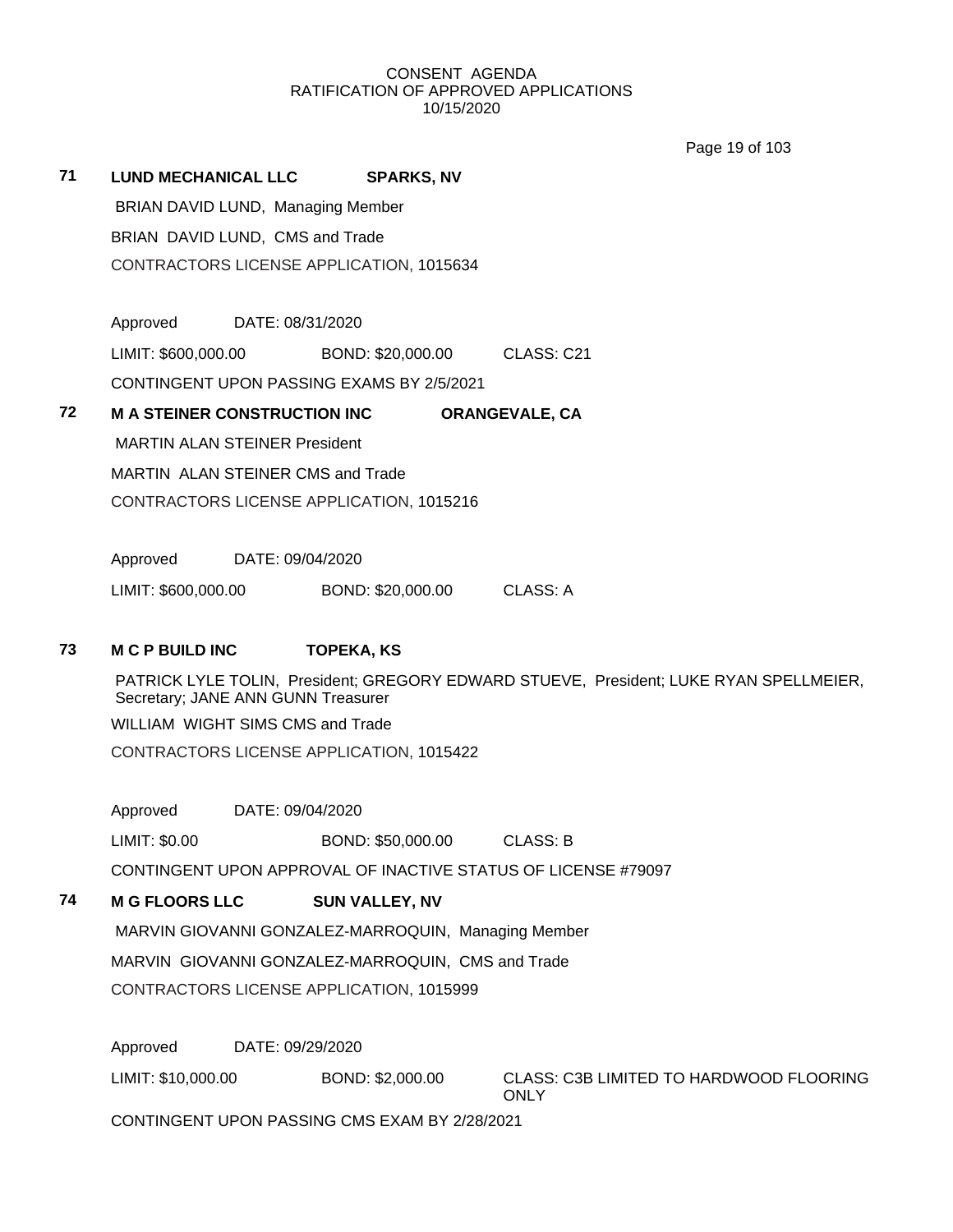CONSENT AGENDA
RATIFICATION OF APPROVED APPLICATIONS
10/15/2020

**71 LUND MECHANICAL LLC SPARKS, NV**

BRIAN DAVID LUND, Managing Member

BRIAN DAVID LUND, CMS and Trade

CONTRACTORS LICENSE APPLICATION, 1015634

Approved DATE: 08/31/2020

LIMIT: $600,000.00 BOND: $20,000.00 CLASS: C21

CONTINGENT UPON PASSING EXAMS BY 2/5/2021

**72 M A STEINER CONSTRUCTION INC ORANGEVALE, CA**

MARTIN ALAN STEINER President

MARTIN ALAN STEINER CMS and Trade

CONTRACTORS LICENSE APPLICATION, 1015216

Approved DATE: 09/04/2020

LIMIT: $600,000.00 BOND: $20,000.00 CLASS: A

**73 M C P BUILD INC TOPEKA, KS**

PATRICK LYLE TOLIN, President; GREGORY EDWARD STUEVE, President; LUKE RYAN SPELLMEIER, Secretary; JANE ANN GUNN Treasurer

WILLIAM WIGHT SIMS CMS and Trade

CONTRACTORS LICENSE APPLICATION, 1015422

Approved DATE: 09/04/2020

LIMIT: $0.00 BOND: $50,000.00 CLASS: B

CONTINGENT UPON APPROVAL OF INACTIVE STATUS OF LICENSE #79097

**74 M G FLOORS LLC SUN VALLEY, NV**

MARVIN GIOVANNI GONZALEZ-MARROQUIN, Managing Member

MARVIN GIOVANNI GONZALEZ-MARROQUIN, CMS and Trade

CONTRACTORS LICENSE APPLICATION, 1015999

Approved DATE: 09/29/2020

LIMIT: $10,000.00 BOND: $2,000.00 CLASS: C3B LIMITED TO HARDWOOD FLOORING ONLY

CONTINGENT UPON PASSING CMS EXAM BY 2/28/2021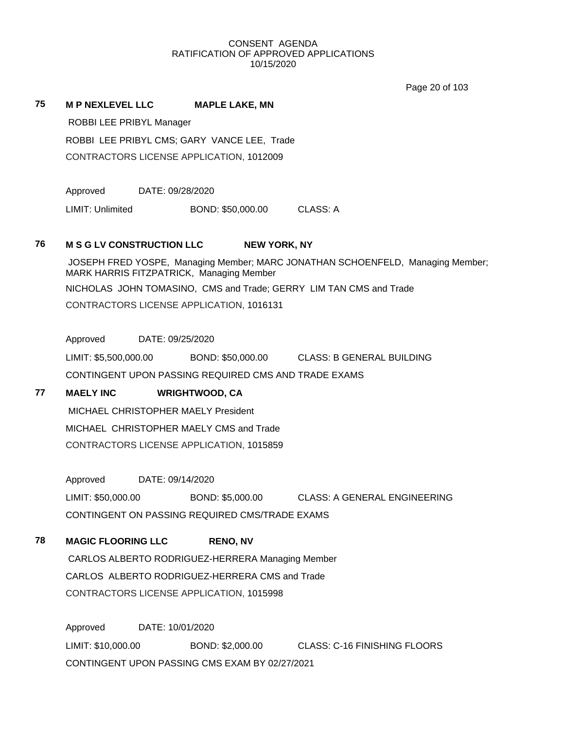CONSENT AGENDA
RATIFICATION OF APPROVED APPLICATIONS
10/15/2020

**75** **M P NEXLEVEL LLC** **MAPLE LAKE, MN**

ROBBI LEE PRIBYL Manager

ROBBI LEE PRIBYL CMS; GARY VANCE LEE, Trade

CONTRACTORS LICENSE APPLICATION, 1012009

Approved DATE: 09/28/2020

LIMIT: Unlimited BOND: $50,000.00 CLASS: A

**76** **M S G LV CONSTRUCTION LLC** **NEW YORK, NY**

JOSEPH FRED YOSPE, Managing Member; MARC JONATHAN SCHOENFELD, Managing Member; MARK HARRIS FITZPATRICK, Managing Member

NICHOLAS JOHN TOMASINO, CMS and Trade; GERRY LIM TAN CMS and Trade

CONTRACTORS LICENSE APPLICATION, 1016131

Approved DATE: 09/25/2020

LIMIT: $5,500,000.00 BOND: $50,000.00 CLASS: B GENERAL BUILDING

CONTINGENT UPON PASSING REQUIRED CMS AND TRADE EXAMS

**77** **MAELY INC** **WRIGHTWOOD, CA**

MICHAEL CHRISTOPHER MAELY President

MICHAEL CHRISTOPHER MAELY CMS and Trade

CONTRACTORS LICENSE APPLICATION, 1015859

Approved DATE: 09/14/2020

LIMIT: $50,000.00 BOND: $5,000.00 CLASS: A GENERAL ENGINEERING

CONTINGENT ON PASSING REQUIRED CMS/TRADE EXAMS

**78** **MAGIC FLOORING LLC** **RENO, NV**

CARLOS ALBERTO RODRIGUEZ-HERRERA Managing Member

CARLOS ALBERTO RODRIGUEZ-HERRERA CMS and Trade

CONTRACTORS LICENSE APPLICATION, 1015998

Approved DATE: 10/01/2020

LIMIT: $10,000.00 BOND: $2,000.00 CLASS: C-16 FINISHING FLOORS

CONTINGENT UPON PASSING CMS EXAM BY 02/27/2021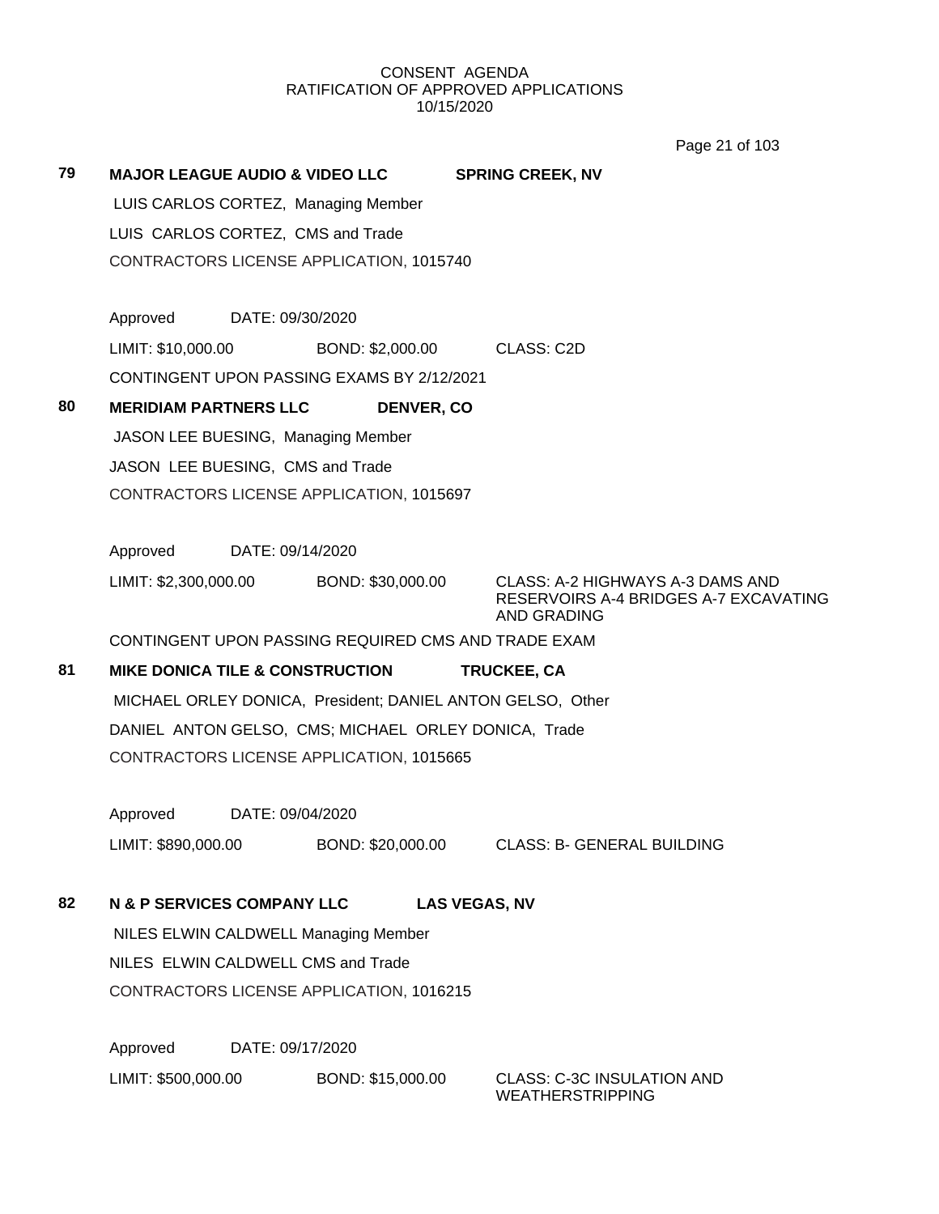CONSENT AGENDA
RATIFICATION OF APPROVED APPLICATIONS
10/15/2020

**79 MAJOR LEAGUE AUDIO & VIDEO LLC SPRING CREEK, NV**

LUIS CARLOS CORTEZ, Managing Member

LUIS CARLOS CORTEZ, CMS and Trade

CONTRACTORS LICENSE APPLICATION, 1015740

Approved DATE: 09/30/2020

LIMIT: $10,000.00 BOND: $2,000.00 CLASS: C2D

CONTINGENT UPON PASSING EXAMS BY 2/12/2021

**80 MERIDIAM PARTNERS LLC DENVER, CO**

JASON LEE BUESING, Managing Member

JASON LEE BUESING, CMS and Trade

CONTRACTORS LICENSE APPLICATION, 1015697

Approved DATE: 09/14/2020

LIMIT: $2,300,000.00 BOND: $30,000.00 CLASS: A-2 HIGHWAYS A-3 DAMS AND RESERVOIRS A-4 BRIDGES A-7 EXCAVATING AND GRADING

CONTINGENT UPON PASSING REQUIRED CMS AND TRADE EXAM

**81 MIKE DONICA TILE & CONSTRUCTION TRUCKEE, CA**

MICHAEL ORLEY DONICA, President; DANIEL ANTON GELSO, Other

DANIEL ANTON GELSO, CMS; MICHAEL ORLEY DONICA, Trade

CONTRACTORS LICENSE APPLICATION, 1015665

Approved DATE: 09/04/2020

LIMIT: $890,000.00 BOND: $20,000.00 CLASS: B- GENERAL BUILDING

**82 N & P SERVICES COMPANY LLC LAS VEGAS, NV**

NILES ELWIN CALDWELL Managing Member

NILES ELWIN CALDWELL CMS and Trade

CONTRACTORS LICENSE APPLICATION, 1016215

Approved DATE: 09/17/2020

LIMIT: $500,000.00 BOND: $15,000.00 CLASS: C-3C INSULATION AND WEATHERSTRIPPING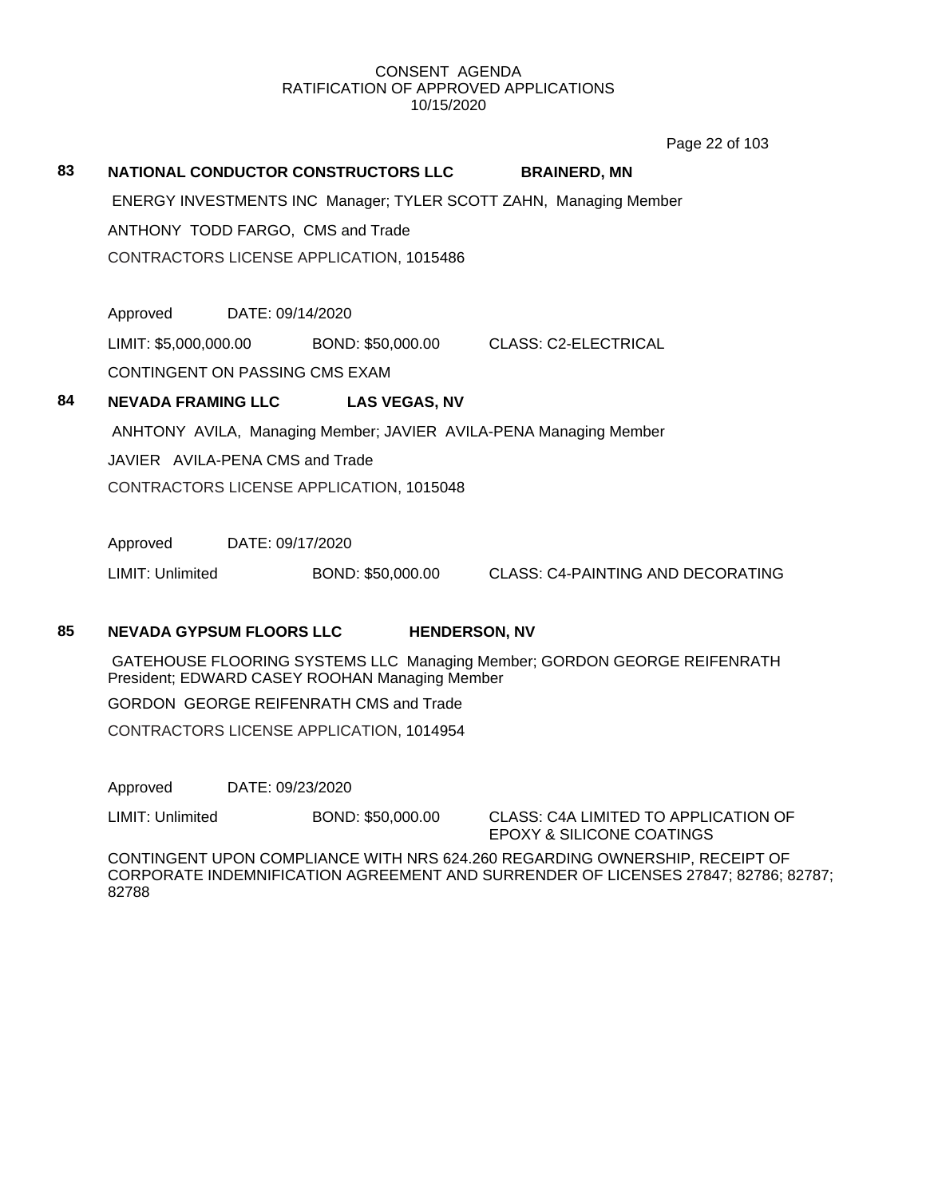CONSENT AGENDA
RATIFICATION OF APPROVED APPLICATIONS
10/15/2020

**83 NATIONAL CONDUCTOR CONSTRUCTORS LLC BRAINERD, MN**

ENERGY INVESTMENTS INC Manager; TYLER SCOTT ZAHN, Managing Member

ANTHONY TODD FARGO, CMS and Trade

CONTRACTORS LICENSE APPLICATION, 1015486

Approved DATE: 09/14/2020

LIMIT: $5,000,000.00 BOND: $50,000.00 CLASS: C2-ELECTRICAL

CONTINGENT ON PASSING CMS EXAM

**84 NEVADA FRAMING LLC LAS VEGAS, NV**

ANHTONY AVILA, Managing Member; JAVIER AVILA-PENA Managing Member

JAVIER AVILA-PENA CMS and Trade

CONTRACTORS LICENSE APPLICATION, 1015048

Approved DATE: 09/17/2020

LIMIT: Unlimited BOND: $50,000.00 CLASS: C4-PAINTING AND DECORATING

**85 NEVADA GYPSUM FLOORS LLC HENDERSON, NV**

GATEHOUSE FLOORING SYSTEMS LLC Managing Member; GORDON GEORGE REIFENRATH President; EDWARD CASEY ROOHAN Managing Member

GORDON GEORGE REIFENRATH CMS and Trade

CONTRACTORS LICENSE APPLICATION, 1014954

Approved DATE: 09/23/2020

LIMIT: Unlimited BOND: $50,000.00 CLASS: C4A LIMITED TO APPLICATION OF EPOXY & SILICONE COATINGS

CONTINGENT UPON COMPLIANCE WITH NRS 624.260 REGARDING OWNERSHIP, RECEIPT OF CORPORATE INDEMNIFICATION AGREEMENT AND SURRENDER OF LICENSES 27847; 82786; 82787; 82788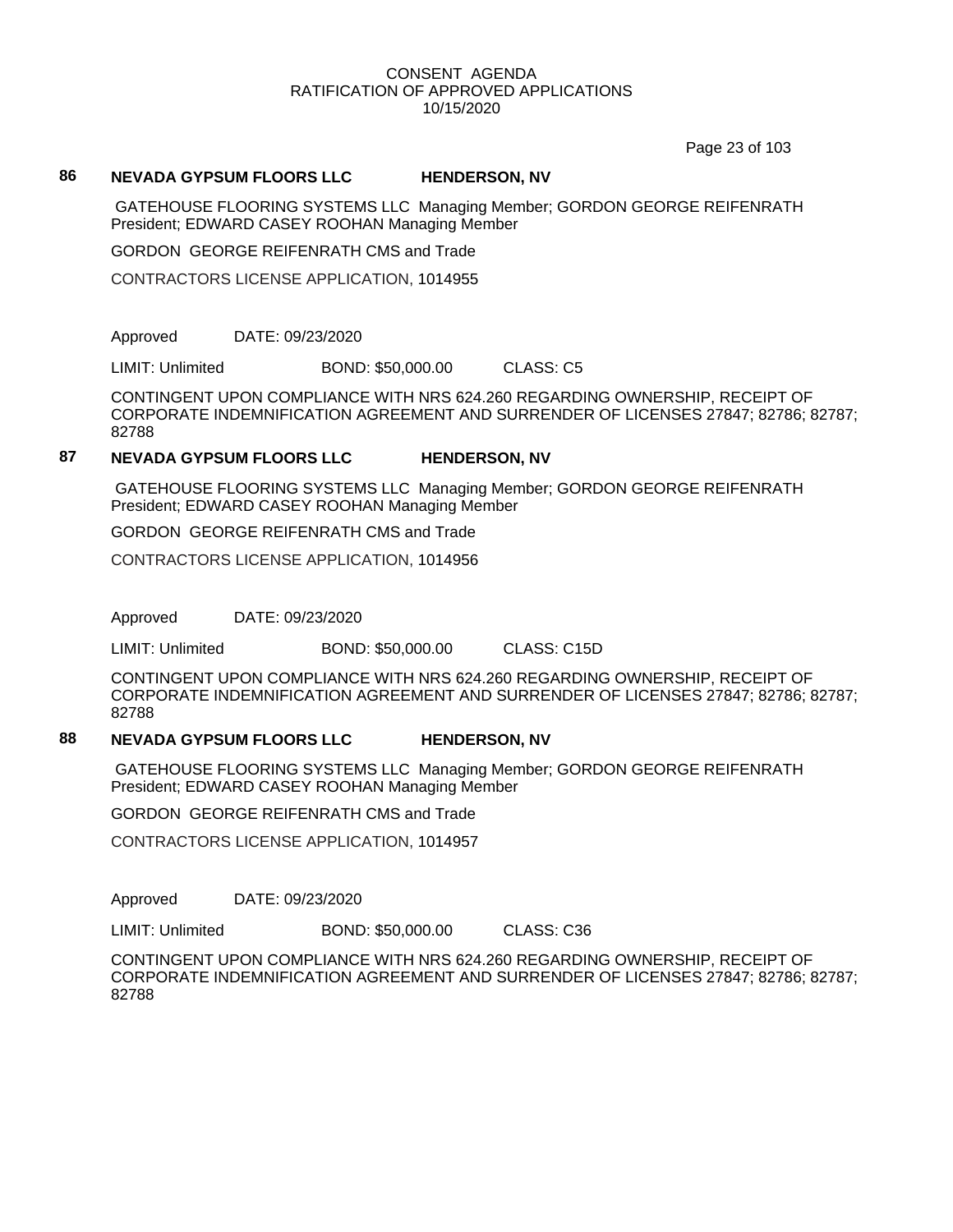CONSENT AGENDA
RATIFICATION OF APPROVED APPLICATIONS
10/15/2020

### 86 NEVADA GYPSUM FLOORS LLC HENDERSON, NV

GATEHOUSE FLOORING SYSTEMS LLC Managing Member; GORDON GEORGE REIFENRATH President; EDWARD CASEY ROOHAN Managing Member

GORDON GEORGE REIFENRATH CMS and Trade

CONTRACTORS LICENSE APPLICATION, 1014955

Approved DATE: 09/23/2020

LIMIT: Unlimited BOND: $50,000.00 CLASS: C5

CONTINGENT UPON COMPLIANCE WITH NRS 624.260 REGARDING OWNERSHIP, RECEIPT OF CORPORATE INDEMNIFICATION AGREEMENT AND SURRENDER OF LICENSES 27847; 82786; 82787; 82788

### 87 NEVADA GYPSUM FLOORS LLC HENDERSON, NV

GATEHOUSE FLOORING SYSTEMS LLC Managing Member; GORDON GEORGE REIFENRATH President; EDWARD CASEY ROOHAN Managing Member

GORDON GEORGE REIFENRATH CMS and Trade

CONTRACTORS LICENSE APPLICATION, 1014956

Approved DATE: 09/23/2020

LIMIT: Unlimited BOND: $50,000.00 CLASS: C15D

CONTINGENT UPON COMPLIANCE WITH NRS 624.260 REGARDING OWNERSHIP, RECEIPT OF CORPORATE INDEMNIFICATION AGREEMENT AND SURRENDER OF LICENSES 27847; 82786; 82787; 82788

### 88 NEVADA GYPSUM FLOORS LLC HENDERSON, NV

GATEHOUSE FLOORING SYSTEMS LLC Managing Member; GORDON GEORGE REIFENRATH President; EDWARD CASEY ROOHAN Managing Member

GORDON GEORGE REIFENRATH CMS and Trade

CONTRACTORS LICENSE APPLICATION, 1014957

Approved DATE: 09/23/2020

LIMIT: Unlimited BOND: $50,000.00 CLASS: C36

CONTINGENT UPON COMPLIANCE WITH NRS 624.260 REGARDING OWNERSHIP, RECEIPT OF CORPORATE INDEMNIFICATION AGREEMENT AND SURRENDER OF LICENSES 27847; 82786; 82787; 82788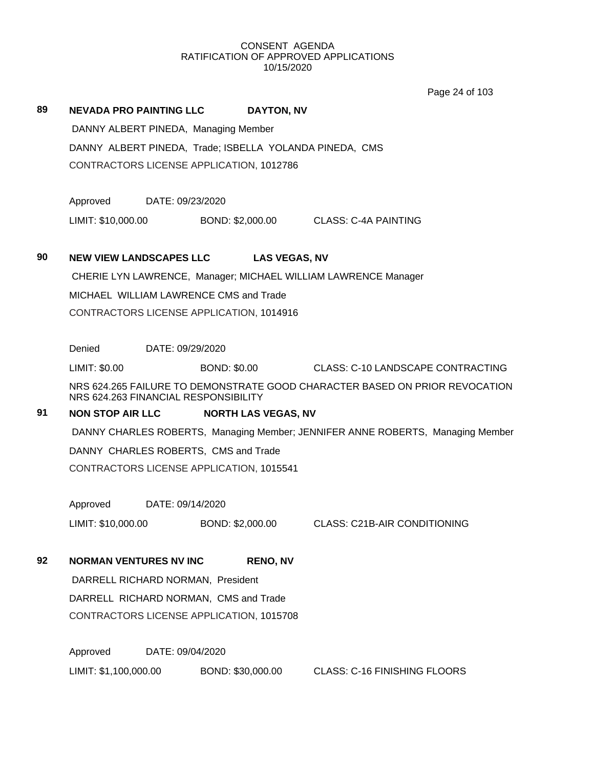CONSENT AGENDA
RATIFICATION OF APPROVED APPLICATIONS
10/15/2020

**89 NEVADA PRO PAINTING LLC DAYTON, NV**

DANNY ALBERT PINEDA, Managing Member

DANNY ALBERT PINEDA, Trade; ISBELLA YOLANDA PINEDA, CMS

CONTRACTORS LICENSE APPLICATION, 1012786

Approved DATE: 09/23/2020

LIMIT: $10,000.00 BOND: $2,000.00 CLASS: C-4A PAINTING

**90 NEW VIEW LANDSCAPES LLC LAS VEGAS, NV**

CHERIE LYN LAWRENCE, Manager; MICHAEL WILLIAM LAWRENCE Manager

MICHAEL WILLIAM LAWRENCE CMS and Trade

CONTRACTORS LICENSE APPLICATION, 1014916

Denied DATE: 09/29/2020

LIMIT: $0.00 BOND: $0.00 CLASS: C-10 LANDSCAPE CONTRACTING

NRS 624.265 FAILURE TO DEMONSTRATE GOOD CHARACTER BASED ON PRIOR REVOCATION
NRS 624.263 FINANCIAL RESPONSIBILITY

**91 NON STOP AIR LLC NORTH LAS VEGAS, NV**

DANNY CHARLES ROBERTS, Managing Member; JENNIFER ANNE ROBERTS, Managing Member

DANNY CHARLES ROBERTS, CMS and Trade

CONTRACTORS LICENSE APPLICATION, 1015541

Approved DATE: 09/14/2020

LIMIT: $10,000.00 BOND: $2,000.00 CLASS: C21B-AIR CONDITIONING

**92 NORMAN VENTURES NV INC RENO, NV**

DARRELL RICHARD NORMAN, President

DARRELL RICHARD NORMAN, CMS and Trade

CONTRACTORS LICENSE APPLICATION, 1015708

Approved DATE: 09/04/2020

LIMIT: $1,100,000.00 BOND: $30,000.00 CLASS: C-16 FINISHING FLOORS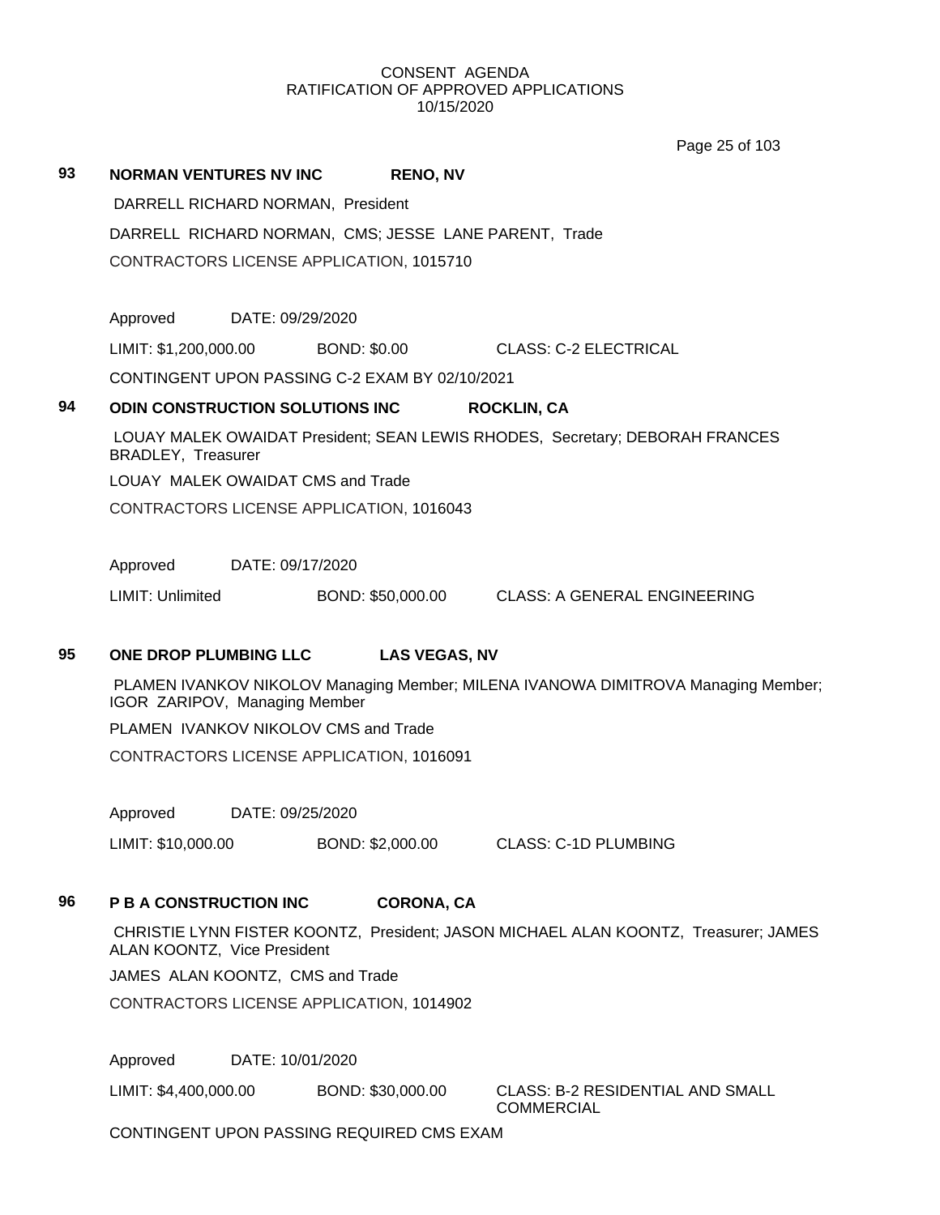CONSENT AGENDA
RATIFICATION OF APPROVED APPLICATIONS
10/15/2020

**93 NORMAN VENTURES NV INC RENO, NV**

DARRELL RICHARD NORMAN, President

DARRELL RICHARD NORMAN, CMS; JESSE LANE PARENT, Trade

CONTRACTORS LICENSE APPLICATION, 1015710

Approved DATE: 09/29/2020

LIMIT: $1,200,000.00 BOND: $0.00 CLASS: C-2 ELECTRICAL

CONTINGENT UPON PASSING C-2 EXAM BY 02/10/2021

**94 ODIN CONSTRUCTION SOLUTIONS INC ROCKLIN, CA**

LOUAY MALEK OWAIDAT President; SEAN LEWIS RHODES, Secretary; DEBORAH FRANCES BRADLEY, Treasurer

LOUAY MALEK OWAIDAT CMS and Trade

CONTRACTORS LICENSE APPLICATION, 1016043

Approved DATE: 09/17/2020

LIMIT: Unlimited BOND: $50,000.00 CLASS: A GENERAL ENGINEERING

**95 ONE DROP PLUMBING LLC LAS VEGAS, NV**

PLAMEN IVANKOV NIKOLOV Managing Member; MILENA IVANOWA DIMITROVA Managing Member; IGOR ZARIPOV, Managing Member

PLAMEN IVANKOV NIKOLOV CMS and Trade

CONTRACTORS LICENSE APPLICATION, 1016091

Approved DATE: 09/25/2020

LIMIT: $10,000.00 BOND: $2,000.00 CLASS: C-1D PLUMBING

**96 P B A CONSTRUCTION INC CORONA, CA**

CHRISTIE LYNN FISTER KOONTZ, President; JASON MICHAEL ALAN KOONTZ, Treasurer; JAMES ALAN KOONTZ, Vice President

JAMES ALAN KOONTZ, CMS and Trade

CONTRACTORS LICENSE APPLICATION, 1014902

Approved DATE: 10/01/2020

LIMIT: $4,400,000.00 BOND: $30,000.00 CLASS: B-2 RESIDENTIAL AND SMALL COMMERCIAL

CONTINGENT UPON PASSING REQUIRED CMS EXAM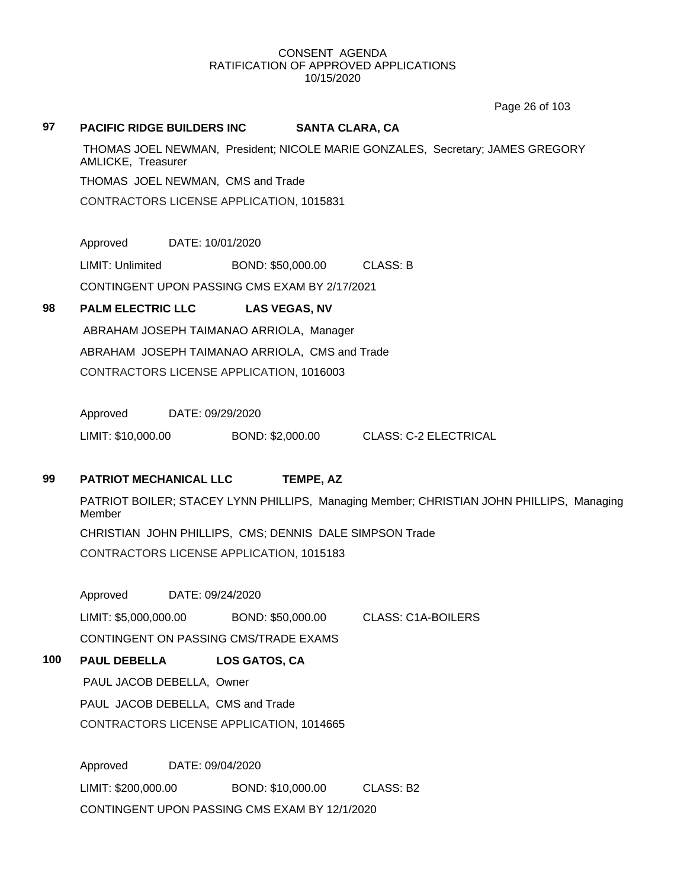CONSENT AGENDA
RATIFICATION OF APPROVED APPLICATIONS
10/15/2020

**97 PACIFIC RIDGE BUILDERS INC SANTA CLARA, CA**

THOMAS JOEL NEWMAN, President; NICOLE MARIE GONZALES, Secretary; JAMES GREGORY AMLICKE, Treasurer

THOMAS JOEL NEWMAN, CMS and Trade

CONTRACTORS LICENSE APPLICATION, 1015831

Approved DATE: 10/01/2020

LIMIT: Unlimited BOND: $50,000.00 CLASS: B

CONTINGENT UPON PASSING CMS EXAM BY 2/17/2021

**98 PALM ELECTRIC LLC LAS VEGAS, NV**

ABRAHAM JOSEPH TAIMANAO ARRIOLA, Manager

ABRAHAM JOSEPH TAIMANAO ARRIOLA, CMS and Trade

CONTRACTORS LICENSE APPLICATION, 1016003

Approved DATE: 09/29/2020

LIMIT: $10,000.00 BOND: $2,000.00 CLASS: C-2 ELECTRICAL

**99 PATRIOT MECHANICAL LLC TEMPE, AZ**

PATRIOT BOILER; STACEY LYNN PHILLIPS, Managing Member; CHRISTIAN JOHN PHILLIPS, Managing Member

CHRISTIAN JOHN PHILLIPS, CMS; DENNIS DALE SIMPSON Trade

CONTRACTORS LICENSE APPLICATION, 1015183

Approved DATE: 09/24/2020

LIMIT: $5,000,000.00 BOND: $50,000.00 CLASS: C1A-BOILERS

CONTINGENT ON PASSING CMS/TRADE EXAMS

**100 PAUL DEBELLA LOS GATOS, CA**

PAUL JACOB DEBELLA, Owner

PAUL JACOB DEBELLA, CMS and Trade

CONTRACTORS LICENSE APPLICATION, 1014665

Approved DATE: 09/04/2020

LIMIT: $200,000.00 BOND: $10,000.00 CLASS: B2

CONTINGENT UPON PASSING CMS EXAM BY 12/1/2020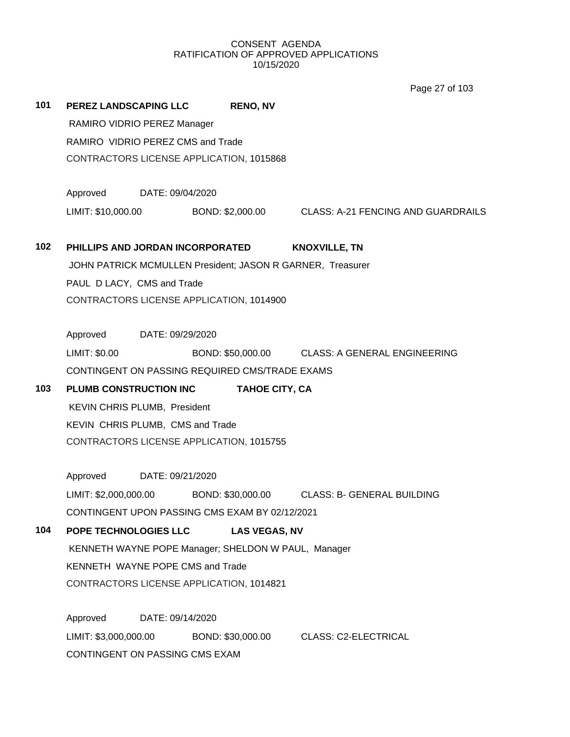CONSENT AGENDA
RATIFICATION OF APPROVED APPLICATIONS
10/15/2020

**101 PEREZ LANDSCAPING LLC RENO, NV**

RAMIRO VIDRIO PEREZ Manager
RAMIRO VIDRIO PEREZ CMS and Trade
CONTRACTORS LICENSE APPLICATION, 1015868

Approved DATE: 09/04/2020
LIMIT: $10,000.00 BOND: $2,000.00 CLASS: A-21 FENCING AND GUARDRAILS

**102 PHILLIPS AND JORDAN INCORPORATED KNOXVILLE, TN**

JOHN PATRICK MCMULLEN President; JASON R GARNER, Treasurer
PAUL D LACY, CMS and Trade
CONTRACTORS LICENSE APPLICATION, 1014900

Approved DATE: 09/29/2020
LIMIT: $0.00 BOND: $50,000.00 CLASS: A GENERAL ENGINEERING
CONTINGENT ON PASSING REQUIRED CMS/TRADE EXAMS

**103 PLUMB CONSTRUCTION INC TAHOE CITY, CA**

KEVIN CHRIS PLUMB, President
KEVIN CHRIS PLUMB, CMS and Trade
CONTRACTORS LICENSE APPLICATION, 1015755

Approved DATE: 09/21/2020
LIMIT: $2,000,000.00 BOND: $30,000.00 CLASS: B- GENERAL BUILDING
CONTINGENT UPON PASSING CMS EXAM BY 02/12/2021

**104 POPE TECHNOLOGIES LLC LAS VEGAS, NV**

KENNETH WAYNE POPE Manager; SHELDON W PAUL, Manager
KENNETH WAYNE POPE CMS and Trade
CONTRACTORS LICENSE APPLICATION, 1014821

Approved DATE: 09/14/2020
LIMIT: $3,000,000.00 BOND: $30,000.00 CLASS: C2-ELECTRICAL
CONTINGENT ON PASSING CMS EXAM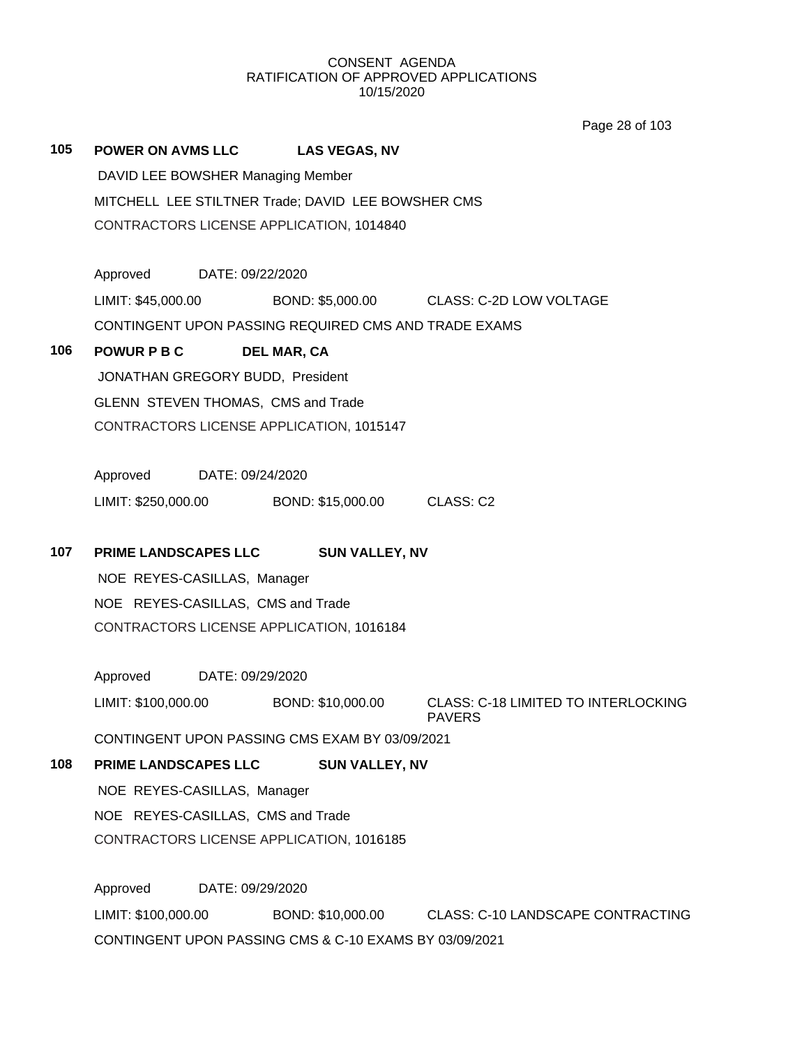CONSENT AGENDA
RATIFICATION OF APPROVED APPLICATIONS
10/15/2020

**105 POWER ON AVMS LLC LAS VEGAS, NV**

DAVID LEE BOWSHER Managing Member

MITCHELL LEE STILTNER Trade; DAVID LEE BOWSHER CMS

CONTRACTORS LICENSE APPLICATION, 1014840

Approved DATE: 09/22/2020

LIMIT: $45,000.00 BOND: $5,000.00 CLASS: C-2D LOW VOLTAGE

CONTINGENT UPON PASSING REQUIRED CMS AND TRADE EXAMS

**106 POWUR P B C DEL MAR, CA**

JONATHAN GREGORY BUDD, President

GLENN STEVEN THOMAS, CMS and Trade

CONTRACTORS LICENSE APPLICATION, 1015147

Approved DATE: 09/24/2020

LIMIT: $250,000.00 BOND: $15,000.00 CLASS: C2

**107 PRIME LANDSCAPES LLC SUN VALLEY, NV**

NOE REYES-CASILLAS, Manager

NOE REYES-CASILLAS, CMS and Trade

CONTRACTORS LICENSE APPLICATION, 1016184

Approved DATE: 09/29/2020

LIMIT: $100,000.00 BOND: $10,000.00 CLASS: C-18 LIMITED TO INTERLOCKING PAVERS

CONTINGENT UPON PASSING CMS EXAM BY 03/09/2021

**108 PRIME LANDSCAPES LLC SUN VALLEY, NV**

NOE REYES-CASILLAS, Manager

NOE REYES-CASILLAS, CMS and Trade

CONTRACTORS LICENSE APPLICATION, 1016185

Approved DATE: 09/29/2020

LIMIT: $100,000.00 BOND: $10,000.00 CLASS: C-10 LANDSCAPE CONTRACTING

CONTINGENT UPON PASSING CMS & C-10 EXAMS BY 03/09/2021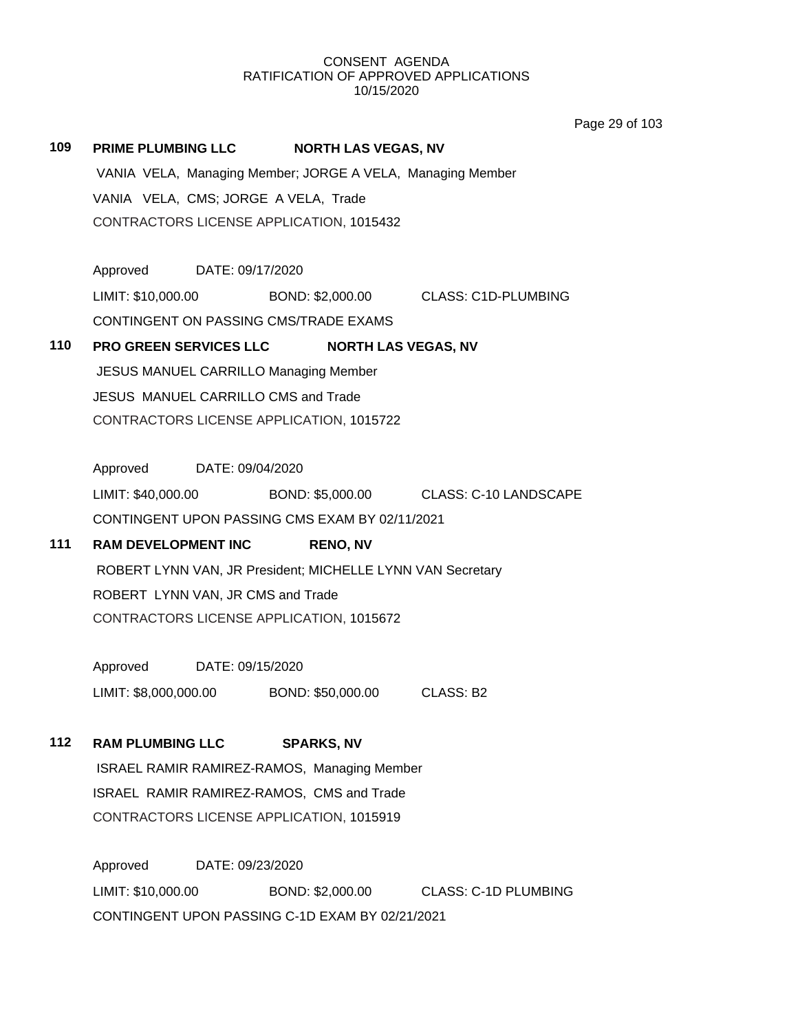CONSENT AGENDA
RATIFICATION OF APPROVED APPLICATIONS
10/15/2020

**109 PRIME PLUMBING LLC NORTH LAS VEGAS, NV**

VANIA VELA, Managing Member; JORGE A VELA, Managing Member
VANIA VELA, CMS; JORGE A VELA, Trade
CONTRACTORS LICENSE APPLICATION, 1015432

Approved DATE: 09/17/2020
LIMIT: $10,000.00 BOND: $2,000.00 CLASS: C1D-PLUMBING
CONTINGENT ON PASSING CMS/TRADE EXAMS

**110 PRO GREEN SERVICES LLC NORTH LAS VEGAS, NV**

JESUS MANUEL CARRILLO Managing Member
JESUS MANUEL CARRILLO CMS and Trade
CONTRACTORS LICENSE APPLICATION, 1015722

Approved DATE: 09/04/2020
LIMIT: $40,000.00 BOND: $5,000.00 CLASS: C-10 LANDSCAPE
CONTINGENT UPON PASSING CMS EXAM BY 02/11/2021

**111 RAM DEVELOPMENT INC RENO, NV**

ROBERT LYNN VAN, JR President; MICHELLE LYNN VAN Secretary
ROBERT LYNN VAN, JR CMS and Trade
CONTRACTORS LICENSE APPLICATION, 1015672

Approved DATE: 09/15/2020
LIMIT: $8,000,000.00 BOND: $50,000.00 CLASS: B2

**112 RAM PLUMBING LLC SPARKS, NV**

ISRAEL RAMIR RAMIREZ-RAMOS, Managing Member
ISRAEL RAMIR RAMIREZ-RAMOS, CMS and Trade
CONTRACTORS LICENSE APPLICATION, 1015919

Approved DATE: 09/23/2020
LIMIT: $10,000.00 BOND: $2,000.00 CLASS: C-1D PLUMBING
CONTINGENT UPON PASSING C-1D EXAM BY 02/21/2021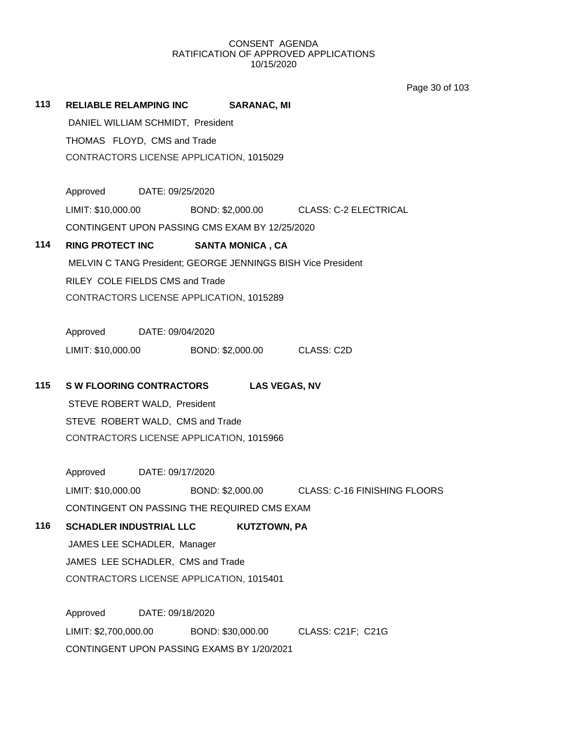CONSENT AGENDA
RATIFICATION OF APPROVED APPLICATIONS
10/15/2020

**113 RELIABLE RELAMPING INC SARANAC, MI**

DANIEL WILLIAM SCHMIDT, President

THOMAS FLOYD, CMS and Trade

CONTRACTORS LICENSE APPLICATION, 1015029

Approved DATE: 09/25/2020

LIMIT: $10,000.00 BOND: $2,000.00 CLASS: C-2 ELECTRICAL

CONTINGENT UPON PASSING CMS EXAM BY 12/25/2020

**114 RING PROTECT INC SANTA MONICA , CA**

MELVIN C TANG President; GEORGE JENNINGS BISH Vice President

RILEY COLE FIELDS CMS and Trade

CONTRACTORS LICENSE APPLICATION, 1015289

Approved DATE: 09/04/2020

LIMIT: $10,000.00 BOND: $2,000.00 CLASS: C2D

**115 S W FLOORING CONTRACTORS LAS VEGAS, NV**

STEVE ROBERT WALD, President

STEVE ROBERT WALD, CMS and Trade

CONTRACTORS LICENSE APPLICATION, 1015966

Approved DATE: 09/17/2020

LIMIT: $10,000.00 BOND: $2,000.00 CLASS: C-16 FINISHING FLOORS

CONTINGENT ON PASSING THE REQUIRED CMS EXAM

**116 SCHADLER INDUSTRIAL LLC KUTZTOWN, PA**

JAMES LEE SCHADLER, Manager

JAMES LEE SCHADLER, CMS and Trade

CONTRACTORS LICENSE APPLICATION, 1015401

Approved DATE: 09/18/2020

LIMIT: $2,700,000.00 BOND: $30,000.00 CLASS: C21F; C21G

CONTINGENT UPON PASSING EXAMS BY 1/20/2021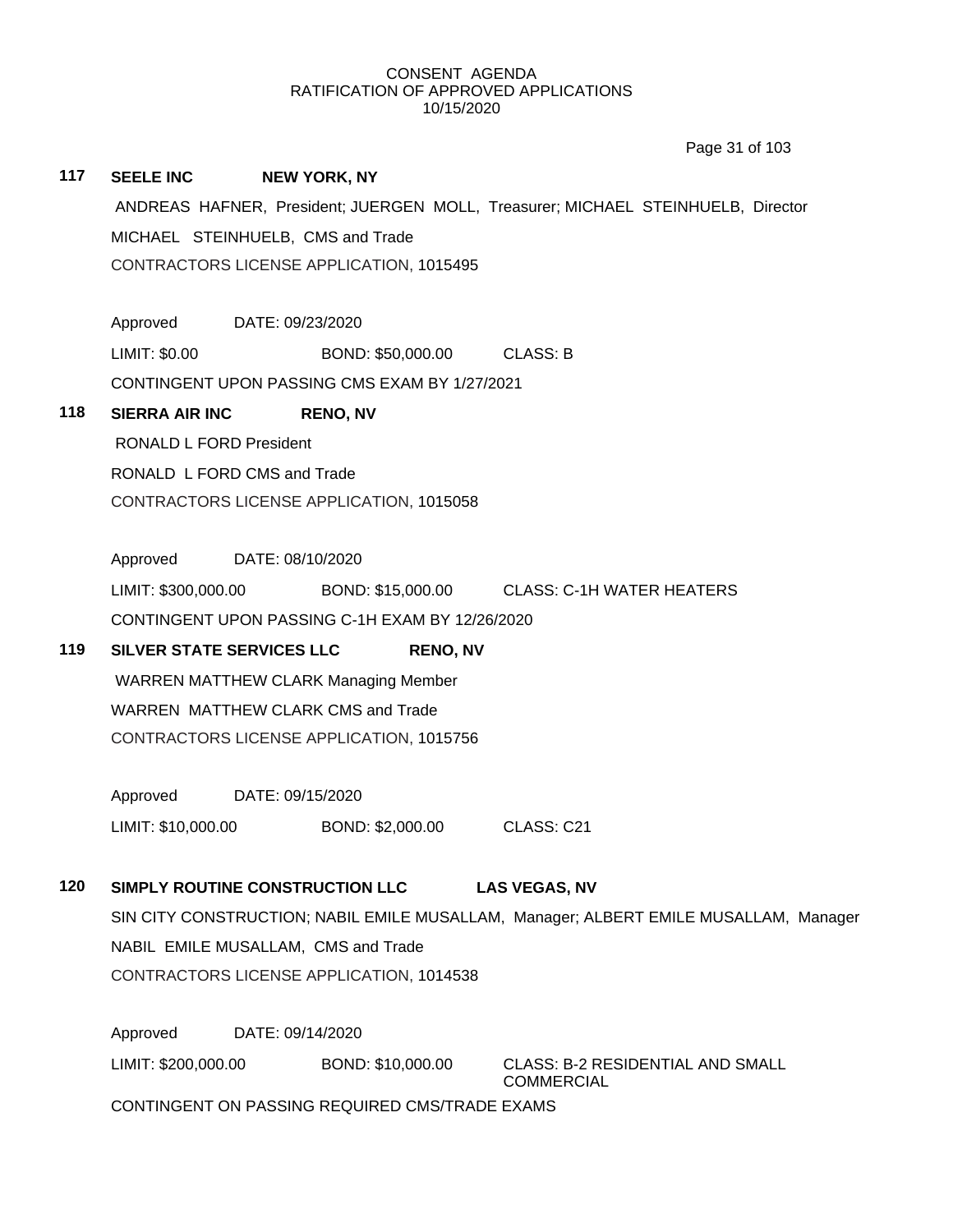CONSENT AGENDA
RATIFICATION OF APPROVED APPLICATIONS
10/15/2020

**117 SEELE INC NEW YORK, NY**

ANDREAS HAFNER, President; JUERGEN MOLL, Treasurer; MICHAEL STEINHUELB, Director

MICHAEL STEINHUELB, CMS and Trade

CONTRACTORS LICENSE APPLICATION, 1015495

Approved DATE: 09/23/2020

LIMIT: $0.00 BOND: $50,000.00 CLASS: B

CONTINGENT UPON PASSING CMS EXAM BY 1/27/2021

**118 SIERRA AIR INC RENO, NV**

RONALD L FORD President

RONALD L FORD CMS and Trade

CONTRACTORS LICENSE APPLICATION, 1015058

Approved DATE: 08/10/2020

LIMIT: $300,000.00 BOND: $15,000.00 CLASS: C-1H WATER HEATERS

CONTINGENT UPON PASSING C-1H EXAM BY 12/26/2020

**119 SILVER STATE SERVICES LLC RENO, NV**

WARREN MATTHEW CLARK Managing Member

WARREN MATTHEW CLARK CMS and Trade

CONTRACTORS LICENSE APPLICATION, 1015756

Approved DATE: 09/15/2020

LIMIT: $10,000.00 BOND: $2,000.00 CLASS: C21

**120 SIMPLY ROUTINE CONSTRUCTION LLC LAS VEGAS, NV**

SIN CITY CONSTRUCTION; NABIL EMILE MUSALLAM, Manager; ALBERT EMILE MUSALLAM, Manager

NABIL EMILE MUSALLAM, CMS and Trade

CONTRACTORS LICENSE APPLICATION, 1014538

Approved DATE: 09/14/2020

LIMIT: $200,000.00 BOND: $10,000.00 CLASS: B-2 RESIDENTIAL AND SMALL COMMERCIAL

CONTINGENT ON PASSING REQUIRED CMS/TRADE EXAMS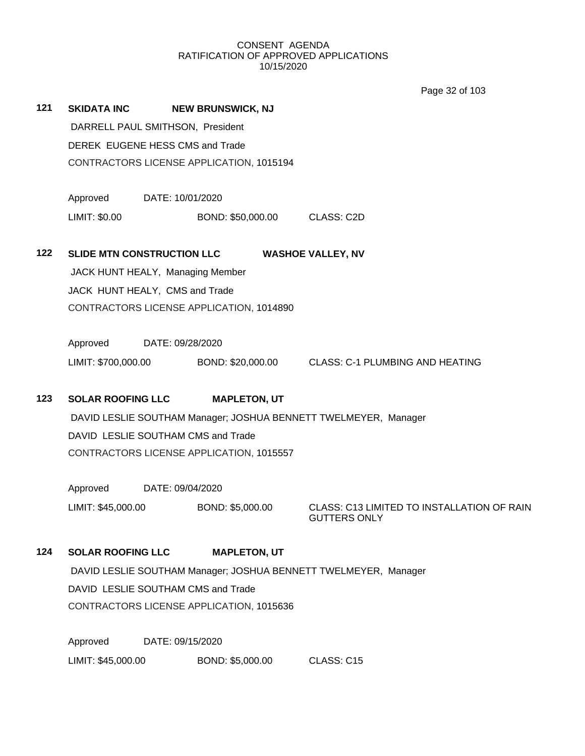CONSENT AGENDA
RATIFICATION OF APPROVED APPLICATIONS
10/15/2020

**121 SKIDATA INC NEW BRUNSWICK, NJ**

DARRELL PAUL SMITHSON, President
DEREK EUGENE HESS CMS and Trade
CONTRACTORS LICENSE APPLICATION, 1015194

Approved DATE: 10/01/2020
LIMIT: $0.00 BOND: $50,000.00 CLASS: C2D

**122 SLIDE MTN CONSTRUCTION LLC WASHOE VALLEY, NV**

JACK HUNT HEALY, Managing Member
JACK HUNT HEALY, CMS and Trade
CONTRACTORS LICENSE APPLICATION, 1014890

Approved DATE: 09/28/2020
LIMIT: $700,000.00 BOND: $20,000.00 CLASS: C-1 PLUMBING AND HEATING

**123 SOLAR ROOFING LLC MAPLETON, UT**

DAVID LESLIE SOUTHAM Manager; JOSHUA BENNETT TWELMEYER, Manager
DAVID LESLIE SOUTHAM CMS and Trade
CONTRACTORS LICENSE APPLICATION, 1015557

Approved DATE: 09/04/2020
LIMIT: $45,000.00 BOND: $5,000.00 CLASS: C13 LIMITED TO INSTALLATION OF RAIN GUTTERS ONLY

**124 SOLAR ROOFING LLC MAPLETON, UT**

DAVID LESLIE SOUTHAM Manager; JOSHUA BENNETT TWELMEYER, Manager
DAVID LESLIE SOUTHAM CMS and Trade
CONTRACTORS LICENSE APPLICATION, 1015636

Approved DATE: 09/15/2020
LIMIT: $45,000.00 BOND: $5,000.00 CLASS: C15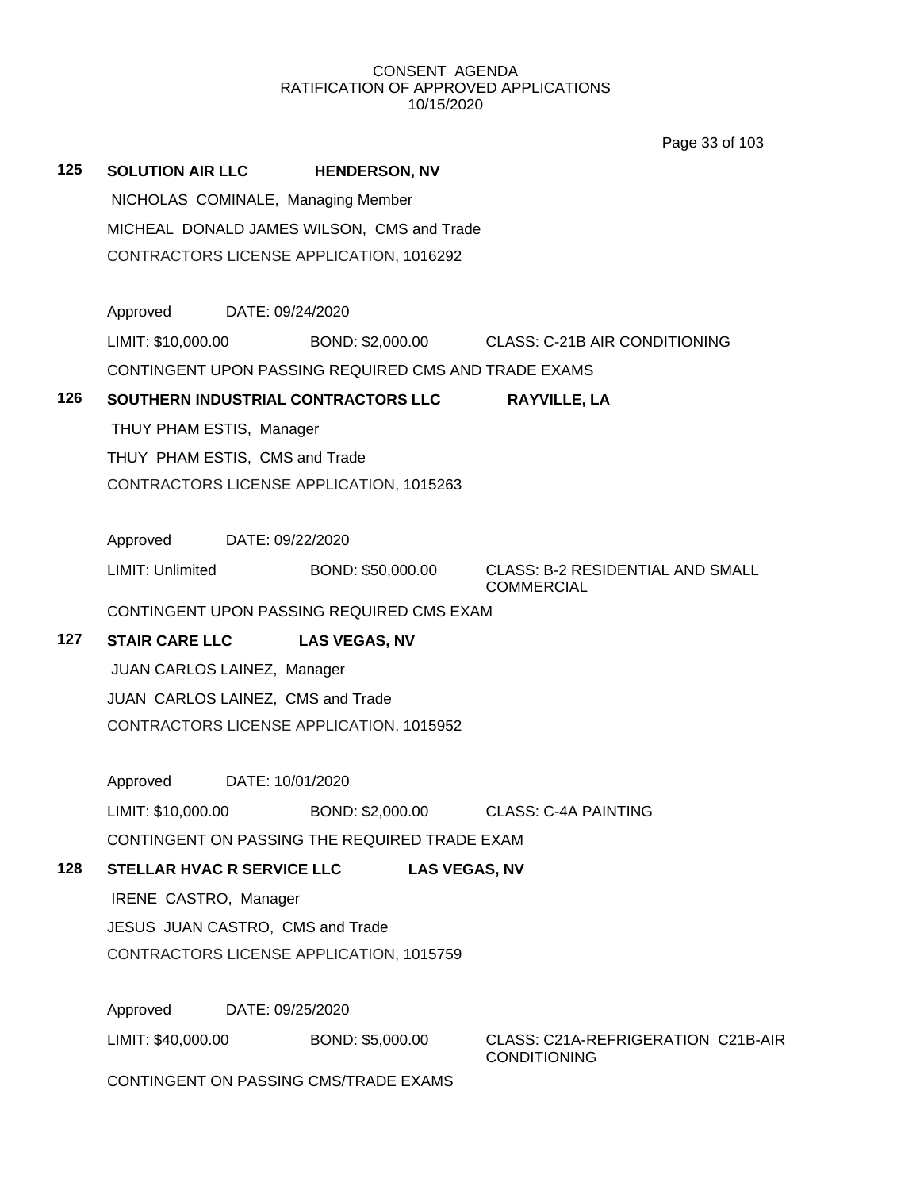CONSENT AGENDA
RATIFICATION OF APPROVED APPLICATIONS
10/15/2020

**125** **SOLUTION AIR LLC** **HENDERSON, NV**

NICHOLAS COMINALE, Managing Member

MICHEAL DONALD JAMES WILSON, CMS and Trade

CONTRACTORS LICENSE APPLICATION, 1016292

Approved DATE: 09/24/2020

LIMIT: $10,000.00 BOND: $2,000.00 CLASS: C-21B AIR CONDITIONING

CONTINGENT UPON PASSING REQUIRED CMS AND TRADE EXAMS

**126** **SOUTHERN INDUSTRIAL CONTRACTORS LLC** **RAYVILLE, LA**

THUY PHAM ESTIS, Manager

THUY PHAM ESTIS, CMS and Trade

CONTRACTORS LICENSE APPLICATION, 1015263

Approved DATE: 09/22/2020

LIMIT: Unlimited BOND: $50,000.00 CLASS: B-2 RESIDENTIAL AND SMALL COMMERCIAL

CONTINGENT UPON PASSING REQUIRED CMS EXAM

**127** **STAIR CARE LLC** **LAS VEGAS, NV**

JUAN CARLOS LAINEZ, Manager

JUAN CARLOS LAINEZ, CMS and Trade

CONTRACTORS LICENSE APPLICATION, 1015952

Approved DATE: 10/01/2020

LIMIT: $10,000.00 BOND: $2,000.00 CLASS: C-4A PAINTING

CONTINGENT ON PASSING THE REQUIRED TRADE EXAM

**128** **STELLAR HVAC R SERVICE LLC** **LAS VEGAS, NV**

IRENE CASTRO, Manager

JESUS JUAN CASTRO, CMS and Trade

CONTRACTORS LICENSE APPLICATION, 1015759

Approved DATE: 09/25/2020

LIMIT: $40,000.00 BOND: $5,000.00 CLASS: C21A-REFRIGERATION C21B-AIR CONDITIONING

CONTINGENT ON PASSING CMS/TRADE EXAMS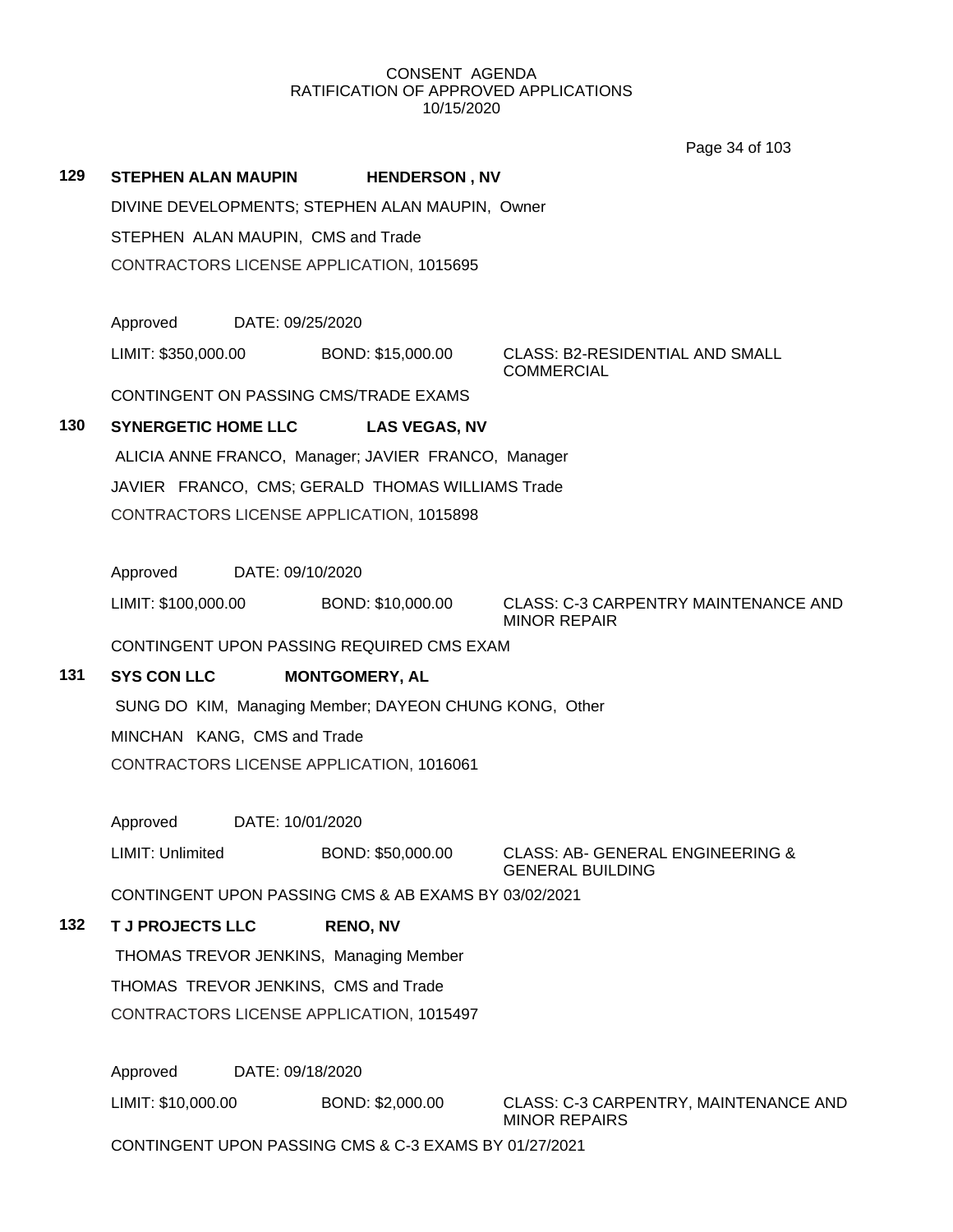CONSENT AGENDA
RATIFICATION OF APPROVED APPLICATIONS
10/15/2020

**129 STEPHEN ALAN MAUPIN HENDERSON , NV**

DIVINE DEVELOPMENTS; STEPHEN ALAN MAUPIN, Owner

STEPHEN ALAN MAUPIN, CMS and Trade

CONTRACTORS LICENSE APPLICATION, 1015695

Approved DATE: 09/25/2020

LIMIT: $350,000.00 BOND: $15,000.00 CLASS: B2-RESIDENTIAL AND SMALL COMMERCIAL

CONTINGENT ON PASSING CMS/TRADE EXAMS

**130 SYNERGETIC HOME LLC LAS VEGAS, NV**

ALICIA ANNE FRANCO, Manager; JAVIER FRANCO, Manager

JAVIER FRANCO, CMS; GERALD THOMAS WILLIAMS Trade

CONTRACTORS LICENSE APPLICATION, 1015898

Approved DATE: 09/10/2020

LIMIT: $100,000.00 BOND: $10,000.00 CLASS: C-3 CARPENTRY MAINTENANCE AND MINOR REPAIR

CONTINGENT UPON PASSING REQUIRED CMS EXAM

**131 SYS CON LLC MONTGOMERY, AL**

SUNG DO KIM, Managing Member; DAYEON CHUNG KONG, Other

MINCHAN KANG, CMS and Trade

CONTRACTORS LICENSE APPLICATION, 1016061

Approved DATE: 10/01/2020

LIMIT: Unlimited BOND: $50,000.00 CLASS: AB- GENERAL ENGINEERING & GENERAL BUILDING

CONTINGENT UPON PASSING CMS & AB EXAMS BY 03/02/2021

**132 T J PROJECTS LLC RENO, NV**

THOMAS TREVOR JENKINS, Managing Member

THOMAS TREVOR JENKINS, CMS and Trade

CONTRACTORS LICENSE APPLICATION, 1015497

Approved DATE: 09/18/2020

LIMIT: $10,000.00 BOND: $2,000.00 CLASS: C-3 CARPENTRY, MAINTENANCE AND MINOR REPAIRS

CONTINGENT UPON PASSING CMS & C-3 EXAMS BY 01/27/2021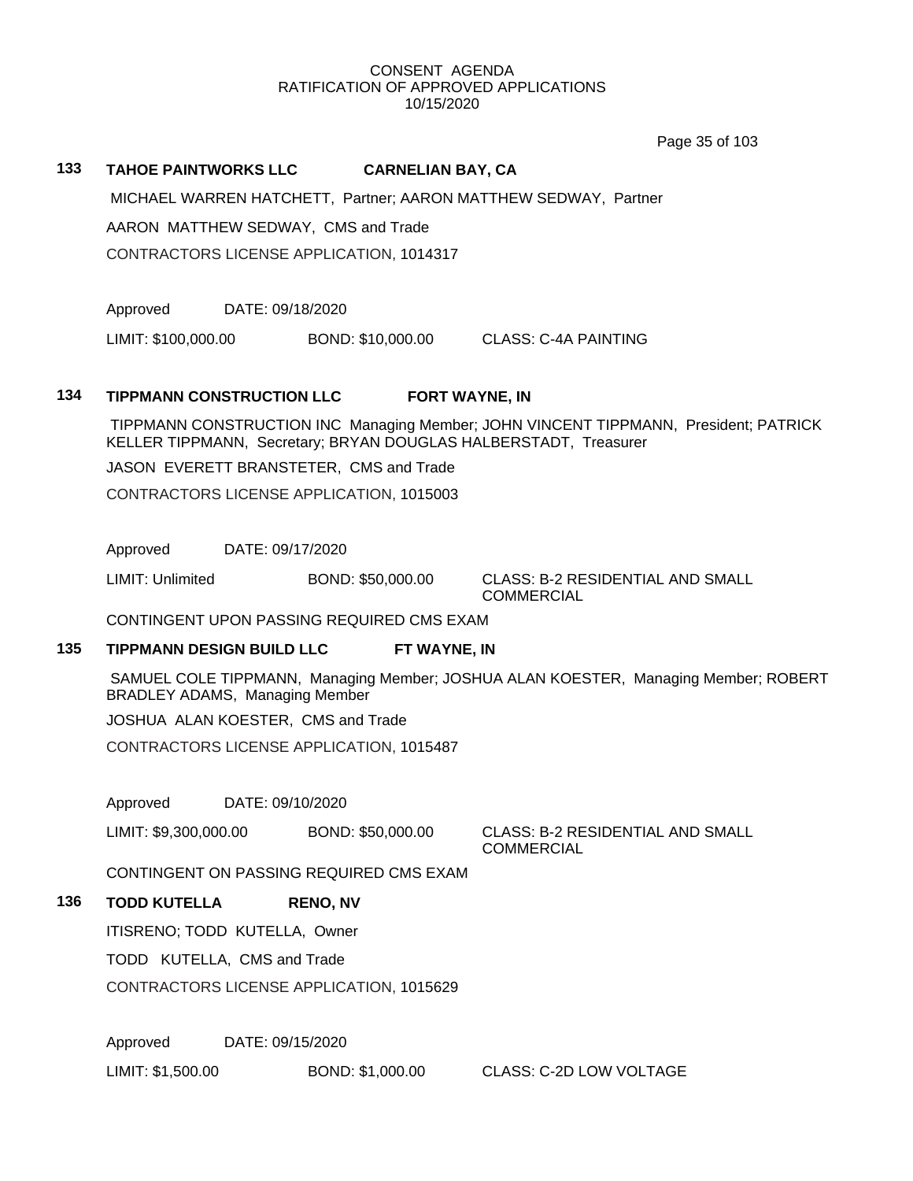CONSENT AGENDA
RATIFICATION OF APPROVED APPLICATIONS
10/15/2020

**133 TAHOE PAINTWORKS LLC CARNELIAN BAY, CA**

MICHAEL WARREN HATCHETT, Partner; AARON MATTHEW SEDWAY, Partner

AARON MATTHEW SEDWAY, CMS and Trade

CONTRACTORS LICENSE APPLICATION, 1014317

Approved DATE: 09/18/2020

LIMIT: $100,000.00 BOND: $10,000.00 CLASS: C-4A PAINTING

**134 TIPPMANN CONSTRUCTION LLC FORT WAYNE, IN**

TIPPMANN CONSTRUCTION INC Managing Member; JOHN VINCENT TIPPMANN, President; PATRICK KELLER TIPPMANN, Secretary; BRYAN DOUGLAS HALBERSTADT, Treasurer

JASON EVERETT BRANSTETER, CMS and Trade

CONTRACTORS LICENSE APPLICATION, 1015003

Approved DATE: 09/17/2020

LIMIT: Unlimited BOND: $50,000.00 CLASS: B-2 RESIDENTIAL AND SMALL COMMERCIAL

CONTINGENT UPON PASSING REQUIRED CMS EXAM

**135 TIPPMANN DESIGN BUILD LLC FT WAYNE, IN**

SAMUEL COLE TIPPMANN, Managing Member; JOSHUA ALAN KOESTER, Managing Member; ROBERT BRADLEY ADAMS, Managing Member

JOSHUA ALAN KOESTER, CMS and Trade

CONTRACTORS LICENSE APPLICATION, 1015487

Approved DATE: 09/10/2020

LIMIT: $9,300,000.00 BOND: $50,000.00 CLASS: B-2 RESIDENTIAL AND SMALL COMMERCIAL

CONTINGENT ON PASSING REQUIRED CMS EXAM

**136 TODD KUTELLA RENO, NV**

ITISRENO; TODD KUTELLA, Owner

TODD KUTELLA, CMS and Trade

CONTRACTORS LICENSE APPLICATION, 1015629

Approved DATE: 09/15/2020

LIMIT: $1,500.00 BOND: $1,000.00 CLASS: C-2D LOW VOLTAGE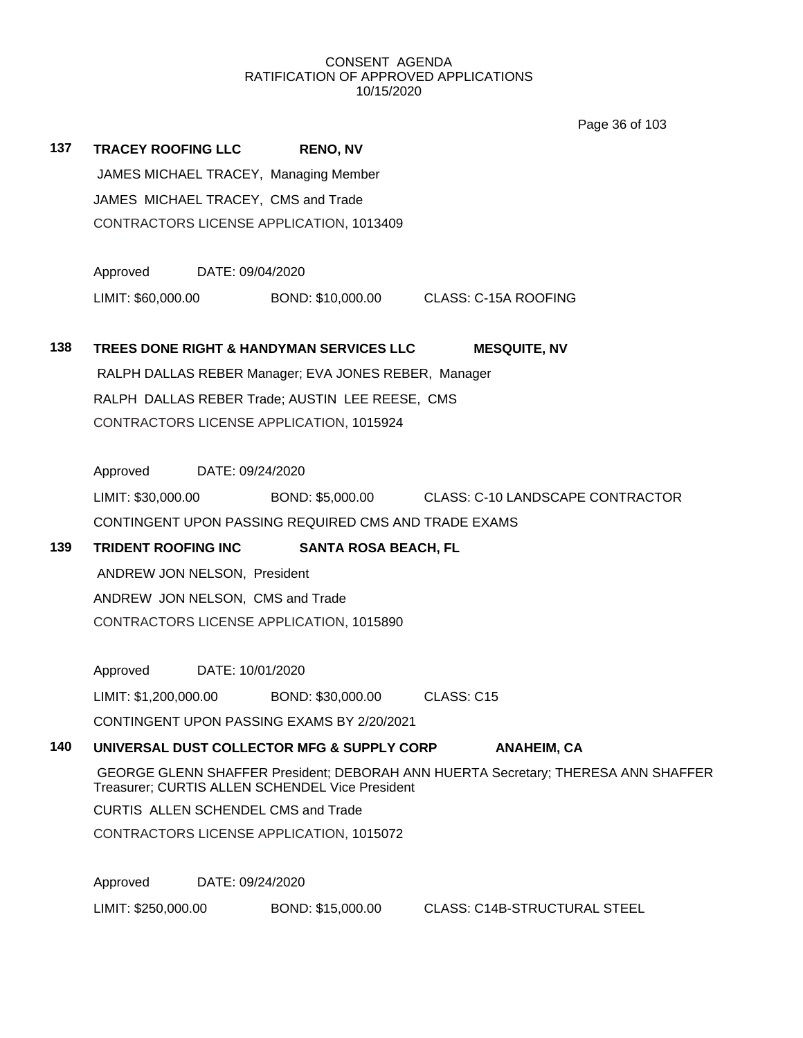CONSENT AGENDA
RATIFICATION OF APPROVED APPLICATIONS
10/15/2020

**137** **TRACEY ROOFING LLC** **RENO, NV**

JAMES MICHAEL TRACEY, Managing Member

JAMES MICHAEL TRACEY, CMS and Trade

CONTRACTORS LICENSE APPLICATION, 1013409

Approved DATE: 09/04/2020

LIMIT: $60,000.00 BOND: $10,000.00 CLASS: C-15A ROOFING

**138** **TREES DONE RIGHT & HANDYMAN SERVICES LLC** **MESQUITE, NV**

RALPH DALLAS REBER Manager; EVA JONES REBER, Manager

RALPH DALLAS REBER Trade; AUSTIN LEE REESE, CMS

CONTRACTORS LICENSE APPLICATION, 1015924

Approved DATE: 09/24/2020

LIMIT: $30,000.00 BOND: $5,000.00 CLASS: C-10 LANDSCAPE CONTRACTOR

CONTINGENT UPON PASSING REQUIRED CMS AND TRADE EXAMS

**139** **TRIDENT ROOFING INC** **SANTA ROSA BEACH, FL**

ANDREW JON NELSON, President

ANDREW JON NELSON, CMS and Trade

CONTRACTORS LICENSE APPLICATION, 1015890

Approved DATE: 10/01/2020

LIMIT: $1,200,000.00 BOND: $30,000.00 CLASS: C15

CONTINGENT UPON PASSING EXAMS BY 2/20/2021

**140** **UNIVERSAL DUST COLLECTOR MFG & SUPPLY CORP** **ANAHEIM, CA**

GEORGE GLENN SHAFFER President; DEBORAH ANN HUERTA Secretary; THERESA ANN SHAFFER Treasurer; CURTIS ALLEN SCHENDEL Vice President

CURTIS ALLEN SCHENDEL CMS and Trade

CONTRACTORS LICENSE APPLICATION, 1015072

Approved DATE: 09/24/2020

LIMIT: $250,000.00 BOND: $15,000.00 CLASS: C14B-STRUCTURAL STEEL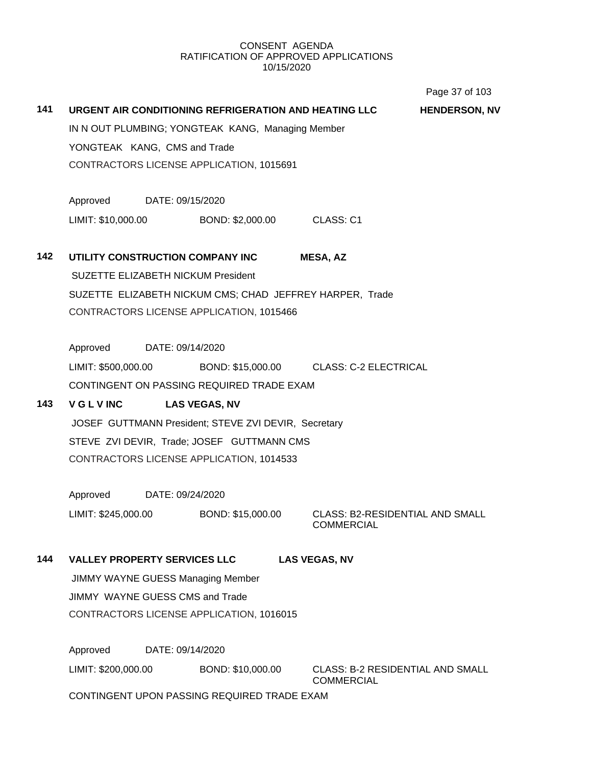CONSENT AGENDA
RATIFICATION OF APPROVED APPLICATIONS
10/15/2020

**141 URGENT AIR CONDITIONING REFRIGERATION AND HEATING LLC — HENDERSON, NV**

IN N OUT PLUMBING; YONGTEAK KANG, Managing Member

YONGTEAK KANG, CMS and Trade

CONTRACTORS LICENSE APPLICATION, 1015691

Approved DATE: 09/15/2020

LIMIT: $10,000.00 BOND: $2,000.00 CLASS: C1

**142 UTILITY CONSTRUCTION COMPANY INC — MESA, AZ**

SUZETTE ELIZABETH NICKUM President

SUZETTE ELIZABETH NICKUM CMS; CHAD JEFFREY HARPER, Trade

CONTRACTORS LICENSE APPLICATION, 1015466

Approved DATE: 09/14/2020

LIMIT: $500,000.00 BOND: $15,000.00 CLASS: C-2 ELECTRICAL

CONTINGENT ON PASSING REQUIRED TRADE EXAM

**143 V G L V INC — LAS VEGAS, NV**

JOSEF GUTTMANN President; STEVE ZVI DEVIR, Secretary

STEVE ZVI DEVIR, Trade; JOSEF GUTTMANN CMS

CONTRACTORS LICENSE APPLICATION, 1014533

Approved DATE: 09/24/2020

LIMIT: $245,000.00 BOND: $15,000.00 CLASS: B2-RESIDENTIAL AND SMALL COMMERCIAL

**144 VALLEY PROPERTY SERVICES LLC — LAS VEGAS, NV**

JIMMY WAYNE GUESS Managing Member

JIMMY WAYNE GUESS CMS and Trade

CONTRACTORS LICENSE APPLICATION, 1016015

Approved DATE: 09/14/2020

LIMIT: $200,000.00 BOND: $10,000.00 CLASS: B-2 RESIDENTIAL AND SMALL COMMERCIAL

CONTINGENT UPON PASSING REQUIRED TRADE EXAM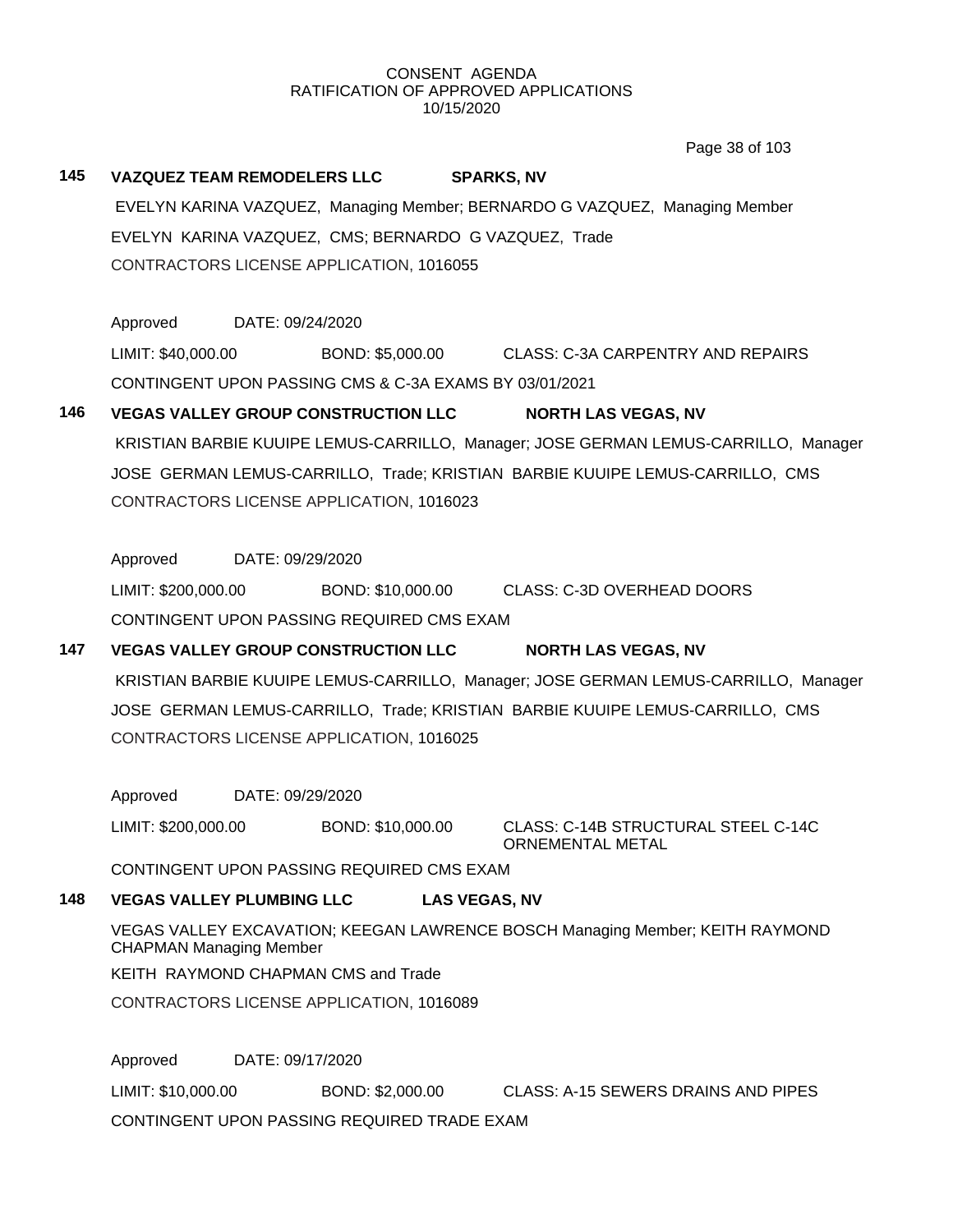CONSENT AGENDA
RATIFICATION OF APPROVED APPLICATIONS
10/15/2020

**145 VAZQUEZ TEAM REMODELERS LLC SPARKS, NV**

EVELYN KARINA VAZQUEZ, Managing Member; BERNARDO G VAZQUEZ, Managing Member

EVELYN KARINA VAZQUEZ, CMS; BERNARDO G VAZQUEZ, Trade

CONTRACTORS LICENSE APPLICATION, 1016055

Approved DATE: 09/24/2020

LIMIT: $40,000.00 BOND: $5,000.00 CLASS: C-3A CARPENTRY AND REPAIRS

CONTINGENT UPON PASSING CMS & C-3A EXAMS BY 03/01/2021

**146 VEGAS VALLEY GROUP CONSTRUCTION LLC NORTH LAS VEGAS, NV**

KRISTIAN BARBIE KUUIPE LEMUS-CARRILLO, Manager; JOSE GERMAN LEMUS-CARRILLO, Manager

JOSE GERMAN LEMUS-CARRILLO, Trade; KRISTIAN BARBIE KUUIPE LEMUS-CARRILLO, CMS

CONTRACTORS LICENSE APPLICATION, 1016023

Approved DATE: 09/29/2020

LIMIT: $200,000.00 BOND: $10,000.00 CLASS: C-3D OVERHEAD DOORS

CONTINGENT UPON PASSING REQUIRED CMS EXAM

**147 VEGAS VALLEY GROUP CONSTRUCTION LLC NORTH LAS VEGAS, NV**

KRISTIAN BARBIE KUUIPE LEMUS-CARRILLO, Manager; JOSE GERMAN LEMUS-CARRILLO, Manager

JOSE GERMAN LEMUS-CARRILLO, Trade; KRISTIAN BARBIE KUUIPE LEMUS-CARRILLO, CMS

CONTRACTORS LICENSE APPLICATION, 1016025

Approved DATE: 09/29/2020

LIMIT: $200,000.00 BOND: $10,000.00 CLASS: C-14B STRUCTURAL STEEL C-14C ORNEMENTAL METAL

CONTINGENT UPON PASSING REQUIRED CMS EXAM

**148 VEGAS VALLEY PLUMBING LLC LAS VEGAS, NV**

VEGAS VALLEY EXCAVATION; KEEGAN LAWRENCE BOSCH Managing Member; KEITH RAYMOND CHAPMAN Managing Member

KEITH RAYMOND CHAPMAN CMS and Trade

CONTRACTORS LICENSE APPLICATION, 1016089

Approved DATE: 09/17/2020

LIMIT: $10,000.00 BOND: $2,000.00 CLASS: A-15 SEWERS DRAINS AND PIPES

CONTINGENT UPON PASSING REQUIRED TRADE EXAM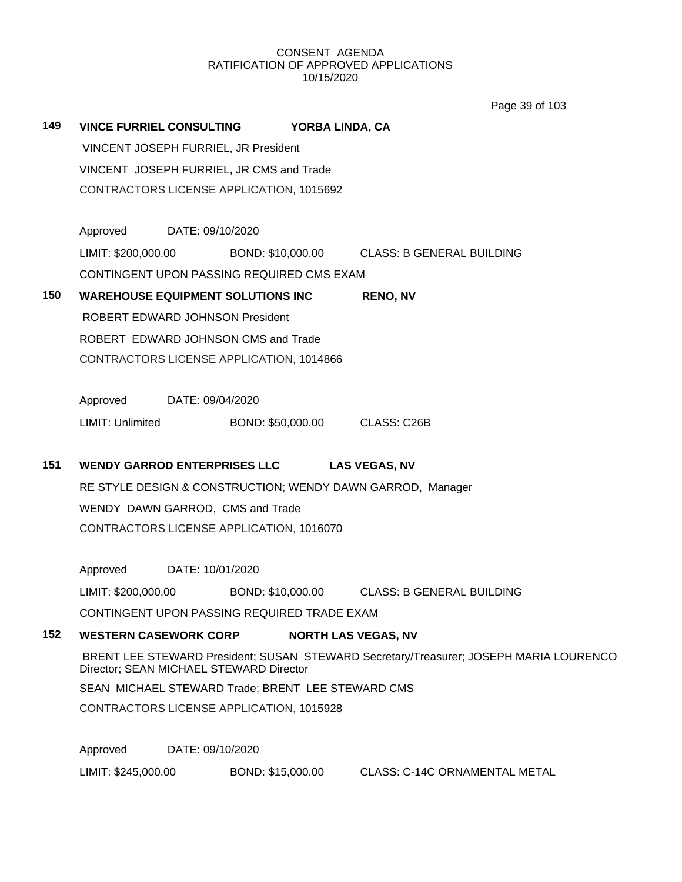CONSENT AGENDA
RATIFICATION OF APPROVED APPLICATIONS
10/15/2020

**149 VINCE FURRIEL CONSULTING YORBA LINDA, CA**

VINCENT JOSEPH FURRIEL, JR President

VINCENT JOSEPH FURRIEL, JR CMS and Trade

CONTRACTORS LICENSE APPLICATION, 1015692

Approved DATE: 09/10/2020

LIMIT: $200,000.00 BOND: $10,000.00 CLASS: B GENERAL BUILDING

CONTINGENT UPON PASSING REQUIRED CMS EXAM

**150 WAREHOUSE EQUIPMENT SOLUTIONS INC RENO, NV**

ROBERT EDWARD JOHNSON President

ROBERT EDWARD JOHNSON CMS and Trade

CONTRACTORS LICENSE APPLICATION, 1014866

Approved DATE: 09/04/2020

LIMIT: Unlimited BOND: $50,000.00 CLASS: C26B

**151 WENDY GARROD ENTERPRISES LLC LAS VEGAS, NV**

RE STYLE DESIGN & CONSTRUCTION; WENDY DAWN GARROD, Manager

WENDY DAWN GARROD, CMS and Trade

CONTRACTORS LICENSE APPLICATION, 1016070

Approved DATE: 10/01/2020

LIMIT: $200,000.00 BOND: $10,000.00 CLASS: B GENERAL BUILDING

CONTINGENT UPON PASSING REQUIRED TRADE EXAM

**152 WESTERN CASEWORK CORP NORTH LAS VEGAS, NV**

BRENT LEE STEWARD President; SUSAN STEWARD Secretary/Treasurer; JOSEPH MARIA LOURENCO Director; SEAN MICHAEL STEWARD Director

SEAN MICHAEL STEWARD Trade; BRENT LEE STEWARD CMS

CONTRACTORS LICENSE APPLICATION, 1015928

Approved DATE: 09/10/2020

LIMIT: $245,000.00 BOND: $15,000.00 CLASS: C-14C ORNAMENTAL METAL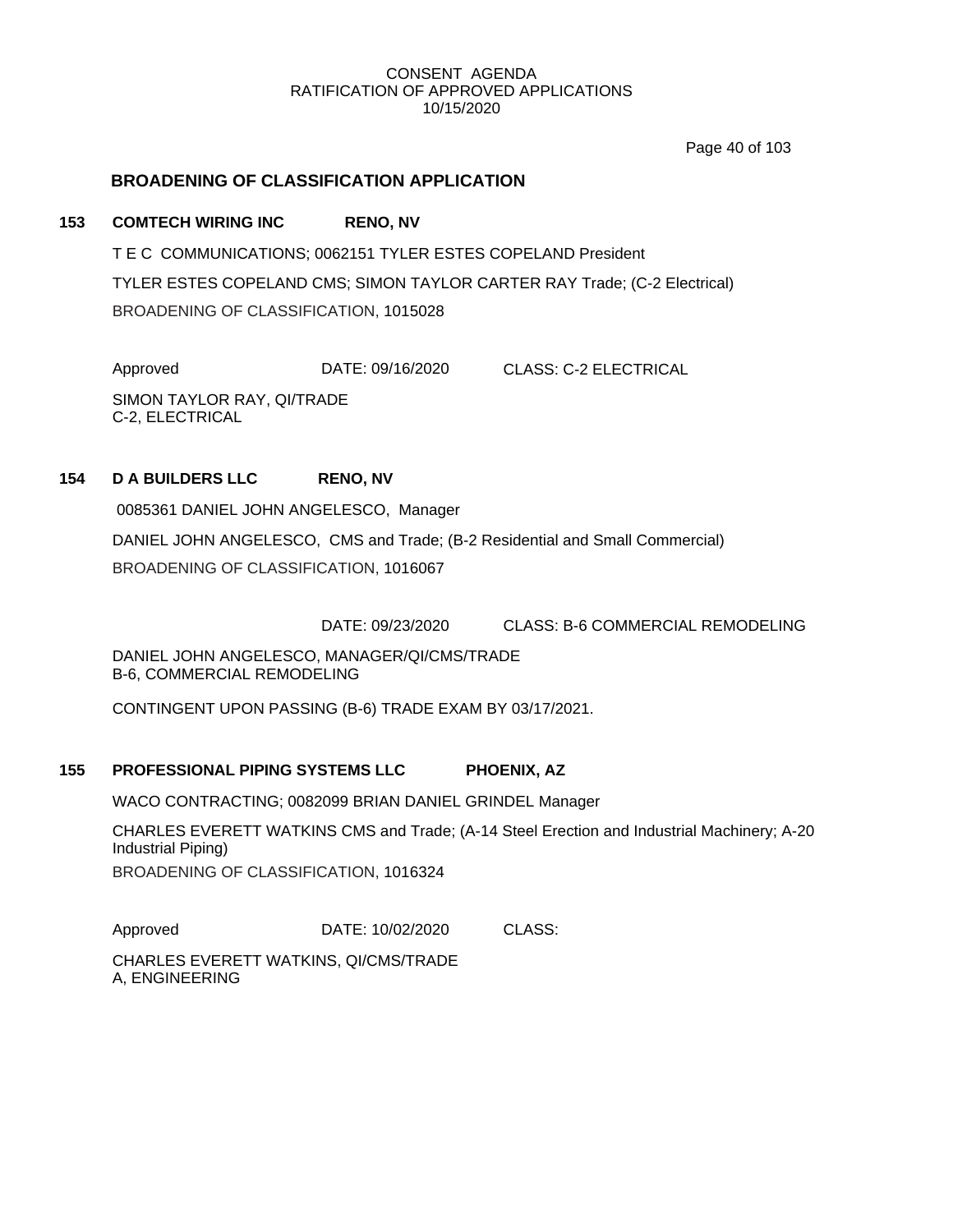CONSENT AGENDA
RATIFICATION OF APPROVED APPLICATIONS
10/15/2020

## BROADENING OF CLASSIFICATION APPLICATION

**153 COMTECH WIRING INC RENO, NV**

T E C COMMUNICATIONS; 0062151 TYLER ESTES COPELAND President

TYLER ESTES COPELAND CMS; SIMON TAYLOR CARTER RAY Trade; (C-2 Electrical)

BROADENING OF CLASSIFICATION, 1015028

Approved DATE: 09/16/2020 CLASS: C-2 ELECTRICAL

SIMON TAYLOR RAY, QI/TRADE
C-2, ELECTRICAL

**154 D A BUILDERS LLC RENO, NV**

0085361 DANIEL JOHN ANGELESCO, Manager

DANIEL JOHN ANGELESCO, CMS and Trade; (B-2 Residential and Small Commercial)

BROADENING OF CLASSIFICATION, 1016067

DATE: 09/23/2020 CLASS: B-6 COMMERCIAL REMODELING

DANIEL JOHN ANGELESCO, MANAGER/QI/CMS/TRADE
B-6, COMMERCIAL REMODELING

CONTINGENT UPON PASSING (B-6) TRADE EXAM BY 03/17/2021.

**155 PROFESSIONAL PIPING SYSTEMS LLC PHOENIX, AZ**

WACO CONTRACTING; 0082099 BRIAN DANIEL GRINDEL Manager

CHARLES EVERETT WATKINS CMS and Trade; (A-14 Steel Erection and Industrial Machinery; A-20 Industrial Piping)

BROADENING OF CLASSIFICATION, 1016324

Approved DATE: 10/02/2020 CLASS:

CHARLES EVERETT WATKINS, QI/CMS/TRADE
A, ENGINEERING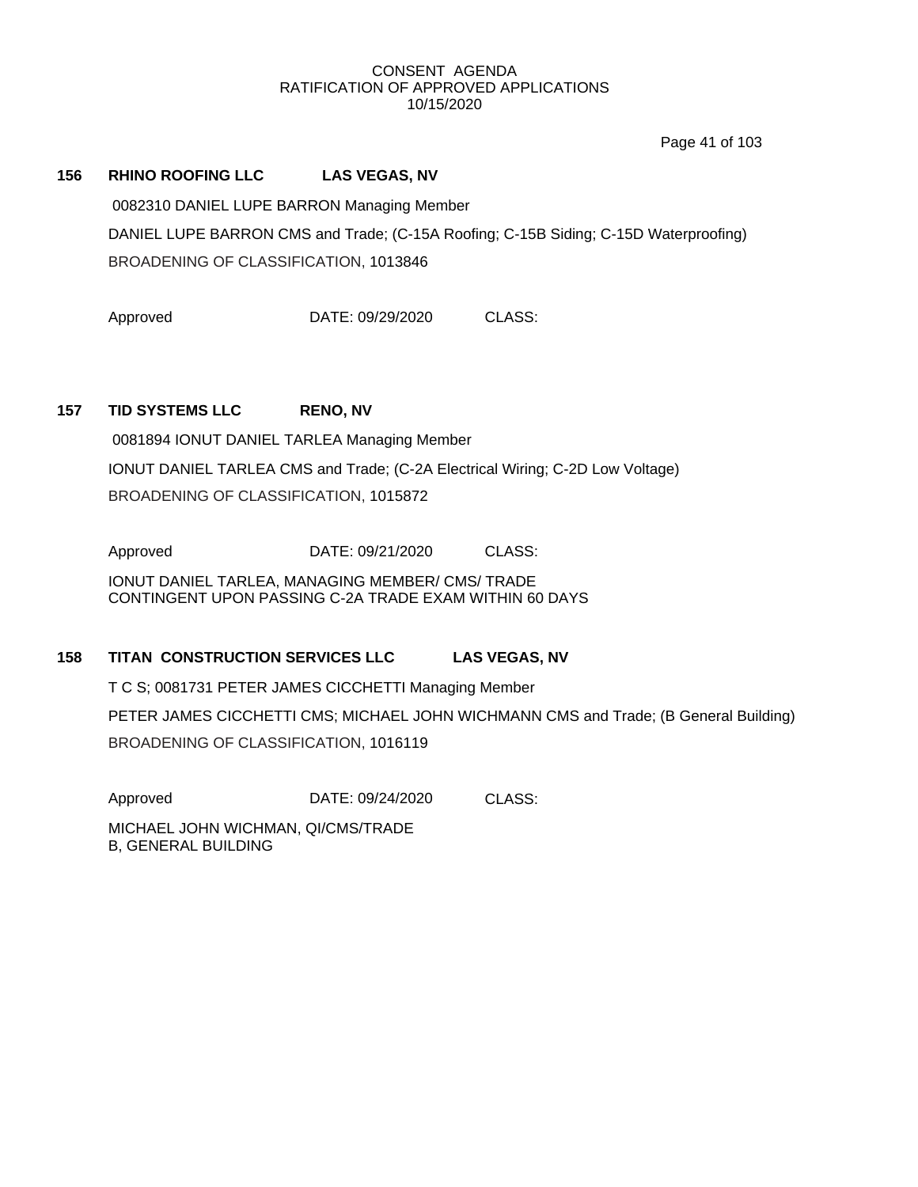CONSENT AGENDA
RATIFICATION OF APPROVED APPLICATIONS
10/15/2020

**156 RHINO ROOFING LLC LAS VEGAS, NV**

0082310 DANIEL LUPE BARRON Managing Member

DANIEL LUPE BARRON CMS and Trade; (C-15A Roofing; C-15B Siding; C-15D Waterproofing)

BROADENING OF CLASSIFICATION, 1013846

Approved DATE: 09/29/2020 CLASS:

**157 TID SYSTEMS LLC RENO, NV**

0081894 IONUT DANIEL TARLEA Managing Member

IONUT DANIEL TARLEA CMS and Trade; (C-2A Electrical Wiring; C-2D Low Voltage)

BROADENING OF CLASSIFICATION, 1015872

Approved DATE: 09/21/2020 CLASS:

IONUT DANIEL TARLEA, MANAGING MEMBER/ CMS/ TRADE
CONTINGENT UPON PASSING C-2A TRADE EXAM WITHIN 60 DAYS

**158 TITAN CONSTRUCTION SERVICES LLC LAS VEGAS, NV**

T C S; 0081731 PETER JAMES CICCHETTI Managing Member

PETER JAMES CICCHETTI CMS; MICHAEL JOHN WICHMANN CMS and Trade; (B General Building)

BROADENING OF CLASSIFICATION, 1016119

Approved DATE: 09/24/2020 CLASS:

MICHAEL JOHN WICHMAN, QI/CMS/TRADE
B, GENERAL BUILDING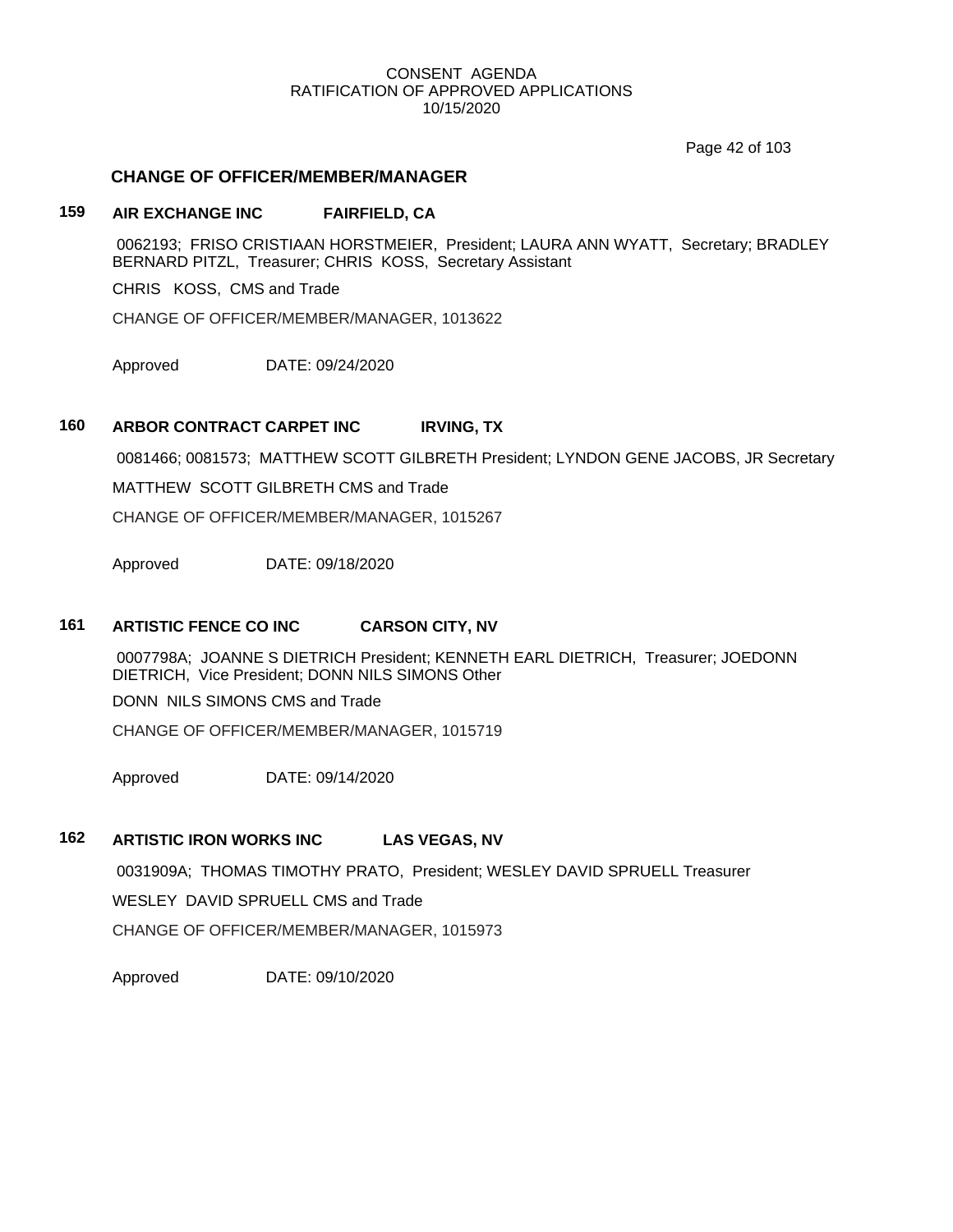CONSENT AGENDA
RATIFICATION OF APPROVED APPLICATIONS
10/15/2020

## CHANGE OF OFFICER/MEMBER/MANAGER

### 159 AIR EXCHANGE INC FAIRFIELD, CA

0062193; FRISO CRISTIAAN HORSTMEIER, President; LAURA ANN WYATT, Secretary; BRADLEY BERNARD PITZL, Treasurer; CHRIS KOSS, Secretary Assistant

CHRIS KOSS, CMS and Trade

CHANGE OF OFFICER/MEMBER/MANAGER, 1013622

Approved DATE: 09/24/2020

### 160 ARBOR CONTRACT CARPET INC IRVING, TX

0081466; 0081573; MATTHEW SCOTT GILBRETH President; LYNDON GENE JACOBS, JR Secretary

MATTHEW SCOTT GILBRETH CMS and Trade

CHANGE OF OFFICER/MEMBER/MANAGER, 1015267

Approved DATE: 09/18/2020

### 161 ARTISTIC FENCE CO INC CARSON CITY, NV

0007798A; JOANNE S DIETRICH President; KENNETH EARL DIETRICH, Treasurer; JOEDONN DIETRICH, Vice President; DONN NILS SIMONS Other

DONN NILS SIMONS CMS and Trade

CHANGE OF OFFICER/MEMBER/MANAGER, 1015719

Approved DATE: 09/14/2020

### 162 ARTISTIC IRON WORKS INC LAS VEGAS, NV

0031909A; THOMAS TIMOTHY PRATO, President; WESLEY DAVID SPRUELL Treasurer

WESLEY DAVID SPRUELL CMS and Trade

CHANGE OF OFFICER/MEMBER/MANAGER, 1015973

Approved DATE: 09/10/2020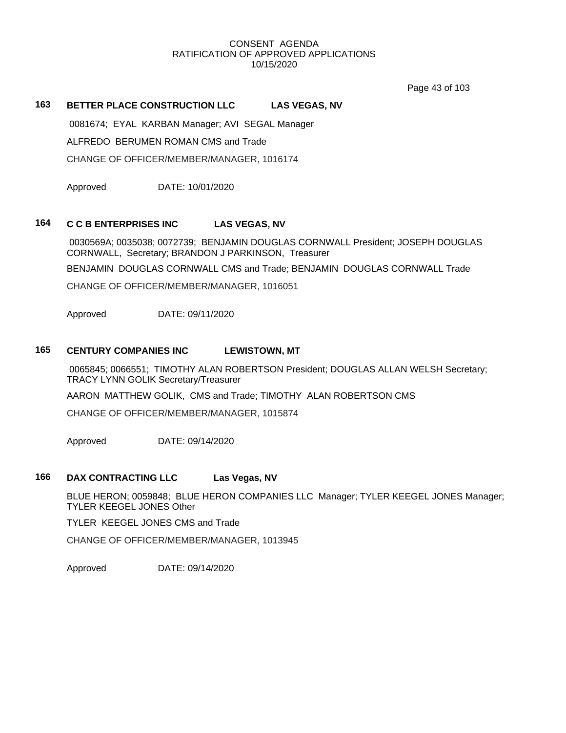CONSENT AGENDA
RATIFICATION OF APPROVED APPLICATIONS
10/15/2020

**163 BETTER PLACE CONSTRUCTION LLC LAS VEGAS, NV**

0081674; EYAL KARBAN Manager; AVI SEGAL Manager

ALFREDO BERUMEN ROMAN CMS and Trade

CHANGE OF OFFICER/MEMBER/MANAGER, 1016174

Approved DATE: 10/01/2020

**164 C C B ENTERPRISES INC LAS VEGAS, NV**

0030569A; 0035038; 0072739; BENJAMIN DOUGLAS CORNWALL President; JOSEPH DOUGLAS CORNWALL, Secretary; BRANDON J PARKINSON, Treasurer

BENJAMIN DOUGLAS CORNWALL CMS and Trade; BENJAMIN DOUGLAS CORNWALL Trade

CHANGE OF OFFICER/MEMBER/MANAGER, 1016051

Approved DATE: 09/11/2020

**165 CENTURY COMPANIES INC LEWISTOWN, MT**

0065845; 0066551; TIMOTHY ALAN ROBERTSON President; DOUGLAS ALLAN WELSH Secretary; TRACY LYNN GOLIK Secretary/Treasurer

AARON MATTHEW GOLIK, CMS and Trade; TIMOTHY ALAN ROBERTSON CMS

CHANGE OF OFFICER/MEMBER/MANAGER, 1015874

Approved DATE: 09/14/2020

**166 DAX CONTRACTING LLC Las Vegas, NV**

BLUE HERON; 0059848; BLUE HERON COMPANIES LLC Manager; TYLER KEEGEL JONES Manager; TYLER KEEGEL JONES Other

TYLER KEEGEL JONES CMS and Trade

CHANGE OF OFFICER/MEMBER/MANAGER, 1013945

Approved DATE: 09/14/2020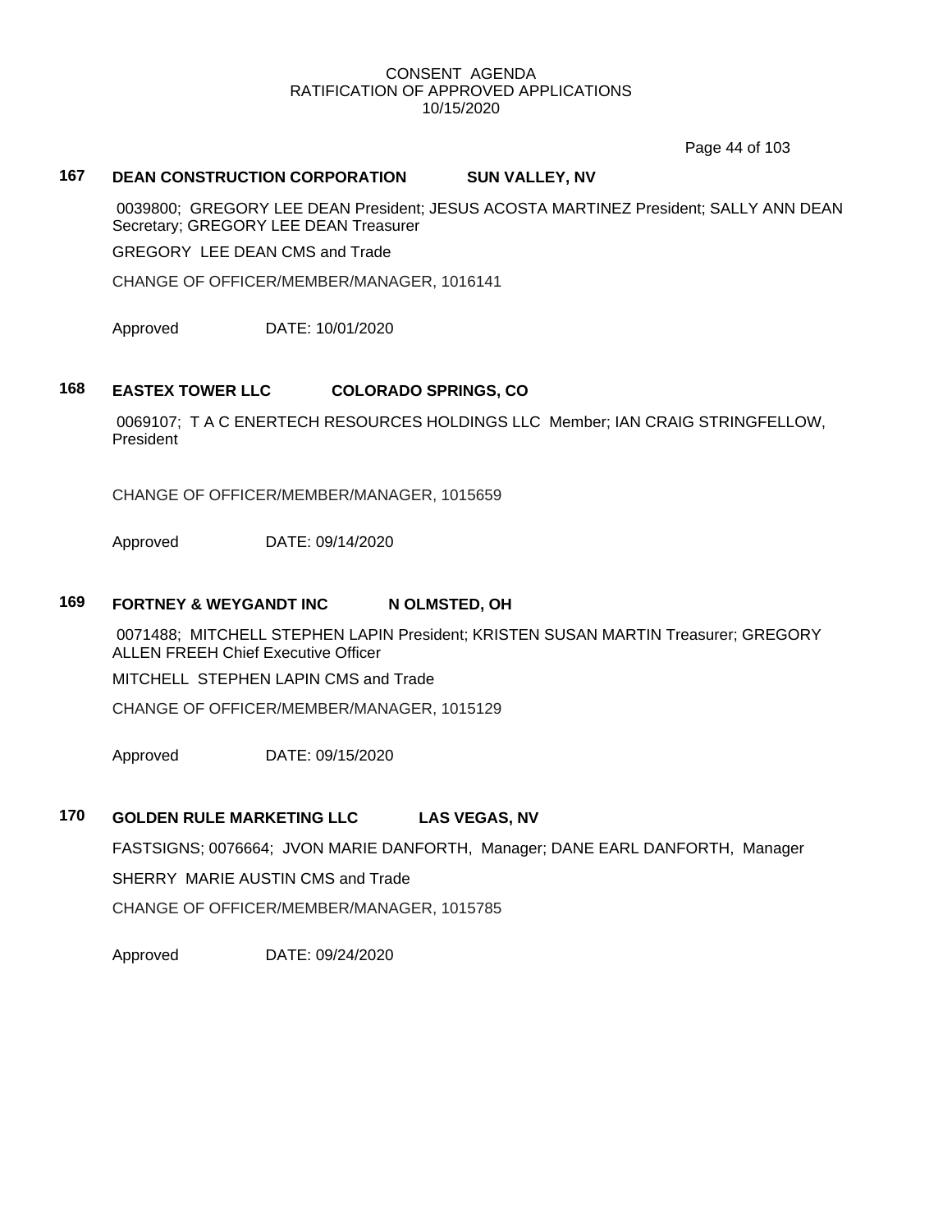CONSENT AGENDA
RATIFICATION OF APPROVED APPLICATIONS
10/15/2020

**167 DEAN CONSTRUCTION CORPORATION SUN VALLEY, NV**

0039800; GREGORY LEE DEAN President; JESUS ACOSTA MARTINEZ President; SALLY ANN DEAN Secretary; GREGORY LEE DEAN Treasurer

GREGORY LEE DEAN CMS and Trade

CHANGE OF OFFICER/MEMBER/MANAGER, 1016141

Approved DATE: 10/01/2020

**168 EASTEX TOWER LLC COLORADO SPRINGS, CO**

0069107; T A C ENERTECH RESOURCES HOLDINGS LLC Member; IAN CRAIG STRINGFELLOW, President

CHANGE OF OFFICER/MEMBER/MANAGER, 1015659

Approved DATE: 09/14/2020

**169 FORTNEY & WEYGANDT INC N OLMSTED, OH**

0071488; MITCHELL STEPHEN LAPIN President; KRISTEN SUSAN MARTIN Treasurer; GREGORY ALLEN FREEH Chief Executive Officer

MITCHELL STEPHEN LAPIN CMS and Trade

CHANGE OF OFFICER/MEMBER/MANAGER, 1015129

Approved DATE: 09/15/2020

**170 GOLDEN RULE MARKETING LLC LAS VEGAS, NV**

FASTSIGNS; 0076664; JVON MARIE DANFORTH, Manager; DANE EARL DANFORTH, Manager

SHERRY MARIE AUSTIN CMS and Trade

CHANGE OF OFFICER/MEMBER/MANAGER, 1015785

Approved DATE: 09/24/2020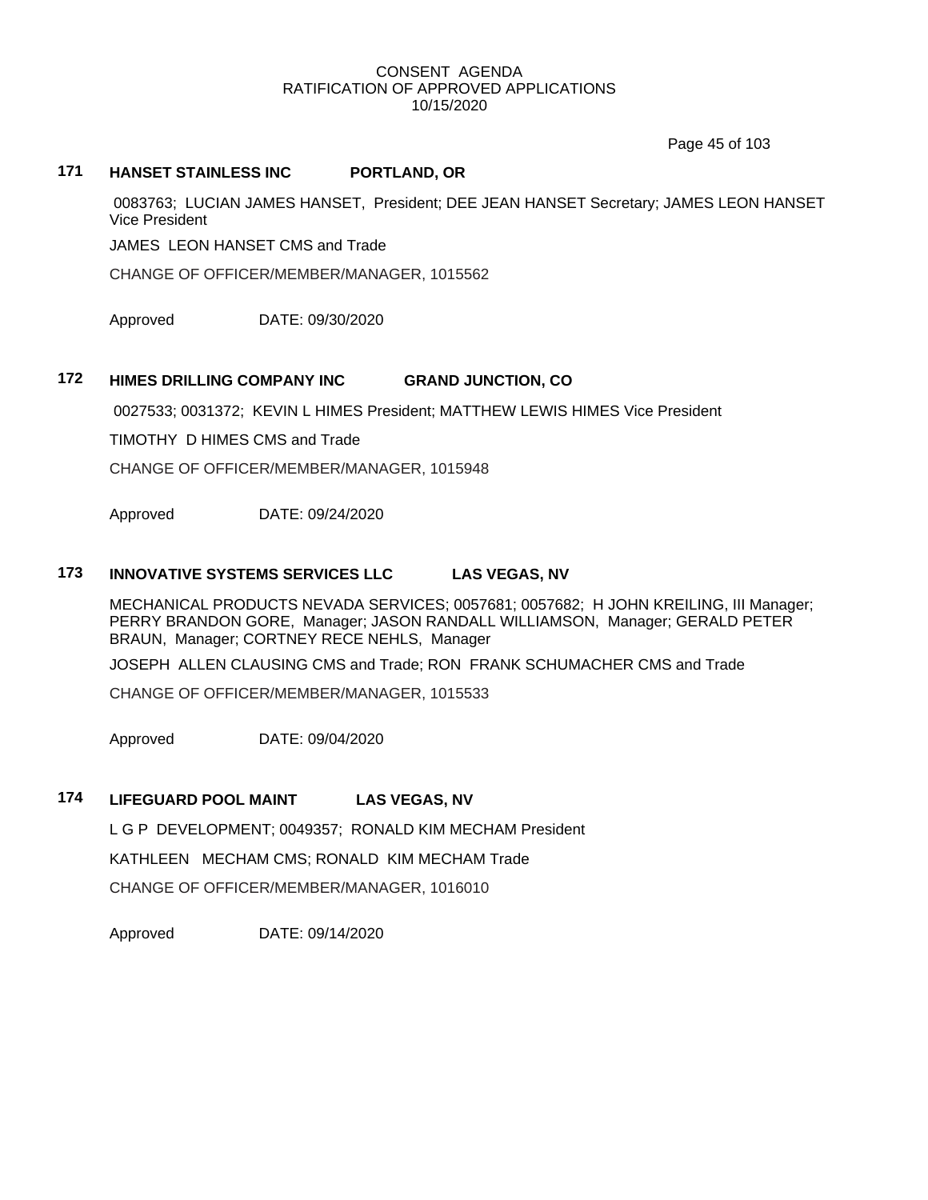CONSENT AGENDA
RATIFICATION OF APPROVED APPLICATIONS
10/15/2020

## 171 HANSET STAINLESS INC PORTLAND, OR

0083763; LUCIAN JAMES HANSET, President; DEE JEAN HANSET Secretary; JAMES LEON HANSET Vice President

JAMES LEON HANSET CMS and Trade

CHANGE OF OFFICER/MEMBER/MANAGER, 1015562

Approved DATE: 09/30/2020

## 172 HIMES DRILLING COMPANY INC GRAND JUNCTION, CO

0027533; 0031372; KEVIN L HIMES President; MATTHEW LEWIS HIMES Vice President

TIMOTHY D HIMES CMS and Trade

CHANGE OF OFFICER/MEMBER/MANAGER, 1015948

Approved DATE: 09/24/2020

## 173 INNOVATIVE SYSTEMS SERVICES LLC LAS VEGAS, NV

MECHANICAL PRODUCTS NEVADA SERVICES; 0057681; 0057682; H JOHN KREILING, III Manager; PERRY BRANDON GORE, Manager; JASON RANDALL WILLIAMSON, Manager; GERALD PETER BRAUN, Manager; CORTNEY RECE NEHLS, Manager

JOSEPH ALLEN CLAUSING CMS and Trade; RON FRANK SCHUMACHER CMS and Trade

CHANGE OF OFFICER/MEMBER/MANAGER, 1015533

Approved DATE: 09/04/2020

## 174 LIFEGUARD POOL MAINT LAS VEGAS, NV

L G P DEVELOPMENT; 0049357; RONALD KIM MECHAM President

KATHLEEN MECHAM CMS; RONALD KIM MECHAM Trade

CHANGE OF OFFICER/MEMBER/MANAGER, 1016010

Approved DATE: 09/14/2020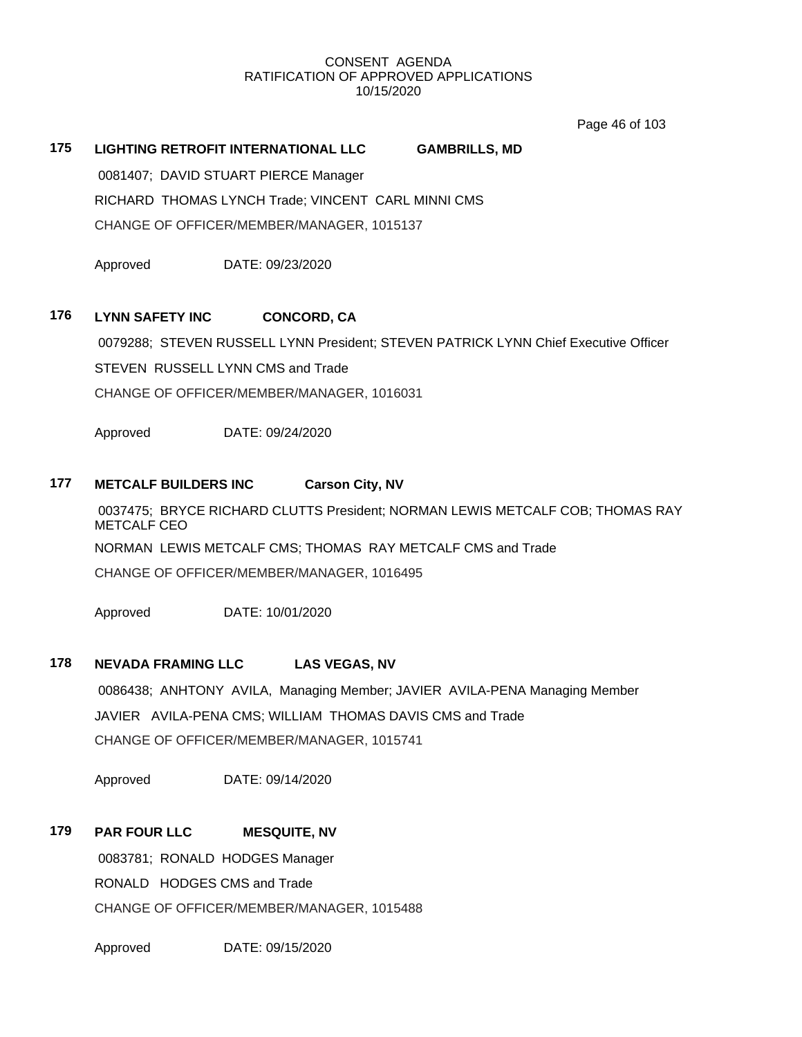CONSENT AGENDA
RATIFICATION OF APPROVED APPLICATIONS
10/15/2020

**175 LIGHTING RETROFIT INTERNATIONAL LLC GAMBRILLS, MD**

0081407; DAVID STUART PIERCE Manager

RICHARD THOMAS LYNCH Trade; VINCENT CARL MINNI CMS

CHANGE OF OFFICER/MEMBER/MANAGER, 1015137

Approved DATE: 09/23/2020

**176 LYNN SAFETY INC CONCORD, CA**

0079288; STEVEN RUSSELL LYNN President; STEVEN PATRICK LYNN Chief Executive Officer

STEVEN RUSSELL LYNN CMS and Trade

CHANGE OF OFFICER/MEMBER/MANAGER, 1016031

Approved DATE: 09/24/2020

**177 METCALF BUILDERS INC Carson City, NV**

0037475; BRYCE RICHARD CLUTTS President; NORMAN LEWIS METCALF COB; THOMAS RAY METCALF CEO

NORMAN LEWIS METCALF CMS; THOMAS RAY METCALF CMS and Trade

CHANGE OF OFFICER/MEMBER/MANAGER, 1016495

Approved DATE: 10/01/2020

**178 NEVADA FRAMING LLC LAS VEGAS, NV**

0086438; ANHTONY AVILA, Managing Member; JAVIER AVILA-PENA Managing Member

JAVIER AVILA-PENA CMS; WILLIAM THOMAS DAVIS CMS and Trade

CHANGE OF OFFICER/MEMBER/MANAGER, 1015741

Approved DATE: 09/14/2020

**179 PAR FOUR LLC MESQUITE, NV**

0083781; RONALD HODGES Manager

RONALD HODGES CMS and Trade

CHANGE OF OFFICER/MEMBER/MANAGER, 1015488

Approved DATE: 09/15/2020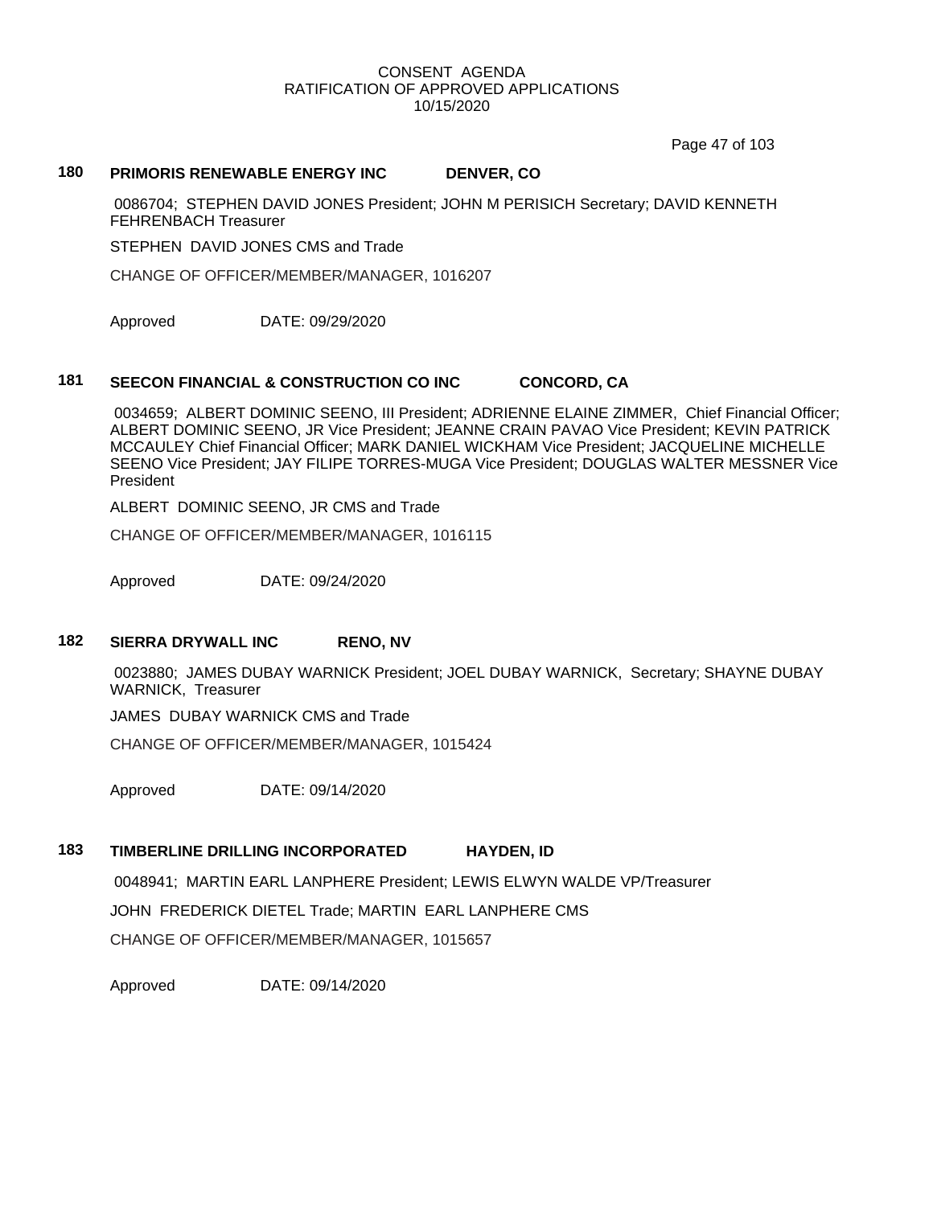CONSENT AGENDA
RATIFICATION OF APPROVED APPLICATIONS
10/15/2020

### 180 PRIMORIS RENEWABLE ENERGY INC DENVER, CO

0086704; STEPHEN DAVID JONES President; JOHN M PERISICH Secretary; DAVID KENNETH FEHRENBACH Treasurer

STEPHEN DAVID JONES CMS and Trade

CHANGE OF OFFICER/MEMBER/MANAGER, 1016207

Approved DATE: 09/29/2020

### 181 SEECON FINANCIAL & CONSTRUCTION CO INC CONCORD, CA

0034659; ALBERT DOMINIC SEENO, III President; ADRIENNE ELAINE ZIMMER, Chief Financial Officer; ALBERT DOMINIC SEENO, JR Vice President; JEANNE CRAIN PAVAO Vice President; KEVIN PATRICK MCCAULEY Chief Financial Officer; MARK DANIEL WICKHAM Vice President; JACQUELINE MICHELLE SEENO Vice President; JAY FILIPE TORRES-MUGA Vice President; DOUGLAS WALTER MESSNER Vice President

ALBERT DOMINIC SEENO, JR CMS and Trade

CHANGE OF OFFICER/MEMBER/MANAGER, 1016115

Approved DATE: 09/24/2020

### 182 SIERRA DRYWALL INC RENO, NV

0023880; JAMES DUBAY WARNICK President; JOEL DUBAY WARNICK, Secretary; SHAYNE DUBAY WARNICK, Treasurer

JAMES DUBAY WARNICK CMS and Trade

CHANGE OF OFFICER/MEMBER/MANAGER, 1015424

Approved DATE: 09/14/2020

### 183 TIMBERLINE DRILLING INCORPORATED HAYDEN, ID

0048941; MARTIN EARL LANPHERE President; LEWIS ELWYN WALDE VP/Treasurer

JOHN FREDERICK DIETEL Trade; MARTIN EARL LANPHERE CMS

CHANGE OF OFFICER/MEMBER/MANAGER, 1015657

Approved DATE: 09/14/2020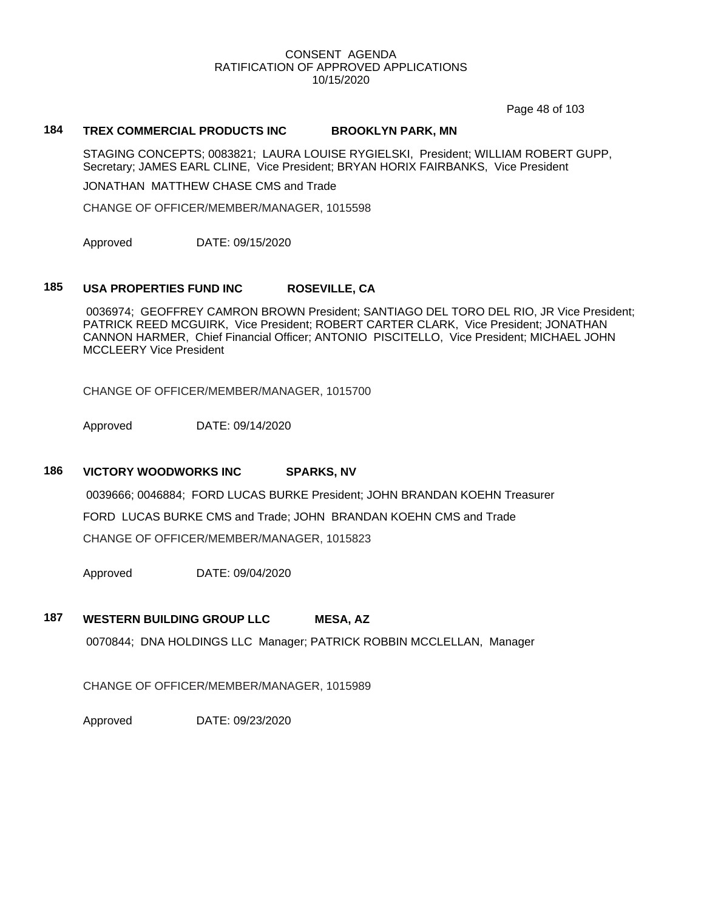CONSENT AGENDA
RATIFICATION OF APPROVED APPLICATIONS
10/15/2020

### 184 TREX COMMERCIAL PRODUCTS INC BROOKLYN PARK, MN

STAGING CONCEPTS; 0083821; LAURA LOUISE RYGIELSKI, President; WILLIAM ROBERT GUPP, Secretary; JAMES EARL CLINE, Vice President; BRYAN HORIX FAIRBANKS, Vice President

JONATHAN MATTHEW CHASE CMS and Trade

CHANGE OF OFFICER/MEMBER/MANAGER, 1015598

Approved DATE: 09/15/2020

### 185 USA PROPERTIES FUND INC ROSEVILLE, CA

0036974; GEOFFREY CAMRON BROWN President; SANTIAGO DEL TORO DEL RIO, JR Vice President; PATRICK REED MCGUIRK, Vice President; ROBERT CARTER CLARK, Vice President; JONATHAN CANNON HARMER, Chief Financial Officer; ANTONIO PISCITELLO, Vice President; MICHAEL JOHN MCCLEERY Vice President

CHANGE OF OFFICER/MEMBER/MANAGER, 1015700

Approved DATE: 09/14/2020

### 186 VICTORY WOODWORKS INC SPARKS, NV

0039666; 0046884; FORD LUCAS BURKE President; JOHN BRANDAN KOEHN Treasurer

FORD LUCAS BURKE CMS and Trade; JOHN BRANDAN KOEHN CMS and Trade

CHANGE OF OFFICER/MEMBER/MANAGER, 1015823

Approved DATE: 09/04/2020

### 187 WESTERN BUILDING GROUP LLC MESA, AZ

0070844; DNA HOLDINGS LLC Manager; PATRICK ROBBIN MCCLELLAN, Manager

CHANGE OF OFFICER/MEMBER/MANAGER, 1015989

Approved DATE: 09/23/2020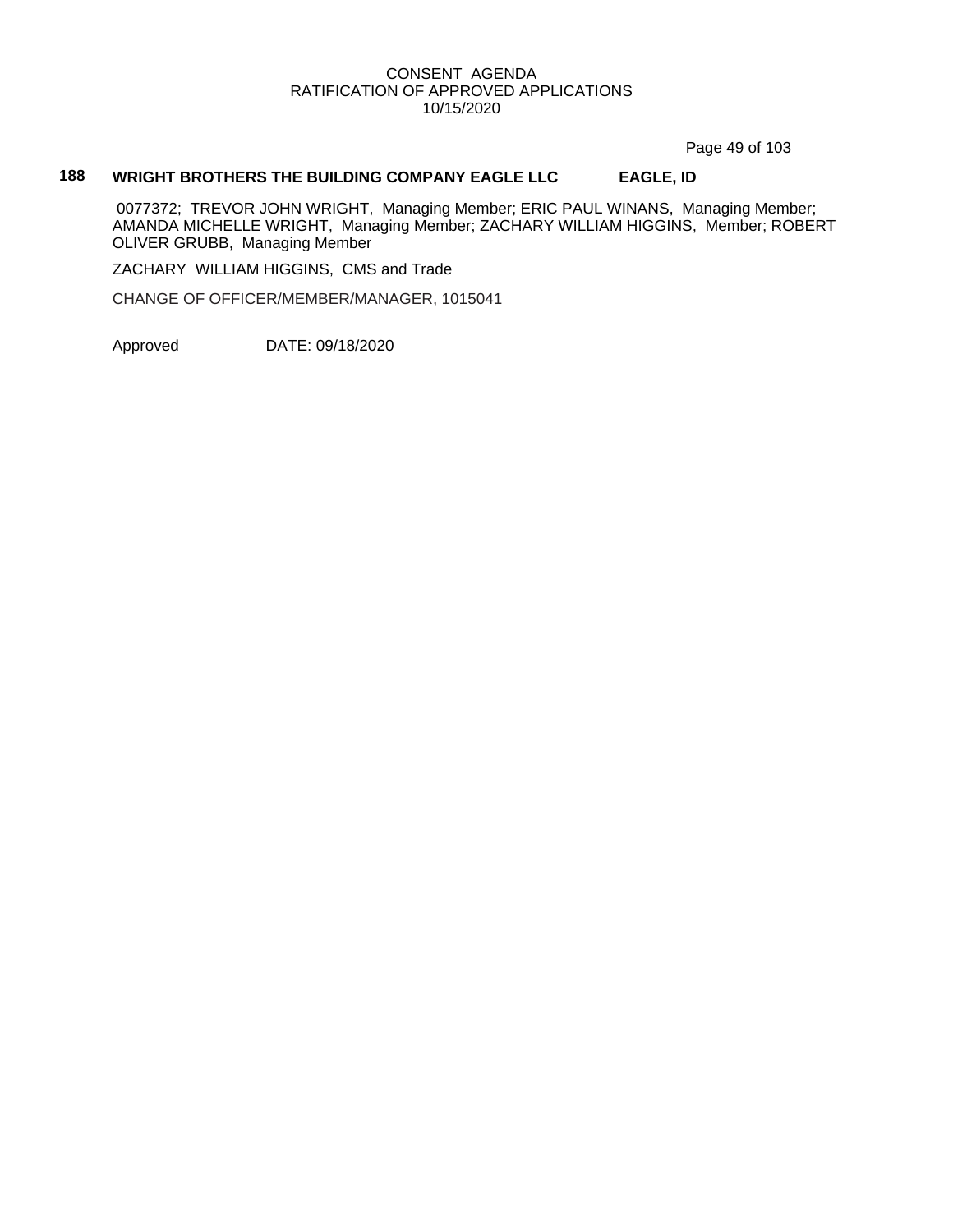**188 WRIGHT BROTHERS THE BUILDING COMPANY EAGLE LLC EAGLE, ID**

0077372; TREVOR JOHN WRIGHT, Managing Member; ERIC PAUL WINANS, Managing Member; AMANDA MICHELLE WRIGHT, Managing Member; ZACHARY WILLIAM HIGGINS, Member; ROBERT OLIVER GRUBB, Managing Member

ZACHARY WILLIAM HIGGINS, CMS and Trade

CHANGE OF OFFICER/MEMBER/MANAGER, 1015041

Approved DATE: 09/18/2020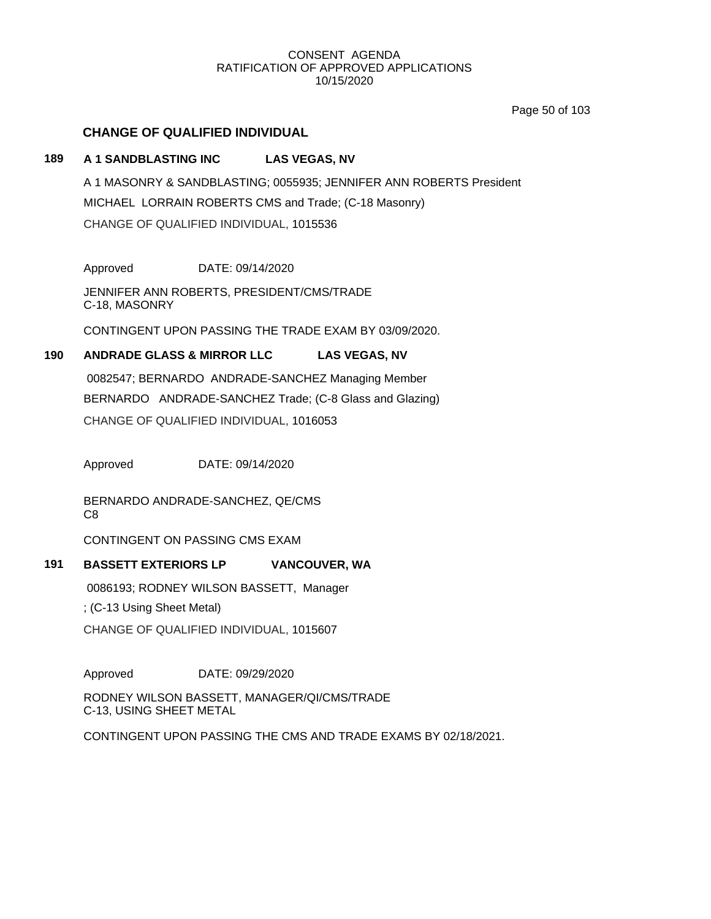CONSENT AGENDA
RATIFICATION OF APPROVED APPLICATIONS
10/15/2020

## CHANGE OF QUALIFIED INDIVIDUAL

**189 A 1 SANDBLASTING INC LAS VEGAS, NV**

A 1 MASONRY & SANDBLASTING; 0055935; JENNIFER ANN ROBERTS President

MICHAEL LORRAIN ROBERTS CMS and Trade; (C-18 Masonry)

CHANGE OF QUALIFIED INDIVIDUAL, 1015536

Approved DATE: 09/14/2020

JENNIFER ANN ROBERTS, PRESIDENT/CMS/TRADE
C-18, MASONRY

CONTINGENT UPON PASSING THE TRADE EXAM BY 03/09/2020.

**190 ANDRADE GLASS & MIRROR LLC LAS VEGAS, NV**

0082547; BERNARDO ANDRADE-SANCHEZ Managing Member

BERNARDO ANDRADE-SANCHEZ Trade; (C-8 Glass and Glazing)

CHANGE OF QUALIFIED INDIVIDUAL, 1016053

Approved DATE: 09/14/2020

BERNARDO ANDRADE-SANCHEZ, QE/CMS
C8

CONTINGENT ON PASSING CMS EXAM

**191 BASSETT EXTERIORS LP VANCOUVER, WA**

0086193; RODNEY WILSON BASSETT, Manager

; (C-13 Using Sheet Metal)

CHANGE OF QUALIFIED INDIVIDUAL, 1015607

Approved DATE: 09/29/2020

RODNEY WILSON BASSETT, MANAGER/QI/CMS/TRADE
C-13, USING SHEET METAL

CONTINGENT UPON PASSING THE CMS AND TRADE EXAMS BY 02/18/2021.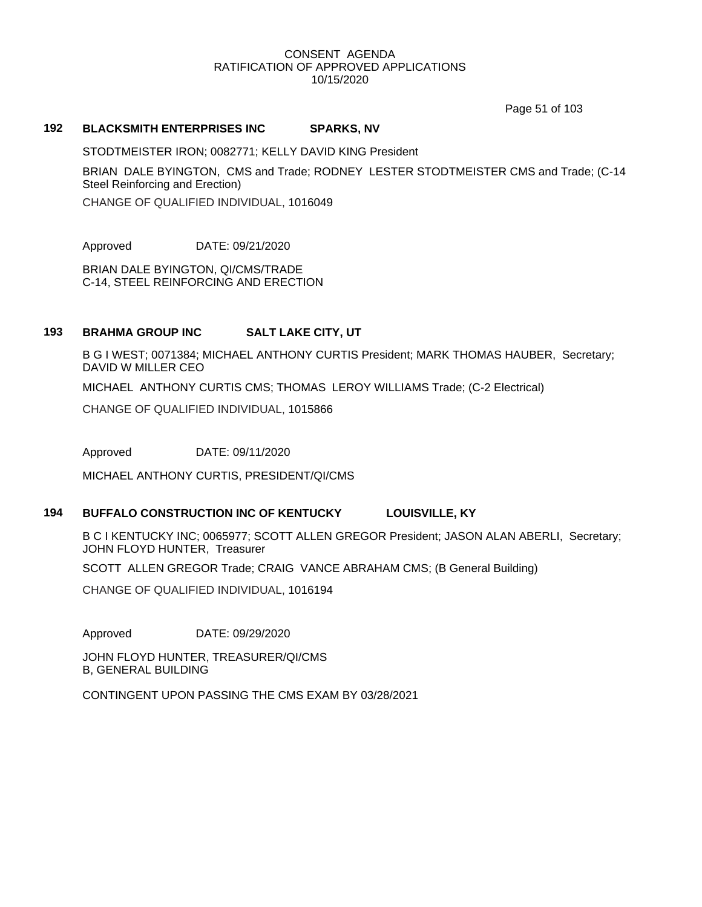CONSENT AGENDA
RATIFICATION OF APPROVED APPLICATIONS
10/15/2020

### 192 BLACKSMITH ENTERPRISES INC SPARKS, NV

STODTMEISTER IRON; 0082771; KELLY DAVID KING President

BRIAN DALE BYINGTON, CMS and Trade; RODNEY LESTER STODTMEISTER CMS and Trade; (C-14 Steel Reinforcing and Erection)

CHANGE OF QUALIFIED INDIVIDUAL, 1016049

Approved DATE: 09/21/2020

BRIAN DALE BYINGTON, QI/CMS/TRADE
C-14, STEEL REINFORCING AND ERECTION

### 193 BRAHMA GROUP INC SALT LAKE CITY, UT

B G I WEST; 0071384; MICHAEL ANTHONY CURTIS President; MARK THOMAS HAUBER, Secretary; DAVID W MILLER CEO

MICHAEL ANTHONY CURTIS CMS; THOMAS LEROY WILLIAMS Trade; (C-2 Electrical)

CHANGE OF QUALIFIED INDIVIDUAL, 1015866

Approved DATE: 09/11/2020

MICHAEL ANTHONY CURTIS, PRESIDENT/QI/CMS

### 194 BUFFALO CONSTRUCTION INC OF KENTUCKY LOUISVILLE, KY

B C I KENTUCKY INC; 0065977; SCOTT ALLEN GREGOR President; JASON ALAN ABERLI, Secretary; JOHN FLOYD HUNTER, Treasurer

SCOTT ALLEN GREGOR Trade; CRAIG VANCE ABRAHAM CMS; (B General Building)

CHANGE OF QUALIFIED INDIVIDUAL, 1016194

Approved DATE: 09/29/2020

JOHN FLOYD HUNTER, TREASURER/QI/CMS
B, GENERAL BUILDING

CONTINGENT UPON PASSING THE CMS EXAM BY 03/28/2021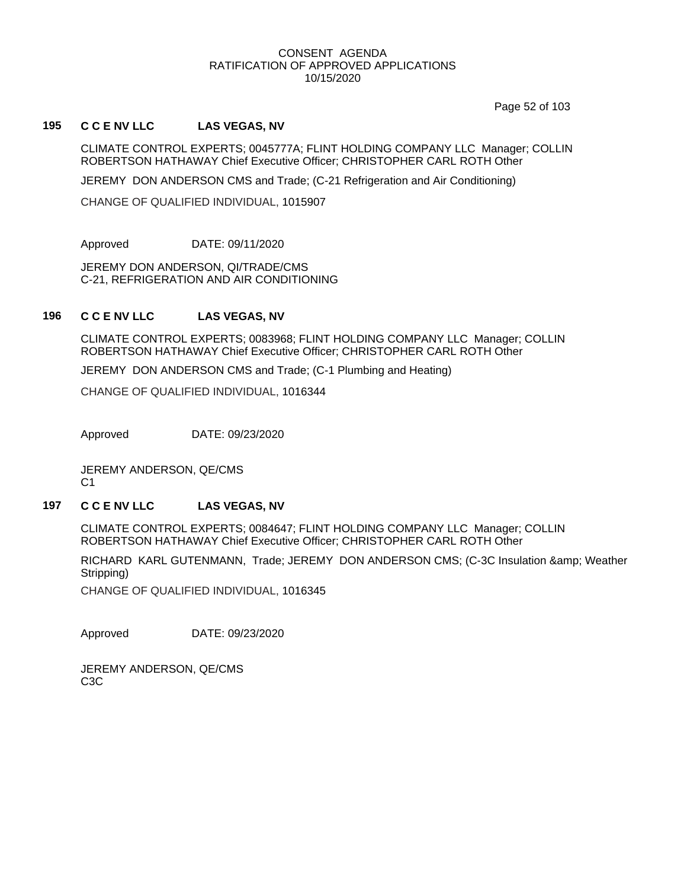CONSENT AGENDA
RATIFICATION OF APPROVED APPLICATIONS
10/15/2020

### 195 C C E NV LLC LAS VEGAS, NV

CLIMATE CONTROL EXPERTS; 0045777A; FLINT HOLDING COMPANY LLC Manager; COLLIN ROBERTSON HATHAWAY Chief Executive Officer; CHRISTOPHER CARL ROTH Other

JEREMY DON ANDERSON CMS and Trade; (C-21 Refrigeration and Air Conditioning)

CHANGE OF QUALIFIED INDIVIDUAL, 1015907

Approved DATE: 09/11/2020

JEREMY DON ANDERSON, QI/TRADE/CMS
C-21, REFRIGERATION AND AIR CONDITIONING

### 196 C C E NV LLC LAS VEGAS, NV

CLIMATE CONTROL EXPERTS; 0083968; FLINT HOLDING COMPANY LLC Manager; COLLIN ROBERTSON HATHAWAY Chief Executive Officer; CHRISTOPHER CARL ROTH Other

JEREMY DON ANDERSON CMS and Trade; (C-1 Plumbing and Heating)

CHANGE OF QUALIFIED INDIVIDUAL, 1016344

Approved DATE: 09/23/2020

JEREMY ANDERSON, QE/CMS
C1

### 197 C C E NV LLC LAS VEGAS, NV

CLIMATE CONTROL EXPERTS; 0084647; FLINT HOLDING COMPANY LLC Manager; COLLIN ROBERTSON HATHAWAY Chief Executive Officer; CHRISTOPHER CARL ROTH Other

RICHARD KARL GUTENMANN, Trade; JEREMY DON ANDERSON CMS; (C-3C Insulation &amp; Weather Stripping)

CHANGE OF QUALIFIED INDIVIDUAL, 1016345

Approved DATE: 09/23/2020

JEREMY ANDERSON, QE/CMS
C3C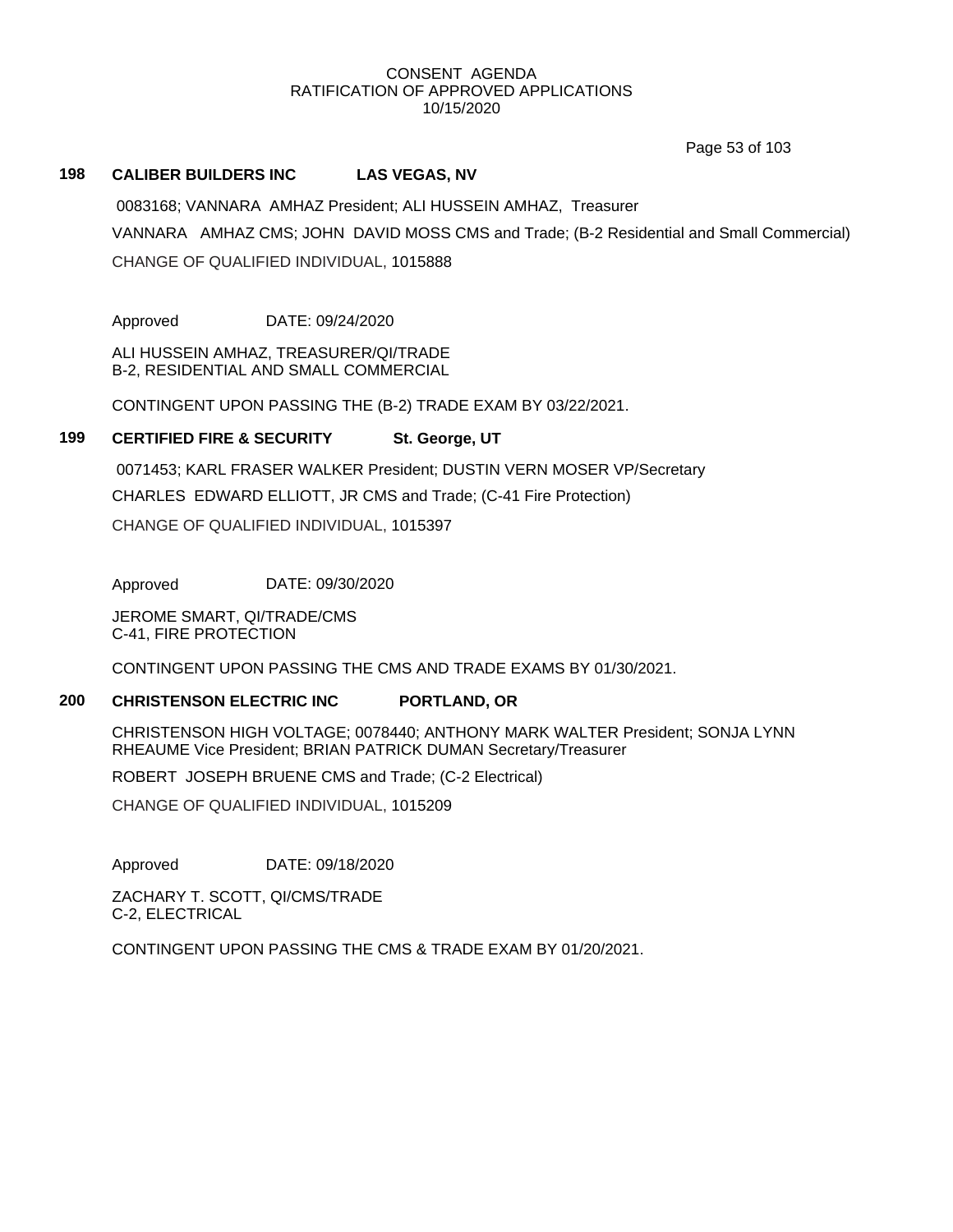CONSENT AGENDA
RATIFICATION OF APPROVED APPLICATIONS
10/15/2020

**198 CALIBER BUILDERS INC LAS VEGAS, NV**

0083168; VANNARA AMHAZ President; ALI HUSSEIN AMHAZ, Treasurer

VANNARA AMHAZ CMS; JOHN DAVID MOSS CMS and Trade; (B-2 Residential and Small Commercial)

CHANGE OF QUALIFIED INDIVIDUAL, 1015888

Approved DATE: 09/24/2020

ALI HUSSEIN AMHAZ, TREASURER/QI/TRADE
B-2, RESIDENTIAL AND SMALL COMMERCIAL

CONTINGENT UPON PASSING THE (B-2) TRADE EXAM BY 03/22/2021.

**199 CERTIFIED FIRE & SECURITY St. George, UT**

0071453; KARL FRASER WALKER President; DUSTIN VERN MOSER VP/Secretary

CHARLES EDWARD ELLIOTT, JR CMS and Trade; (C-41 Fire Protection)

CHANGE OF QUALIFIED INDIVIDUAL, 1015397

Approved DATE: 09/30/2020

JEROME SMART, QI/TRADE/CMS
C-41, FIRE PROTECTION

CONTINGENT UPON PASSING THE CMS AND TRADE EXAMS BY 01/30/2021.

**200 CHRISTENSON ELECTRIC INC PORTLAND, OR**

CHRISTENSON HIGH VOLTAGE; 0078440; ANTHONY MARK WALTER President; SONJA LYNN RHEAUME Vice President; BRIAN PATRICK DUMAN Secretary/Treasurer

ROBERT JOSEPH BRUENE CMS and Trade; (C-2 Electrical)

CHANGE OF QUALIFIED INDIVIDUAL, 1015209

Approved DATE: 09/18/2020

ZACHARY T. SCOTT, QI/CMS/TRADE
C-2, ELECTRICAL

CONTINGENT UPON PASSING THE CMS & TRADE EXAM BY 01/20/2021.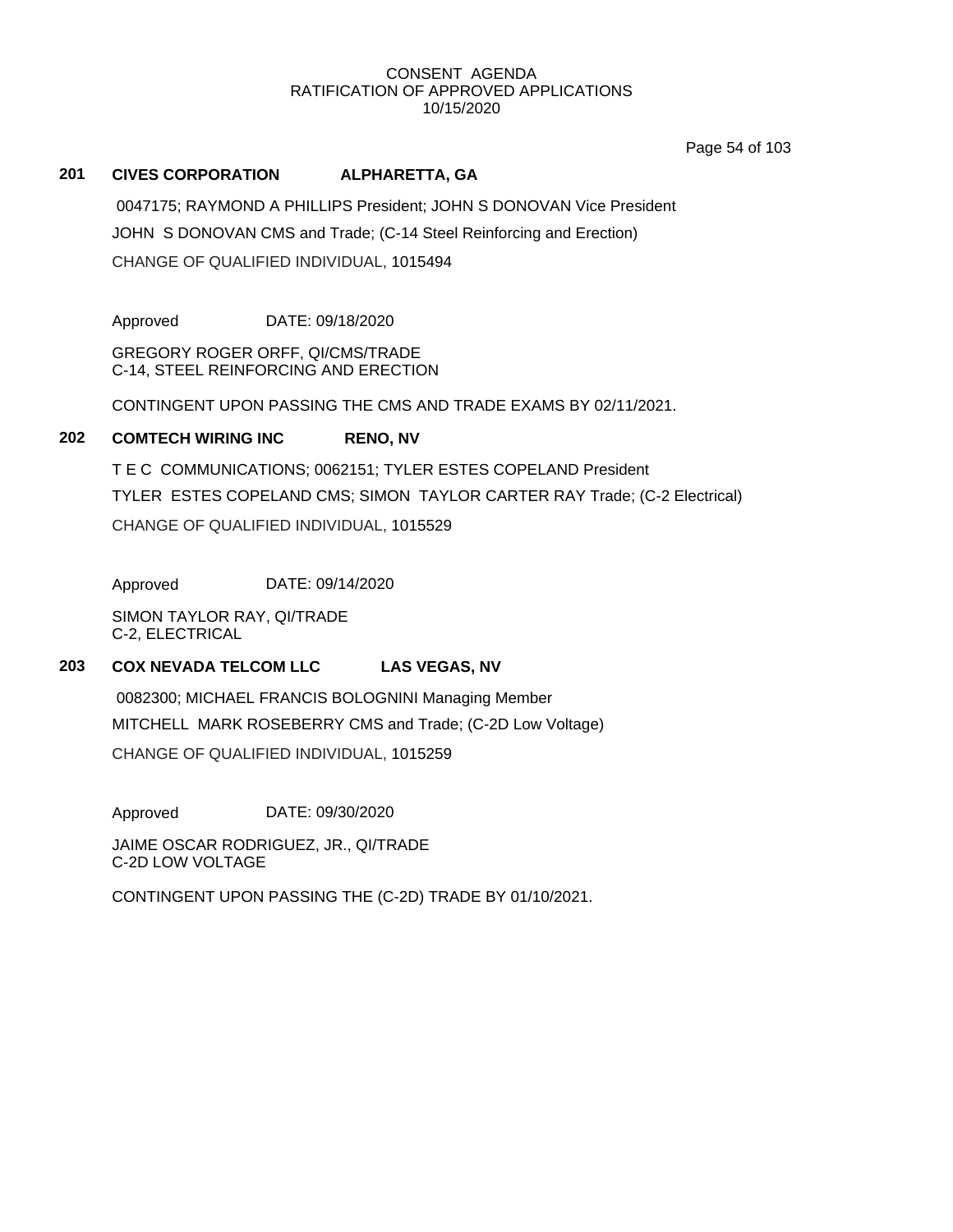CONSENT AGENDA
RATIFICATION OF APPROVED APPLICATIONS
10/15/2020

**201 CIVES CORPORATION ALPHARETTA, GA**

0047175; RAYMOND A PHILLIPS President; JOHN S DONOVAN Vice President

JOHN S DONOVAN CMS and Trade; (C-14 Steel Reinforcing and Erection)

CHANGE OF QUALIFIED INDIVIDUAL, 1015494

Approved DATE: 09/18/2020

GREGORY ROGER ORFF, QI/CMS/TRADE
C-14, STEEL REINFORCING AND ERECTION

CONTINGENT UPON PASSING THE CMS AND TRADE EXAMS BY 02/11/2021.

**202 COMTECH WIRING INC RENO, NV**

T E C COMMUNICATIONS; 0062151; TYLER ESTES COPELAND President

TYLER ESTES COPELAND CMS; SIMON TAYLOR CARTER RAY Trade; (C-2 Electrical)

CHANGE OF QUALIFIED INDIVIDUAL, 1015529

Approved DATE: 09/14/2020

SIMON TAYLOR RAY, QI/TRADE
C-2, ELECTRICAL

**203 COX NEVADA TELCOM LLC LAS VEGAS, NV**

0082300; MICHAEL FRANCIS BOLOGNINI Managing Member

MITCHELL MARK ROSEBERRY CMS and Trade; (C-2D Low Voltage)

CHANGE OF QUALIFIED INDIVIDUAL, 1015259

Approved DATE: 09/30/2020

JAIME OSCAR RODRIGUEZ, JR., QI/TRADE
C-2D LOW VOLTAGE

CONTINGENT UPON PASSING THE (C-2D) TRADE BY 01/10/2021.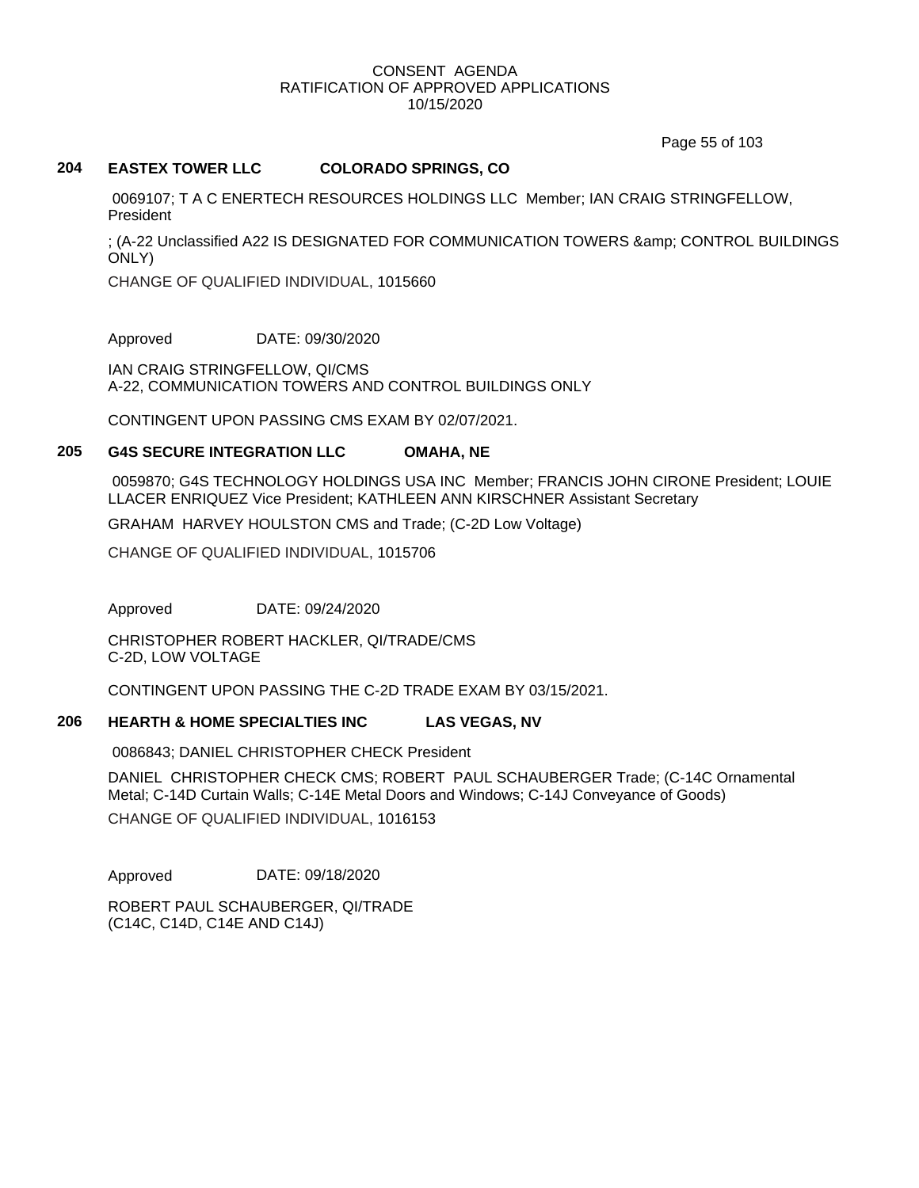CONSENT AGENDA
RATIFICATION OF APPROVED APPLICATIONS
10/15/2020

## 204 EASTEX TOWER LLC COLORADO SPRINGS, CO

0069107; T A C ENERTECH RESOURCES HOLDINGS LLC Member; IAN CRAIG STRINGFELLOW, President

; (A-22 Unclassified A22 IS DESIGNATED FOR COMMUNICATION TOWERS &amp; CONTROL BUILDINGS ONLY)

CHANGE OF QUALIFIED INDIVIDUAL, 1015660

Approved DATE: 09/30/2020

IAN CRAIG STRINGFELLOW, QI/CMS
A-22, COMMUNICATION TOWERS AND CONTROL BUILDINGS ONLY

CONTINGENT UPON PASSING CMS EXAM BY 02/07/2021.

## 205 G4S SECURE INTEGRATION LLC OMAHA, NE

0059870; G4S TECHNOLOGY HOLDINGS USA INC Member; FRANCIS JOHN CIRONE President; LOUIE LLACER ENRIQUEZ Vice President; KATHLEEN ANN KIRSCHNER Assistant Secretary

GRAHAM HARVEY HOULSTON CMS and Trade; (C-2D Low Voltage)

CHANGE OF QUALIFIED INDIVIDUAL, 1015706

Approved DATE: 09/24/2020

CHRISTOPHER ROBERT HACKLER, QI/TRADE/CMS
C-2D, LOW VOLTAGE

CONTINGENT UPON PASSING THE C-2D TRADE EXAM BY 03/15/2021.

## 206 HEARTH & HOME SPECIALTIES INC LAS VEGAS, NV

0086843; DANIEL CHRISTOPHER CHECK President

DANIEL CHRISTOPHER CHECK CMS; ROBERT PAUL SCHAUBERGER Trade; (C-14C Ornamental Metal; C-14D Curtain Walls; C-14E Metal Doors and Windows; C-14J Conveyance of Goods)

CHANGE OF QUALIFIED INDIVIDUAL, 1016153

Approved DATE: 09/18/2020

ROBERT PAUL SCHAUBERGER, QI/TRADE
(C14C, C14D, C14E AND C14J)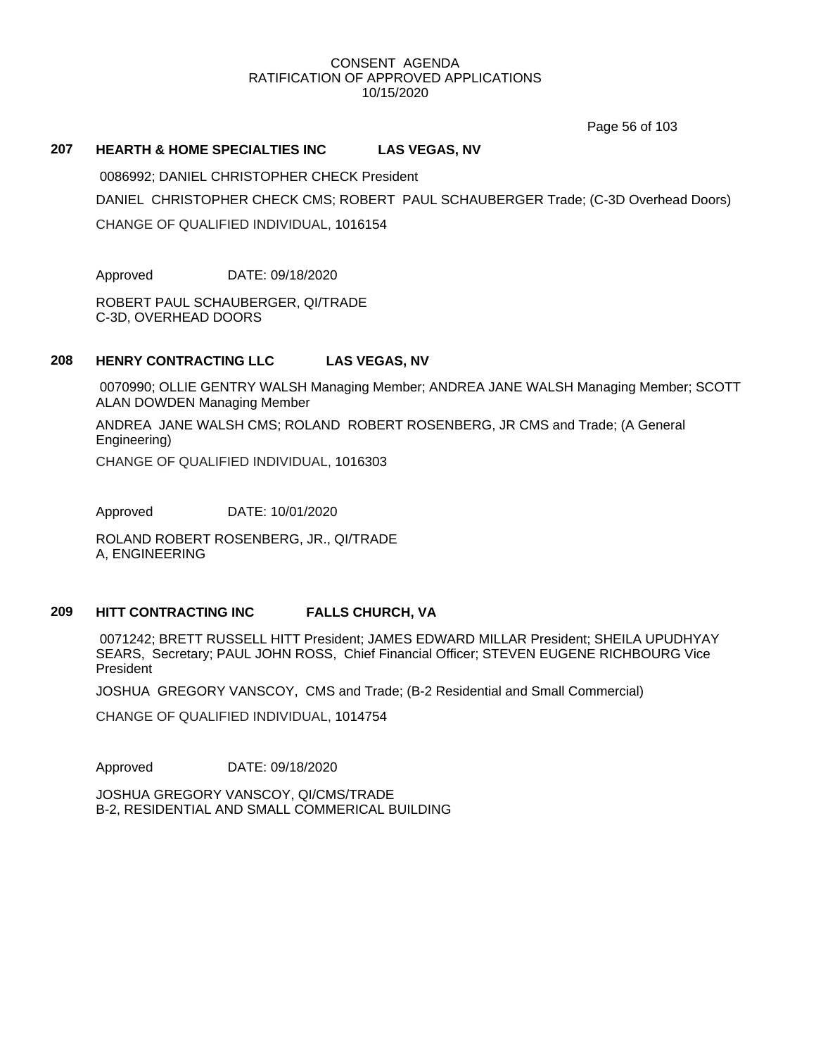CONSENT AGENDA
RATIFICATION OF APPROVED APPLICATIONS
10/15/2020

### 207 HEARTH & HOME SPECIALTIES INC LAS VEGAS, NV

0086992; DANIEL CHRISTOPHER CHECK President

DANIEL CHRISTOPHER CHECK CMS; ROBERT PAUL SCHAUBERGER Trade; (C-3D Overhead Doors)

CHANGE OF QUALIFIED INDIVIDUAL, 1016154

Approved DATE: 09/18/2020

ROBERT PAUL SCHAUBERGER, QI/TRADE
C-3D, OVERHEAD DOORS

### 208 HENRY CONTRACTING LLC LAS VEGAS, NV

0070990; OLLIE GENTRY WALSH Managing Member; ANDREA JANE WALSH Managing Member; SCOTT ALAN DOWDEN Managing Member

ANDREA JANE WALSH CMS; ROLAND ROBERT ROSENBERG, JR CMS and Trade; (A General Engineering)

CHANGE OF QUALIFIED INDIVIDUAL, 1016303

Approved DATE: 10/01/2020

ROLAND ROBERT ROSENBERG, JR., QI/TRADE
A, ENGINEERING

### 209 HITT CONTRACTING INC FALLS CHURCH, VA

0071242; BRETT RUSSELL HITT President; JAMES EDWARD MILLAR President; SHEILA UPUDHYAY SEARS, Secretary; PAUL JOHN ROSS, Chief Financial Officer; STEVEN EUGENE RICHBOURG Vice President

JOSHUA GREGORY VANSCOY, CMS and Trade; (B-2 Residential and Small Commercial)

CHANGE OF QUALIFIED INDIVIDUAL, 1014754

Approved DATE: 09/18/2020

JOSHUA GREGORY VANSCOY, QI/CMS/TRADE
B-2, RESIDENTIAL AND SMALL COMMERICAL BUILDING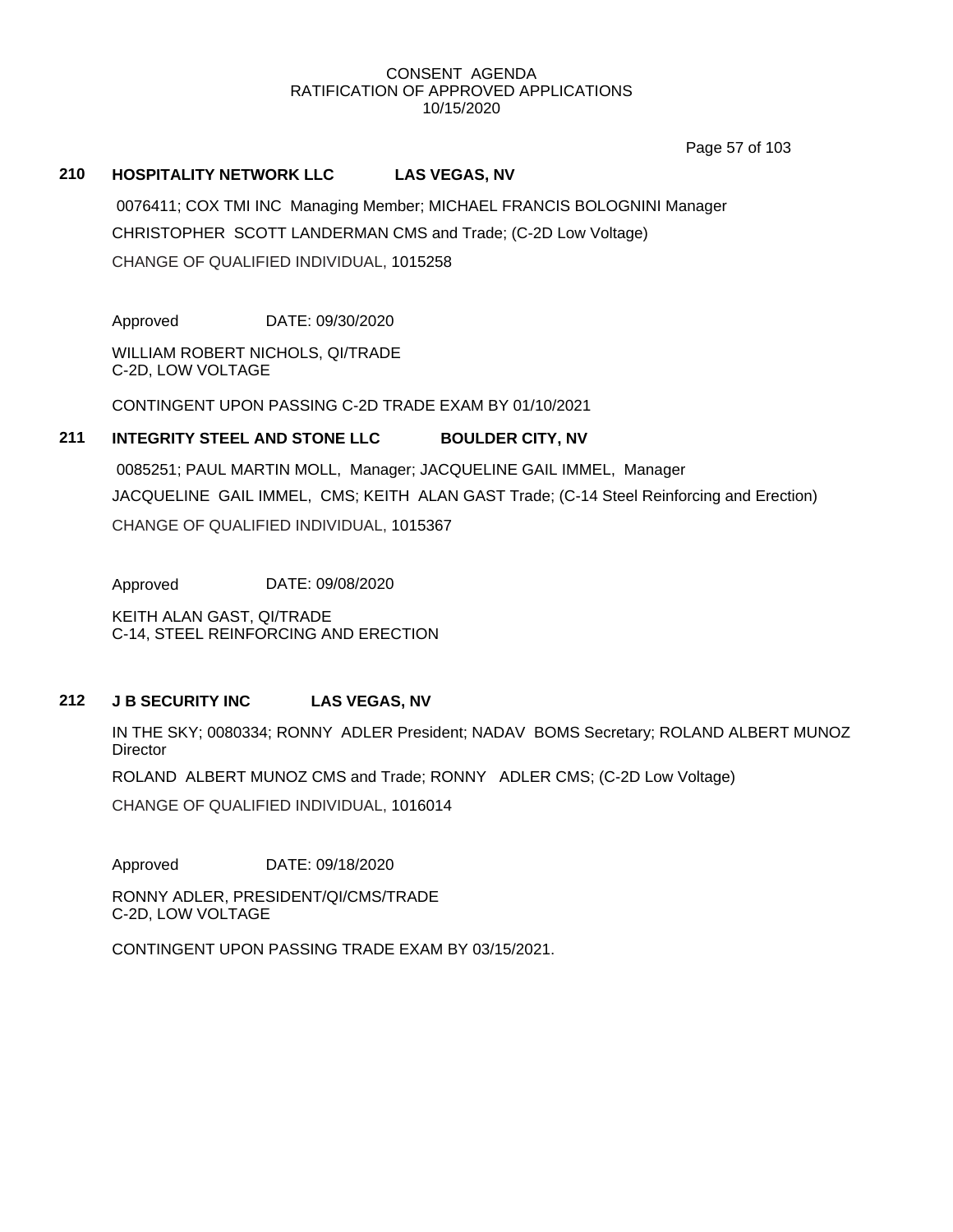CONSENT AGENDA
RATIFICATION OF APPROVED APPLICATIONS
10/15/2020

## 210 HOSPITALITY NETWORK LLC LAS VEGAS, NV

0076411; COX TMI INC Managing Member; MICHAEL FRANCIS BOLOGNINI Manager

CHRISTOPHER SCOTT LANDERMAN CMS and Trade; (C-2D Low Voltage)

CHANGE OF QUALIFIED INDIVIDUAL, 1015258

Approved DATE: 09/30/2020

WILLIAM ROBERT NICHOLS, QI/TRADE
C-2D, LOW VOLTAGE

CONTINGENT UPON PASSING C-2D TRADE EXAM BY 01/10/2021

## 211 INTEGRITY STEEL AND STONE LLC BOULDER CITY, NV

0085251; PAUL MARTIN MOLL, Manager; JACQUELINE GAIL IMMEL, Manager

JACQUELINE GAIL IMMEL, CMS; KEITH ALAN GAST Trade; (C-14 Steel Reinforcing and Erection)

CHANGE OF QUALIFIED INDIVIDUAL, 1015367

Approved DATE: 09/08/2020

KEITH ALAN GAST, QI/TRADE
C-14, STEEL REINFORCING AND ERECTION

## 212 J B SECURITY INC LAS VEGAS, NV

IN THE SKY; 0080334; RONNY ADLER President; NADAV BOMS Secretary; ROLAND ALBERT MUNOZ Director

ROLAND ALBERT MUNOZ CMS and Trade; RONNY ADLER CMS; (C-2D Low Voltage)

CHANGE OF QUALIFIED INDIVIDUAL, 1016014

Approved DATE: 09/18/2020

RONNY ADLER, PRESIDENT/QI/CMS/TRADE
C-2D, LOW VOLTAGE

CONTINGENT UPON PASSING TRADE EXAM BY 03/15/2021.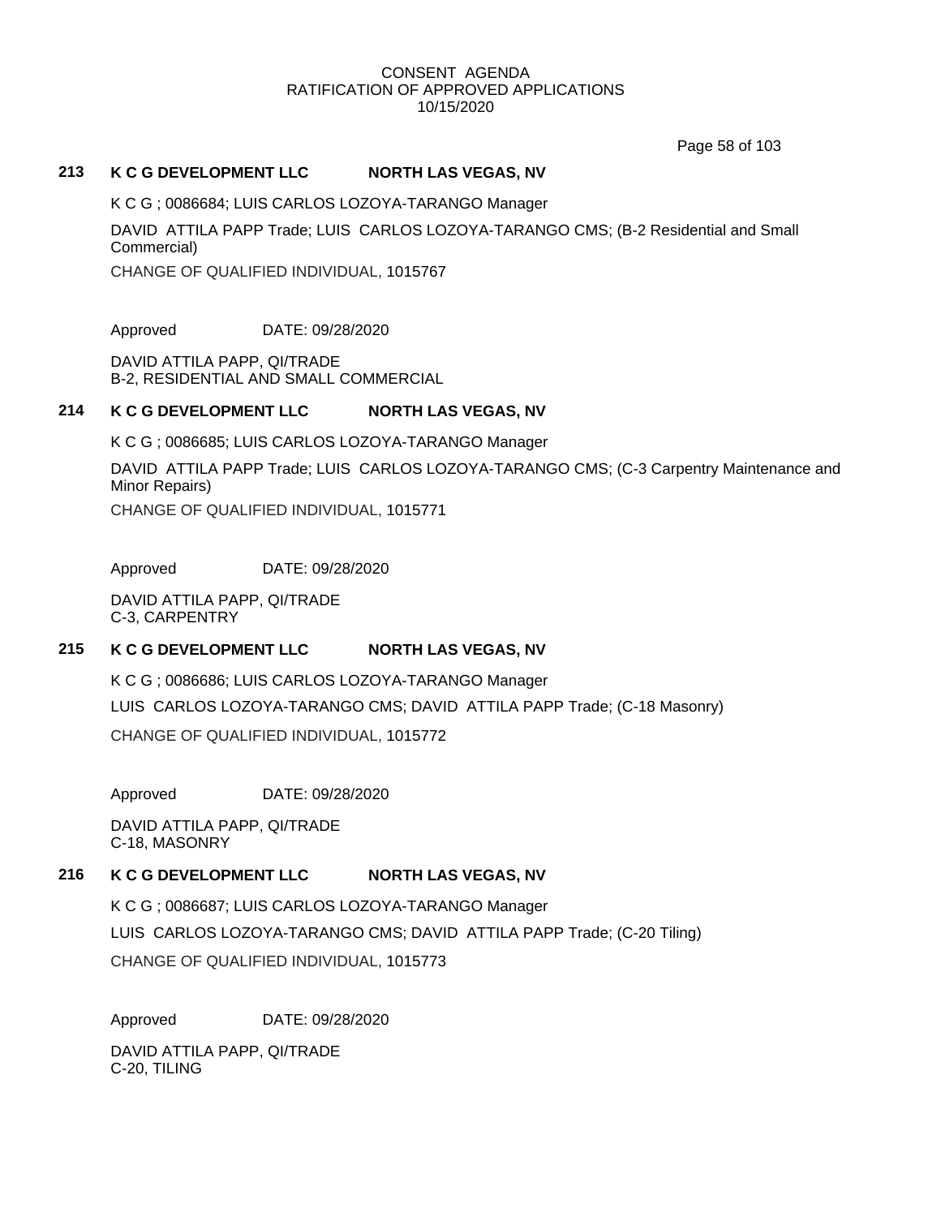**213 K C G DEVELOPMENT LLC NORTH LAS VEGAS, NV**

K C G ; 0086684; LUIS CARLOS LOZOYA-TARANGO Manager

DAVID ATTILA PAPP Trade; LUIS CARLOS LOZOYA-TARANGO CMS; (B-2 Residential and Small Commercial)

CHANGE OF QUALIFIED INDIVIDUAL, 1015767

Approved DATE: 09/28/2020

DAVID ATTILA PAPP, QI/TRADE
B-2, RESIDENTIAL AND SMALL COMMERCIAL

**214 K C G DEVELOPMENT LLC NORTH LAS VEGAS, NV**

K C G ; 0086685; LUIS CARLOS LOZOYA-TARANGO Manager

DAVID ATTILA PAPP Trade; LUIS CARLOS LOZOYA-TARANGO CMS; (C-3 Carpentry Maintenance and Minor Repairs)

CHANGE OF QUALIFIED INDIVIDUAL, 1015771

Approved DATE: 09/28/2020

DAVID ATTILA PAPP, QI/TRADE
C-3, CARPENTRY

**215 K C G DEVELOPMENT LLC NORTH LAS VEGAS, NV**

K C G ; 0086686; LUIS CARLOS LOZOYA-TARANGO Manager

LUIS CARLOS LOZOYA-TARANGO CMS; DAVID ATTILA PAPP Trade; (C-18 Masonry)

CHANGE OF QUALIFIED INDIVIDUAL, 1015772

Approved DATE: 09/28/2020

DAVID ATTILA PAPP, QI/TRADE
C-18, MASONRY

**216 K C G DEVELOPMENT LLC NORTH LAS VEGAS, NV**

K C G ; 0086687; LUIS CARLOS LOZOYA-TARANGO Manager

LUIS CARLOS LOZOYA-TARANGO CMS; DAVID ATTILA PAPP Trade; (C-20 Tiling)

CHANGE OF QUALIFIED INDIVIDUAL, 1015773

Approved DATE: 09/28/2020

DAVID ATTILA PAPP, QI/TRADE
C-20, TILING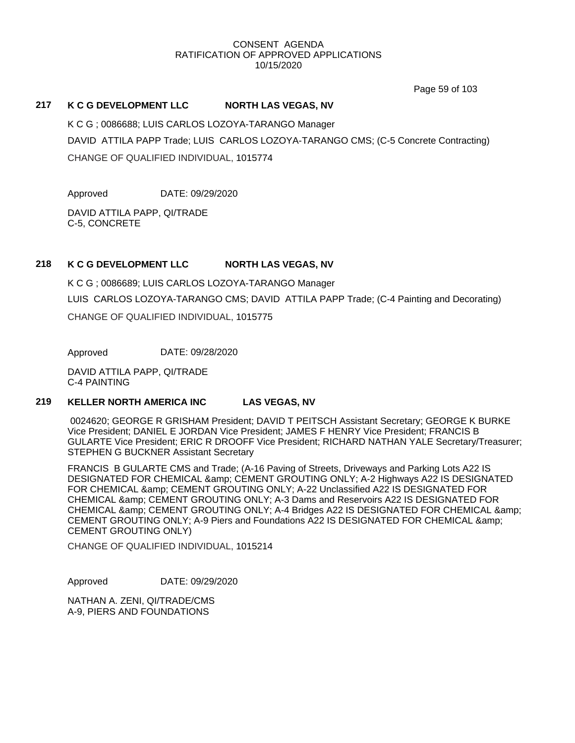CONSENT AGENDA
RATIFICATION OF APPROVED APPLICATIONS
10/15/2020

### 217 K C G DEVELOPMENT LLC NORTH LAS VEGAS, NV

K C G ; 0086688; LUIS CARLOS LOZOYA-TARANGO Manager

DAVID ATTILA PAPP Trade; LUIS CARLOS LOZOYA-TARANGO CMS; (C-5 Concrete Contracting)

CHANGE OF QUALIFIED INDIVIDUAL, 1015774

Approved DATE: 09/29/2020

DAVID ATTILA PAPP, QI/TRADE
C-5, CONCRETE

### 218 K C G DEVELOPMENT LLC NORTH LAS VEGAS, NV

K C G ; 0086689; LUIS CARLOS LOZOYA-TARANGO Manager

LUIS CARLOS LOZOYA-TARANGO CMS; DAVID ATTILA PAPP Trade; (C-4 Painting and Decorating)

CHANGE OF QUALIFIED INDIVIDUAL, 1015775

Approved DATE: 09/28/2020

DAVID ATTILA PAPP, QI/TRADE
C-4 PAINTING

### 219 KELLER NORTH AMERICA INC LAS VEGAS, NV

0024620; GEORGE R GRISHAM President; DAVID T PEITSCH Assistant Secretary; GEORGE K BURKE Vice President; DANIEL E JORDAN Vice President; JAMES F HENRY Vice President; FRANCIS B GULARTE Vice President; ERIC R DROOFF Vice President; RICHARD NATHAN YALE Secretary/Treasurer; STEPHEN G BUCKNER Assistant Secretary

FRANCIS B GULARTE CMS and Trade; (A-16 Paving of Streets, Driveways and Parking Lots A22 IS DESIGNATED FOR CHEMICAL &amp; CEMENT GROUTING ONLY; A-2 Highways A22 IS DESIGNATED FOR CHEMICAL &amp; CEMENT GROUTING ONLY; A-22 Unclassified A22 IS DESIGNATED FOR CHEMICAL &amp; CEMENT GROUTING ONLY; A-3 Dams and Reservoirs A22 IS DESIGNATED FOR CHEMICAL &amp; CEMENT GROUTING ONLY; A-4 Bridges A22 IS DESIGNATED FOR CHEMICAL &amp; CEMENT GROUTING ONLY; A-9 Piers and Foundations A22 IS DESIGNATED FOR CHEMICAL &amp; CEMENT GROUTING ONLY)

CHANGE OF QUALIFIED INDIVIDUAL, 1015214

Approved DATE: 09/29/2020

NATHAN A. ZENI, QI/TRADE/CMS
A-9, PIERS AND FOUNDATIONS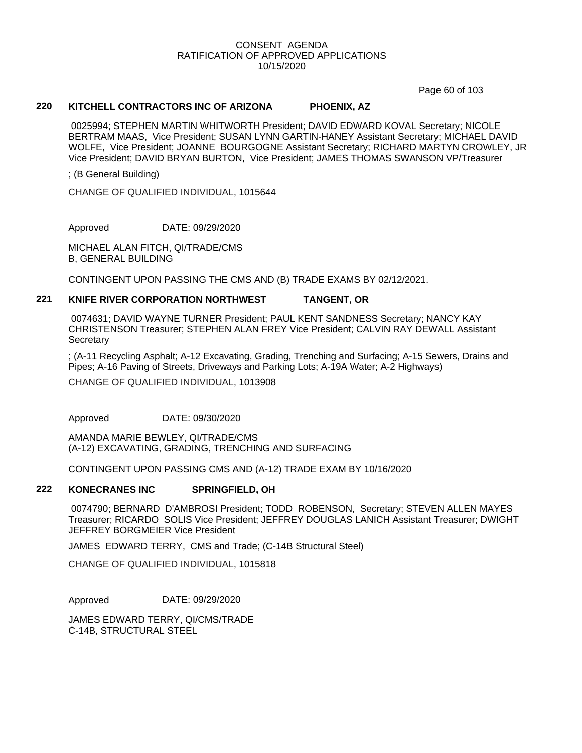CONSENT AGENDA
RATIFICATION OF APPROVED APPLICATIONS
10/15/2020

**220 KITCHELL CONTRACTORS INC OF ARIZONA PHOENIX, AZ**

0025994; STEPHEN MARTIN WHITWORTH President; DAVID EDWARD KOVAL Secretary; NICOLE BERTRAM MAAS, Vice President; SUSAN LYNN GARTIN-HANEY Assistant Secretary; MICHAEL DAVID WOLFE, Vice President; JOANNE BOURGOGNE Assistant Secretary; RICHARD MARTYN CROWLEY, JR Vice President; DAVID BRYAN BURTON, Vice President; JAMES THOMAS SWANSON VP/Treasurer

; (B General Building)

CHANGE OF QUALIFIED INDIVIDUAL, 1015644

Approved DATE: 09/29/2020

MICHAEL ALAN FITCH, QI/TRADE/CMS
B, GENERAL BUILDING

CONTINGENT UPON PASSING THE CMS AND (B) TRADE EXAMS BY 02/12/2021.

**221 KNIFE RIVER CORPORATION NORTHWEST TANGENT, OR**

0074631; DAVID WAYNE TURNER President; PAUL KENT SANDNESS Secretary; NANCY KAY CHRISTENSON Treasurer; STEPHEN ALAN FREY Vice President; CALVIN RAY DEWALL Assistant Secretary

; (A-11 Recycling Asphalt; A-12 Excavating, Grading, Trenching and Surfacing; A-15 Sewers, Drains and Pipes; A-16 Paving of Streets, Driveways and Parking Lots; A-19A Water; A-2 Highways)

CHANGE OF QUALIFIED INDIVIDUAL, 1013908

Approved DATE: 09/30/2020

AMANDA MARIE BEWLEY, QI/TRADE/CMS
(A-12) EXCAVATING, GRADING, TRENCHING AND SURFACING

CONTINGENT UPON PASSING CMS AND (A-12) TRADE EXAM BY 10/16/2020

**222 KONECRANES INC SPRINGFIELD, OH**

0074790; BERNARD D'AMBROSI President; TODD ROBENSON, Secretary; STEVEN ALLEN MAYES Treasurer; RICARDO SOLIS Vice President; JEFFREY DOUGLAS LANICH Assistant Treasurer; DWIGHT JEFFREY BORGMEIER Vice President

JAMES EDWARD TERRY, CMS and Trade; (C-14B Structural Steel)

CHANGE OF QUALIFIED INDIVIDUAL, 1015818

Approved DATE: 09/29/2020

JAMES EDWARD TERRY, QI/CMS/TRADE
C-14B, STRUCTURAL STEEL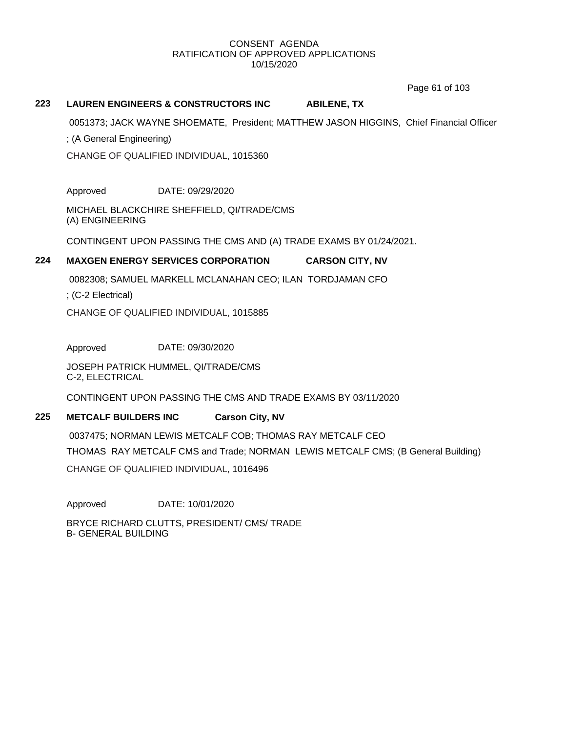CONSENT AGENDA
RATIFICATION OF APPROVED APPLICATIONS
10/15/2020

## 223 LAUREN ENGINEERS & CONSTRUCTORS INC ABILENE, TX

0051373; JACK WAYNE SHOEMATE, President; MATTHEW JASON HIGGINS, Chief Financial Officer

; (A General Engineering)

CHANGE OF QUALIFIED INDIVIDUAL, 1015360

Approved DATE: 09/29/2020

MICHAEL BLACKCHIRE SHEFFIELD, QI/TRADE/CMS
(A) ENGINEERING

CONTINGENT UPON PASSING THE CMS AND (A) TRADE EXAMS BY 01/24/2021.

## 224 MAXGEN ENERGY SERVICES CORPORATION CARSON CITY, NV

0082308; SAMUEL MARKELL MCLANAHAN CEO; ILAN TORDJAMAN CFO

; (C-2 Electrical)

CHANGE OF QUALIFIED INDIVIDUAL, 1015885

Approved DATE: 09/30/2020

JOSEPH PATRICK HUMMEL, QI/TRADE/CMS
C-2, ELECTRICAL

CONTINGENT UPON PASSING THE CMS AND TRADE EXAMS BY 03/11/2020

## 225 METCALF BUILDERS INC Carson City, NV

0037475; NORMAN LEWIS METCALF COB; THOMAS RAY METCALF CEO

THOMAS RAY METCALF CMS and Trade; NORMAN LEWIS METCALF CMS; (B General Building)

CHANGE OF QUALIFIED INDIVIDUAL, 1016496

Approved DATE: 10/01/2020

BRYCE RICHARD CLUTTS, PRESIDENT/ CMS/ TRADE
B- GENERAL BUILDING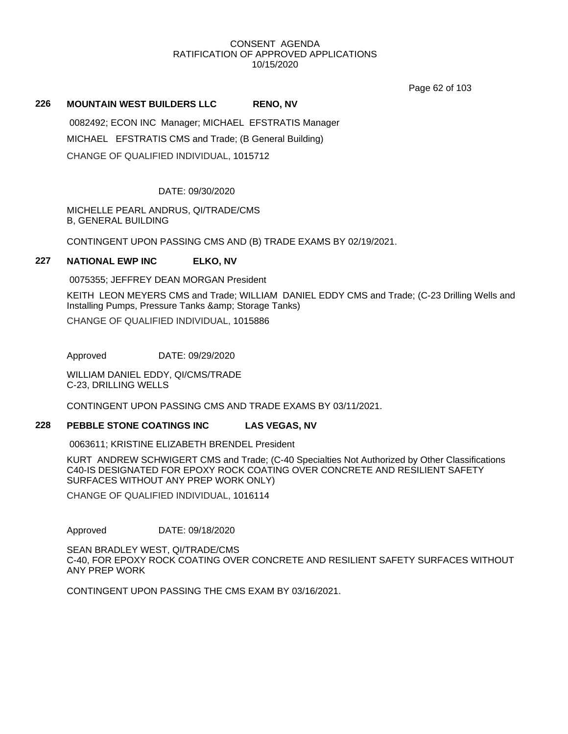CONSENT AGENDA
RATIFICATION OF APPROVED APPLICATIONS
10/15/2020

## 226 MOUNTAIN WEST BUILDERS LLC RENO, NV

0082492; ECON INC Manager; MICHAEL EFSTRATIS Manager

MICHAEL EFSTRATIS CMS and Trade; (B General Building)

CHANGE OF QUALIFIED INDIVIDUAL, 1015712

DATE: 09/30/2020

MICHELLE PEARL ANDRUS, QI/TRADE/CMS
B, GENERAL BUILDING

CONTINGENT UPON PASSING CMS AND (B) TRADE EXAMS BY 02/19/2021.

## 227 NATIONAL EWP INC ELKO, NV

0075355; JEFFREY DEAN MORGAN President

KEITH LEON MEYERS CMS and Trade; WILLIAM DANIEL EDDY CMS and Trade; (C-23 Drilling Wells and Installing Pumps, Pressure Tanks &amp; Storage Tanks)

CHANGE OF QUALIFIED INDIVIDUAL, 1015886

Approved DATE: 09/29/2020

WILLIAM DANIEL EDDY, QI/CMS/TRADE
C-23, DRILLING WELLS

CONTINGENT UPON PASSING CMS AND TRADE EXAMS BY 03/11/2021.

## 228 PEBBLE STONE COATINGS INC LAS VEGAS, NV

0063611; KRISTINE ELIZABETH BRENDEL President

KURT ANDREW SCHWIGERT CMS and Trade; (C-40 Specialties Not Authorized by Other Classifications C40-IS DESIGNATED FOR EPOXY ROCK COATING OVER CONCRETE AND RESILIENT SAFETY SURFACES WITHOUT ANY PREP WORK ONLY)

CHANGE OF QUALIFIED INDIVIDUAL, 1016114

Approved DATE: 09/18/2020

SEAN BRADLEY WEST, QI/TRADE/CMS
C-40, FOR EPOXY ROCK COATING OVER CONCRETE AND RESILIENT SAFETY SURFACES WITHOUT ANY PREP WORK

CONTINGENT UPON PASSING THE CMS EXAM BY 03/16/2021.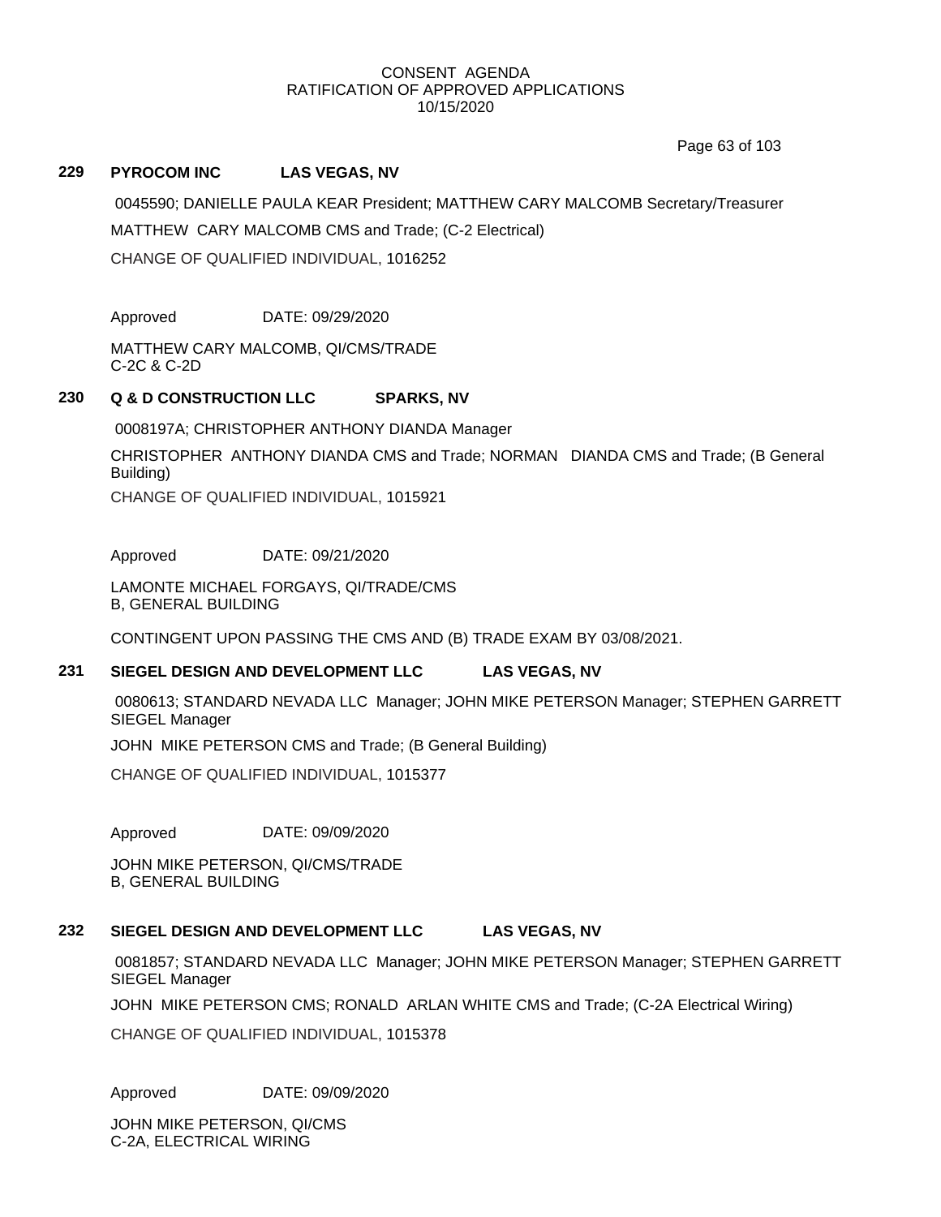CONSENT AGENDA
RATIFICATION OF APPROVED APPLICATIONS
10/15/2020

**229 PYROCOM INC LAS VEGAS, NV**

0045590; DANIELLE PAULA KEAR President; MATTHEW CARY MALCOMB Secretary/Treasurer

MATTHEW CARY MALCOMB CMS and Trade; (C-2 Electrical)

CHANGE OF QUALIFIED INDIVIDUAL, 1016252

Approved DATE: 09/29/2020

MATTHEW CARY MALCOMB, QI/CMS/TRADE
C-2C & C-2D

**230 Q & D CONSTRUCTION LLC SPARKS, NV**

0008197A; CHRISTOPHER ANTHONY DIANDA Manager

CHRISTOPHER ANTHONY DIANDA CMS and Trade; NORMAN DIANDA CMS and Trade; (B General Building)

CHANGE OF QUALIFIED INDIVIDUAL, 1015921

Approved DATE: 09/21/2020

LAMONTE MICHAEL FORGAYS, QI/TRADE/CMS
B, GENERAL BUILDING

CONTINGENT UPON PASSING THE CMS AND (B) TRADE EXAM BY 03/08/2021.

**231 SIEGEL DESIGN AND DEVELOPMENT LLC LAS VEGAS, NV**

0080613; STANDARD NEVADA LLC Manager; JOHN MIKE PETERSON Manager; STEPHEN GARRETT SIEGEL Manager

JOHN MIKE PETERSON CMS and Trade; (B General Building)

CHANGE OF QUALIFIED INDIVIDUAL, 1015377

Approved DATE: 09/09/2020

JOHN MIKE PETERSON, QI/CMS/TRADE
B, GENERAL BUILDING

**232 SIEGEL DESIGN AND DEVELOPMENT LLC LAS VEGAS, NV**

0081857; STANDARD NEVADA LLC Manager; JOHN MIKE PETERSON Manager; STEPHEN GARRETT SIEGEL Manager

JOHN MIKE PETERSON CMS; RONALD ARLAN WHITE CMS and Trade; (C-2A Electrical Wiring)

CHANGE OF QUALIFIED INDIVIDUAL, 1015378

Approved DATE: 09/09/2020

JOHN MIKE PETERSON, QI/CMS
C-2A, ELECTRICAL WIRING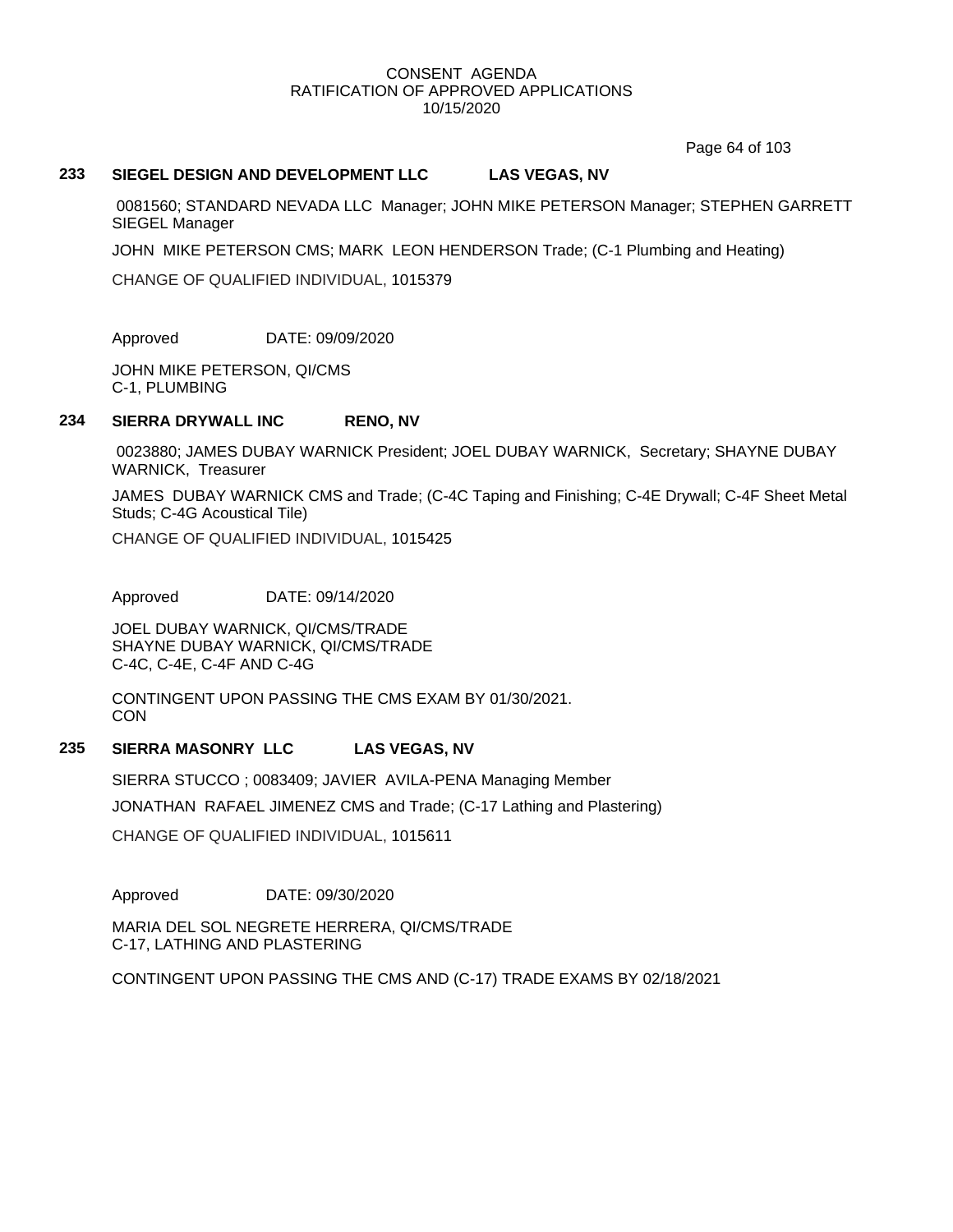CONSENT AGENDA
RATIFICATION OF APPROVED APPLICATIONS
10/15/2020

### 233 SIEGEL DESIGN AND DEVELOPMENT LLC LAS VEGAS, NV

0081560; STANDARD NEVADA LLC Manager; JOHN MIKE PETERSON Manager; STEPHEN GARRETT SIEGEL Manager

JOHN MIKE PETERSON CMS; MARK LEON HENDERSON Trade; (C-1 Plumbing and Heating)

CHANGE OF QUALIFIED INDIVIDUAL, 1015379

Approved DATE: 09/09/2020

JOHN MIKE PETERSON, QI/CMS
C-1, PLUMBING

### 234 SIERRA DRYWALL INC RENO, NV

0023880; JAMES DUBAY WARNICK President; JOEL DUBAY WARNICK, Secretary; SHAYNE DUBAY WARNICK, Treasurer

JAMES DUBAY WARNICK CMS and Trade; (C-4C Taping and Finishing; C-4E Drywall; C-4F Sheet Metal Studs; C-4G Acoustical Tile)

CHANGE OF QUALIFIED INDIVIDUAL, 1015425

Approved DATE: 09/14/2020

JOEL DUBAY WARNICK, QI/CMS/TRADE
SHAYNE DUBAY WARNICK, QI/CMS/TRADE
C-4C, C-4E, C-4F AND C-4G

CONTINGENT UPON PASSING THE CMS EXAM BY 01/30/2021.
CON

### 235 SIERRA MASONRY LLC LAS VEGAS, NV

SIERRA STUCCO ; 0083409; JAVIER AVILA-PENA Managing Member

JONATHAN RAFAEL JIMENEZ CMS and Trade; (C-17 Lathing and Plastering)

CHANGE OF QUALIFIED INDIVIDUAL, 1015611

Approved DATE: 09/30/2020

MARIA DEL SOL NEGRETE HERRERA, QI/CMS/TRADE
C-17, LATHING AND PLASTERING

CONTINGENT UPON PASSING THE CMS AND (C-17) TRADE EXAMS BY 02/18/2021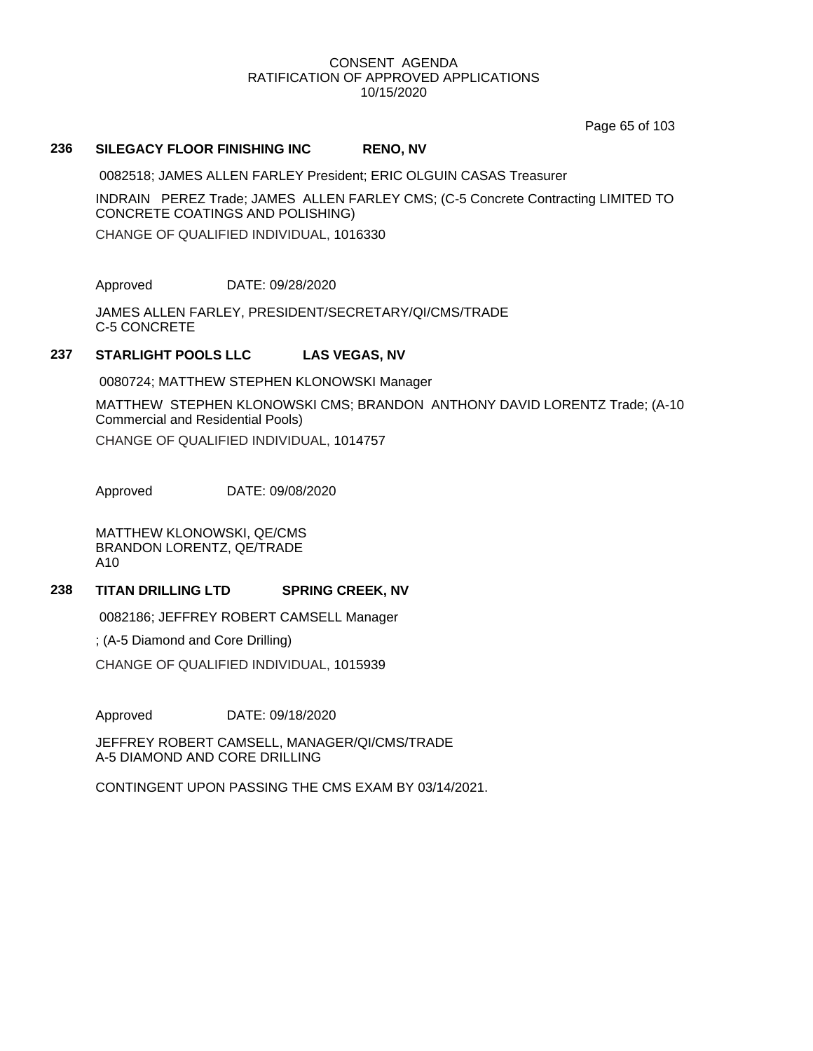CONSENT AGENDA
RATIFICATION OF APPROVED APPLICATIONS
10/15/2020

## 236 SILEGACY FLOOR FINISHING INC RENO, NV

0082518; JAMES ALLEN FARLEY President; ERIC OLGUIN CASAS Treasurer

INDRAIN PEREZ Trade; JAMES ALLEN FARLEY CMS; (C-5 Concrete Contracting LIMITED TO CONCRETE COATINGS AND POLISHING)

CHANGE OF QUALIFIED INDIVIDUAL, 1016330

Approved DATE: 09/28/2020

JAMES ALLEN FARLEY, PRESIDENT/SECRETARY/QI/CMS/TRADE
C-5 CONCRETE

## 237 STARLIGHT POOLS LLC LAS VEGAS, NV

0080724; MATTHEW STEPHEN KLONOWSKI Manager

MATTHEW STEPHEN KLONOWSKI CMS; BRANDON ANTHONY DAVID LORENTZ Trade; (A-10 Commercial and Residential Pools)

CHANGE OF QUALIFIED INDIVIDUAL, 1014757

Approved DATE: 09/08/2020

MATTHEW KLONOWSKI, QE/CMS
BRANDON LORENTZ, QE/TRADE
A10

## 238 TITAN DRILLING LTD SPRING CREEK, NV

0082186; JEFFREY ROBERT CAMSELL Manager

; (A-5 Diamond and Core Drilling)

CHANGE OF QUALIFIED INDIVIDUAL, 1015939

Approved DATE: 09/18/2020

JEFFREY ROBERT CAMSELL, MANAGER/QI/CMS/TRADE
A-5 DIAMOND AND CORE DRILLING

CONTINGENT UPON PASSING THE CMS EXAM BY 03/14/2021.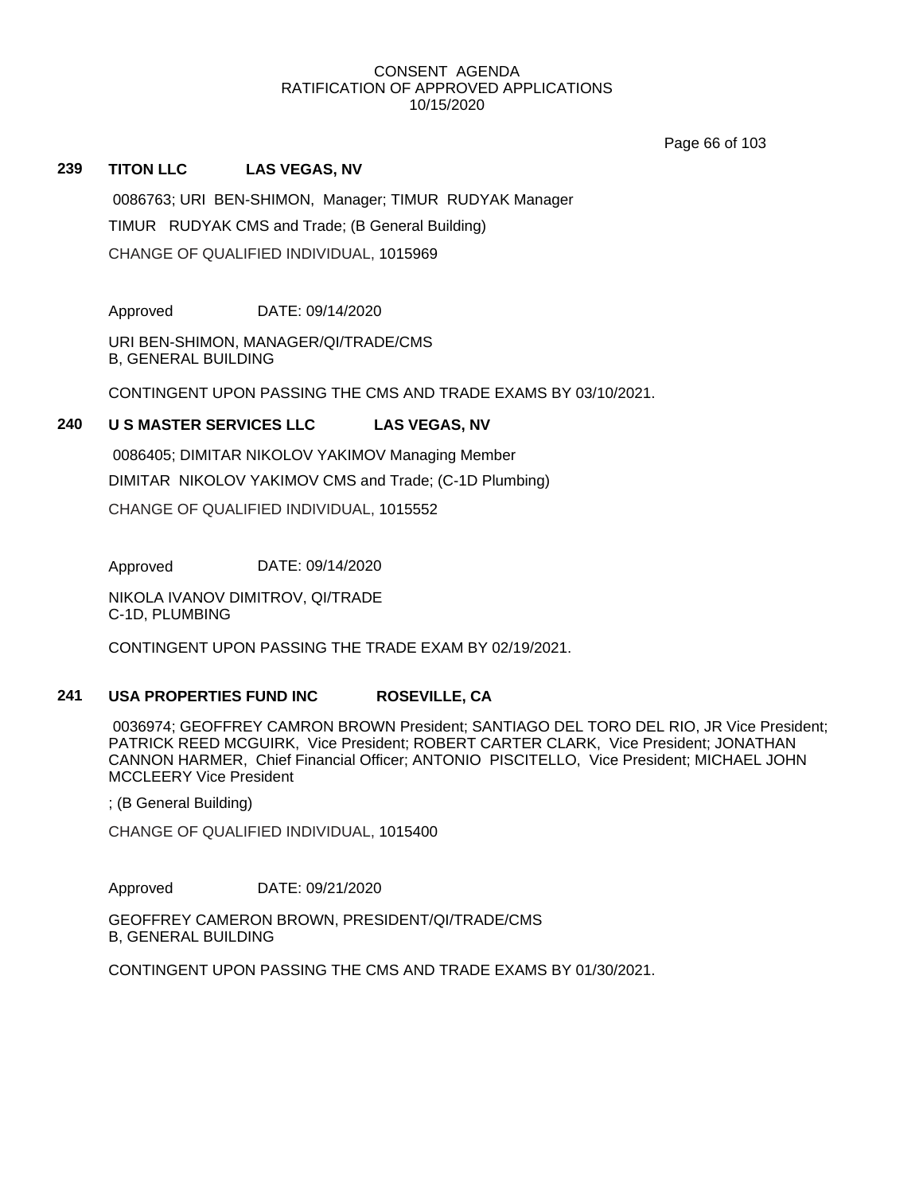CONSENT AGENDA
RATIFICATION OF APPROVED APPLICATIONS
10/15/2020

## 239 TITON LLC LAS VEGAS, NV

0086763; URI BEN-SHIMON, Manager; TIMUR RUDYAK Manager

TIMUR RUDYAK CMS and Trade; (B General Building)

CHANGE OF QUALIFIED INDIVIDUAL, 1015969

Approved DATE: 09/14/2020

URI BEN-SHIMON, MANAGER/QI/TRADE/CMS
B, GENERAL BUILDING

CONTINGENT UPON PASSING THE CMS AND TRADE EXAMS BY 03/10/2021.

## 240 U S MASTER SERVICES LLC LAS VEGAS, NV

0086405; DIMITAR NIKOLOV YAKIMOV Managing Member

DIMITAR NIKOLOV YAKIMOV CMS and Trade; (C-1D Plumbing)

CHANGE OF QUALIFIED INDIVIDUAL, 1015552

Approved DATE: 09/14/2020

NIKOLA IVANOV DIMITROV, QI/TRADE
C-1D, PLUMBING

CONTINGENT UPON PASSING THE TRADE EXAM BY 02/19/2021.

## 241 USA PROPERTIES FUND INC ROSEVILLE, CA

0036974; GEOFFREY CAMRON BROWN President; SANTIAGO DEL TORO DEL RIO, JR Vice President; PATRICK REED MCGUIRK, Vice President; ROBERT CARTER CLARK, Vice President; JONATHAN CANNON HARMER, Chief Financial Officer; ANTONIO PISCITELLO, Vice President; MICHAEL JOHN MCCLEERY Vice President

; (B General Building)

CHANGE OF QUALIFIED INDIVIDUAL, 1015400

Approved DATE: 09/21/2020

GEOFFREY CAMERON BROWN, PRESIDENT/QI/TRADE/CMS
B, GENERAL BUILDING

CONTINGENT UPON PASSING THE CMS AND TRADE EXAMS BY 01/30/2021.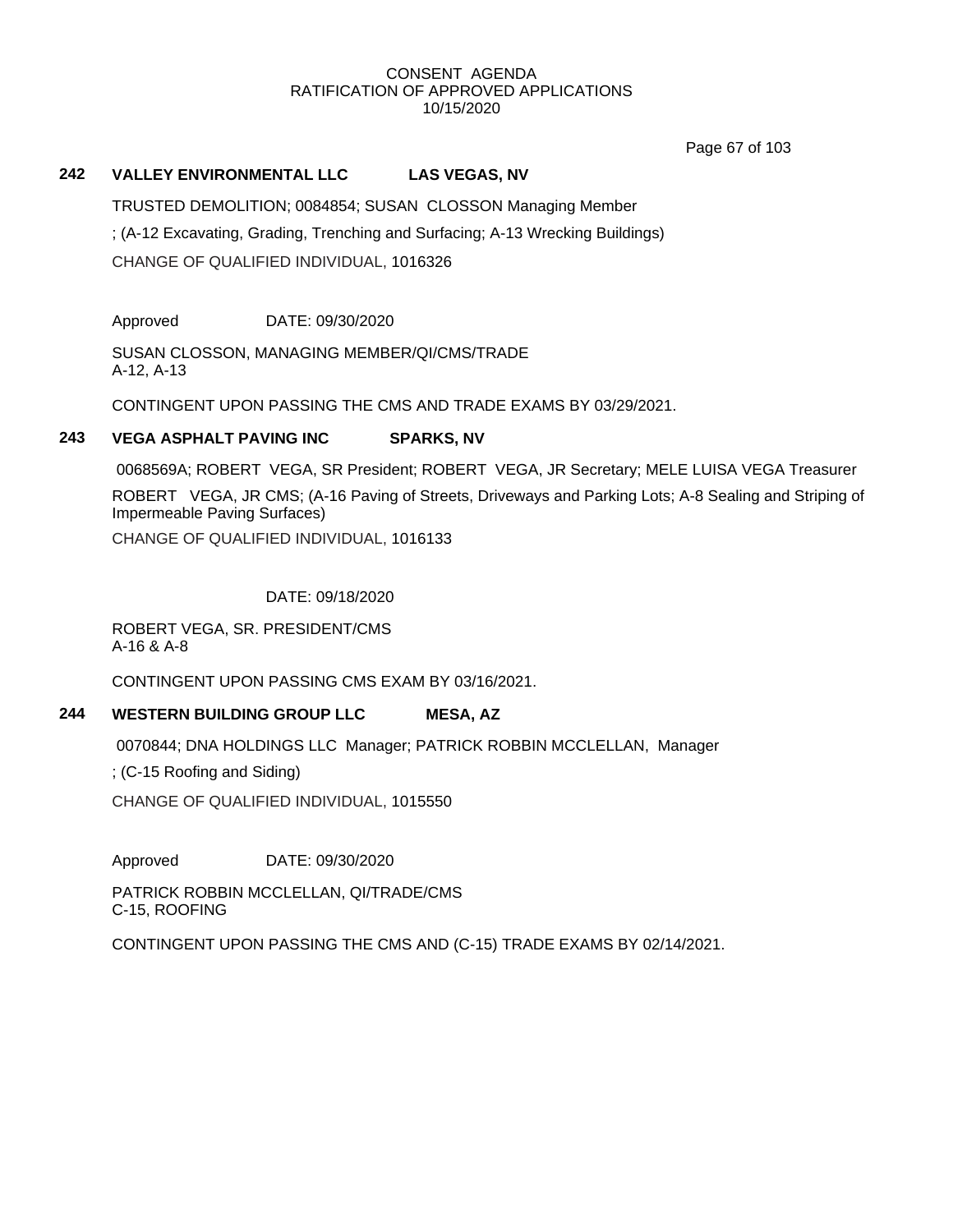CONSENT AGENDA
RATIFICATION OF APPROVED APPLICATIONS
10/15/2020

### 242 VALLEY ENVIRONMENTAL LLC LAS VEGAS, NV

TRUSTED DEMOLITION; 0084854; SUSAN CLOSSON Managing Member

; (A-12 Excavating, Grading, Trenching and Surfacing; A-13 Wrecking Buildings)

CHANGE OF QUALIFIED INDIVIDUAL, 1016326

Approved DATE: 09/30/2020

SUSAN CLOSSON, MANAGING MEMBER/QI/CMS/TRADE
A-12, A-13

CONTINGENT UPON PASSING THE CMS AND TRADE EXAMS BY 03/29/2021.

### 243 VEGA ASPHALT PAVING INC SPARKS, NV

0068569A; ROBERT VEGA, SR President; ROBERT VEGA, JR Secretary; MELE LUISA VEGA Treasurer

ROBERT VEGA, JR CMS; (A-16 Paving of Streets, Driveways and Parking Lots; A-8 Sealing and Striping of Impermeable Paving Surfaces)

CHANGE OF QUALIFIED INDIVIDUAL, 1016133

DATE: 09/18/2020

ROBERT VEGA, SR. PRESIDENT/CMS
A-16 & A-8

CONTINGENT UPON PASSING CMS EXAM BY 03/16/2021.

### 244 WESTERN BUILDING GROUP LLC MESA, AZ

0070844; DNA HOLDINGS LLC Manager; PATRICK ROBBIN MCCLELLAN, Manager

; (C-15 Roofing and Siding)

CHANGE OF QUALIFIED INDIVIDUAL, 1015550

Approved DATE: 09/30/2020

PATRICK ROBBIN MCCLELLAN, QI/TRADE/CMS
C-15, ROOFING

CONTINGENT UPON PASSING THE CMS AND (C-15) TRADE EXAMS BY 02/14/2021.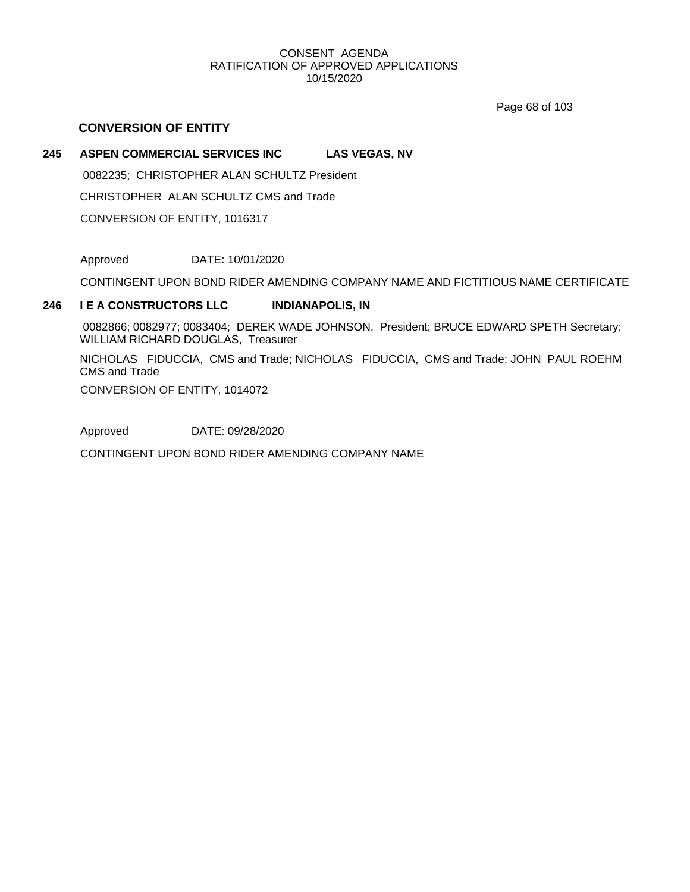CONSENT AGENDA
RATIFICATION OF APPROVED APPLICATIONS
10/15/2020

## CONVERSION OF ENTITY

**245 ASPEN COMMERCIAL SERVICES INC LAS VEGAS, NV**

0082235; CHRISTOPHER ALAN SCHULTZ President

CHRISTOPHER ALAN SCHULTZ CMS and Trade

CONVERSION OF ENTITY, 1016317

Approved DATE: 10/01/2020

CONTINGENT UPON BOND RIDER AMENDING COMPANY NAME AND FICTITIOUS NAME CERTIFICATE

**246 I E A CONSTRUCTORS LLC INDIANAPOLIS, IN**

0082866; 0082977; 0083404; DEREK WADE JOHNSON, President; BRUCE EDWARD SPETH Secretary; WILLIAM RICHARD DOUGLAS, Treasurer

NICHOLAS FIDUCCIA, CMS and Trade; NICHOLAS FIDUCCIA, CMS and Trade; JOHN PAUL ROEHM CMS and Trade

CONVERSION OF ENTITY, 1014072

Approved DATE: 09/28/2020

CONTINGENT UPON BOND RIDER AMENDING COMPANY NAME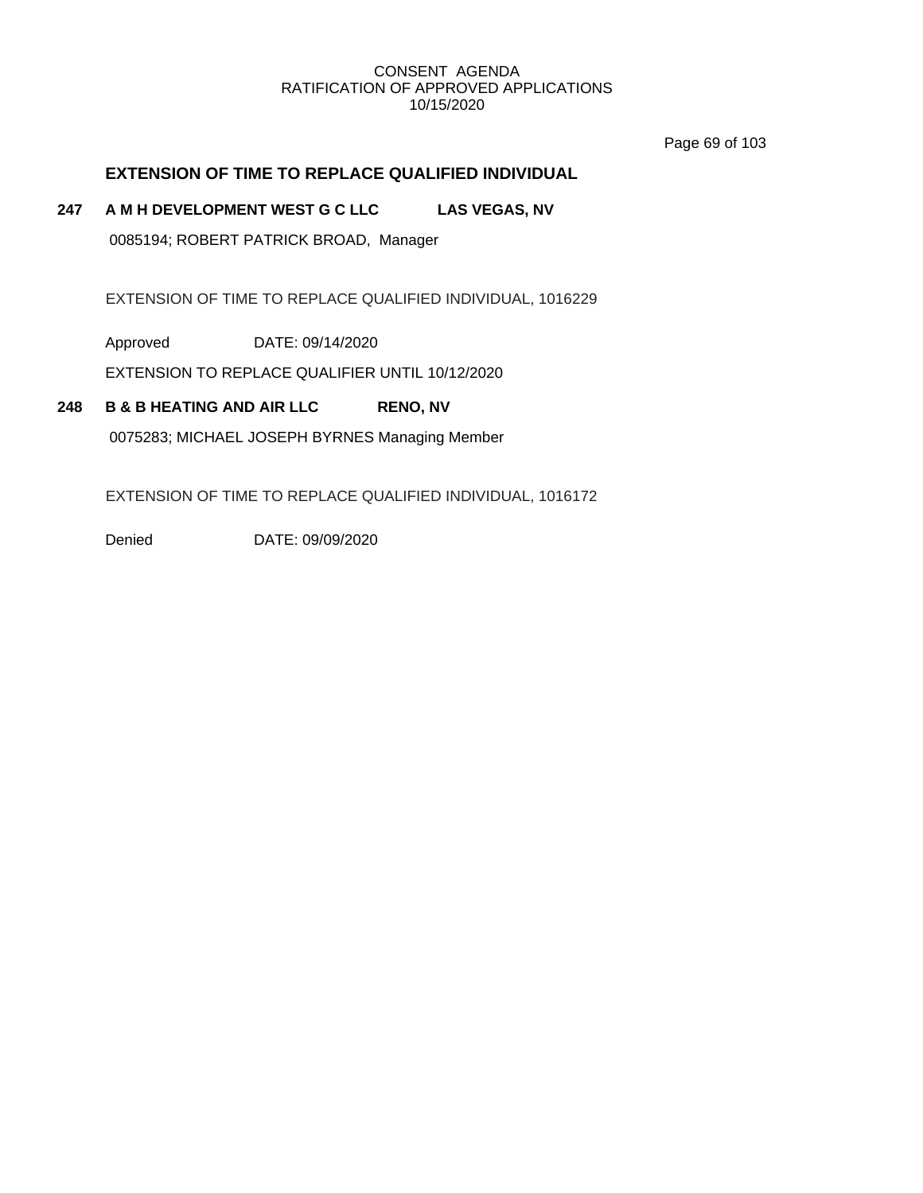# CONSENT AGENDA
## RATIFICATION OF APPROVED APPLICATIONS
### 10/15/2020

## EXTENSION OF TIME TO REPLACE QUALIFIED INDIVIDUAL

**247 A M H DEVELOPMENT WEST G C LLC LAS VEGAS, NV**

0085194; ROBERT PATRICK BROAD, Manager

EXTENSION OF TIME TO REPLACE QUALIFIED INDIVIDUAL, 1016229

Approved DATE: 09/14/2020

EXTENSION TO REPLACE QUALIFIER UNTIL 10/12/2020

**248 B & B HEATING AND AIR LLC RENO, NV**

0075283; MICHAEL JOSEPH BYRNES Managing Member

EXTENSION OF TIME TO REPLACE QUALIFIED INDIVIDUAL, 1016172

Denied DATE: 09/09/2020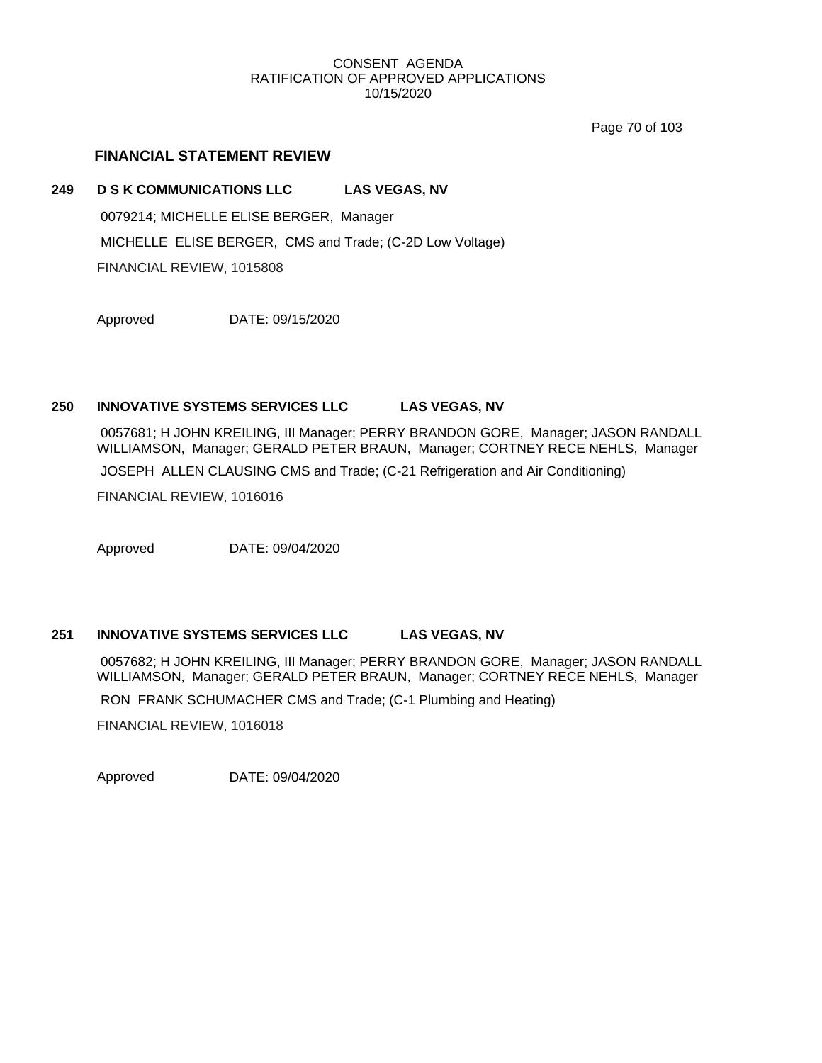CONSENT AGENDA
RATIFICATION OF APPROVED APPLICATIONS
10/15/2020

## FINANCIAL STATEMENT REVIEW

### 249 D S K COMMUNICATIONS LLC LAS VEGAS, NV

0079214; MICHELLE ELISE BERGER, Manager

MICHELLE ELISE BERGER, CMS and Trade; (C-2D Low Voltage)

FINANCIAL REVIEW, 1015808

Approved DATE: 09/15/2020

### 250 INNOVATIVE SYSTEMS SERVICES LLC LAS VEGAS, NV

0057681; H JOHN KREILING, III Manager; PERRY BRANDON GORE, Manager; JASON RANDALL WILLIAMSON, Manager; GERALD PETER BRAUN, Manager; CORTNEY RECE NEHLS, Manager

JOSEPH ALLEN CLAUSING CMS and Trade; (C-21 Refrigeration and Air Conditioning)

FINANCIAL REVIEW, 1016016

Approved DATE: 09/04/2020

### 251 INNOVATIVE SYSTEMS SERVICES LLC LAS VEGAS, NV

0057682; H JOHN KREILING, III Manager; PERRY BRANDON GORE, Manager; JASON RANDALL WILLIAMSON, Manager; GERALD PETER BRAUN, Manager; CORTNEY RECE NEHLS, Manager

RON FRANK SCHUMACHER CMS and Trade; (C-1 Plumbing and Heating)

FINANCIAL REVIEW, 1016018

Approved DATE: 09/04/2020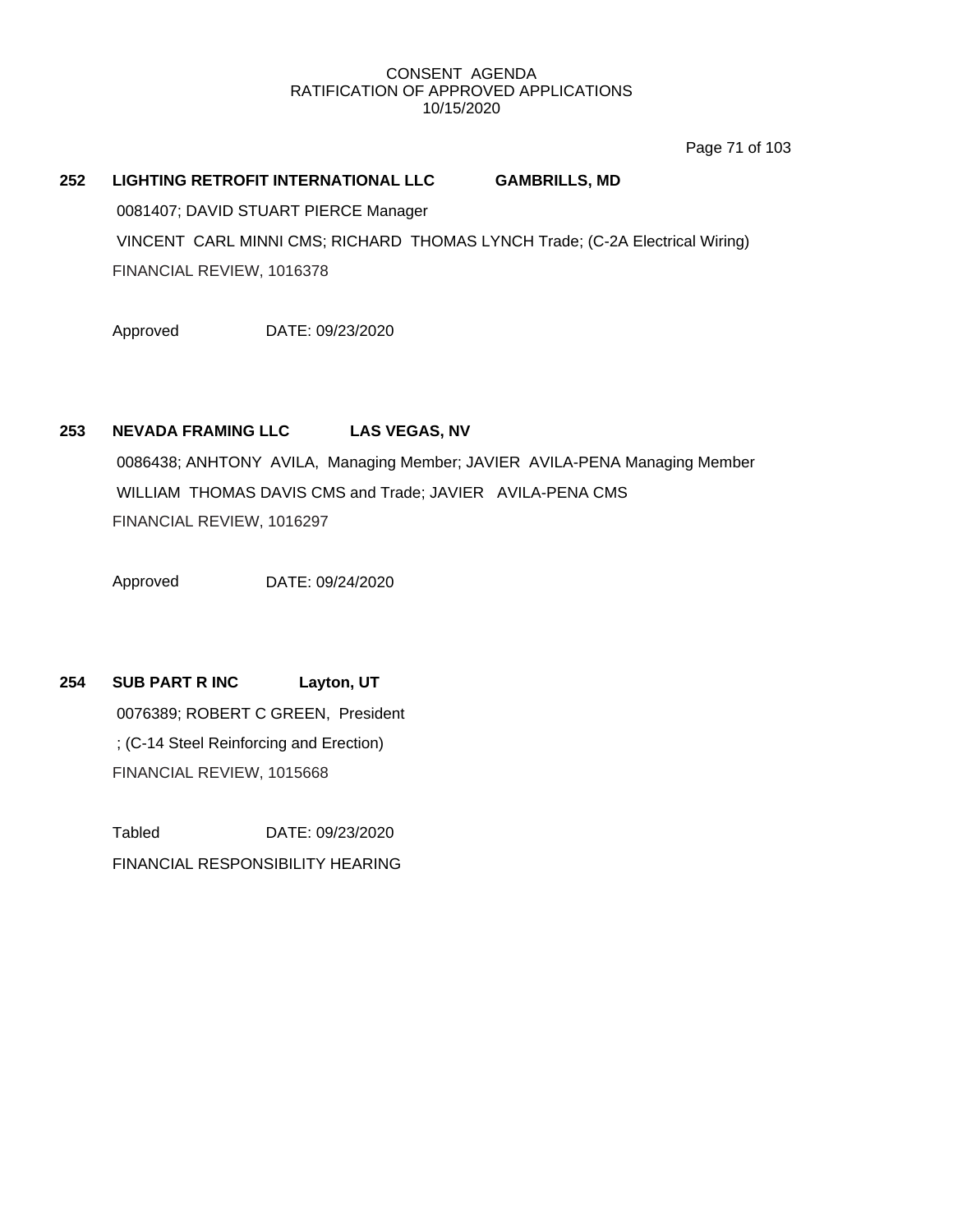CONSENT AGENDA
RATIFICATION OF APPROVED APPLICATIONS
10/15/2020

**252 LIGHTING RETROFIT INTERNATIONAL LLC GAMBRILLS, MD**

0081407; DAVID STUART PIERCE Manager

VINCENT CARL MINNI CMS; RICHARD THOMAS LYNCH Trade; (C-2A Electrical Wiring)

FINANCIAL REVIEW, 1016378

Approved DATE: 09/23/2020

**253 NEVADA FRAMING LLC LAS VEGAS, NV**

0086438; ANHTONY AVILA, Managing Member; JAVIER AVILA-PENA Managing Member

WILLIAM THOMAS DAVIS CMS and Trade; JAVIER AVILA-PENA CMS

FINANCIAL REVIEW, 1016297

Approved DATE: 09/24/2020

**254 SUB PART R INC Layton, UT**

0076389; ROBERT C GREEN, President

; (C-14 Steel Reinforcing and Erection)

FINANCIAL REVIEW, 1015668

Tabled DATE: 09/23/2020

FINANCIAL RESPONSIBILITY HEARING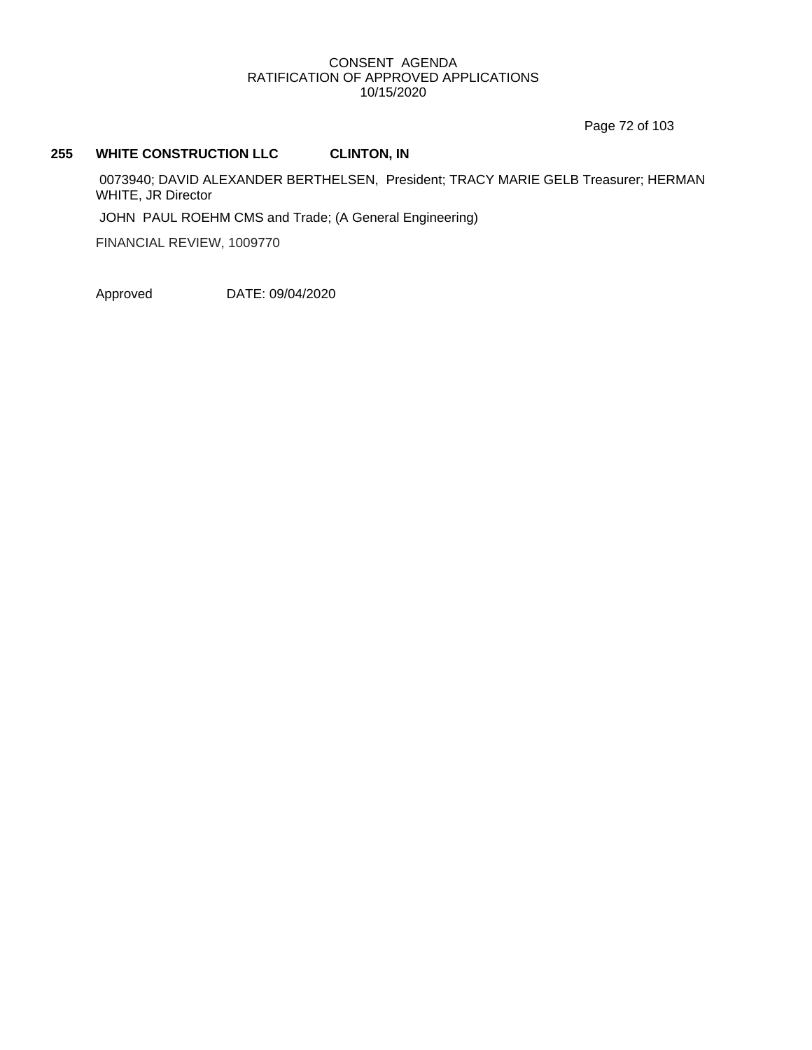**255 WHITE CONSTRUCTION LLC CLINTON, IN**

0073940; DAVID ALEXANDER BERTHELSEN, President; TRACY MARIE GELB Treasurer; HERMAN WHITE, JR Director

JOHN PAUL ROEHM CMS and Trade; (A General Engineering)

FINANCIAL REVIEW, 1009770

Approved DATE: 09/04/2020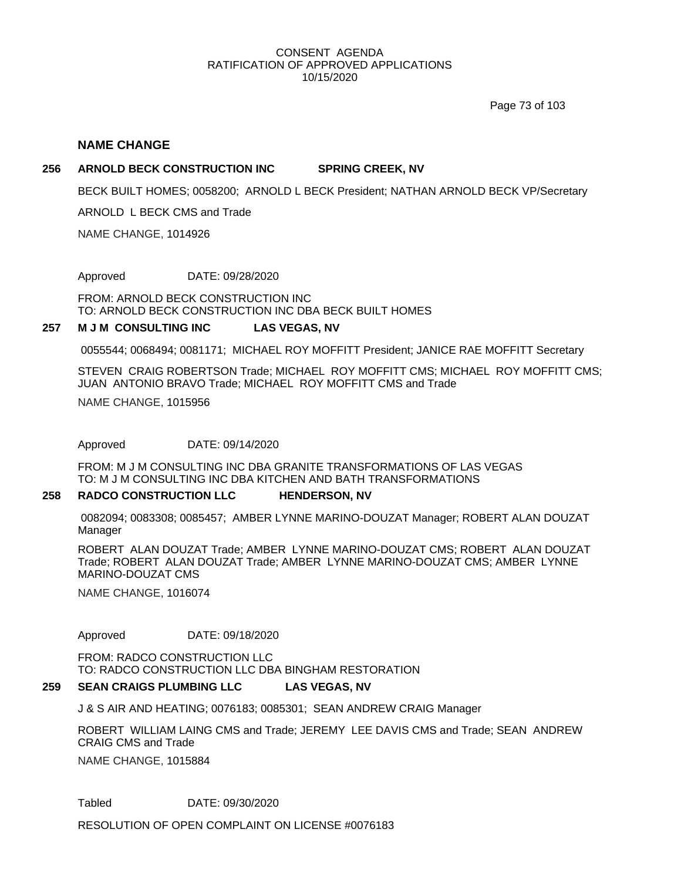CONSENT AGENDA
RATIFICATION OF APPROVED APPLICATIONS
10/15/2020

## NAME CHANGE

### 256 ARNOLD BECK CONSTRUCTION INC SPRING CREEK, NV

BECK BUILT HOMES; 0058200; ARNOLD L BECK President; NATHAN ARNOLD BECK VP/Secretary

ARNOLD L BECK CMS and Trade

NAME CHANGE, 1014926

Approved DATE: 09/28/2020

FROM: ARNOLD BECK CONSTRUCTION INC
TO: ARNOLD BECK CONSTRUCTION INC DBA BECK BUILT HOMES

### 257 M J M CONSULTING INC LAS VEGAS, NV

0055544; 0068494; 0081171; MICHAEL ROY MOFFITT President; JANICE RAE MOFFITT Secretary

STEVEN CRAIG ROBERTSON Trade; MICHAEL ROY MOFFITT CMS; MICHAEL ROY MOFFITT CMS; JUAN ANTONIO BRAVO Trade; MICHAEL ROY MOFFITT CMS and Trade

NAME CHANGE, 1015956

Approved DATE: 09/14/2020

FROM: M J M CONSULTING INC DBA GRANITE TRANSFORMATIONS OF LAS VEGAS
TO: M J M CONSULTING INC DBA KITCHEN AND BATH TRANSFORMATIONS

### 258 RADCO CONSTRUCTION LLC HENDERSON, NV

0082094; 0083308; 0085457; AMBER LYNNE MARINO-DOUZAT Manager; ROBERT ALAN DOUZAT Manager

ROBERT ALAN DOUZAT Trade; AMBER LYNNE MARINO-DOUZAT CMS; ROBERT ALAN DOUZAT Trade; ROBERT ALAN DOUZAT Trade; AMBER LYNNE MARINO-DOUZAT CMS; AMBER LYNNE MARINO-DOUZAT CMS

NAME CHANGE, 1016074

Approved DATE: 09/18/2020

FROM: RADCO CONSTRUCTION LLC
TO: RADCO CONSTRUCTION LLC DBA BINGHAM RESTORATION

### 259 SEAN CRAIGS PLUMBING LLC LAS VEGAS, NV

J & S AIR AND HEATING; 0076183; 0085301; SEAN ANDREW CRAIG Manager

ROBERT WILLIAM LAING CMS and Trade; JEREMY LEE DAVIS CMS and Trade; SEAN ANDREW CRAIG CMS and Trade

NAME CHANGE, 1015884

Tabled DATE: 09/30/2020

RESOLUTION OF OPEN COMPLAINT ON LICENSE #0076183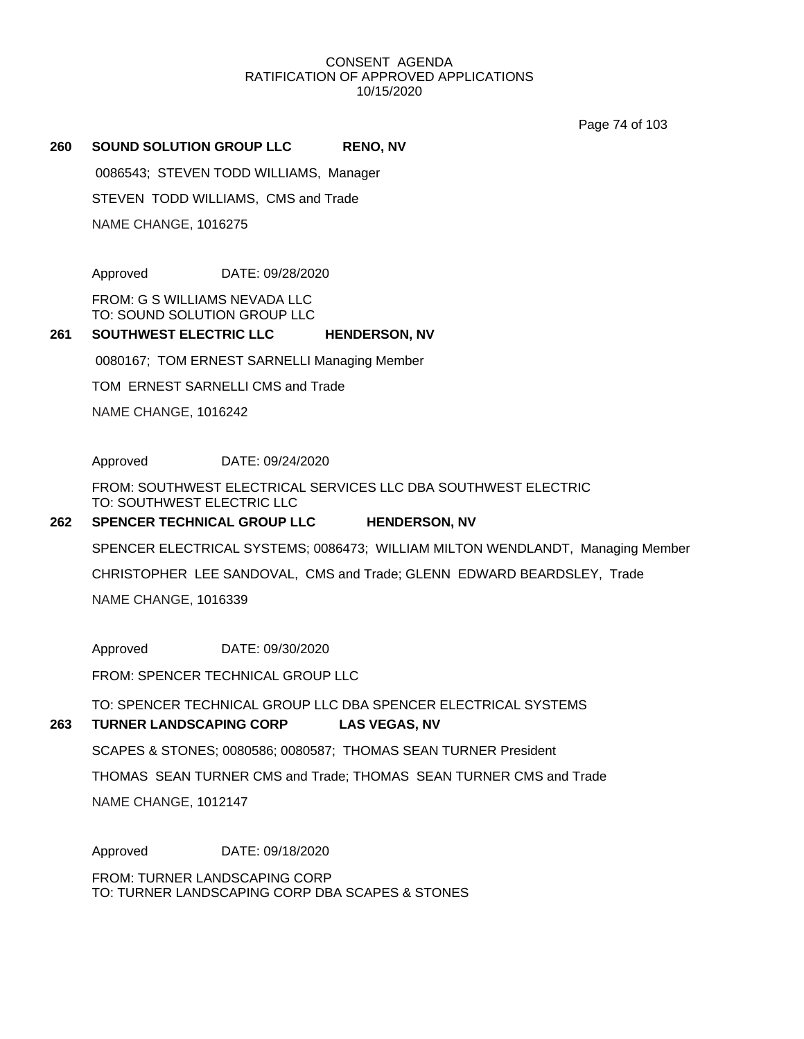CONSENT AGENDA
RATIFICATION OF APPROVED APPLICATIONS
10/15/2020

**260 SOUND SOLUTION GROUP LLC RENO, NV**

0086543; STEVEN TODD WILLIAMS, Manager

STEVEN TODD WILLIAMS, CMS and Trade

NAME CHANGE, 1016275

Approved DATE: 09/28/2020

FROM: G S WILLIAMS NEVADA LLC
TO: SOUND SOLUTION GROUP LLC

**261 SOUTHWEST ELECTRIC LLC HENDERSON, NV**

0080167; TOM ERNEST SARNELLI Managing Member

TOM ERNEST SARNELLI CMS and Trade

NAME CHANGE, 1016242

Approved DATE: 09/24/2020

FROM: SOUTHWEST ELECTRICAL SERVICES LLC DBA SOUTHWEST ELECTRIC
TO: SOUTHWEST ELECTRIC LLC

**262 SPENCER TECHNICAL GROUP LLC HENDERSON, NV**

SPENCER ELECTRICAL SYSTEMS; 0086473; WILLIAM MILTON WENDLANDT, Managing Member

CHRISTOPHER LEE SANDOVAL, CMS and Trade; GLENN EDWARD BEARDSLEY, Trade

NAME CHANGE, 1016339

Approved DATE: 09/30/2020

FROM: SPENCER TECHNICAL GROUP LLC

TO: SPENCER TECHNICAL GROUP LLC DBA SPENCER ELECTRICAL SYSTEMS

**263 TURNER LANDSCAPING CORP LAS VEGAS, NV**

SCAPES & STONES; 0080586; 0080587; THOMAS SEAN TURNER President

THOMAS SEAN TURNER CMS and Trade; THOMAS SEAN TURNER CMS and Trade

NAME CHANGE, 1012147

Approved DATE: 09/18/2020

FROM: TURNER LANDSCAPING CORP
TO: TURNER LANDSCAPING CORP DBA SCAPES & STONES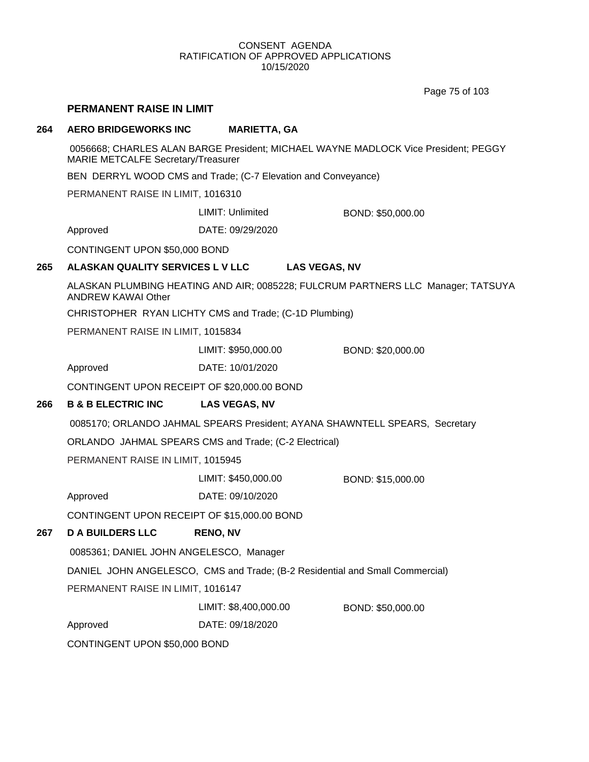CONSENT AGENDA
RATIFICATION OF APPROVED APPLICATIONS
10/15/2020

## PERMANENT RAISE IN LIMIT

**264 AERO BRIDGEWORKS INC MARIETTA, GA**

0056668; CHARLES ALAN BARGE President; MICHAEL WAYNE MADLOCK Vice President; PEGGY MARIE METCALFE Secretary/Treasurer

BEN DERRYL WOOD CMS and Trade; (C-7 Elevation and Conveyance)

PERMANENT RAISE IN LIMIT, 1016310

LIMIT: Unlimited BOND: $50,000.00

Approved DATE: 09/29/2020

CONTINGENT UPON $50,000 BOND

**265 ALASKAN QUALITY SERVICES L V LLC LAS VEGAS, NV**

ALASKAN PLUMBING HEATING AND AIR; 0085228; FULCRUM PARTNERS LLC Manager; TATSUYA ANDREW KAWAI Other

CHRISTOPHER RYAN LICHTY CMS and Trade; (C-1D Plumbing)

PERMANENT RAISE IN LIMIT, 1015834

LIMIT: $950,000.00 BOND: $20,000.00

Approved DATE: 10/01/2020

CONTINGENT UPON RECEIPT OF $20,000.00 BOND

**266 B & B ELECTRIC INC LAS VEGAS, NV**

0085170; ORLANDO JAHMAL SPEARS President; AYANA SHAWNTELL SPEARS, Secretary

ORLANDO JAHMAL SPEARS CMS and Trade; (C-2 Electrical)

PERMANENT RAISE IN LIMIT, 1015945

LIMIT: $450,000.00 BOND: $15,000.00

Approved DATE: 09/10/2020

CONTINGENT UPON RECEIPT OF $15,000.00 BOND

**267 D A BUILDERS LLC RENO, NV**

0085361; DANIEL JOHN ANGELESCO, Manager

DANIEL JOHN ANGELESCO, CMS and Trade; (B-2 Residential and Small Commercial)

PERMANENT RAISE IN LIMIT, 1016147

LIMIT: $8,400,000.00 BOND: $50,000.00

Approved DATE: 09/18/2020

CONTINGENT UPON $50,000 BOND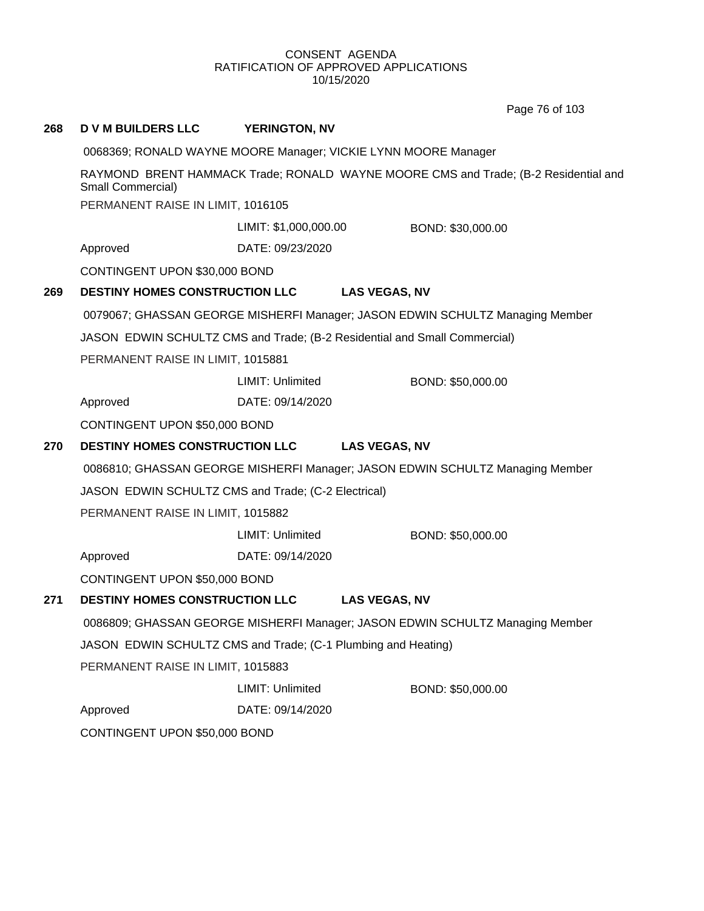CONSENT AGENDA
RATIFICATION OF APPROVED APPLICATIONS
10/15/2020

**268 D V M BUILDERS LLC YERINGTON, NV**

0068369; RONALD WAYNE MOORE Manager; VICKIE LYNN MOORE Manager

RAYMOND BRENT HAMMACK Trade; RONALD WAYNE MOORE CMS and Trade; (B-2 Residential and Small Commercial)

PERMANENT RAISE IN LIMIT, 1016105

LIMIT: $1,000,000.00 BOND: $30,000.00

Approved DATE: 09/23/2020

CONTINGENT UPON $30,000 BOND

**269 DESTINY HOMES CONSTRUCTION LLC LAS VEGAS, NV**

0079067; GHASSAN GEORGE MISHERFI Manager; JASON EDWIN SCHULTZ Managing Member

JASON EDWIN SCHULTZ CMS and Trade; (B-2 Residential and Small Commercial)

PERMANENT RAISE IN LIMIT, 1015881

LIMIT: Unlimited BOND: $50,000.00

Approved DATE: 09/14/2020

CONTINGENT UPON $50,000 BOND

**270 DESTINY HOMES CONSTRUCTION LLC LAS VEGAS, NV**

0086810; GHASSAN GEORGE MISHERFI Manager; JASON EDWIN SCHULTZ Managing Member

JASON EDWIN SCHULTZ CMS and Trade; (C-2 Electrical)

PERMANENT RAISE IN LIMIT, 1015882

LIMIT: Unlimited BOND: $50,000.00

Approved DATE: 09/14/2020

CONTINGENT UPON $50,000 BOND

**271 DESTINY HOMES CONSTRUCTION LLC LAS VEGAS, NV**

0086809; GHASSAN GEORGE MISHERFI Manager; JASON EDWIN SCHULTZ Managing Member

JASON EDWIN SCHULTZ CMS and Trade; (C-1 Plumbing and Heating)

PERMANENT RAISE IN LIMIT, 1015883

LIMIT: Unlimited BOND: $50,000.00

Approved DATE: 09/14/2020

CONTINGENT UPON $50,000 BOND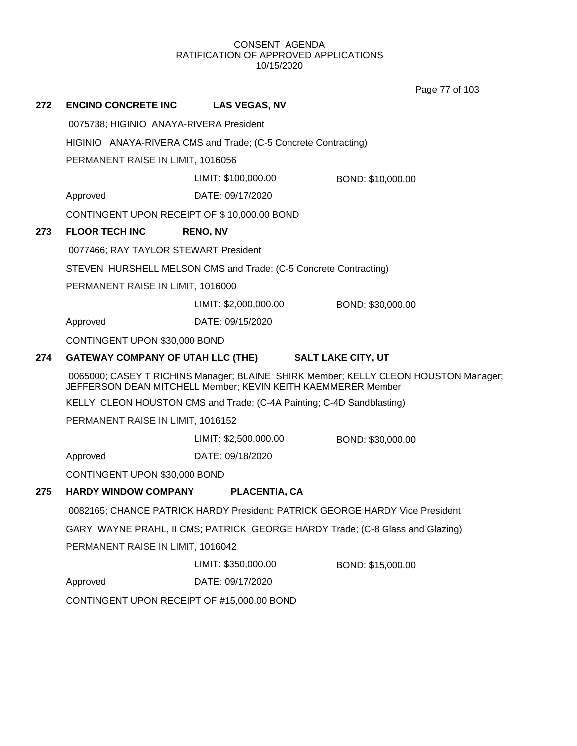CONSENT AGENDA
RATIFICATION OF APPROVED APPLICATIONS
10/15/2020

**272 ENCINO CONCRETE INC LAS VEGAS, NV**

0075738; HIGINIO ANAYA-RIVERA President

HIGINIO ANAYA-RIVERA CMS and Trade; (C-5 Concrete Contracting)

PERMANENT RAISE IN LIMIT, 1016056

LIMIT: $100,000.00 BOND: $10,000.00

Approved DATE: 09/17/2020

CONTINGENT UPON RECEIPT OF $ 10,000.00 BOND

**273 FLOOR TECH INC RENO, NV**

0077466; RAY TAYLOR STEWART President

STEVEN HURSHELL MELSON CMS and Trade; (C-5 Concrete Contracting)

PERMANENT RAISE IN LIMIT, 1016000

LIMIT: $2,000,000.00 BOND: $30,000.00

Approved DATE: 09/15/2020

CONTINGENT UPON $30,000 BOND

**274 GATEWAY COMPANY OF UTAH LLC (THE) SALT LAKE CITY, UT**

0065000; CASEY T RICHINS Manager; BLAINE SHIRK Member; KELLY CLEON HOUSTON Manager; JEFFERSON DEAN MITCHELL Member; KEVIN KEITH KAEMMERER Member

KELLY CLEON HOUSTON CMS and Trade; (C-4A Painting; C-4D Sandblasting)

PERMANENT RAISE IN LIMIT, 1016152

LIMIT: $2,500,000.00 BOND: $30,000.00

Approved DATE: 09/18/2020

CONTINGENT UPON $30,000 BOND

**275 HARDY WINDOW COMPANY PLACENTIA, CA**

0082165; CHANCE PATRICK HARDY President; PATRICK GEORGE HARDY Vice President

GARY WAYNE PRAHL, II CMS; PATRICK GEORGE HARDY Trade; (C-8 Glass and Glazing)

PERMANENT RAISE IN LIMIT, 1016042

LIMIT: $350,000.00 BOND: $15,000.00

Approved DATE: 09/17/2020

CONTINGENT UPON RECEIPT OF #15,000.00 BOND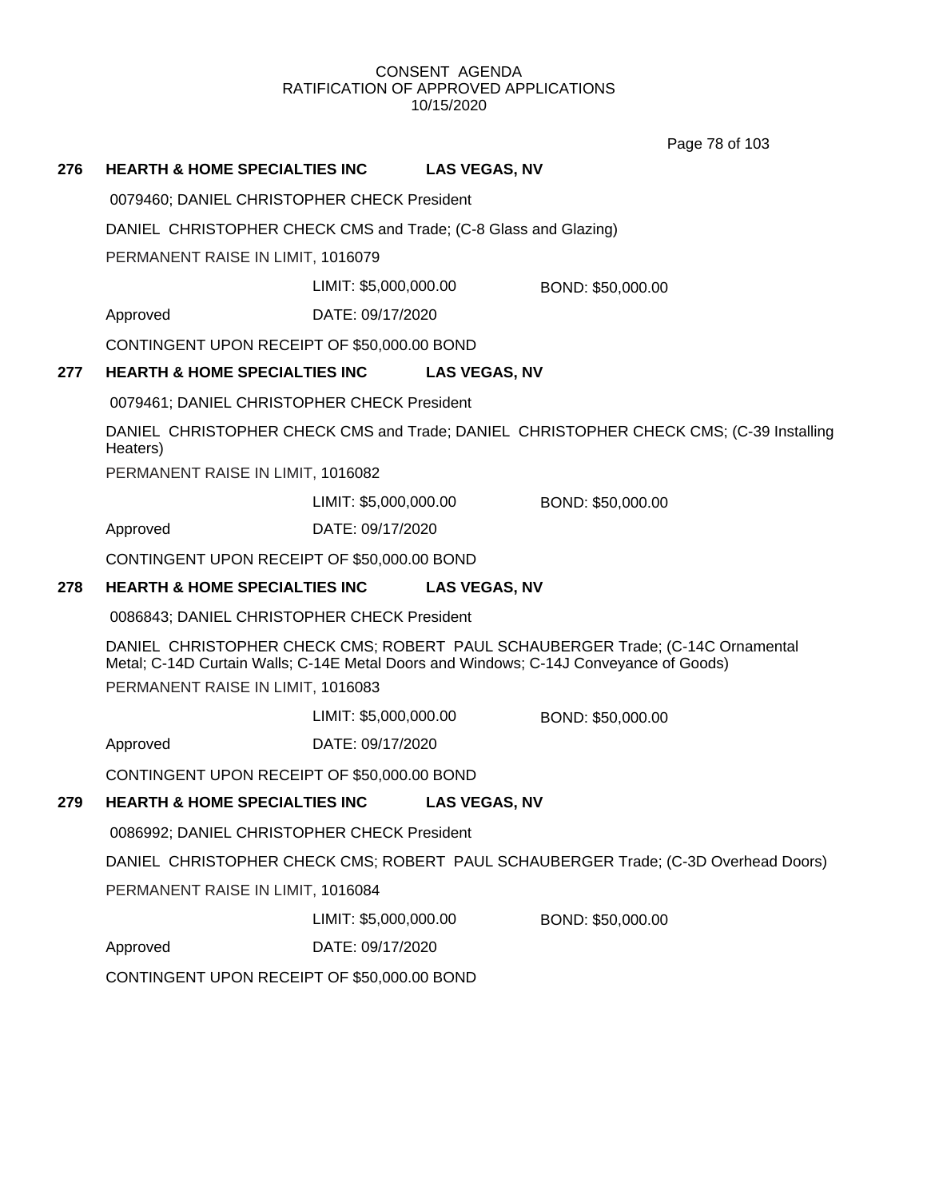CONSENT AGENDA
RATIFICATION OF APPROVED APPLICATIONS
10/15/2020

**276 HEARTH & HOME SPECIALTIES INC LAS VEGAS, NV**

0079460; DANIEL CHRISTOPHER CHECK President

DANIEL CHRISTOPHER CHECK CMS and Trade; (C-8 Glass and Glazing)

PERMANENT RAISE IN LIMIT, 1016079

LIMIT: $5,000,000.00 BOND: $50,000.00

Approved DATE: 09/17/2020

CONTINGENT UPON RECEIPT OF $50,000.00 BOND

**277 HEARTH & HOME SPECIALTIES INC LAS VEGAS, NV**

0079461; DANIEL CHRISTOPHER CHECK President

DANIEL CHRISTOPHER CHECK CMS and Trade; DANIEL CHRISTOPHER CHECK CMS; (C-39 Installing Heaters)

PERMANENT RAISE IN LIMIT, 1016082

LIMIT: $5,000,000.00 BOND: $50,000.00

Approved DATE: 09/17/2020

CONTINGENT UPON RECEIPT OF $50,000.00 BOND

**278 HEARTH & HOME SPECIALTIES INC LAS VEGAS, NV**

0086843; DANIEL CHRISTOPHER CHECK President

DANIEL CHRISTOPHER CHECK CMS; ROBERT PAUL SCHAUBERGER Trade; (C-14C Ornamental Metal; C-14D Curtain Walls; C-14E Metal Doors and Windows; C-14J Conveyance of Goods)

PERMANENT RAISE IN LIMIT, 1016083

LIMIT: $5,000,000.00 BOND: $50,000.00

Approved DATE: 09/17/2020

CONTINGENT UPON RECEIPT OF $50,000.00 BOND

**279 HEARTH & HOME SPECIALTIES INC LAS VEGAS, NV**

0086992; DANIEL CHRISTOPHER CHECK President

DANIEL CHRISTOPHER CHECK CMS; ROBERT PAUL SCHAUBERGER Trade; (C-3D Overhead Doors)

PERMANENT RAISE IN LIMIT, 1016084

LIMIT: $5,000,000.00 BOND: $50,000.00

Approved DATE: 09/17/2020

CONTINGENT UPON RECEIPT OF $50,000.00 BOND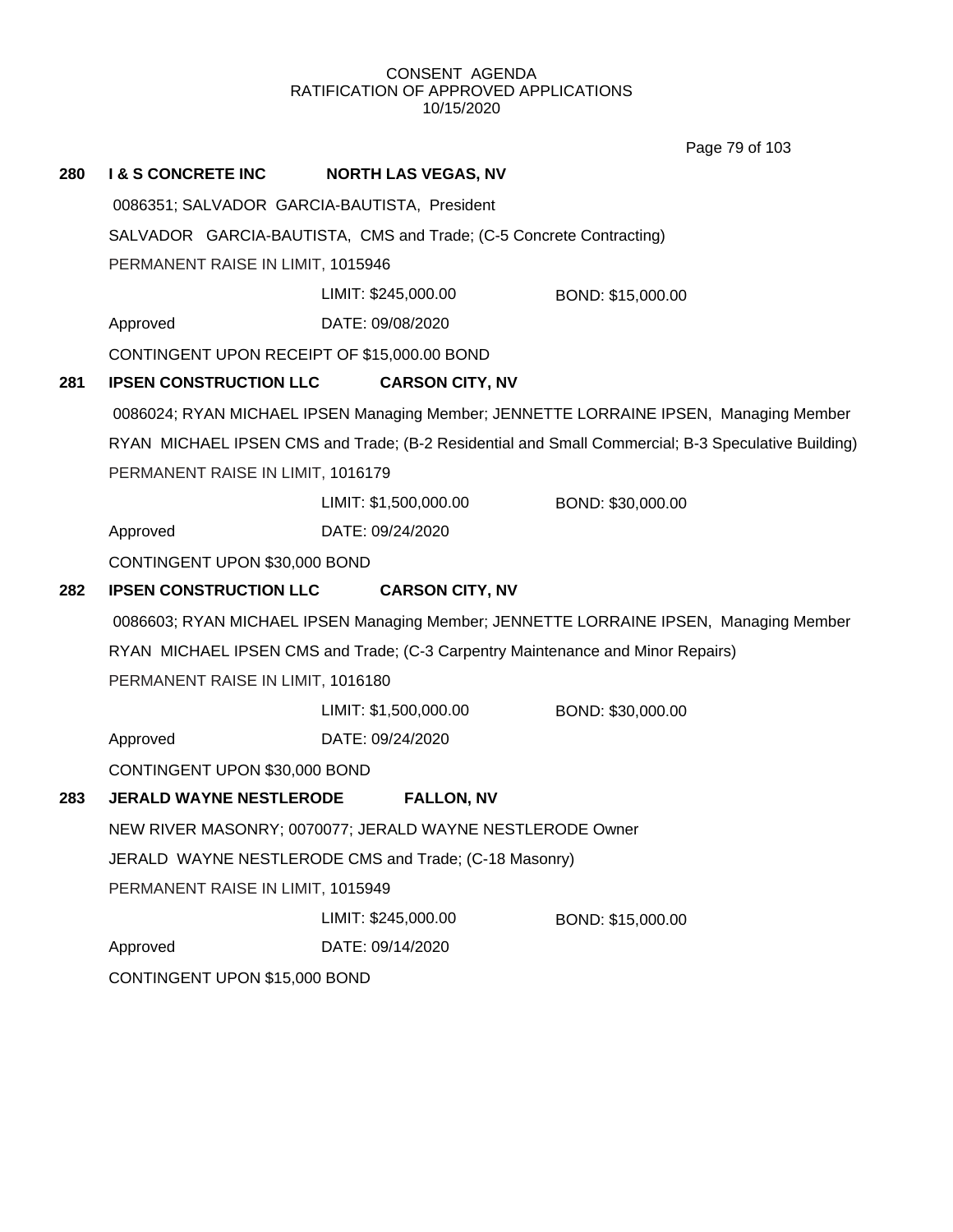CONSENT AGENDA
RATIFICATION OF APPROVED APPLICATIONS
10/15/2020

**280 I & S CONCRETE INC NORTH LAS VEGAS, NV**

0086351; SALVADOR GARCIA-BAUTISTA, President

SALVADOR GARCIA-BAUTISTA, CMS and Trade; (C-5 Concrete Contracting)

PERMANENT RAISE IN LIMIT, 1015946

LIMIT: $245,000.00 BOND: $15,000.00

Approved DATE: 09/08/2020

CONTINGENT UPON RECEIPT OF $15,000.00 BOND

**281 IPSEN CONSTRUCTION LLC CARSON CITY, NV**

0086024; RYAN MICHAEL IPSEN Managing Member; JENNETTE LORRAINE IPSEN, Managing Member

RYAN MICHAEL IPSEN CMS and Trade; (B-2 Residential and Small Commercial; B-3 Speculative Building)

PERMANENT RAISE IN LIMIT, 1016179

LIMIT: $1,500,000.00 BOND: $30,000.00

Approved DATE: 09/24/2020

CONTINGENT UPON $30,000 BOND

**282 IPSEN CONSTRUCTION LLC CARSON CITY, NV**

0086603; RYAN MICHAEL IPSEN Managing Member; JENNETTE LORRAINE IPSEN, Managing Member

RYAN MICHAEL IPSEN CMS and Trade; (C-3 Carpentry Maintenance and Minor Repairs)

PERMANENT RAISE IN LIMIT, 1016180

LIMIT: $1,500,000.00 BOND: $30,000.00

Approved DATE: 09/24/2020

CONTINGENT UPON $30,000 BOND

**283 JERALD WAYNE NESTLERODE FALLON, NV**

NEW RIVER MASONRY; 0070077; JERALD WAYNE NESTLERODE Owner

JERALD WAYNE NESTLERODE CMS and Trade; (C-18 Masonry)

PERMANENT RAISE IN LIMIT, 1015949

LIMIT: $245,000.00 BOND: $15,000.00

Approved DATE: 09/14/2020

CONTINGENT UPON $15,000 BOND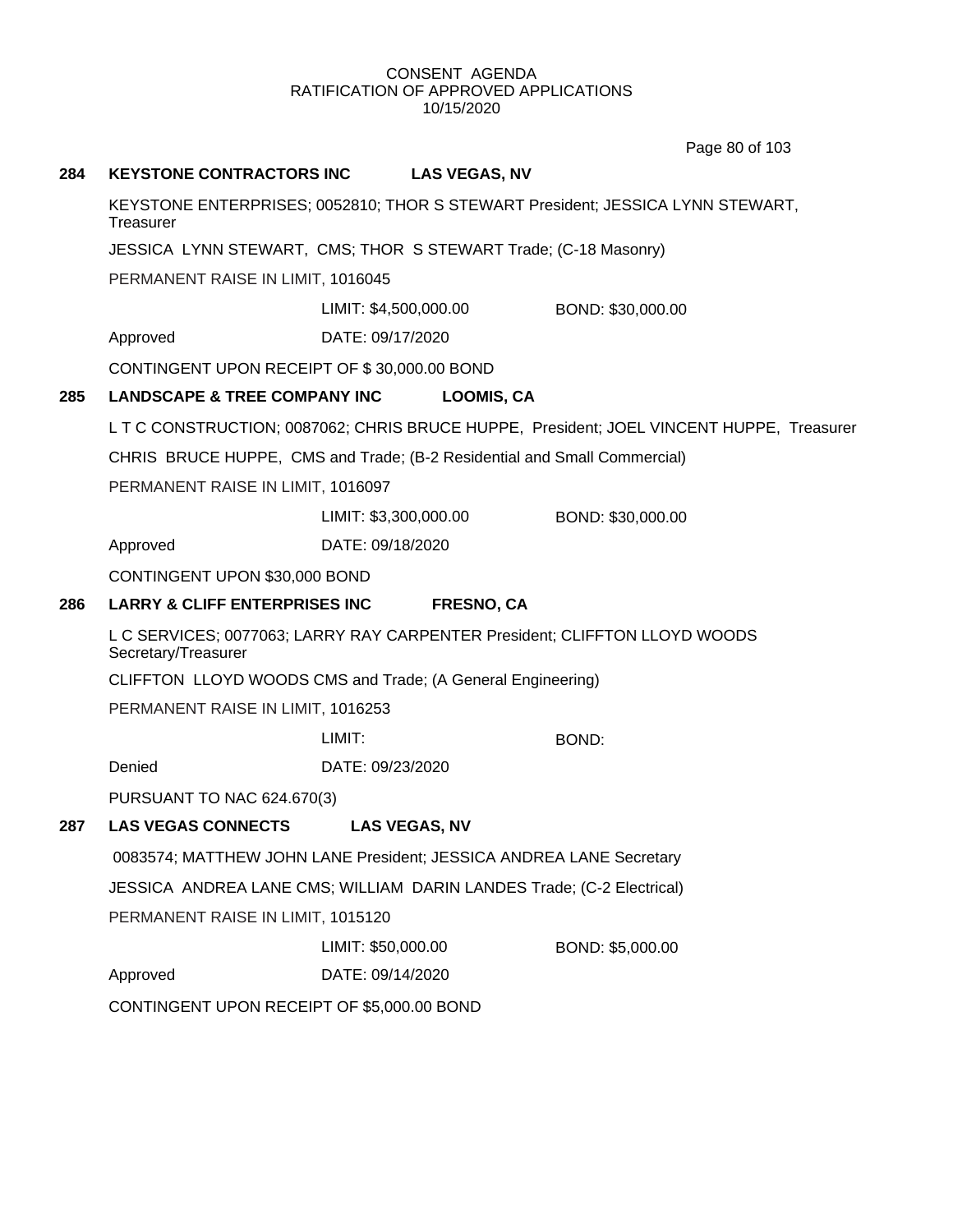CONSENT AGENDA
RATIFICATION OF APPROVED APPLICATIONS
10/15/2020

**284 KEYSTONE CONTRACTORS INC LAS VEGAS, NV**

KEYSTONE ENTERPRISES; 0052810; THOR S STEWART President; JESSICA LYNN STEWART, Treasurer

JESSICA LYNN STEWART, CMS; THOR S STEWART Trade; (C-18 Masonry)

PERMANENT RAISE IN LIMIT, 1016045

LIMIT: $4,500,000.00 BOND: $30,000.00

Approved DATE: 09/17/2020

CONTINGENT UPON RECEIPT OF $ 30,000.00 BOND

**285 LANDSCAPE & TREE COMPANY INC LOOMIS, CA**

L T C CONSTRUCTION; 0087062; CHRIS BRUCE HUPPE, President; JOEL VINCENT HUPPE, Treasurer

CHRIS BRUCE HUPPE, CMS and Trade; (B-2 Residential and Small Commercial)

PERMANENT RAISE IN LIMIT, 1016097

LIMIT: $3,300,000.00 BOND: $30,000.00

Approved DATE: 09/18/2020

CONTINGENT UPON $30,000 BOND

**286 LARRY & CLIFF ENTERPRISES INC FRESNO, CA**

L C SERVICES; 0077063; LARRY RAY CARPENTER President; CLIFFTON LLOYD WOODS Secretary/Treasurer

CLIFFTON LLOYD WOODS CMS and Trade; (A General Engineering)

PERMANENT RAISE IN LIMIT, 1016253

LIMIT: BOND:

Denied DATE: 09/23/2020

PURSUANT TO NAC 624.670(3)

**287 LAS VEGAS CONNECTS LAS VEGAS, NV**

0083574; MATTHEW JOHN LANE President; JESSICA ANDREA LANE Secretary

JESSICA ANDREA LANE CMS; WILLIAM DARIN LANDES Trade; (C-2 Electrical)

PERMANENT RAISE IN LIMIT, 1015120

LIMIT: $50,000.00 BOND: $5,000.00

Approved DATE: 09/14/2020

CONTINGENT UPON RECEIPT OF $5,000.00 BOND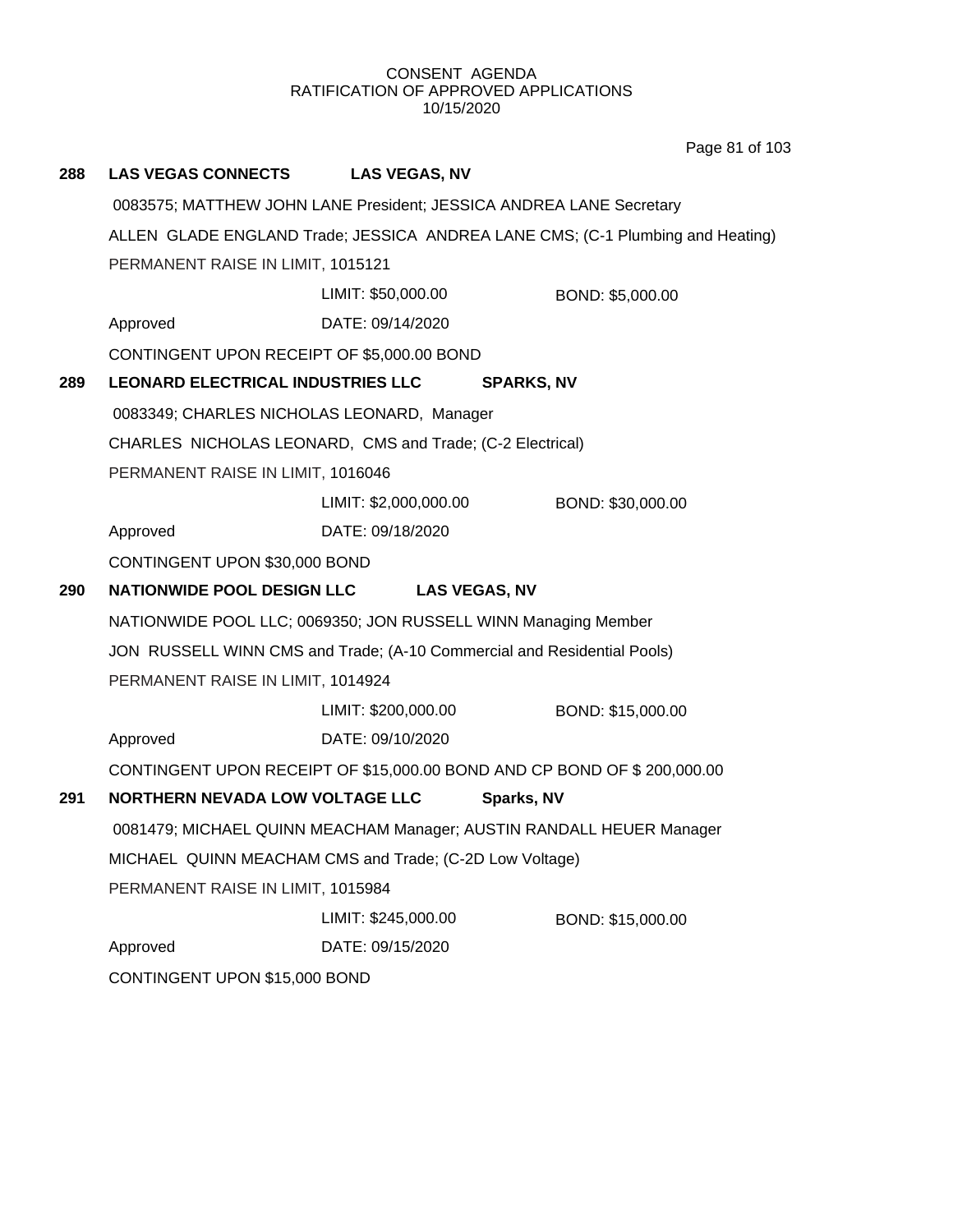CONSENT AGENDA
RATIFICATION OF APPROVED APPLICATIONS
10/15/2020

**288 LAS VEGAS CONNECTS LAS VEGAS, NV**

0083575; MATTHEW JOHN LANE President; JESSICA ANDREA LANE Secretary

ALLEN GLADE ENGLAND Trade; JESSICA ANDREA LANE CMS; (C-1 Plumbing and Heating)

PERMANENT RAISE IN LIMIT, 1015121

LIMIT: $50,000.00 BOND: $5,000.00

Approved DATE: 09/14/2020

CONTINGENT UPON RECEIPT OF $5,000.00 BOND

**289 LEONARD ELECTRICAL INDUSTRIES LLC SPARKS, NV**

0083349; CHARLES NICHOLAS LEONARD, Manager

CHARLES NICHOLAS LEONARD, CMS and Trade; (C-2 Electrical)

PERMANENT RAISE IN LIMIT, 1016046

LIMIT: $2,000,000.00 BOND: $30,000.00

Approved DATE: 09/18/2020

CONTINGENT UPON $30,000 BOND

**290 NATIONWIDE POOL DESIGN LLC LAS VEGAS, NV**

NATIONWIDE POOL LLC; 0069350; JON RUSSELL WINN Managing Member

JON RUSSELL WINN CMS and Trade; (A-10 Commercial and Residential Pools)

PERMANENT RAISE IN LIMIT, 1014924

LIMIT: $200,000.00 BOND: $15,000.00

Approved DATE: 09/10/2020

CONTINGENT UPON RECEIPT OF $15,000.00 BOND AND CP BOND OF $ 200,000.00

**291 NORTHERN NEVADA LOW VOLTAGE LLC Sparks, NV**

0081479; MICHAEL QUINN MEACHAM Manager; AUSTIN RANDALL HEUER Manager

MICHAEL QUINN MEACHAM CMS and Trade; (C-2D Low Voltage)

PERMANENT RAISE IN LIMIT, 1015984

LIMIT: $245,000.00 BOND: $15,000.00

Approved DATE: 09/15/2020

CONTINGENT UPON $15,000 BOND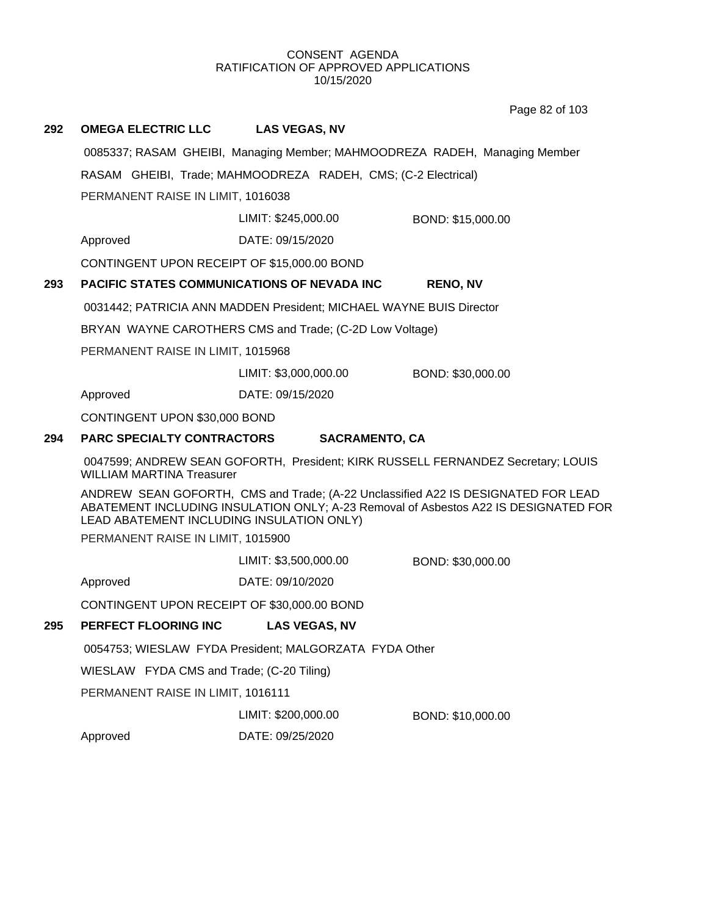CONSENT AGENDA
RATIFICATION OF APPROVED APPLICATIONS
10/15/2020

**292 OMEGA ELECTRIC LLC LAS VEGAS, NV**

0085337; RASAM GHEIBI, Managing Member; MAHMOODREZA RADEH, Managing Member

RASAM GHEIBI, Trade; MAHMOODREZA RADEH, CMS; (C-2 Electrical)

PERMANENT RAISE IN LIMIT, 1016038

LIMIT: $245,000.00 BOND: $15,000.00

Approved DATE: 09/15/2020

CONTINGENT UPON RECEIPT OF $15,000.00 BOND

**293 PACIFIC STATES COMMUNICATIONS OF NEVADA INC RENO, NV**

0031442; PATRICIA ANN MADDEN President; MICHAEL WAYNE BUIS Director

BRYAN WAYNE CAROTHERS CMS and Trade; (C-2D Low Voltage)

PERMANENT RAISE IN LIMIT, 1015968

LIMIT: $3,000,000.00 BOND: $30,000.00

Approved DATE: 09/15/2020

CONTINGENT UPON $30,000 BOND

**294 PARC SPECIALTY CONTRACTORS SACRAMENTO, CA**

0047599; ANDREW SEAN GOFORTH, President; KIRK RUSSELL FERNANDEZ Secretary; LOUIS WILLIAM MARTINA Treasurer

ANDREW SEAN GOFORTH, CMS and Trade; (A-22 Unclassified A22 IS DESIGNATED FOR LEAD ABATEMENT INCLUDING INSULATION ONLY; A-23 Removal of Asbestos A22 IS DESIGNATED FOR LEAD ABATEMENT INCLUDING INSULATION ONLY)

PERMANENT RAISE IN LIMIT, 1015900

LIMIT: $3,500,000.00 BOND: $30,000.00

Approved DATE: 09/10/2020

CONTINGENT UPON RECEIPT OF $30,000.00 BOND

**295 PERFECT FLOORING INC LAS VEGAS, NV**

0054753; WIESLAW FYDA President; MALGORZATA FYDA Other

WIESLAW FYDA CMS and Trade; (C-20 Tiling)

PERMANENT RAISE IN LIMIT, 1016111

LIMIT: $200,000.00 BOND: $10,000.00

Approved DATE: 09/25/2020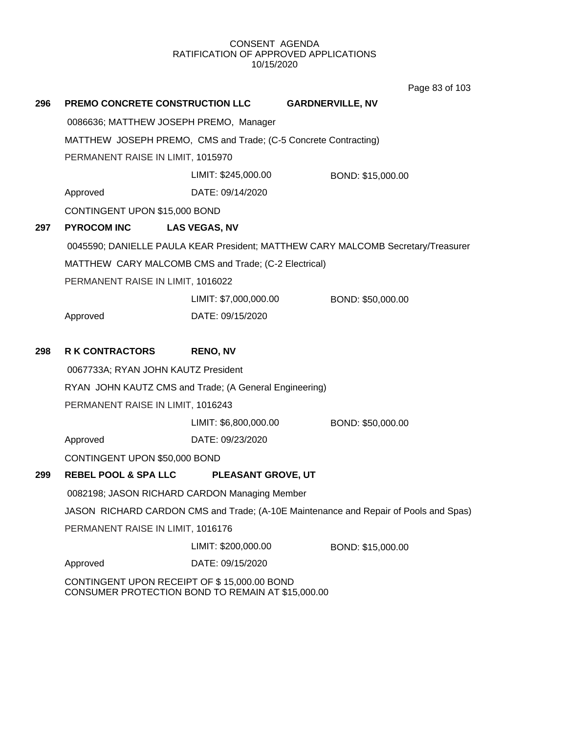CONSENT AGENDA
RATIFICATION OF APPROVED APPLICATIONS
10/15/2020

**296 PREMO CONCRETE CONSTRUCTION LLC GARDNERVILLE, NV**

0086636; MATTHEW JOSEPH PREMO, Manager

MATTHEW JOSEPH PREMO, CMS and Trade; (C-5 Concrete Contracting)

PERMANENT RAISE IN LIMIT, 1015970

LIMIT: $245,000.00 BOND: $15,000.00

Approved DATE: 09/14/2020

CONTINGENT UPON $15,000 BOND

**297 PYROCOM INC LAS VEGAS, NV**

0045590; DANIELLE PAULA KEAR President; MATTHEW CARY MALCOMB Secretary/Treasurer

MATTHEW CARY MALCOMB CMS and Trade; (C-2 Electrical)

PERMANENT RAISE IN LIMIT, 1016022

LIMIT: $7,000,000.00 BOND: $50,000.00

Approved DATE: 09/15/2020

**298 R K CONTRACTORS RENO, NV**

0067733A; RYAN JOHN KAUTZ President

RYAN JOHN KAUTZ CMS and Trade; (A General Engineering)

PERMANENT RAISE IN LIMIT, 1016243

LIMIT: $6,800,000.00 BOND: $50,000.00

Approved DATE: 09/23/2020

CONTINGENT UPON $50,000 BOND

**299 REBEL POOL & SPA LLC PLEASANT GROVE, UT**

0082198; JASON RICHARD CARDON Managing Member

JASON RICHARD CARDON CMS and Trade; (A-10E Maintenance and Repair of Pools and Spas)

PERMANENT RAISE IN LIMIT, 1016176

LIMIT: $200,000.00 BOND: $15,000.00

Approved DATE: 09/15/2020

CONTINGENT UPON RECEIPT OF $ 15,000.00 BOND
CONSUMER PROTECTION BOND TO REMAIN AT $15,000.00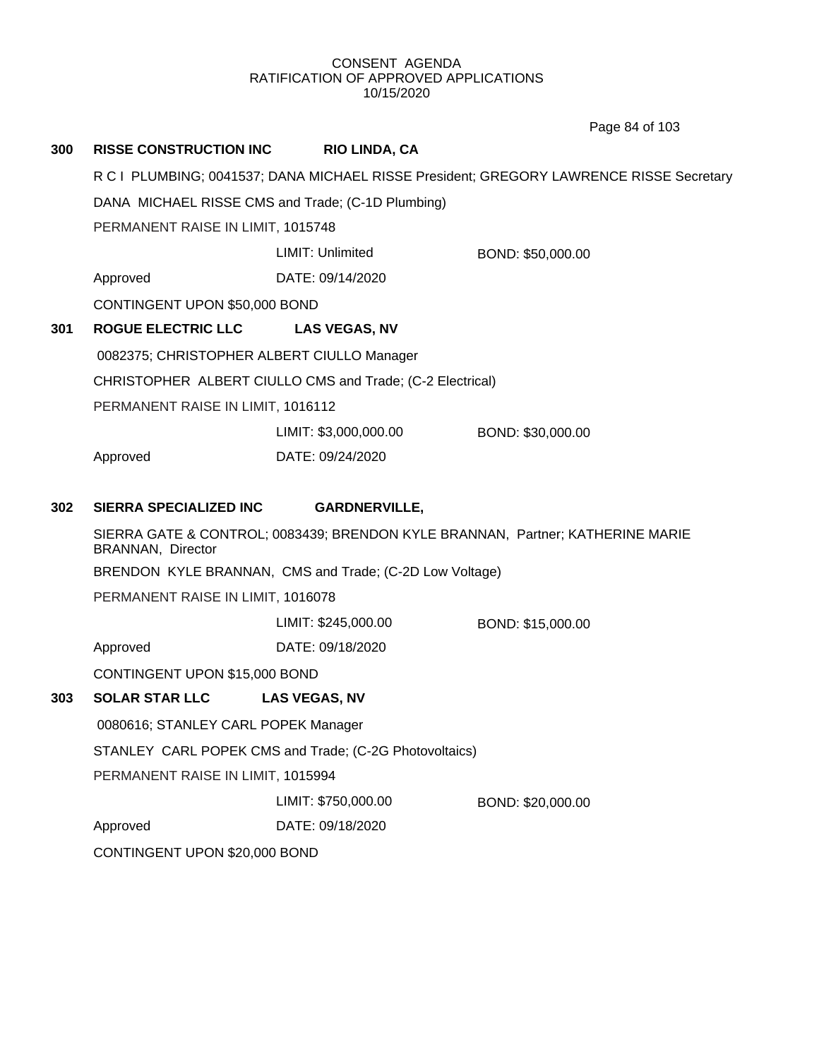CONSENT AGENDA
RATIFICATION OF APPROVED APPLICATIONS
10/15/2020

**300 RISSE CONSTRUCTION INC RIO LINDA, CA**

R C I PLUMBING; 0041537; DANA MICHAEL RISSE President; GREGORY LAWRENCE RISSE Secretary

DANA MICHAEL RISSE CMS and Trade; (C-1D Plumbing)

PERMANENT RAISE IN LIMIT, 1015748

LIMIT: Unlimited BOND: $50,000.00

Approved DATE: 09/14/2020

CONTINGENT UPON $50,000 BOND

**301 ROGUE ELECTRIC LLC LAS VEGAS, NV**

0082375; CHRISTOPHER ALBERT CIULLO Manager

CHRISTOPHER ALBERT CIULLO CMS and Trade; (C-2 Electrical)

PERMANENT RAISE IN LIMIT, 1016112

LIMIT: $3,000,000.00 BOND: $30,000.00

Approved DATE: 09/24/2020

**302 SIERRA SPECIALIZED INC GARDNERVILLE,**

SIERRA GATE & CONTROL; 0083439; BRENDON KYLE BRANNAN, Partner; KATHERINE MARIE BRANNAN, Director

BRENDON KYLE BRANNAN, CMS and Trade; (C-2D Low Voltage)

PERMANENT RAISE IN LIMIT, 1016078

LIMIT: $245,000.00 BOND: $15,000.00

Approved DATE: 09/18/2020

CONTINGENT UPON $15,000 BOND

**303 SOLAR STAR LLC LAS VEGAS, NV**

0080616; STANLEY CARL POPEK Manager

STANLEY CARL POPEK CMS and Trade; (C-2G Photovoltaics)

PERMANENT RAISE IN LIMIT, 1015994

LIMIT: $750,000.00 BOND: $20,000.00

Approved DATE: 09/18/2020

CONTINGENT UPON $20,000 BOND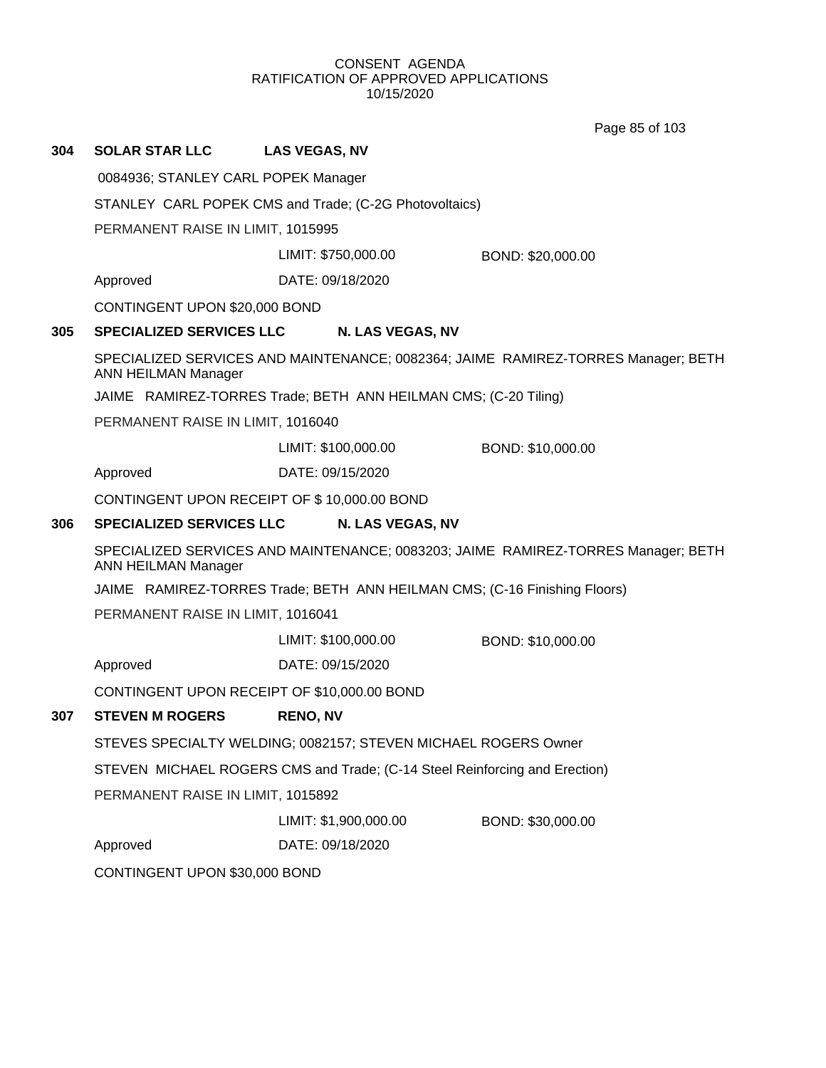CONSENT AGENDA
RATIFICATION OF APPROVED APPLICATIONS
10/15/2020

**304 SOLAR STAR LLC LAS VEGAS, NV**

0084936; STANLEY CARL POPEK Manager

STANLEY CARL POPEK CMS and Trade; (C-2G Photovoltaics)

PERMANENT RAISE IN LIMIT, 1015995

LIMIT: $750,000.00 BOND: $20,000.00

Approved DATE: 09/18/2020

CONTINGENT UPON $20,000 BOND

**305 SPECIALIZED SERVICES LLC N. LAS VEGAS, NV**

SPECIALIZED SERVICES AND MAINTENANCE; 0082364; JAIME RAMIREZ-TORRES Manager; BETH ANN HEILMAN Manager

JAIME RAMIREZ-TORRES Trade; BETH ANN HEILMAN CMS; (C-20 Tiling)

PERMANENT RAISE IN LIMIT, 1016040

LIMIT: $100,000.00 BOND: $10,000.00

Approved DATE: 09/15/2020

CONTINGENT UPON RECEIPT OF $ 10,000.00 BOND

**306 SPECIALIZED SERVICES LLC N. LAS VEGAS, NV**

SPECIALIZED SERVICES AND MAINTENANCE; 0083203; JAIME RAMIREZ-TORRES Manager; BETH ANN HEILMAN Manager

JAIME RAMIREZ-TORRES Trade; BETH ANN HEILMAN CMS; (C-16 Finishing Floors)

PERMANENT RAISE IN LIMIT, 1016041

LIMIT: $100,000.00 BOND: $10,000.00

Approved DATE: 09/15/2020

CONTINGENT UPON RECEIPT OF $10,000.00 BOND

**307 STEVEN M ROGERS RENO, NV**

STEVES SPECIALTY WELDING; 0082157; STEVEN MICHAEL ROGERS Owner

STEVEN MICHAEL ROGERS CMS and Trade; (C-14 Steel Reinforcing and Erection)

PERMANENT RAISE IN LIMIT, 1015892

LIMIT: $1,900,000.00 BOND: $30,000.00

Approved DATE: 09/18/2020

CONTINGENT UPON $30,000 BOND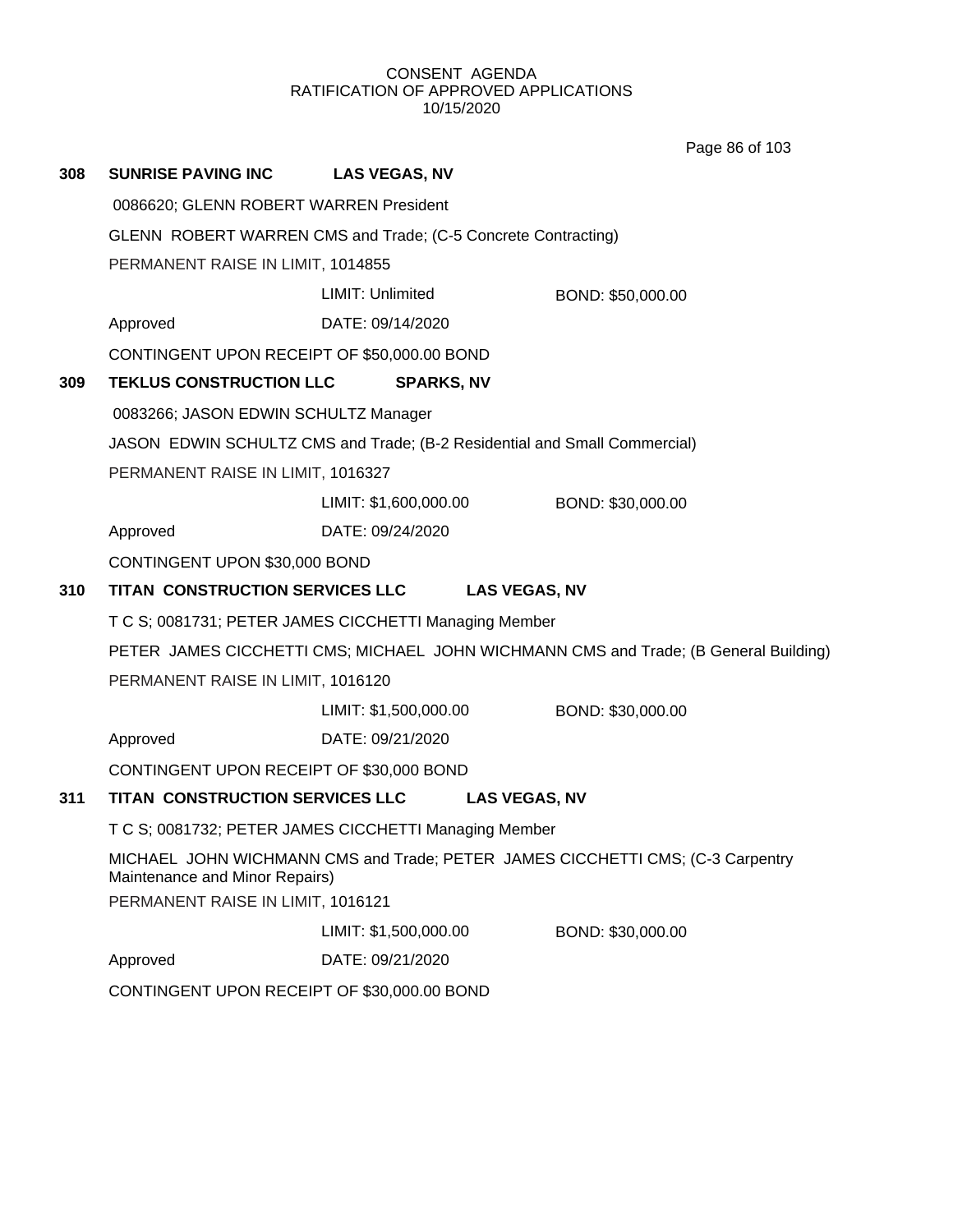CONSENT AGENDA
RATIFICATION OF APPROVED APPLICATIONS
10/15/2020

**308 SUNRISE PAVING INC LAS VEGAS, NV**

0086620; GLENN ROBERT WARREN President

GLENN ROBERT WARREN CMS and Trade; (C-5 Concrete Contracting)

PERMANENT RAISE IN LIMIT, 1014855

LIMIT: Unlimited BOND: $50,000.00

Approved DATE: 09/14/2020

CONTINGENT UPON RECEIPT OF $50,000.00 BOND

**309 TEKLUS CONSTRUCTION LLC SPARKS, NV**

0083266; JASON EDWIN SCHULTZ Manager

JASON EDWIN SCHULTZ CMS and Trade; (B-2 Residential and Small Commercial)

PERMANENT RAISE IN LIMIT, 1016327

LIMIT: $1,600,000.00 BOND: $30,000.00

Approved DATE: 09/24/2020

CONTINGENT UPON $30,000 BOND

**310 TITAN CONSTRUCTION SERVICES LLC LAS VEGAS, NV**

T C S; 0081731; PETER JAMES CICCHETTI Managing Member

PETER JAMES CICCHETTI CMS; MICHAEL JOHN WICHMANN CMS and Trade; (B General Building)

PERMANENT RAISE IN LIMIT, 1016120

LIMIT: $1,500,000.00 BOND: $30,000.00

Approved DATE: 09/21/2020

CONTINGENT UPON RECEIPT OF $30,000 BOND

**311 TITAN CONSTRUCTION SERVICES LLC LAS VEGAS, NV**

T C S; 0081732; PETER JAMES CICCHETTI Managing Member

MICHAEL JOHN WICHMANN CMS and Trade; PETER JAMES CICCHETTI CMS; (C-3 Carpentry Maintenance and Minor Repairs)

PERMANENT RAISE IN LIMIT, 1016121

LIMIT: $1,500,000.00 BOND: $30,000.00

Approved DATE: 09/21/2020

CONTINGENT UPON RECEIPT OF $30,000.00 BOND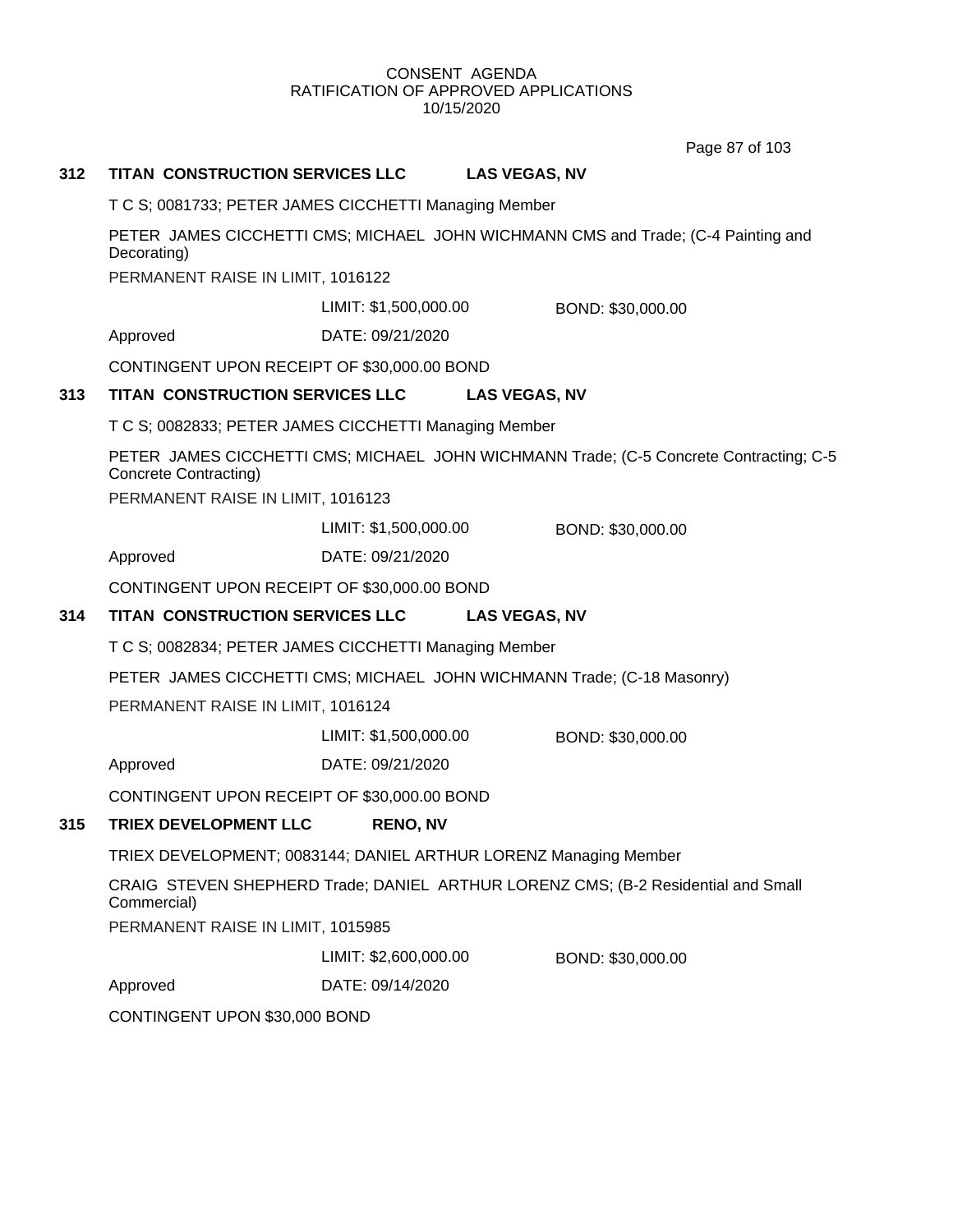CONSENT AGENDA
RATIFICATION OF APPROVED APPLICATIONS
10/15/2020

**312 TITAN CONSTRUCTION SERVICES LLC LAS VEGAS, NV**

T C S; 0081733; PETER JAMES CICCHETTI Managing Member

PETER JAMES CICCHETTI CMS; MICHAEL JOHN WICHMANN CMS and Trade; (C-4 Painting and Decorating)

PERMANENT RAISE IN LIMIT, 1016122

LIMIT: $1,500,000.00 BOND: $30,000.00

Approved DATE: 09/21/2020

CONTINGENT UPON RECEIPT OF $30,000.00 BOND

**313 TITAN CONSTRUCTION SERVICES LLC LAS VEGAS, NV**

T C S; 0082833; PETER JAMES CICCHETTI Managing Member

PETER JAMES CICCHETTI CMS; MICHAEL JOHN WICHMANN Trade; (C-5 Concrete Contracting; C-5 Concrete Contracting)

PERMANENT RAISE IN LIMIT, 1016123

LIMIT: $1,500,000.00 BOND: $30,000.00

Approved DATE: 09/21/2020

CONTINGENT UPON RECEIPT OF $30,000.00 BOND

**314 TITAN CONSTRUCTION SERVICES LLC LAS VEGAS, NV**

T C S; 0082834; PETER JAMES CICCHETTI Managing Member

PETER JAMES CICCHETTI CMS; MICHAEL JOHN WICHMANN Trade; (C-18 Masonry)

PERMANENT RAISE IN LIMIT, 1016124

LIMIT: $1,500,000.00 BOND: $30,000.00

Approved DATE: 09/21/2020

CONTINGENT UPON RECEIPT OF $30,000.00 BOND

**315 TRIEX DEVELOPMENT LLC RENO, NV**

TRIEX DEVELOPMENT; 0083144; DANIEL ARTHUR LORENZ Managing Member

CRAIG STEVEN SHEPHERD Trade; DANIEL ARTHUR LORENZ CMS; (B-2 Residential and Small Commercial)

PERMANENT RAISE IN LIMIT, 1015985

LIMIT: $2,600,000.00 BOND: $30,000.00

Approved DATE: 09/14/2020

CONTINGENT UPON $30,000 BOND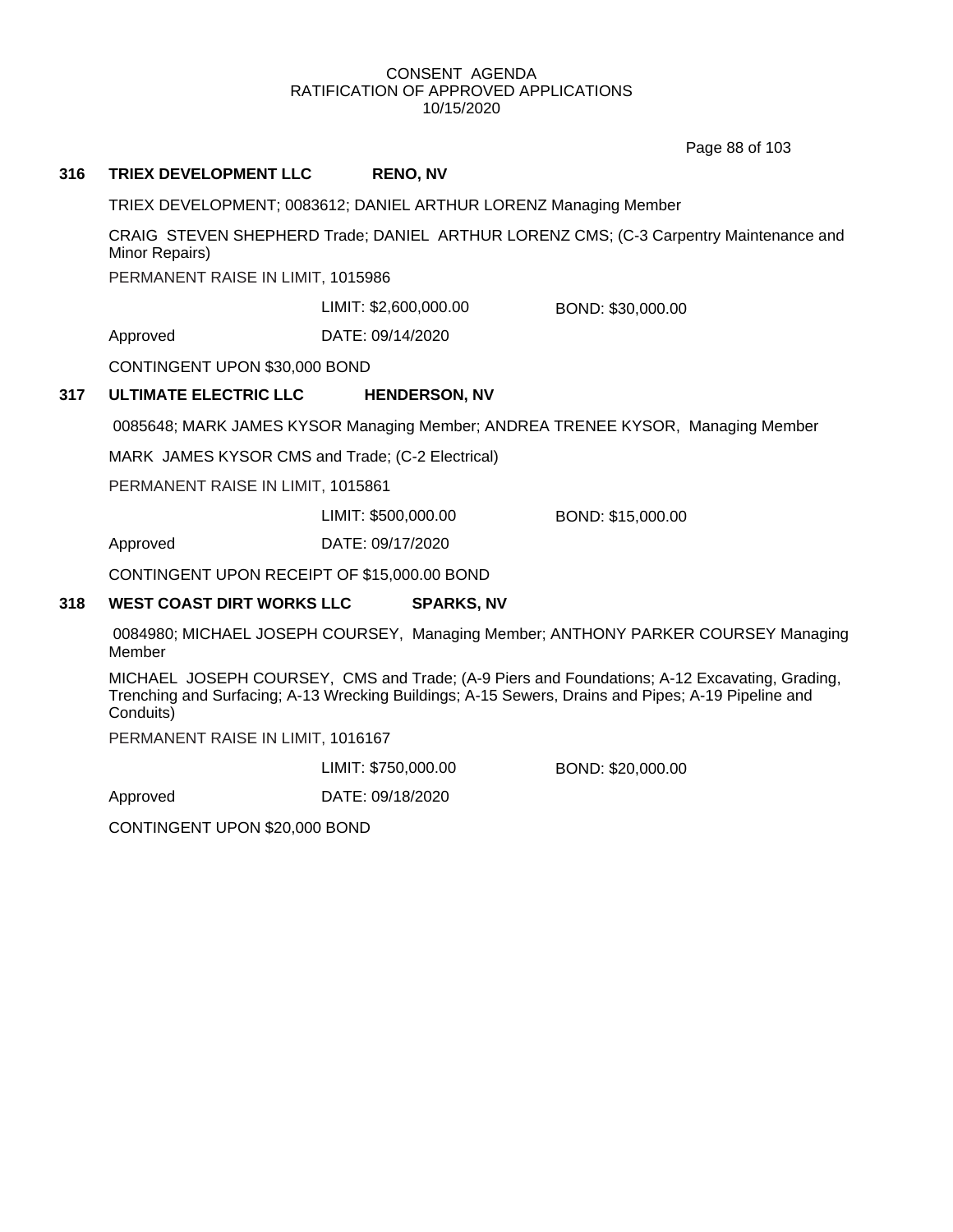CONSENT AGENDA
RATIFICATION OF APPROVED APPLICATIONS
10/15/2020

**316 TRIEX DEVELOPMENT LLC RENO, NV**

TRIEX DEVELOPMENT; 0083612; DANIEL ARTHUR LORENZ Managing Member

CRAIG STEVEN SHEPHERD Trade; DANIEL ARTHUR LORENZ CMS; (C-3 Carpentry Maintenance and Minor Repairs)

PERMANENT RAISE IN LIMIT, 1015986

LIMIT: $2,600,000.00 BOND: $30,000.00

Approved DATE: 09/14/2020

CONTINGENT UPON $30,000 BOND

**317 ULTIMATE ELECTRIC LLC HENDERSON, NV**

0085648; MARK JAMES KYSOR Managing Member; ANDREA TRENEE KYSOR, Managing Member

MARK JAMES KYSOR CMS and Trade; (C-2 Electrical)

PERMANENT RAISE IN LIMIT, 1015861

LIMIT: $500,000.00 BOND: $15,000.00

Approved DATE: 09/17/2020

CONTINGENT UPON RECEIPT OF $15,000.00 BOND

**318 WEST COAST DIRT WORKS LLC SPARKS, NV**

0084980; MICHAEL JOSEPH COURSEY, Managing Member; ANTHONY PARKER COURSEY Managing Member

MICHAEL JOSEPH COURSEY, CMS and Trade; (A-9 Piers and Foundations; A-12 Excavating, Grading, Trenching and Surfacing; A-13 Wrecking Buildings; A-15 Sewers, Drains and Pipes; A-19 Pipeline and Conduits)

PERMANENT RAISE IN LIMIT, 1016167

LIMIT: $750,000.00 BOND: $20,000.00

Approved DATE: 09/18/2020

CONTINGENT UPON $20,000 BOND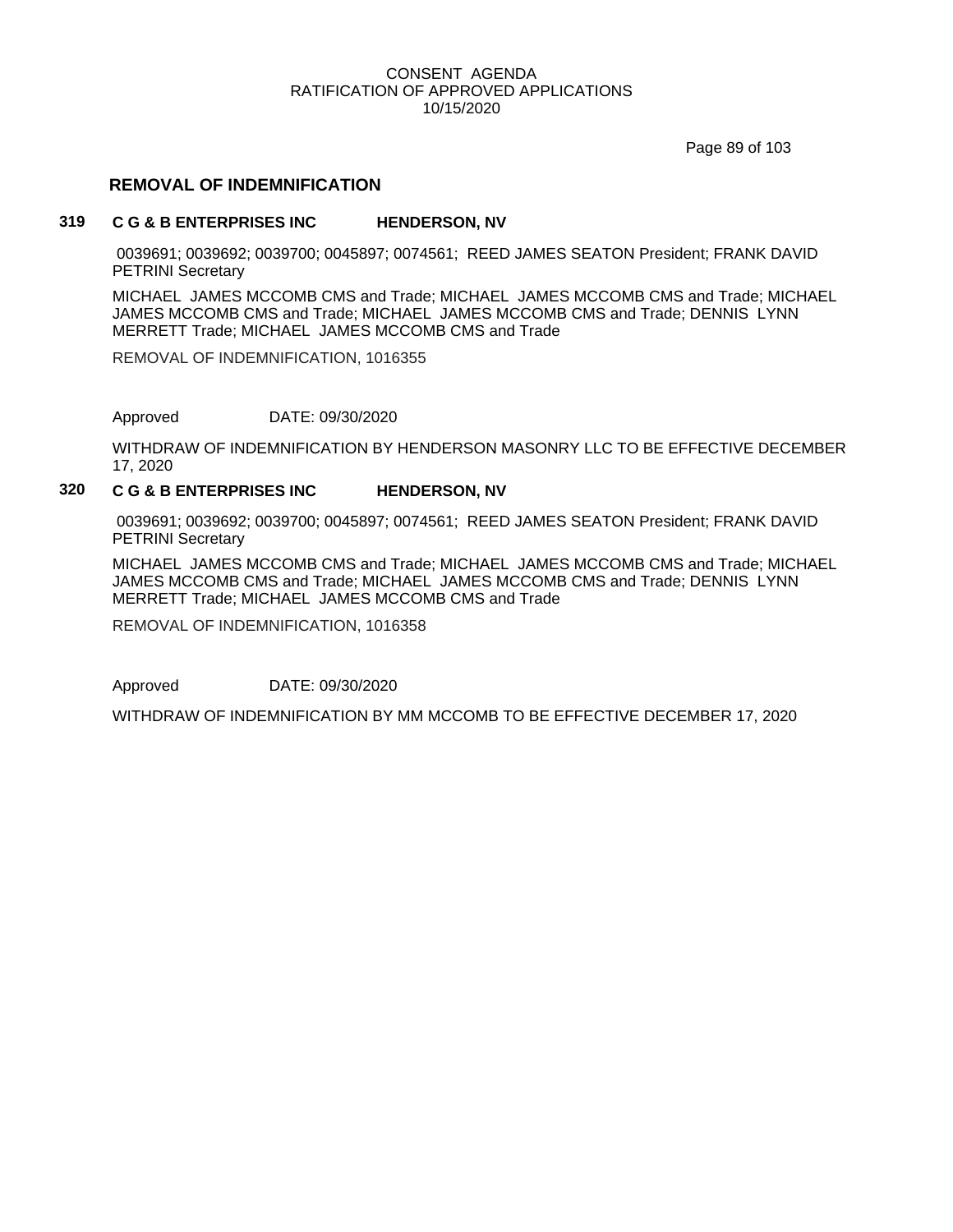## REMOVAL OF INDEMNIFICATION

**319 C G & B ENTERPRISES INC HENDERSON, NV**

0039691; 0039692; 0039700; 0045897; 0074561; REED JAMES SEATON President; FRANK DAVID PETRINI Secretary

MICHAEL JAMES MCCOMB CMS and Trade; MICHAEL JAMES MCCOMB CMS and Trade; MICHAEL JAMES MCCOMB CMS and Trade; MICHAEL JAMES MCCOMB CMS and Trade; DENNIS LYNN MERRETT Trade; MICHAEL JAMES MCCOMB CMS and Trade

REMOVAL OF INDEMNIFICATION, 1016355

Approved DATE: 09/30/2020

WITHDRAW OF INDEMNIFICATION BY HENDERSON MASONRY LLC TO BE EFFECTIVE DECEMBER 17, 2020

**320 C G & B ENTERPRISES INC HENDERSON, NV**

0039691; 0039692; 0039700; 0045897; 0074561; REED JAMES SEATON President; FRANK DAVID PETRINI Secretary

MICHAEL JAMES MCCOMB CMS and Trade; MICHAEL JAMES MCCOMB CMS and Trade; MICHAEL JAMES MCCOMB CMS and Trade; MICHAEL JAMES MCCOMB CMS and Trade; DENNIS LYNN MERRETT Trade; MICHAEL JAMES MCCOMB CMS and Trade

REMOVAL OF INDEMNIFICATION, 1016358

Approved DATE: 09/30/2020

WITHDRAW OF INDEMNIFICATION BY MM MCCOMB TO BE EFFECTIVE DECEMBER 17, 2020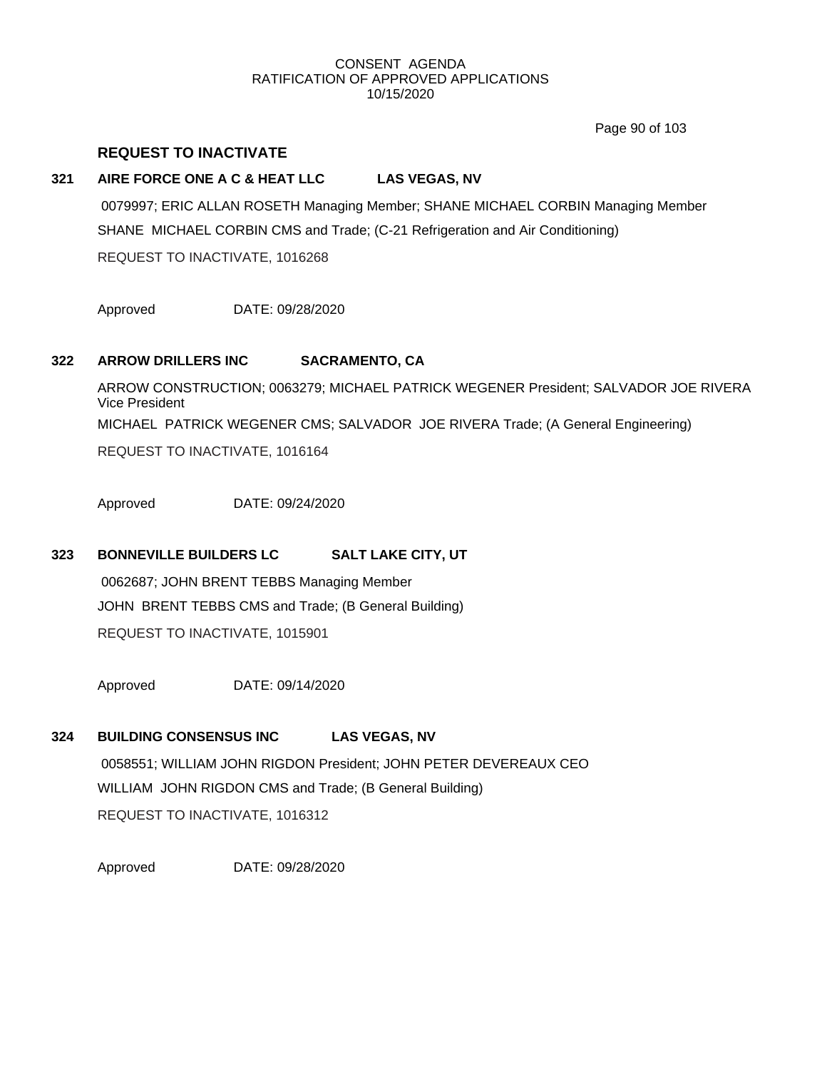CONSENT AGENDA
RATIFICATION OF APPROVED APPLICATIONS
10/15/2020

## REQUEST TO INACTIVATE

**321 AIRE FORCE ONE A C & HEAT LLC LAS VEGAS, NV**

0079997; ERIC ALLAN ROSETH Managing Member; SHANE MICHAEL CORBIN Managing Member

SHANE MICHAEL CORBIN CMS and Trade; (C-21 Refrigeration and Air Conditioning)

REQUEST TO INACTIVATE, 1016268

Approved DATE: 09/28/2020

**322 ARROW DRILLERS INC SACRAMENTO, CA**

ARROW CONSTRUCTION; 0063279; MICHAEL PATRICK WEGENER President; SALVADOR JOE RIVERA Vice President

MICHAEL PATRICK WEGENER CMS; SALVADOR JOE RIVERA Trade; (A General Engineering)

REQUEST TO INACTIVATE, 1016164

Approved DATE: 09/24/2020

**323 BONNEVILLE BUILDERS LC SALT LAKE CITY, UT**

0062687; JOHN BRENT TEBBS Managing Member

JOHN BRENT TEBBS CMS and Trade; (B General Building)

REQUEST TO INACTIVATE, 1015901

Approved DATE: 09/14/2020

**324 BUILDING CONSENSUS INC LAS VEGAS, NV**

0058551; WILLIAM JOHN RIGDON President; JOHN PETER DEVEREAUX CEO

WILLIAM JOHN RIGDON CMS and Trade; (B General Building)

REQUEST TO INACTIVATE, 1016312

Approved DATE: 09/28/2020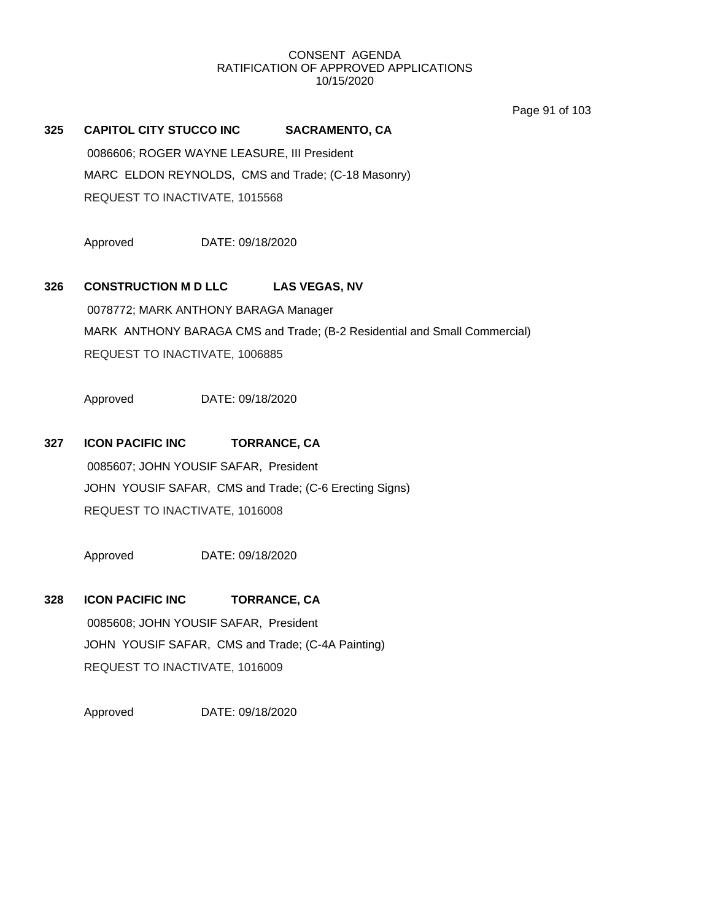CONSENT AGENDA
RATIFICATION OF APPROVED APPLICATIONS
10/15/2020

**325 CAPITOL CITY STUCCO INC SACRAMENTO, CA**

0086606; ROGER WAYNE LEASURE, III President

MARC ELDON REYNOLDS, CMS and Trade; (C-18 Masonry)

REQUEST TO INACTIVATE, 1015568

Approved DATE: 09/18/2020

**326 CONSTRUCTION M D LLC LAS VEGAS, NV**

0078772; MARK ANTHONY BARAGA Manager

MARK ANTHONY BARAGA CMS and Trade; (B-2 Residential and Small Commercial)

REQUEST TO INACTIVATE, 1006885

Approved DATE: 09/18/2020

**327 ICON PACIFIC INC TORRANCE, CA**

0085607; JOHN YOUSIF SAFAR, President

JOHN YOUSIF SAFAR, CMS and Trade; (C-6 Erecting Signs)

REQUEST TO INACTIVATE, 1016008

Approved DATE: 09/18/2020

**328 ICON PACIFIC INC TORRANCE, CA**

0085608; JOHN YOUSIF SAFAR, President

JOHN YOUSIF SAFAR, CMS and Trade; (C-4A Painting)

REQUEST TO INACTIVATE, 1016009

Approved DATE: 09/18/2020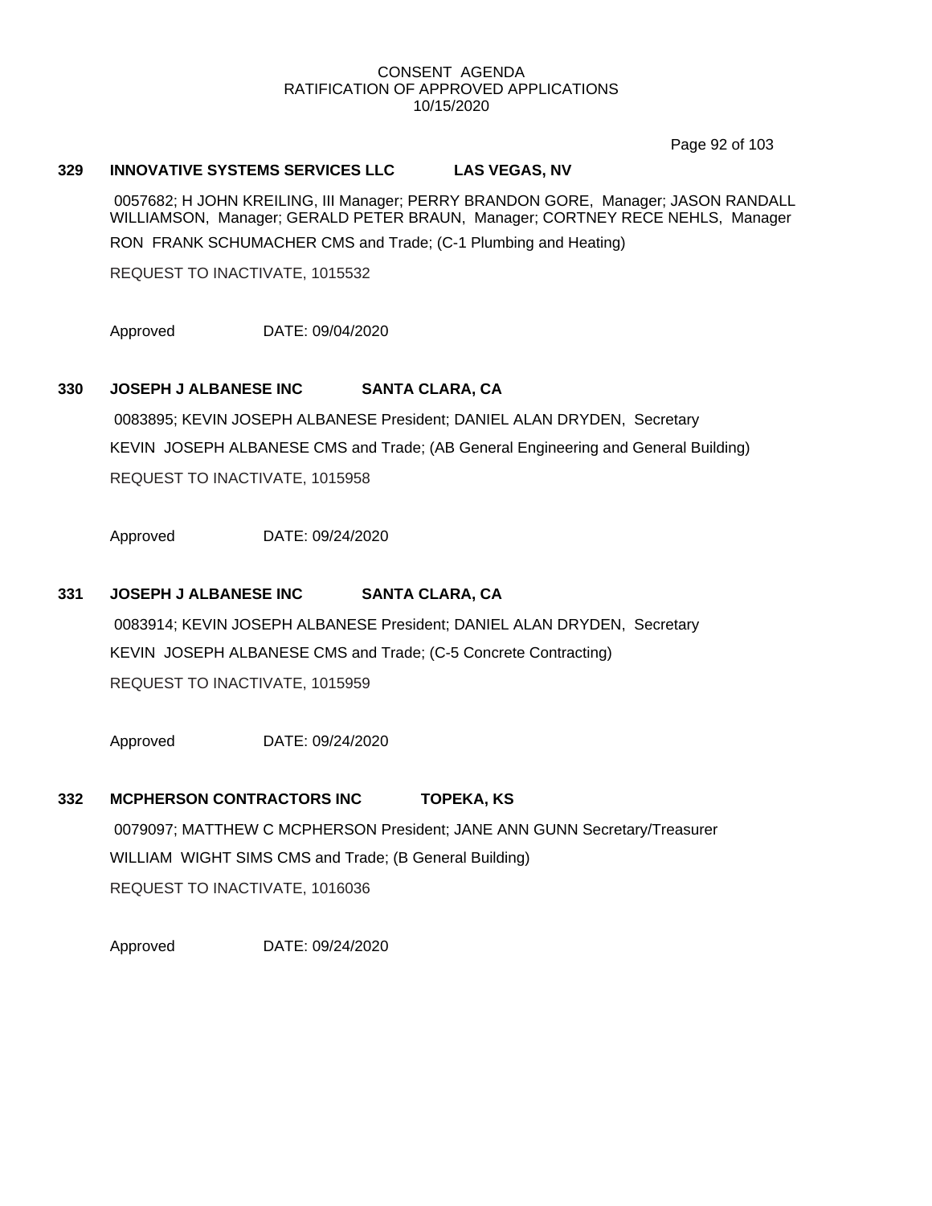CONSENT AGENDA
RATIFICATION OF APPROVED APPLICATIONS
10/15/2020

**329 INNOVATIVE SYSTEMS SERVICES LLC LAS VEGAS, NV**

0057682; H JOHN KREILING, III Manager; PERRY BRANDON GORE, Manager; JASON RANDALL WILLIAMSON, Manager; GERALD PETER BRAUN, Manager; CORTNEY RECE NEHLS, Manager

RON FRANK SCHUMACHER CMS and Trade; (C-1 Plumbing and Heating)

REQUEST TO INACTIVATE, 1015532

Approved DATE: 09/04/2020

**330 JOSEPH J ALBANESE INC SANTA CLARA, CA**

0083895; KEVIN JOSEPH ALBANESE President; DANIEL ALAN DRYDEN, Secretary

KEVIN JOSEPH ALBANESE CMS and Trade; (AB General Engineering and General Building)

REQUEST TO INACTIVATE, 1015958

Approved DATE: 09/24/2020

**331 JOSEPH J ALBANESE INC SANTA CLARA, CA**

0083914; KEVIN JOSEPH ALBANESE President; DANIEL ALAN DRYDEN, Secretary

KEVIN JOSEPH ALBANESE CMS and Trade; (C-5 Concrete Contracting)

REQUEST TO INACTIVATE, 1015959

Approved DATE: 09/24/2020

**332 MCPHERSON CONTRACTORS INC TOPEKA, KS**

0079097; MATTHEW C MCPHERSON President; JANE ANN GUNN Secretary/Treasurer

WILLIAM WIGHT SIMS CMS and Trade; (B General Building)

REQUEST TO INACTIVATE, 1016036

Approved DATE: 09/24/2020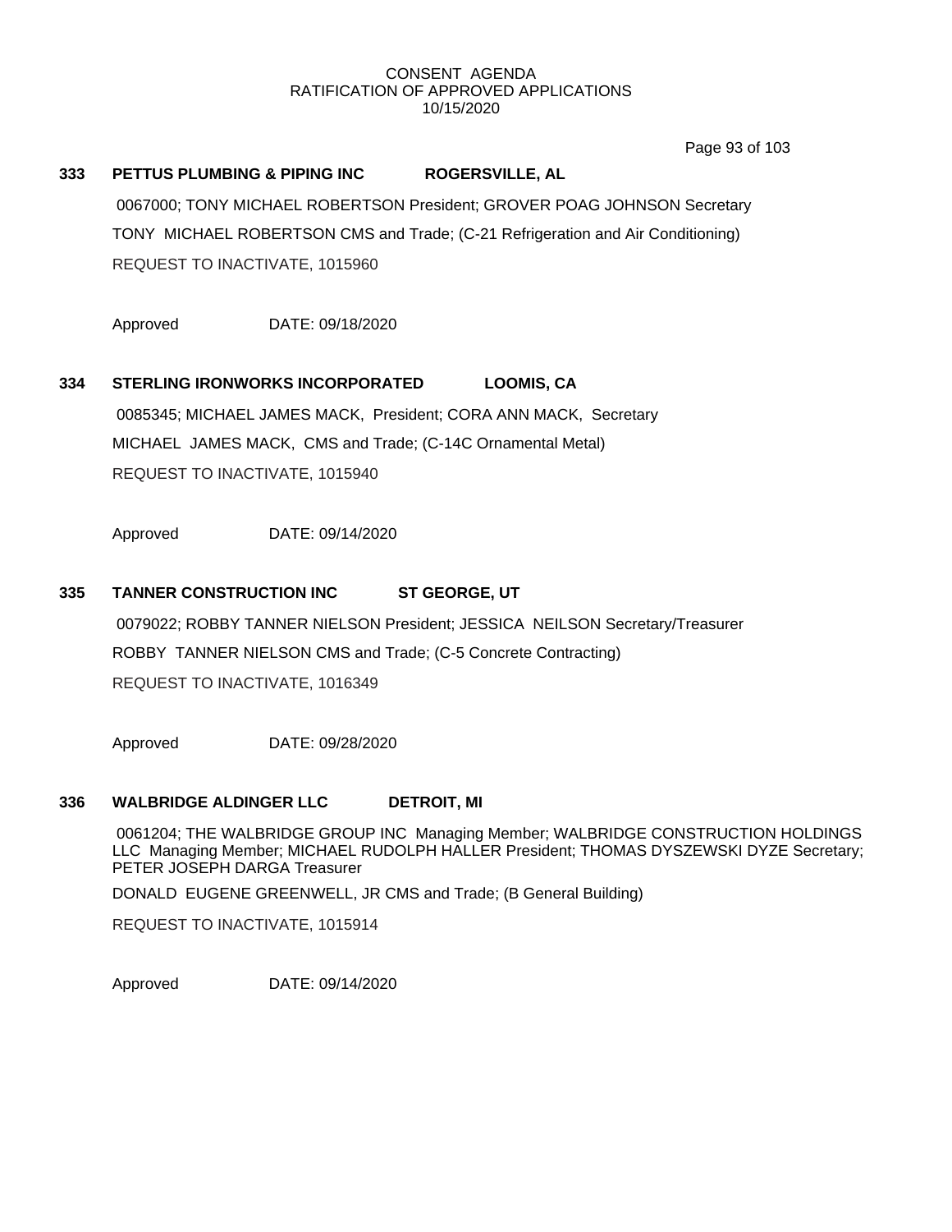## 333 PETTUS PLUMBING & PIPING INC ROGERSVILLE, AL

0067000; TONY MICHAEL ROBERTSON President; GROVER POAG JOHNSON Secretary

TONY MICHAEL ROBERTSON CMS and Trade; (C-21 Refrigeration and Air Conditioning)

REQUEST TO INACTIVATE, 1015960

Approved DATE: 09/18/2020

## 334 STERLING IRONWORKS INCORPORATED LOOMIS, CA

0085345; MICHAEL JAMES MACK, President; CORA ANN MACK, Secretary

MICHAEL JAMES MACK, CMS and Trade; (C-14C Ornamental Metal)

REQUEST TO INACTIVATE, 1015940

Approved DATE: 09/14/2020

## 335 TANNER CONSTRUCTION INC ST GEORGE, UT

0079022; ROBBY TANNER NIELSON President; JESSICA NEILSON Secretary/Treasurer

ROBBY TANNER NIELSON CMS and Trade; (C-5 Concrete Contracting)

REQUEST TO INACTIVATE, 1016349

Approved DATE: 09/28/2020

## 336 WALBRIDGE ALDINGER LLC DETROIT, MI

0061204; THE WALBRIDGE GROUP INC Managing Member; WALBRIDGE CONSTRUCTION HOLDINGS LLC Managing Member; MICHAEL RUDOLPH HALLER President; THOMAS DYSZEWSKI DYZE Secretary; PETER JOSEPH DARGA Treasurer

DONALD EUGENE GREENWELL, JR CMS and Trade; (B General Building)

REQUEST TO INACTIVATE, 1015914

Approved DATE: 09/14/2020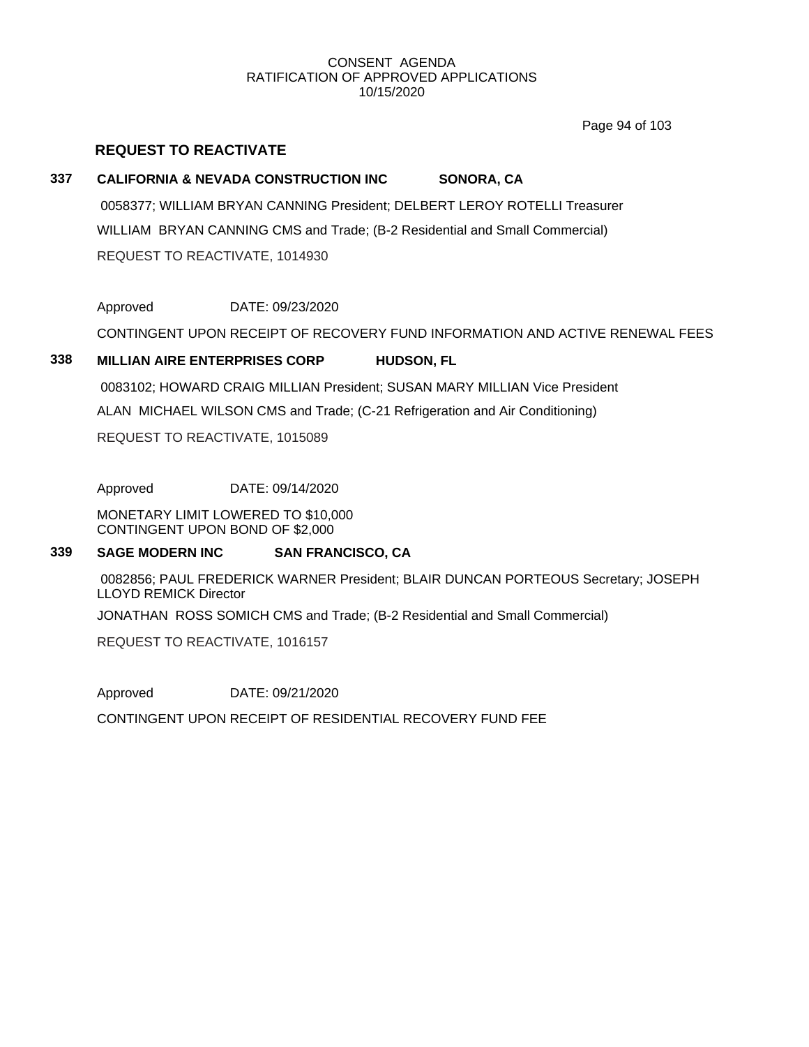CONSENT AGENDA
RATIFICATION OF APPROVED APPLICATIONS
10/15/2020

## REQUEST TO REACTIVATE

### 337 CALIFORNIA & NEVADA CONSTRUCTION INC SONORA, CA

0058377; WILLIAM BRYAN CANNING President; DELBERT LEROY ROTELLI Treasurer

WILLIAM BRYAN CANNING CMS and Trade; (B-2 Residential and Small Commercial)

REQUEST TO REACTIVATE, 1014930

Approved DATE: 09/23/2020

CONTINGENT UPON RECEIPT OF RECOVERY FUND INFORMATION AND ACTIVE RENEWAL FEES

### 338 MILLIAN AIRE ENTERPRISES CORP HUDSON, FL

0083102; HOWARD CRAIG MILLIAN President; SUSAN MARY MILLIAN Vice President

ALAN MICHAEL WILSON CMS and Trade; (C-21 Refrigeration and Air Conditioning)

REQUEST TO REACTIVATE, 1015089

Approved DATE: 09/14/2020

MONETARY LIMIT LOWERED TO $10,000
CONTINGENT UPON BOND OF $2,000

### 339 SAGE MODERN INC SAN FRANCISCO, CA

0082856; PAUL FREDERICK WARNER President; BLAIR DUNCAN PORTEOUS Secretary; JOSEPH LLOYD REMICK Director

JONATHAN ROSS SOMICH CMS and Trade; (B-2 Residential and Small Commercial)

REQUEST TO REACTIVATE, 1016157

Approved DATE: 09/21/2020

CONTINGENT UPON RECEIPT OF RESIDENTIAL RECOVERY FUND FEE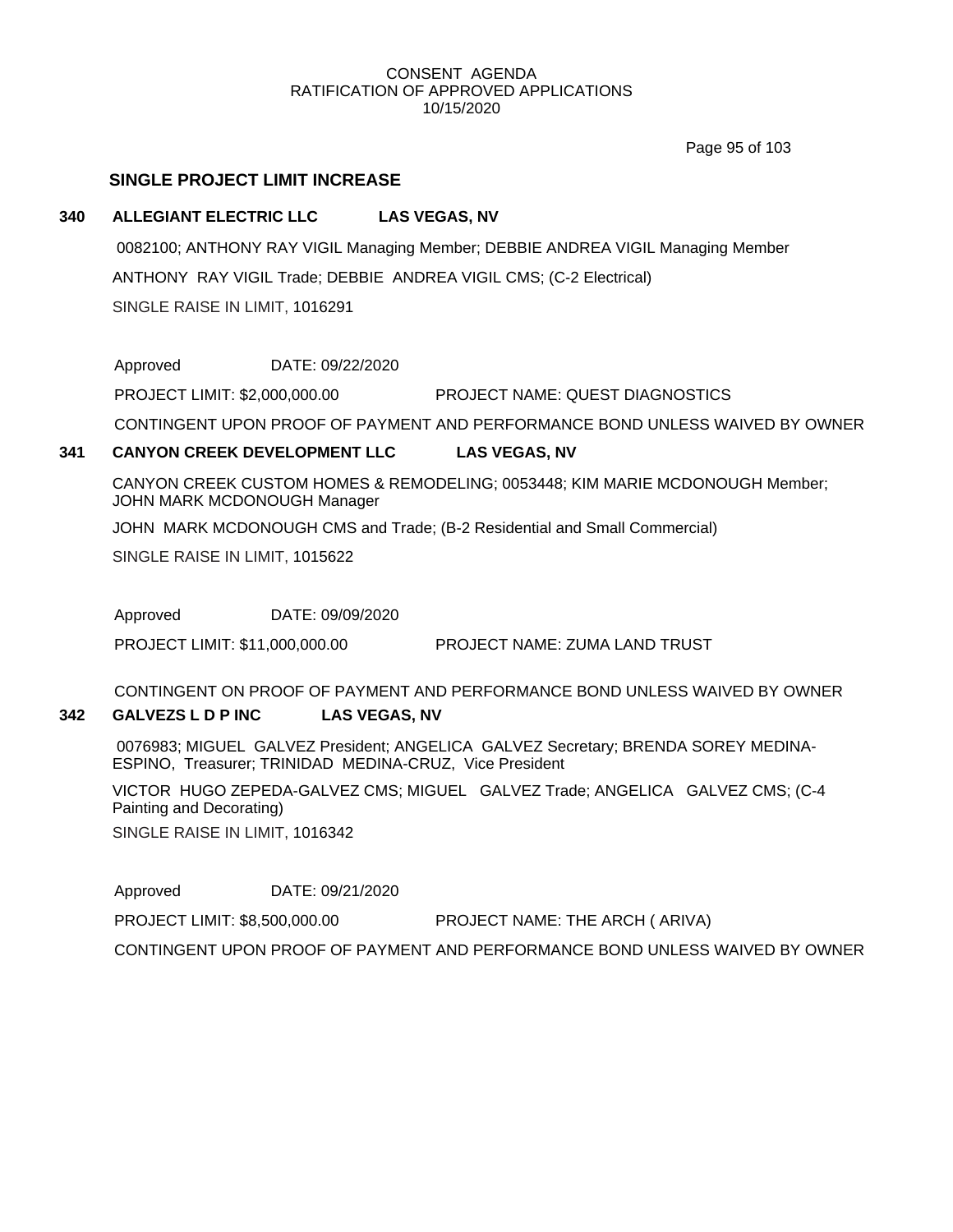## SINGLE PROJECT LIMIT INCREASE

**340 ALLEGIANT ELECTRIC LLC LAS VEGAS, NV**

0082100; ANTHONY RAY VIGIL Managing Member; DEBBIE ANDREA VIGIL Managing Member

ANTHONY RAY VIGIL Trade; DEBBIE ANDREA VIGIL CMS; (C-2 Electrical)

SINGLE RAISE IN LIMIT, 1016291

Approved DATE: 09/22/2020

PROJECT LIMIT: $2,000,000.00 PROJECT NAME: QUEST DIAGNOSTICS

CONTINGENT UPON PROOF OF PAYMENT AND PERFORMANCE BOND UNLESS WAIVED BY OWNER

**341 CANYON CREEK DEVELOPMENT LLC LAS VEGAS, NV**

CANYON CREEK CUSTOM HOMES & REMODELING; 0053448; KIM MARIE MCDONOUGH Member; JOHN MARK MCDONOUGH Manager

JOHN MARK MCDONOUGH CMS and Trade; (B-2 Residential and Small Commercial)

SINGLE RAISE IN LIMIT, 1015622

Approved DATE: 09/09/2020

PROJECT LIMIT: $11,000,000.00 PROJECT NAME: ZUMA LAND TRUST

CONTINGENT ON PROOF OF PAYMENT AND PERFORMANCE BOND UNLESS WAIVED BY OWNER

**342 GALVEZS L D P INC LAS VEGAS, NV**

0076983; MIGUEL GALVEZ President; ANGELICA GALVEZ Secretary; BRENDA SOREY MEDINA-ESPINO, Treasurer; TRINIDAD MEDINA-CRUZ, Vice President

VICTOR HUGO ZEPEDA-GALVEZ CMS; MIGUEL GALVEZ Trade; ANGELICA GALVEZ CMS; (C-4 Painting and Decorating)

SINGLE RAISE IN LIMIT, 1016342

Approved DATE: 09/21/2020

PROJECT LIMIT: $8,500,000.00 PROJECT NAME: THE ARCH ( ARIVA)

CONTINGENT UPON PROOF OF PAYMENT AND PERFORMANCE BOND UNLESS WAIVED BY OWNER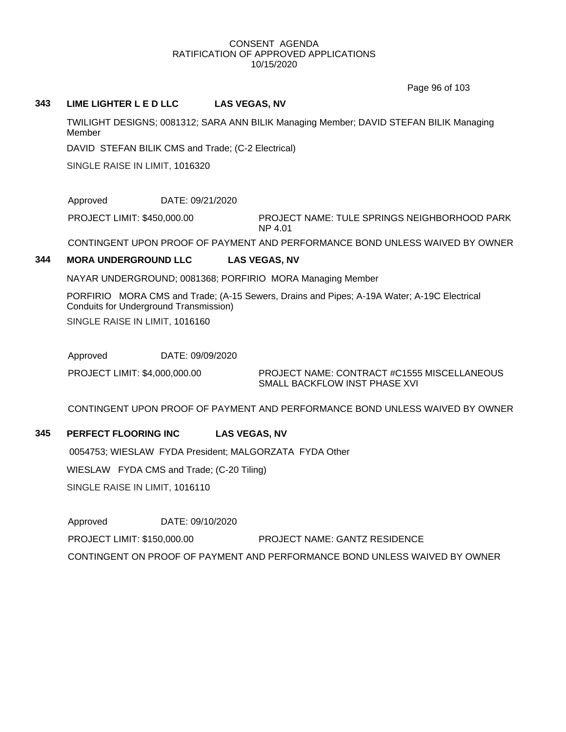CONSENT AGENDA
RATIFICATION OF APPROVED APPLICATIONS
10/15/2020

**343 LIME LIGHTER L E D LLC LAS VEGAS, NV**

TWILIGHT DESIGNS; 0081312; SARA ANN BILIK Managing Member; DAVID STEFAN BILIK Managing Member

DAVID STEFAN BILIK CMS and Trade; (C-2 Electrical)

SINGLE RAISE IN LIMIT, 1016320

Approved DATE: 09/21/2020

PROJECT LIMIT: $450,000.00 PROJECT NAME: TULE SPRINGS NEIGHBORHOOD PARK NP 4.01

CONTINGENT UPON PROOF OF PAYMENT AND PERFORMANCE BOND UNLESS WAIVED BY OWNER

**344 MORA UNDERGROUND LLC LAS VEGAS, NV**

NAYAR UNDERGROUND; 0081368; PORFIRIO MORA Managing Member

PORFIRIO MORA CMS and Trade; (A-15 Sewers, Drains and Pipes; A-19A Water; A-19C Electrical Conduits for Underground Transmission)

SINGLE RAISE IN LIMIT, 1016160

Approved DATE: 09/09/2020

PROJECT LIMIT: $4,000,000.00 PROJECT NAME: CONTRACT #C1555 MISCELLANEOUS SMALL BACKFLOW INST PHASE XVI

CONTINGENT UPON PROOF OF PAYMENT AND PERFORMANCE BOND UNLESS WAIVED BY OWNER

**345 PERFECT FLOORING INC LAS VEGAS, NV**

0054753; WIESLAW FYDA President; MALGORZATA FYDA Other

WIESLAW FYDA CMS and Trade; (C-20 Tiling)

SINGLE RAISE IN LIMIT, 1016110

Approved DATE: 09/10/2020

PROJECT LIMIT: $150,000.00 PROJECT NAME: GANTZ RESIDENCE

CONTINGENT ON PROOF OF PAYMENT AND PERFORMANCE BOND UNLESS WAIVED BY OWNER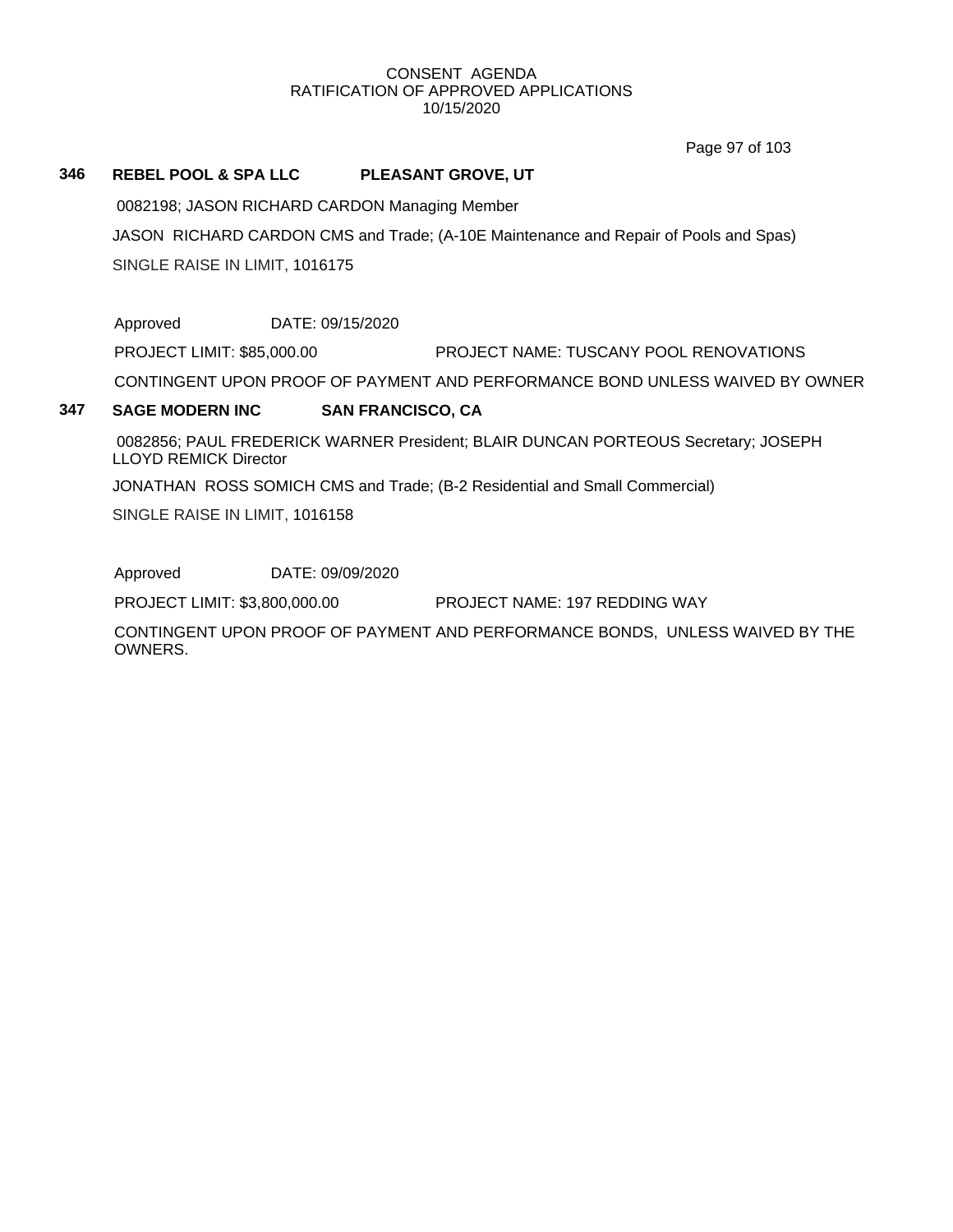CONSENT AGENDA
RATIFICATION OF APPROVED APPLICATIONS
10/15/2020

**346 REBEL POOL & SPA LLC PLEASANT GROVE, UT**

0082198; JASON RICHARD CARDON Managing Member

JASON RICHARD CARDON CMS and Trade; (A-10E Maintenance and Repair of Pools and Spas)

SINGLE RAISE IN LIMIT, 1016175

Approved DATE: 09/15/2020

PROJECT LIMIT: $85,000.00 PROJECT NAME: TUSCANY POOL RENOVATIONS

CONTINGENT UPON PROOF OF PAYMENT AND PERFORMANCE BOND UNLESS WAIVED BY OWNER

**347 SAGE MODERN INC SAN FRANCISCO, CA**

0082856; PAUL FREDERICK WARNER President; BLAIR DUNCAN PORTEOUS Secretary; JOSEPH LLOYD REMICK Director

JONATHAN ROSS SOMICH CMS and Trade; (B-2 Residential and Small Commercial)

SINGLE RAISE IN LIMIT, 1016158

Approved DATE: 09/09/2020

PROJECT LIMIT: $3,800,000.00 PROJECT NAME: 197 REDDING WAY

CONTINGENT UPON PROOF OF PAYMENT AND PERFORMANCE BONDS, UNLESS WAIVED BY THE OWNERS.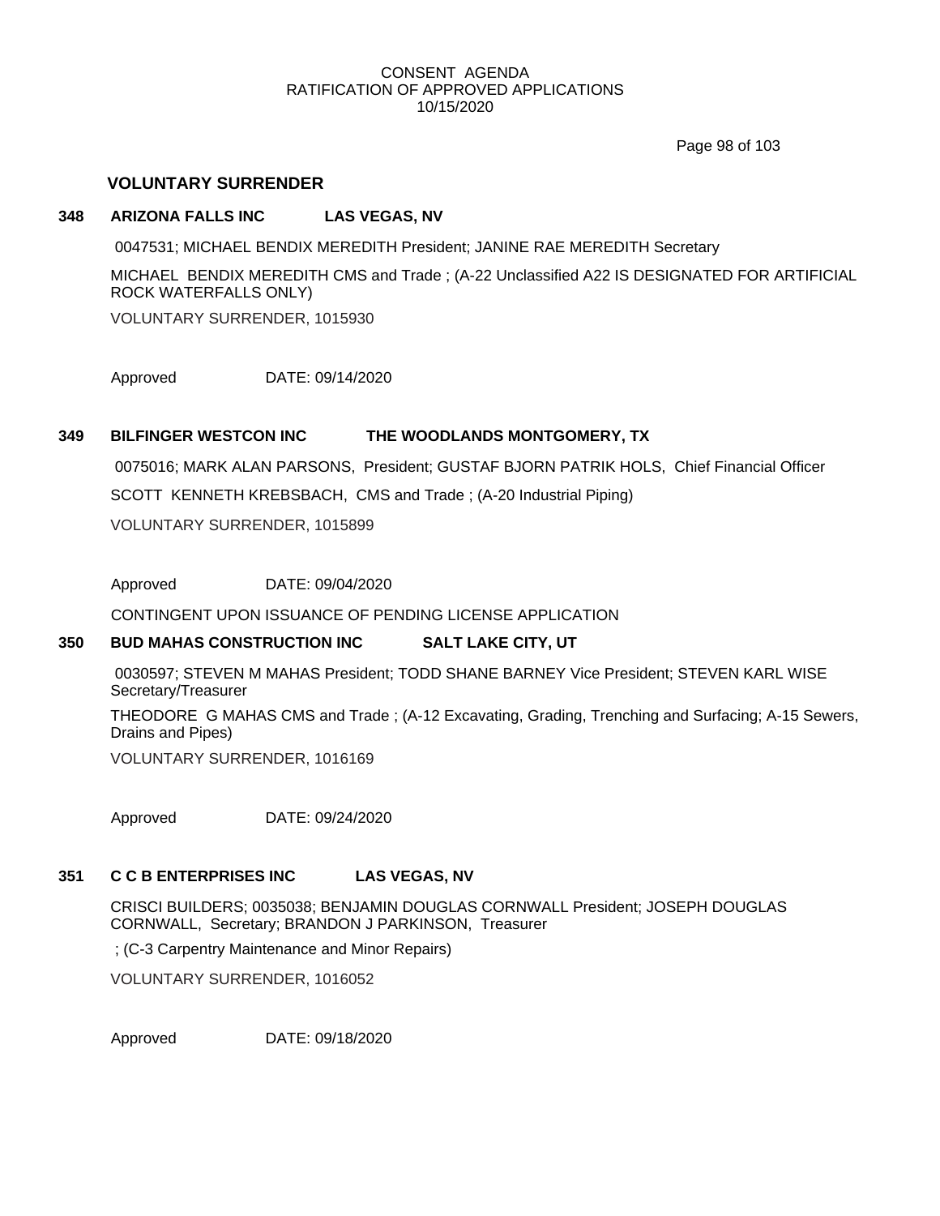## VOLUNTARY SURRENDER

**348 ARIZONA FALLS INC LAS VEGAS, NV**

0047531; MICHAEL BENDIX MEREDITH President; JANINE RAE MEREDITH Secretary

MICHAEL BENDIX MEREDITH CMS and Trade ; (A-22 Unclassified A22 IS DESIGNATED FOR ARTIFICIAL ROCK WATERFALLS ONLY)

VOLUNTARY SURRENDER, 1015930

Approved DATE: 09/14/2020

**349 BILFINGER WESTCON INC THE WOODLANDS MONTGOMERY, TX**

0075016; MARK ALAN PARSONS, President; GUSTAF BJORN PATRIK HOLS, Chief Financial Officer

SCOTT KENNETH KREBSBACH, CMS and Trade ; (A-20 Industrial Piping)

VOLUNTARY SURRENDER, 1015899

Approved DATE: 09/04/2020

CONTINGENT UPON ISSUANCE OF PENDING LICENSE APPLICATION

**350 BUD MAHAS CONSTRUCTION INC SALT LAKE CITY, UT**

0030597; STEVEN M MAHAS President; TODD SHANE BARNEY Vice President; STEVEN KARL WISE Secretary/Treasurer

THEODORE G MAHAS CMS and Trade ; (A-12 Excavating, Grading, Trenching and Surfacing; A-15 Sewers, Drains and Pipes)

VOLUNTARY SURRENDER, 1016169

Approved DATE: 09/24/2020

**351 C C B ENTERPRISES INC LAS VEGAS, NV**

CRISCI BUILDERS; 0035038; BENJAMIN DOUGLAS CORNWALL President; JOSEPH DOUGLAS CORNWALL, Secretary; BRANDON J PARKINSON, Treasurer

; (C-3 Carpentry Maintenance and Minor Repairs)

VOLUNTARY SURRENDER, 1016052

Approved DATE: 09/18/2020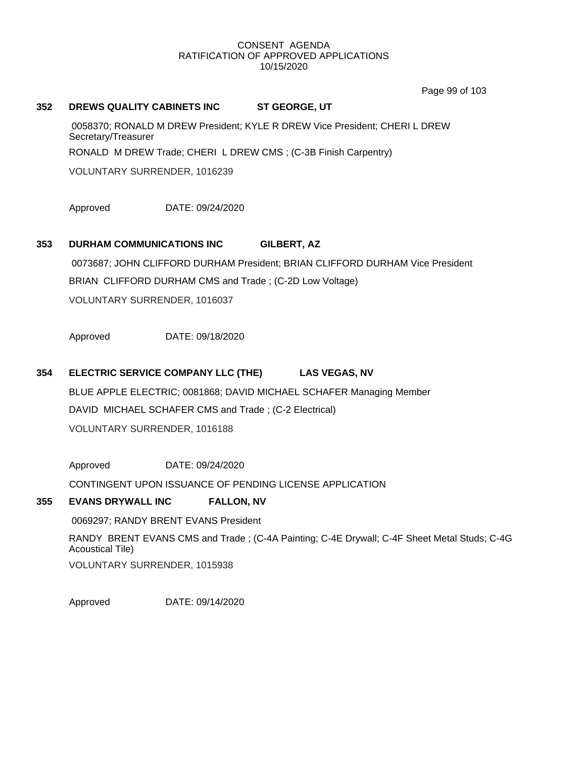CONSENT AGENDA
RATIFICATION OF APPROVED APPLICATIONS
10/15/2020

**352 DREWS QUALITY CABINETS INC ST GEORGE, UT**

0058370; RONALD M DREW President; KYLE R DREW Vice President; CHERI L DREW Secretary/Treasurer

RONALD M DREW Trade; CHERI L DREW CMS ; (C-3B Finish Carpentry)

VOLUNTARY SURRENDER, 1016239

Approved DATE: 09/24/2020

**353 DURHAM COMMUNICATIONS INC GILBERT, AZ**

0073687; JOHN CLIFFORD DURHAM President; BRIAN CLIFFORD DURHAM Vice President

BRIAN CLIFFORD DURHAM CMS and Trade ; (C-2D Low Voltage)

VOLUNTARY SURRENDER, 1016037

Approved DATE: 09/18/2020

**354 ELECTRIC SERVICE COMPANY LLC (THE) LAS VEGAS, NV**

BLUE APPLE ELECTRIC; 0081868; DAVID MICHAEL SCHAFER Managing Member

DAVID MICHAEL SCHAFER CMS and Trade ; (C-2 Electrical)

VOLUNTARY SURRENDER, 1016188

Approved DATE: 09/24/2020

CONTINGENT UPON ISSUANCE OF PENDING LICENSE APPLICATION

**355 EVANS DRYWALL INC FALLON, NV**

0069297; RANDY BRENT EVANS President

RANDY BRENT EVANS CMS and Trade ; (C-4A Painting; C-4E Drywall; C-4F Sheet Metal Studs; C-4G Acoustical Tile)

VOLUNTARY SURRENDER, 1015938

Approved DATE: 09/14/2020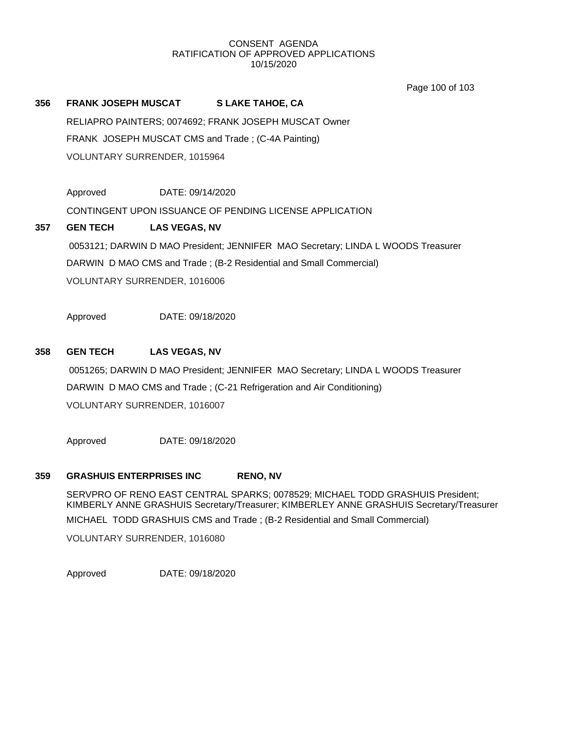CONSENT AGENDA
RATIFICATION OF APPROVED APPLICATIONS
10/15/2020

**356 FRANK JOSEPH MUSCAT S LAKE TAHOE, CA**

RELIAPRO PAINTERS; 0074692; FRANK JOSEPH MUSCAT Owner

FRANK JOSEPH MUSCAT CMS and Trade ; (C-4A Painting)

VOLUNTARY SURRENDER, 1015964

Approved DATE: 09/14/2020

CONTINGENT UPON ISSUANCE OF PENDING LICENSE APPLICATION

**357 GEN TECH LAS VEGAS, NV**

0053121; DARWIN D MAO President; JENNIFER MAO Secretary; LINDA L WOODS Treasurer

DARWIN D MAO CMS and Trade ; (B-2 Residential and Small Commercial)

VOLUNTARY SURRENDER, 1016006

Approved DATE: 09/18/2020

**358 GEN TECH LAS VEGAS, NV**

0051265; DARWIN D MAO President; JENNIFER MAO Secretary; LINDA L WOODS Treasurer

DARWIN D MAO CMS and Trade ; (C-21 Refrigeration and Air Conditioning)

VOLUNTARY SURRENDER, 1016007

Approved DATE: 09/18/2020

**359 GRASHUIS ENTERPRISES INC RENO, NV**

SERVPRO OF RENO EAST CENTRAL SPARKS; 0078529; MICHAEL TODD GRASHUIS President; KIMBERLY ANNE GRASHUIS Secretary/Treasurer; KIMBERLEY ANNE GRASHUIS Secretary/Treasurer

MICHAEL TODD GRASHUIS CMS and Trade ; (B-2 Residential and Small Commercial)

VOLUNTARY SURRENDER, 1016080

Approved DATE: 09/18/2020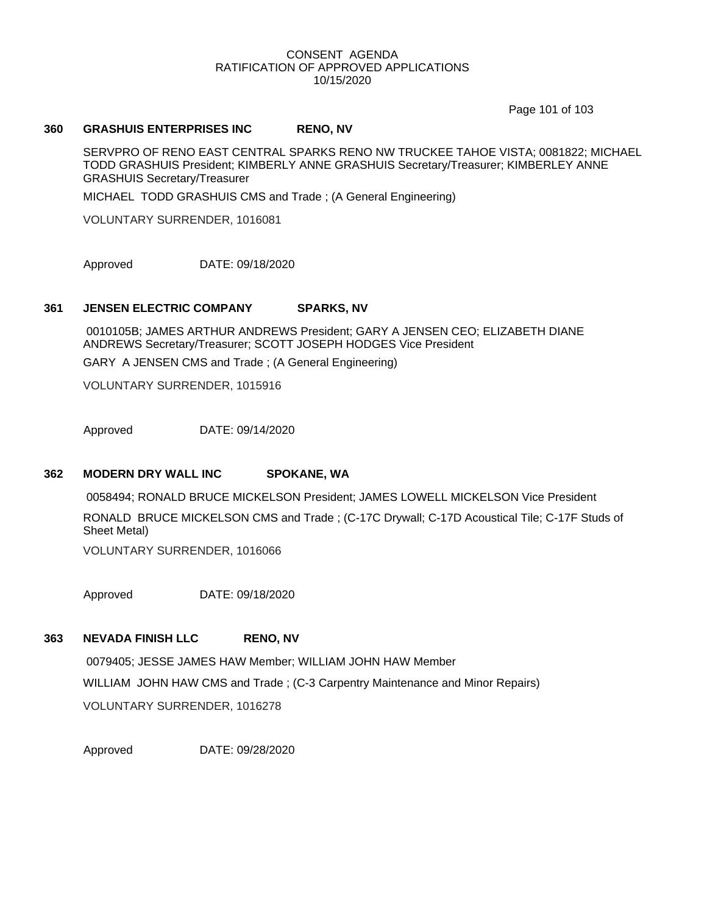CONSENT AGENDA
RATIFICATION OF APPROVED APPLICATIONS
10/15/2020

### 360 GRASHUIS ENTERPRISES INC RENO, NV

SERVPRO OF RENO EAST CENTRAL SPARKS RENO NW TRUCKEE TAHOE VISTA; 0081822; MICHAEL TODD GRASHUIS President; KIMBERLY ANNE GRASHUIS Secretary/Treasurer; KIMBERLEY ANNE GRASHUIS Secretary/Treasurer

MICHAEL TODD GRASHUIS CMS and Trade ; (A General Engineering)

VOLUNTARY SURRENDER, 1016081

Approved DATE: 09/18/2020

### 361 JENSEN ELECTRIC COMPANY SPARKS, NV

0010105B; JAMES ARTHUR ANDREWS President; GARY A JENSEN CEO; ELIZABETH DIANE ANDREWS Secretary/Treasurer; SCOTT JOSEPH HODGES Vice President

GARY A JENSEN CMS and Trade ; (A General Engineering)

VOLUNTARY SURRENDER, 1015916

Approved DATE: 09/14/2020

### 362 MODERN DRY WALL INC SPOKANE, WA

0058494; RONALD BRUCE MICKELSON President; JAMES LOWELL MICKELSON Vice President

RONALD BRUCE MICKELSON CMS and Trade ; (C-17C Drywall; C-17D Acoustical Tile; C-17F Studs of Sheet Metal)

VOLUNTARY SURRENDER, 1016066

Approved DATE: 09/18/2020

### 363 NEVADA FINISH LLC RENO, NV

0079405; JESSE JAMES HAW Member; WILLIAM JOHN HAW Member

WILLIAM JOHN HAW CMS and Trade ; (C-3 Carpentry Maintenance and Minor Repairs)

VOLUNTARY SURRENDER, 1016278

Approved DATE: 09/28/2020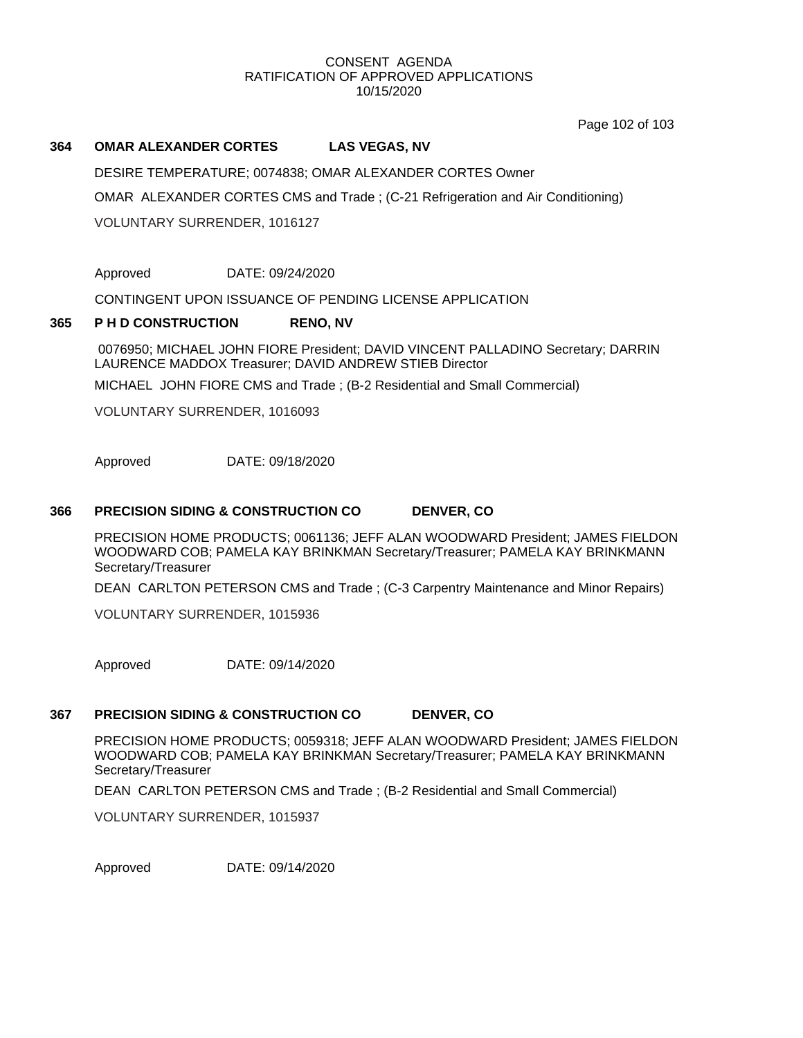CONSENT AGENDA
RATIFICATION OF APPROVED APPLICATIONS
10/15/2020

**364 OMAR ALEXANDER CORTES LAS VEGAS, NV**

DESIRE TEMPERATURE; 0074838; OMAR ALEXANDER CORTES Owner

OMAR ALEXANDER CORTES CMS and Trade ; (C-21 Refrigeration and Air Conditioning)

VOLUNTARY SURRENDER, 1016127

Approved DATE: 09/24/2020

CONTINGENT UPON ISSUANCE OF PENDING LICENSE APPLICATION

**365 P H D CONSTRUCTION RENO, NV**

0076950; MICHAEL JOHN FIORE President; DAVID VINCENT PALLADINO Secretary; DARRIN LAURENCE MADDOX Treasurer; DAVID ANDREW STIEB Director

MICHAEL JOHN FIORE CMS and Trade ; (B-2 Residential and Small Commercial)

VOLUNTARY SURRENDER, 1016093

Approved DATE: 09/18/2020

**366 PRECISION SIDING & CONSTRUCTION CO DENVER, CO**

PRECISION HOME PRODUCTS; 0061136; JEFF ALAN WOODWARD President; JAMES FIELDON WOODWARD COB; PAMELA KAY BRINKMAN Secretary/Treasurer; PAMELA KAY BRINKMANN Secretary/Treasurer

DEAN CARLTON PETERSON CMS and Trade ; (C-3 Carpentry Maintenance and Minor Repairs)

VOLUNTARY SURRENDER, 1015936

Approved DATE: 09/14/2020

**367 PRECISION SIDING & CONSTRUCTION CO DENVER, CO**

PRECISION HOME PRODUCTS; 0059318; JEFF ALAN WOODWARD President; JAMES FIELDON WOODWARD COB; PAMELA KAY BRINKMAN Secretary/Treasurer; PAMELA KAY BRINKMANN Secretary/Treasurer

DEAN CARLTON PETERSON CMS and Trade ; (B-2 Residential and Small Commercial)

VOLUNTARY SURRENDER, 1015937

Approved DATE: 09/14/2020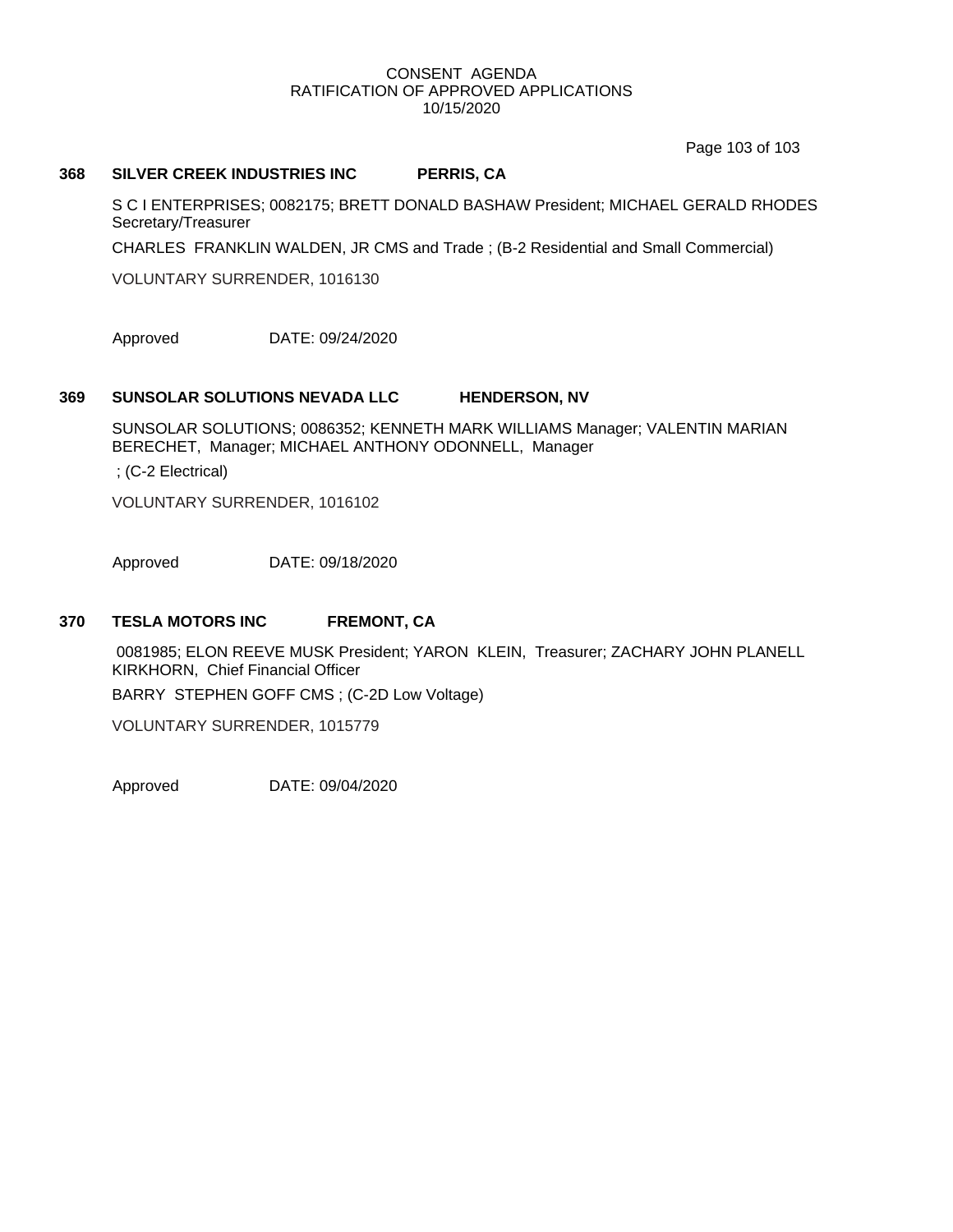CONSENT AGENDA
RATIFICATION OF APPROVED APPLICATIONS
10/15/2020

**368 SILVER CREEK INDUSTRIES INC PERRIS, CA**

S C I ENTERPRISES; 0082175; BRETT DONALD BASHAW President; MICHAEL GERALD RHODES Secretary/Treasurer

CHARLES FRANKLIN WALDEN, JR CMS and Trade ; (B-2 Residential and Small Commercial)

VOLUNTARY SURRENDER, 1016130

Approved DATE: 09/24/2020

**369 SUNSOLAR SOLUTIONS NEVADA LLC HENDERSON, NV**

SUNSOLAR SOLUTIONS; 0086352; KENNETH MARK WILLIAMS Manager; VALENTIN MARIAN BERECHET, Manager; MICHAEL ANTHONY ODONNELL, Manager

; (C-2 Electrical)

VOLUNTARY SURRENDER, 1016102

Approved DATE: 09/18/2020

**370 TESLA MOTORS INC FREMONT, CA**

0081985; ELON REEVE MUSK President; YARON KLEIN, Treasurer; ZACHARY JOHN PLANELL KIRKHORN, Chief Financial Officer

BARRY STEPHEN GOFF CMS ; (C-2D Low Voltage)

VOLUNTARY SURRENDER, 1015779

Approved DATE: 09/04/2020